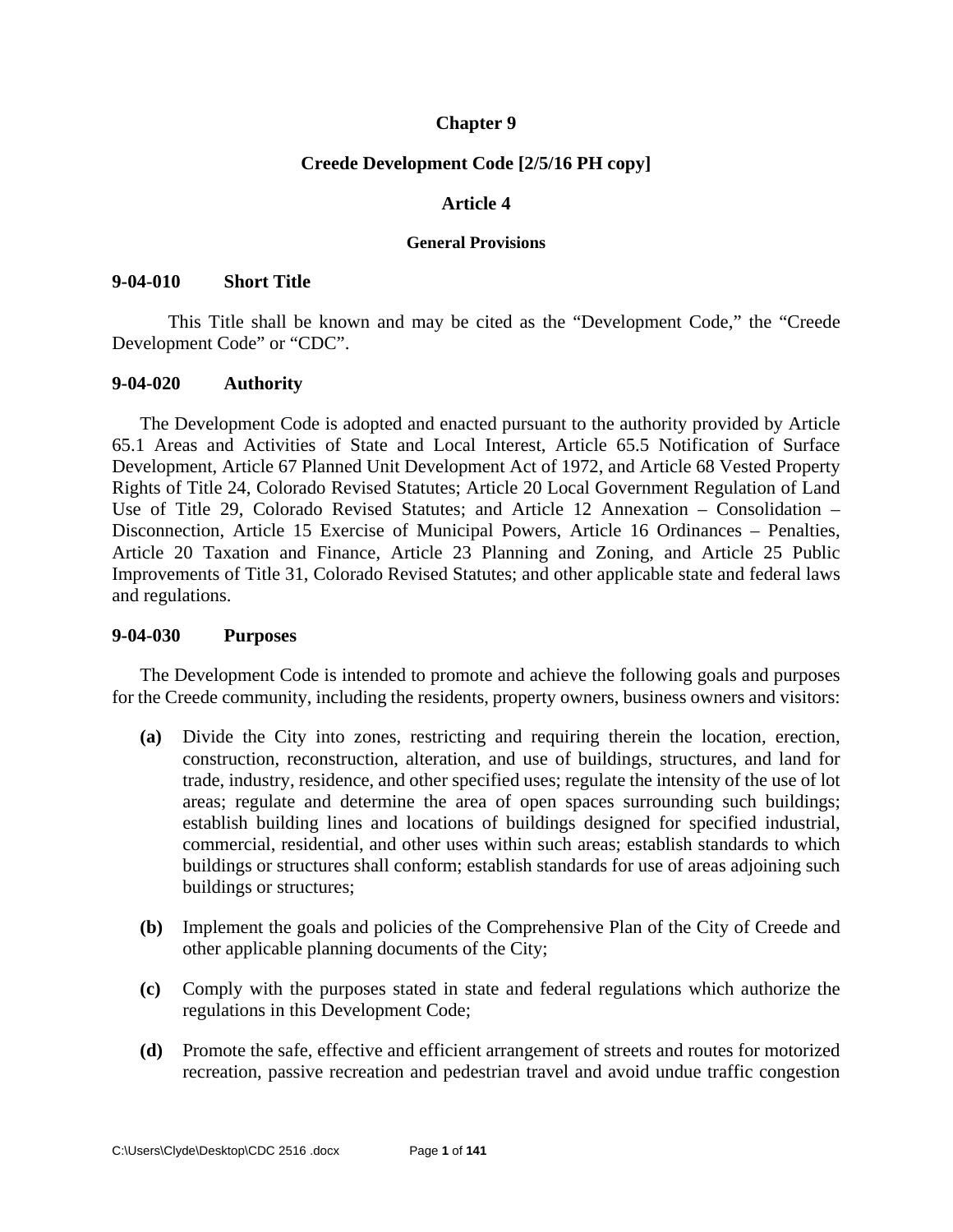# Chapter 9

## Creede Development Code [2/5/16 PH copy]

## Article 4

### General Provisions

### 9-04-010 Short Title

This Title shall be known and may be cited as the "Development Code," the "Creede Development Code" or "CDC".

### 9-04-020 Authority

The Development Code is adopted and enacted pursuant to the authority provided by Article 65.1 Areas and Activities of State and Local Interest, Article 65.5 Notification of Surface Development, Article 67 Planned Unit Development Act of 1972, and Article 68 Vested Property Rights of Title 24, Colorado Revised Statutes; Article 20 Local Government Regulation of Land Use of Title 29, Colorado Revised Statutes; and Article 12 Annexation – Consolidation – Disconnection, Article 15 Exercise of Municipal Powers, Article 16 Ordinances – Penalties, Article 20 Taxation and Finance, Article 23 Planning and Zoning, and Article 25 Public Improvements of Title 31, Colorado Revised Statutes; and other applicable state and federal laws and regulations.

### 9-04-030 Purposes

The Development Code is intended to promote and achieve the following goals and purposes for the Creede community, including the residents, property owners, business owners and visitors:

**(a)** Divide the City into zones, restricting and requiring therein the location, erection, construction, reconstruction, alteration, and use of buildings, structures, and land for trade, industry, residence, and other specified uses; regulate the intensity of the use of lot areas; regulate and determine the area of open spaces surrounding such buildings; establish building lines and locations of buildings designed for specified industrial, commercial, residential, and other uses within such areas; establish standards to which buildings or structures shall conform; establish standards for use of areas adjoining such buildings or structures;

**(b)** Implement the goals and policies of the Comprehensive Plan of the City of Creede and other applicable planning documents of the City;

**(c)** Comply with the purposes stated in state and federal regulations which authorize the regulations in this Development Code;

**(d)** Promote the safe, effective and efficient arrangement of streets and routes for motorized recreation, passive recreation and pedestrian travel and avoid undue traffic congestion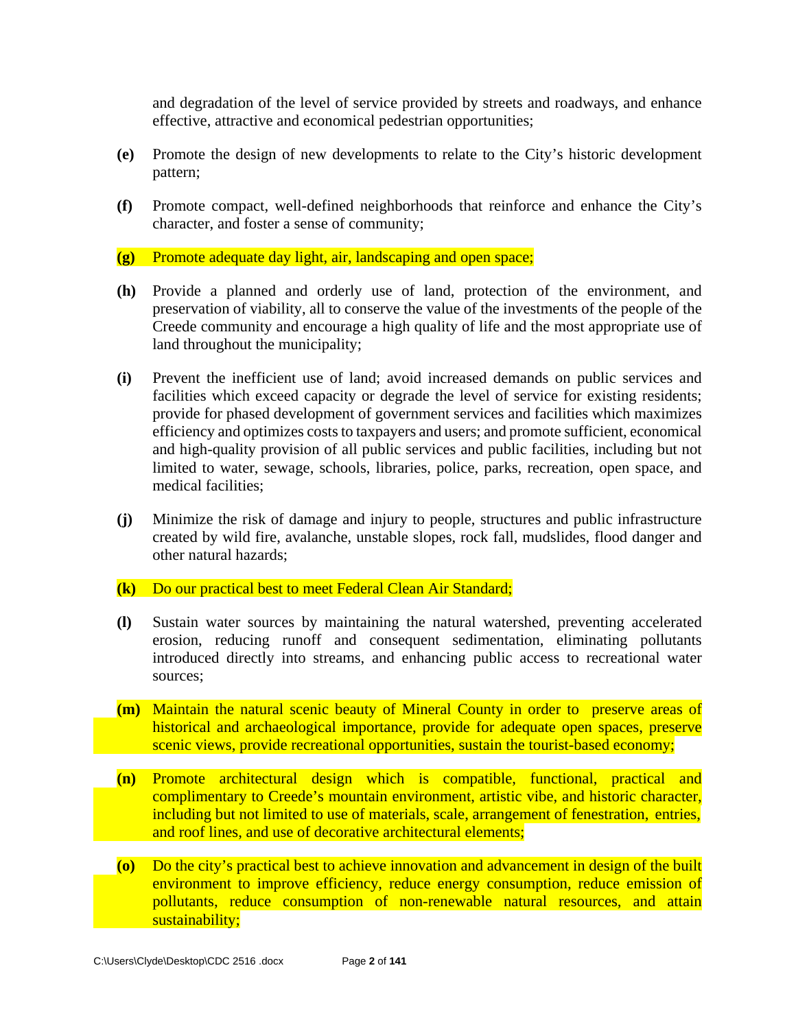and degradation of the level of service provided by streets and roadways, and enhance effective, attractive and economical pedestrian opportunities;

**(e)** Promote the design of new developments to relate to the City's historic development pattern;

**(f)** Promote compact, well-defined neighborhoods that reinforce and enhance the City's character, and foster a sense of community;

**(g)** Promote adequate day light, air, landscaping and open space;

**(h)** Provide a planned and orderly use of land, protection of the environment, and preservation of viability, all to conserve the value of the investments of the people of the Creede community and encourage a high quality of life and the most appropriate use of land throughout the municipality;

**(i)** Prevent the inefficient use of land; avoid increased demands on public services and facilities which exceed capacity or degrade the level of service for existing residents; provide for phased development of government services and facilities which maximizes efficiency and optimizes costs to taxpayers and users; and promote sufficient, economical and high-quality provision of all public services and public facilities, including but not limited to water, sewage, schools, libraries, police, parks, recreation, open space, and medical facilities;

**(j)** Minimize the risk of damage and injury to people, structures and public infrastructure created by wild fire, avalanche, unstable slopes, rock fall, mudslides, flood danger and other natural hazards;

**(k)** Do our practical best to meet Federal Clean Air Standard;

**(l)** Sustain water sources by maintaining the natural watershed, preventing accelerated erosion, reducing runoff and consequent sedimentation, eliminating pollutants introduced directly into streams, and enhancing public access to recreational water sources;

**(m)** Maintain the natural scenic beauty of Mineral County in order to preserve areas of historical and archaeological importance, provide for adequate open spaces, preserve scenic views, provide recreational opportunities, sustain the tourist-based economy;

**(n)** Promote architectural design which is compatible, functional, practical and complimentary to Creede's mountain environment, artistic vibe, and historic character, including but not limited to use of materials, scale, arrangement of fenestration, entries, and roof lines, and use of decorative architectural elements;

**(o)** Do the city's practical best to achieve innovation and advancement in design of the built environment to improve efficiency, reduce energy consumption, reduce emission of pollutants, reduce consumption of non-renewable natural resources, and attain sustainability;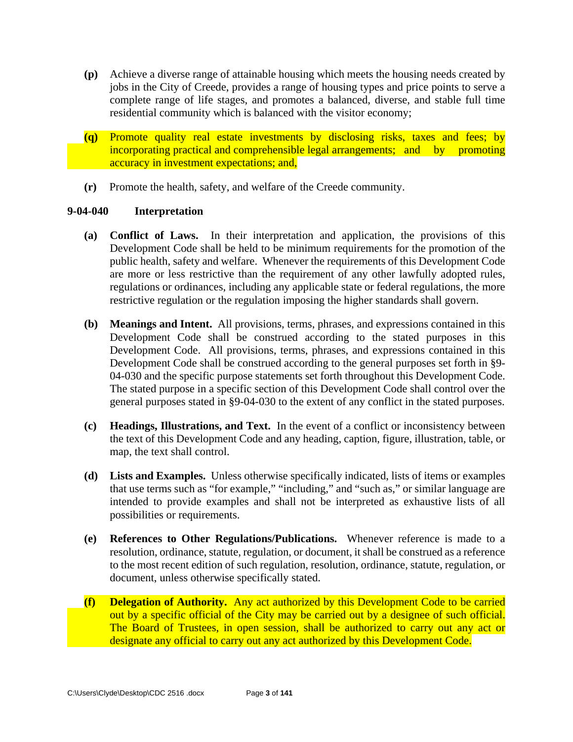**(p)** Achieve a diverse range of attainable housing which meets the housing needs created by jobs in the City of Creede, provides a range of housing types and price points to serve a complete range of life stages, and promotes a balanced, diverse, and stable full time residential community which is balanced with the visitor economy;

**(q)** Promote quality real estate investments by disclosing risks, taxes and fees; by incorporating practical and comprehensible legal arrangements; and by promoting accuracy in investment expectations; and,

**(r)** Promote the health, safety, and welfare of the Creede community.

### 9-04-040 Interpretation

**(a)** **Conflict of Laws.** In their interpretation and application, the provisions of this Development Code shall be held to be minimum requirements for the promotion of the public health, safety and welfare. Whenever the requirements of this Development Code are more or less restrictive than the requirement of any other lawfully adopted rules, regulations or ordinances, including any applicable state or federal regulations, the more restrictive regulation or the regulation imposing the higher standards shall govern.

**(b)** **Meanings and Intent.** All provisions, terms, phrases, and expressions contained in this Development Code shall be construed according to the stated purposes in this Development Code. All provisions, terms, phrases, and expressions contained in this Development Code shall be construed according to the general purposes set forth in §9-04-030 and the specific purpose statements set forth throughout this Development Code. The stated purpose in a specific section of this Development Code shall control over the general purposes stated in §9-04-030 to the extent of any conflict in the stated purposes.

**(c)** **Headings, Illustrations, and Text.** In the event of a conflict or inconsistency between the text of this Development Code and any heading, caption, figure, illustration, table, or map, the text shall control.

**(d)** **Lists and Examples.** Unless otherwise specifically indicated, lists of items or examples that use terms such as "for example," "including," and "such as," or similar language are intended to provide examples and shall not be interpreted as exhaustive lists of all possibilities or requirements.

**(e)** **References to Other Regulations/Publications.** Whenever reference is made to a resolution, ordinance, statute, regulation, or document, it shall be construed as a reference to the most recent edition of such regulation, resolution, ordinance, statute, regulation, or document, unless otherwise specifically stated.

**(f)** **Delegation of Authority.** Any act authorized by this Development Code to be carried out by a specific official of the City may be carried out by a designee of such official. The Board of Trustees, in open session, shall be authorized to carry out any act or designate any official to carry out any act authorized by this Development Code.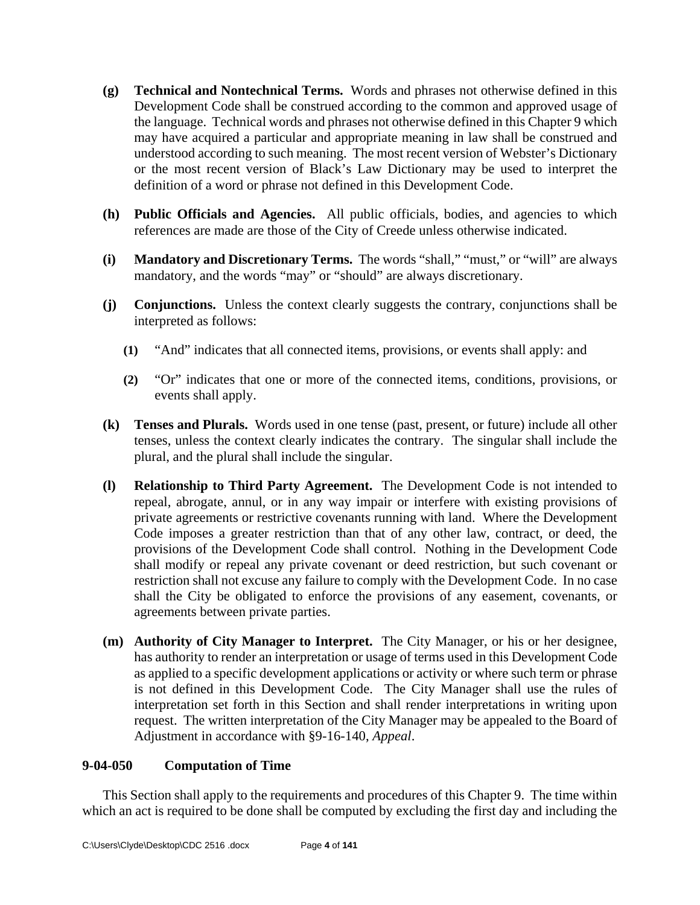**(g) Technical and Nontechnical Terms.** Words and phrases not otherwise defined in this Development Code shall be construed according to the common and approved usage of the language. Technical words and phrases not otherwise defined in this Chapter 9 which may have acquired a particular and appropriate meaning in law shall be construed and understood according to such meaning. The most recent version of Webster's Dictionary or the most recent version of Black's Law Dictionary may be used to interpret the definition of a word or phrase not defined in this Development Code.

**(h) Public Officials and Agencies.** All public officials, bodies, and agencies to which references are made are those of the City of Creede unless otherwise indicated.

**(i) Mandatory and Discretionary Terms.** The words "shall," "must," or "will" are always mandatory, and the words "may" or "should" are always discretionary.

**(j) Conjunctions.** Unless the context clearly suggests the contrary, conjunctions shall be interpreted as follows:

- **(1)** "And" indicates that all connected items, provisions, or events shall apply: and
- **(2)** "Or" indicates that one or more of the connected items, conditions, provisions, or events shall apply.

**(k) Tenses and Plurals.** Words used in one tense (past, present, or future) include all other tenses, unless the context clearly indicates the contrary. The singular shall include the plural, and the plural shall include the singular.

**(l) Relationship to Third Party Agreement.** The Development Code is not intended to repeal, abrogate, annul, or in any way impair or interfere with existing provisions of private agreements or restrictive covenants running with land. Where the Development Code imposes a greater restriction than that of any other law, contract, or deed, the provisions of the Development Code shall control. Nothing in the Development Code shall modify or repeal any private covenant or deed restriction, but such covenant or restriction shall not excuse any failure to comply with the Development Code. In no case shall the City be obligated to enforce the provisions of any easement, covenants, or agreements between private parties.

**(m) Authority of City Manager to Interpret.** The City Manager, or his or her designee, has authority to render an interpretation or usage of terms used in this Development Code as applied to a specific development applications or activity or where such term or phrase is not defined in this Development Code. The City Manager shall use the rules of interpretation set forth in this Section and shall render interpretations in writing upon request. The written interpretation of the City Manager may be appealed to the Board of Adjustment in accordance with §9-16-140, *Appeal*.

### 9-04-050 Computation of Time

This Section shall apply to the requirements and procedures of this Chapter 9. The time within which an act is required to be done shall be computed by excluding the first day and including the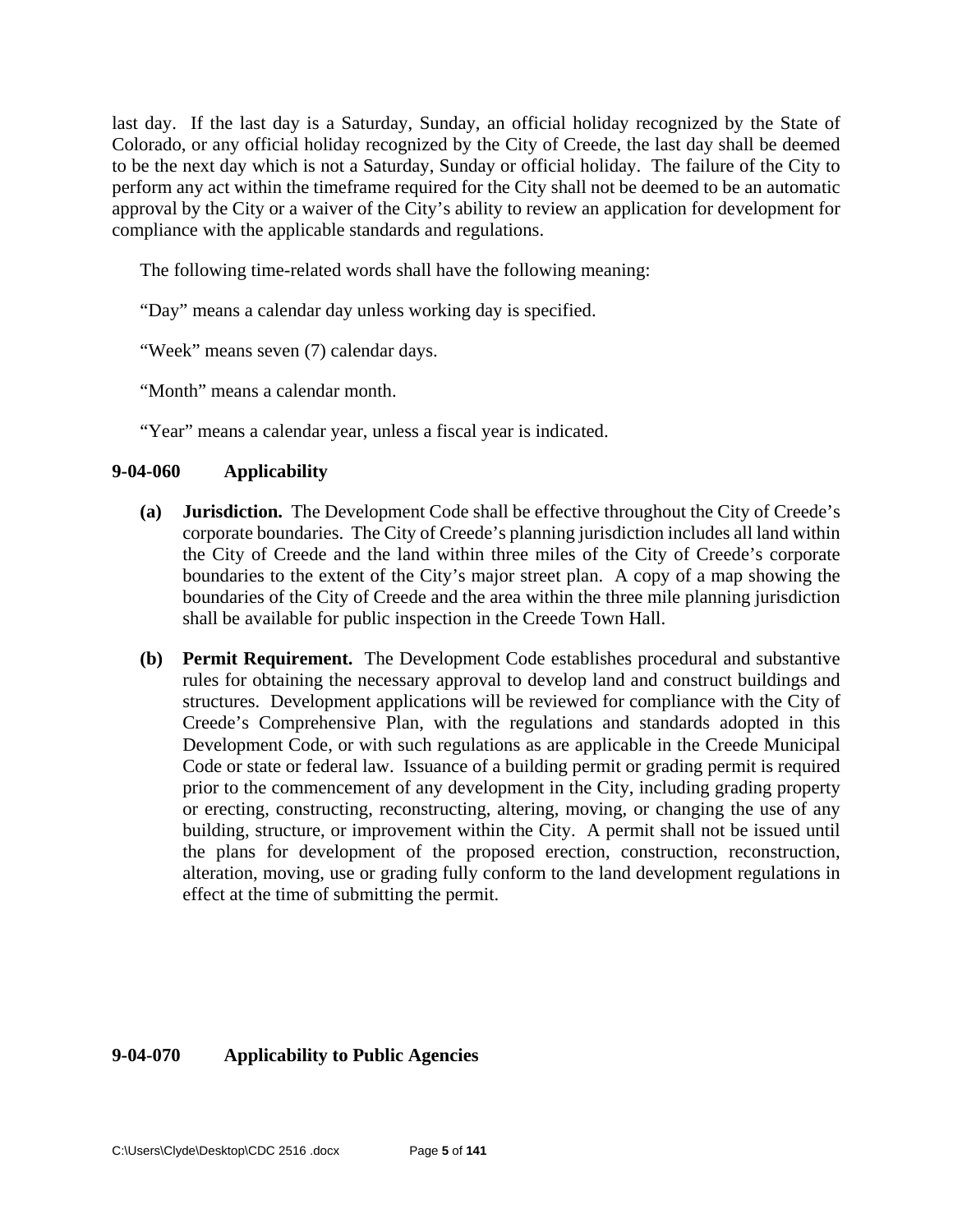last day. If the last day is a Saturday, Sunday, an official holiday recognized by the State of Colorado, or any official holiday recognized by the City of Creede, the last day shall be deemed to be the next day which is not a Saturday, Sunday or official holiday. The failure of the City to perform any act within the timeframe required for the City shall not be deemed to be an automatic approval by the City or a waiver of the City's ability to review an application for development for compliance with the applicable standards and regulations.

The following time-related words shall have the following meaning:

"Day" means a calendar day unless working day is specified.

"Week" means seven (7) calendar days.

"Month" means a calendar month.

"Year" means a calendar year, unless a fiscal year is indicated.

### 9-04-060 Applicability

**(a) Jurisdiction.** The Development Code shall be effective throughout the City of Creede's corporate boundaries. The City of Creede's planning jurisdiction includes all land within the City of Creede and the land within three miles of the City of Creede's corporate boundaries to the extent of the City's major street plan. A copy of a map showing the boundaries of the City of Creede and the area within the three mile planning jurisdiction shall be available for public inspection in the Creede Town Hall.

**(b) Permit Requirement.** The Development Code establishes procedural and substantive rules for obtaining the necessary approval to develop land and construct buildings and structures. Development applications will be reviewed for compliance with the City of Creede's Comprehensive Plan, with the regulations and standards adopted in this Development Code, or with such regulations as are applicable in the Creede Municipal Code or state or federal law. Issuance of a building permit or grading permit is required prior to the commencement of any development in the City, including grading property or erecting, constructing, reconstructing, altering, moving, or changing the use of any building, structure, or improvement within the City. A permit shall not be issued until the plans for development of the proposed erection, construction, reconstruction, alteration, moving, use or grading fully conform to the land development regulations in effect at the time of submitting the permit.

### 9-04-070 Applicability to Public Agencies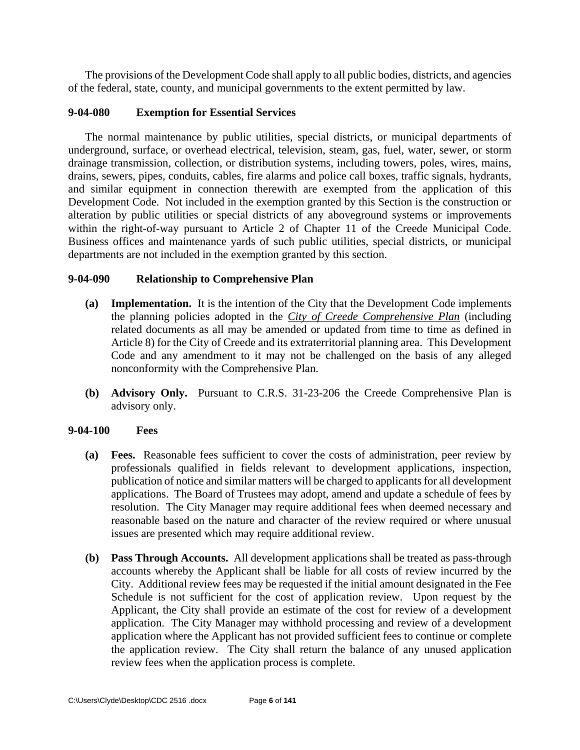The provisions of the Development Code shall apply to all public bodies, districts, and agencies of the federal, state, county, and municipal governments to the extent permitted by law.

### 9-04-080 Exemption for Essential Services

The normal maintenance by public utilities, special districts, or municipal departments of underground, surface, or overhead electrical, television, steam, gas, fuel, water, sewer, or storm drainage transmission, collection, or distribution systems, including towers, poles, wires, mains, drains, sewers, pipes, conduits, cables, fire alarms and police call boxes, traffic signals, hydrants, and similar equipment in connection therewith are exempted from the application of this Development Code. Not included in the exemption granted by this Section is the construction or alteration by public utilities or special districts of any aboveground systems or improvements within the right-of-way pursuant to Article 2 of Chapter 11 of the Creede Municipal Code. Business offices and maintenance yards of such public utilities, special districts, or municipal departments are not included in the exemption granted by this section.

### 9-04-090 Relationship to Comprehensive Plan

**(a) Implementation.** It is the intention of the City that the Development Code implements the planning policies adopted in the *City of Creede Comprehensive Plan* (including related documents as all may be amended or updated from time to time as defined in Article 8) for the City of Creede and its extraterritorial planning area. This Development Code and any amendment to it may not be challenged on the basis of any alleged nonconformity with the Comprehensive Plan.

**(b) Advisory Only.** Pursuant to C.R.S. 31-23-206 the Creede Comprehensive Plan is advisory only.

### 9-04-100 Fees

**(a) Fees.** Reasonable fees sufficient to cover the costs of administration, peer review by professionals qualified in fields relevant to development applications, inspection, publication of notice and similar matters will be charged to applicants for all development applications. The Board of Trustees may adopt, amend and update a schedule of fees by resolution. The City Manager may require additional fees when deemed necessary and reasonable based on the nature and character of the review required or where unusual issues are presented which may require additional review.

**(b) Pass Through Accounts.** All development applications shall be treated as pass-through accounts whereby the Applicant shall be liable for all costs of review incurred by the City. Additional review fees may be requested if the initial amount designated in the Fee Schedule is not sufficient for the cost of application review. Upon request by the Applicant, the City shall provide an estimate of the cost for review of a development application. The City Manager may withhold processing and review of a development application where the Applicant has not provided sufficient fees to continue or complete the application review. The City shall return the balance of any unused application review fees when the application process is complete.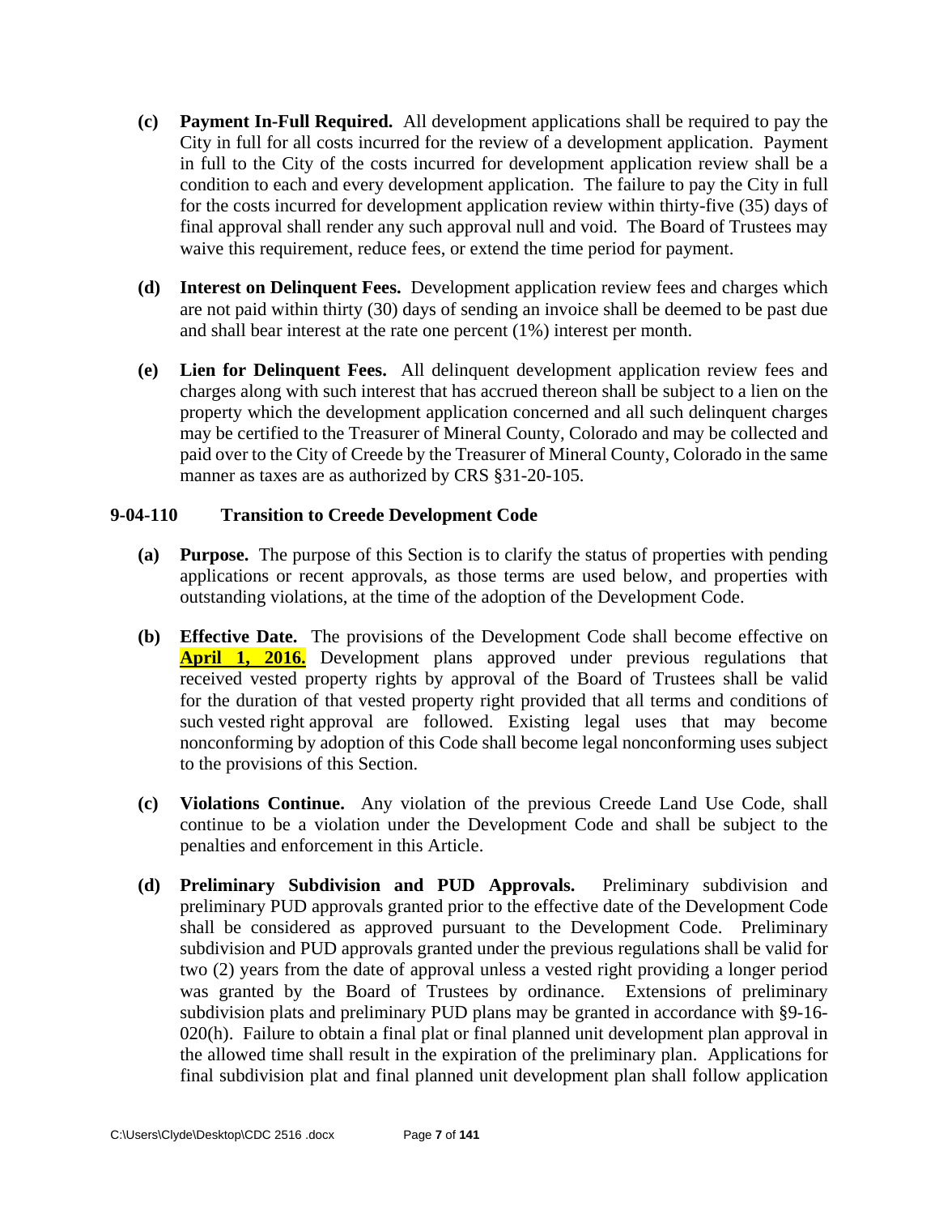**(c) Payment In-Full Required.** All development applications shall be required to pay the City in full for all costs incurred for the review of a development application. Payment in full to the City of the costs incurred for development application review shall be a condition to each and every development application. The failure to pay the City in full for the costs incurred for development application review within thirty-five (35) days of final approval shall render any such approval null and void. The Board of Trustees may waive this requirement, reduce fees, or extend the time period for payment.

**(d) Interest on Delinquent Fees.** Development application review fees and charges which are not paid within thirty (30) days of sending an invoice shall be deemed to be past due and shall bear interest at the rate one percent (1%) interest per month.

**(e) Lien for Delinquent Fees.** All delinquent development application review fees and charges along with such interest that has accrued thereon shall be subject to a lien on the property which the development application concerned and all such delinquent charges may be certified to the Treasurer of Mineral County, Colorado and may be collected and paid over to the City of Creede by the Treasurer of Mineral County, Colorado in the same manner as taxes are as authorized by CRS §31-20-105.

### 9-04-110 Transition to Creede Development Code

**(a) Purpose.** The purpose of this Section is to clarify the status of properties with pending applications or recent approvals, as those terms are used below, and properties with outstanding violations, at the time of the adoption of the Development Code.

**(b) Effective Date.** The provisions of the Development Code shall become effective on **April 1, 2016.** Development plans approved under previous regulations that received vested property rights by approval of the Board of Trustees shall be valid for the duration of that vested property right provided that all terms and conditions of such vested right approval are followed. Existing legal uses that may become nonconforming by adoption of this Code shall become legal nonconforming uses subject to the provisions of this Section.

**(c) Violations Continue.** Any violation of the previous Creede Land Use Code, shall continue to be a violation under the Development Code and shall be subject to the penalties and enforcement in this Article.

**(d) Preliminary Subdivision and PUD Approvals.** Preliminary subdivision and preliminary PUD approvals granted prior to the effective date of the Development Code shall be considered as approved pursuant to the Development Code. Preliminary subdivision and PUD approvals granted under the previous regulations shall be valid for two (2) years from the date of approval unless a vested right providing a longer period was granted by the Board of Trustees by ordinance. Extensions of preliminary subdivision plats and preliminary PUD plans may be granted in accordance with §9-16-020(h). Failure to obtain a final plat or final planned unit development plan approval in the allowed time shall result in the expiration of the preliminary plan. Applications for final subdivision plat and final planned unit development plan shall follow application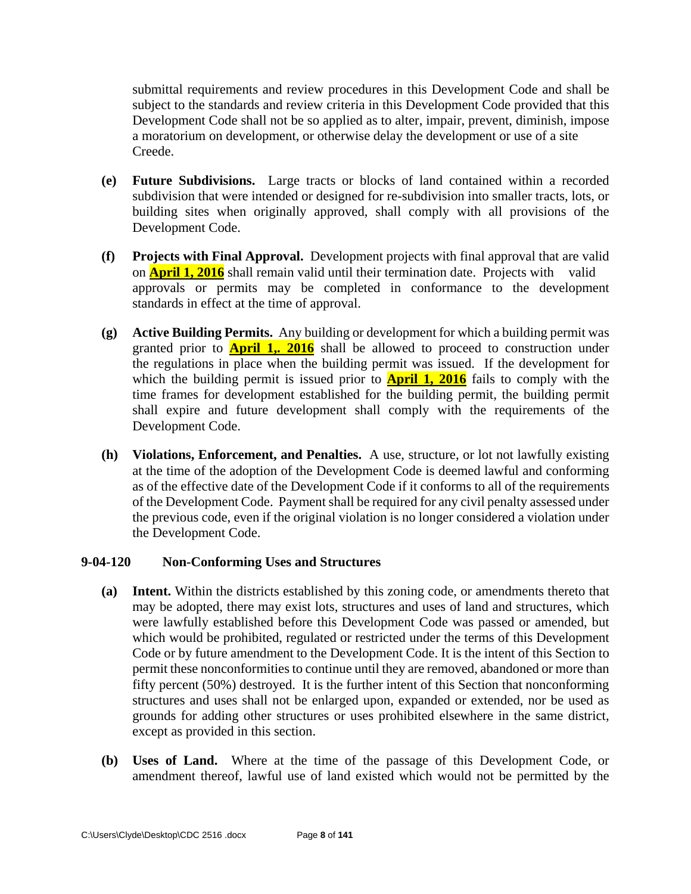submittal requirements and review procedures in this Development Code and shall be subject to the standards and review criteria in this Development Code provided that this Development Code shall not be so applied as to alter, impair, prevent, diminish, impose a moratorium on development, or otherwise delay the development or use of a site Creede.

**(e) Future Subdivisions.** Large tracts or blocks of land contained within a recorded subdivision that were intended or designed for re-subdivision into smaller tracts, lots, or building sites when originally approved, shall comply with all provisions of the Development Code.

**(f) Projects with Final Approval.** Development projects with final approval that are valid on **April 1, 2016** shall remain valid until their termination date. Projects with valid approvals or permits may be completed in conformance to the development standards in effect at the time of approval.

**(g) Active Building Permits.** Any building or development for which a building permit was granted prior to **April 1,. 2016** shall be allowed to proceed to construction under the regulations in place when the building permit was issued. If the development for which the building permit is issued prior to **April 1, 2016** fails to comply with the time frames for development established for the building permit, the building permit shall expire and future development shall comply with the requirements of the Development Code.

**(h) Violations, Enforcement, and Penalties.** A use, structure, or lot not lawfully existing at the time of the adoption of the Development Code is deemed lawful and conforming as of the effective date of the Development Code if it conforms to all of the requirements of the Development Code. Payment shall be required for any civil penalty assessed under the previous code, even if the original violation is no longer considered a violation under the Development Code.

## 9-04-120 Non-Conforming Uses and Structures

**(a) Intent.** Within the districts established by this zoning code, or amendments thereto that may be adopted, there may exist lots, structures and uses of land and structures, which were lawfully established before this Development Code was passed or amended, but which would be prohibited, regulated or restricted under the terms of this Development Code or by future amendment to the Development Code. It is the intent of this Section to permit these nonconformities to continue until they are removed, abandoned or more than fifty percent (50%) destroyed. It is the further intent of this Section that nonconforming structures and uses shall not be enlarged upon, expanded or extended, nor be used as grounds for adding other structures or uses prohibited elsewhere in the same district, except as provided in this section.

**(b) Uses of Land.** Where at the time of the passage of this Development Code, or amendment thereof, lawful use of land existed which would not be permitted by the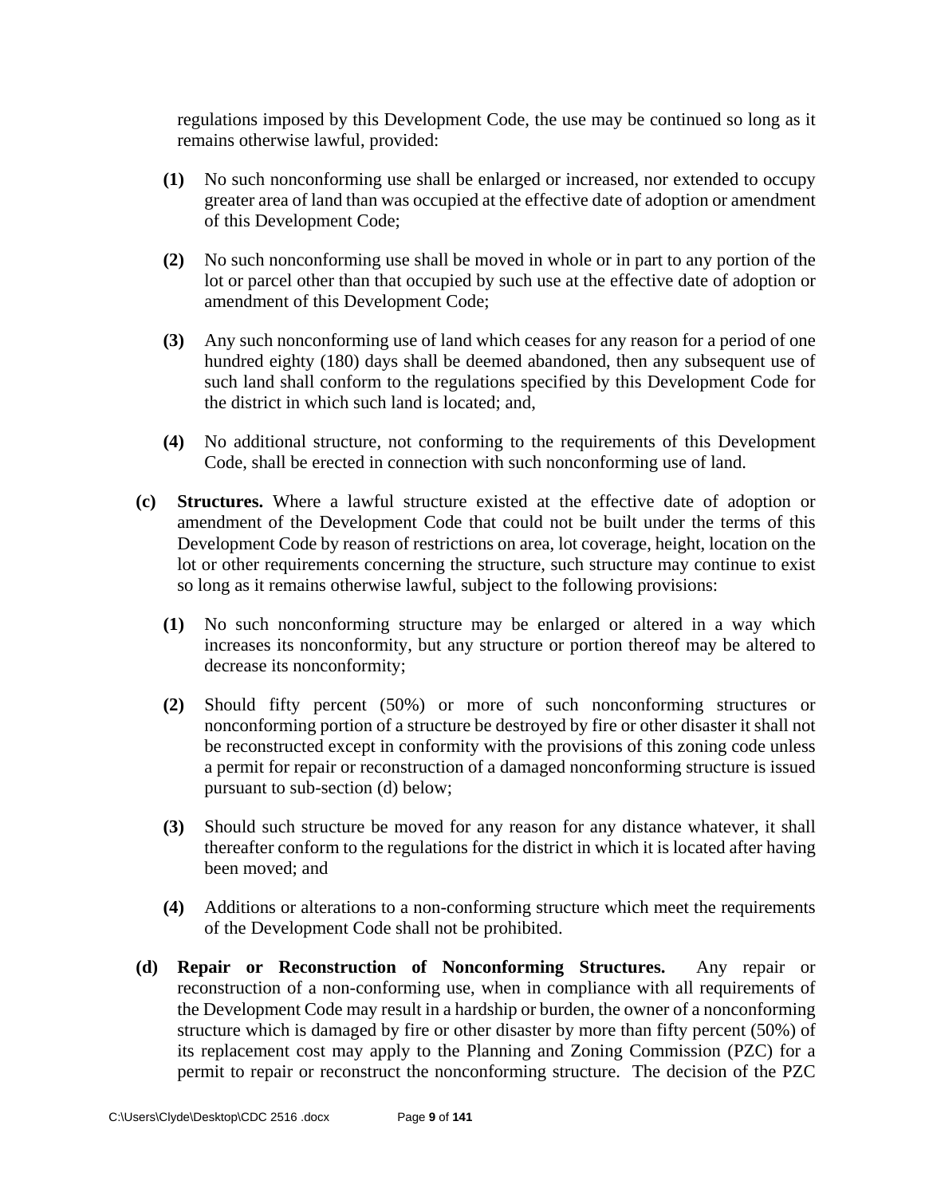regulations imposed by this Development Code, the use may be continued so long as it remains otherwise lawful, provided:

**(1)** No such nonconforming use shall be enlarged or increased, nor extended to occupy greater area of land than was occupied at the effective date of adoption or amendment of this Development Code;

**(2)** No such nonconforming use shall be moved in whole or in part to any portion of the lot or parcel other than that occupied by such use at the effective date of adoption or amendment of this Development Code;

**(3)** Any such nonconforming use of land which ceases for any reason for a period of one hundred eighty (180) days shall be deemed abandoned, then any subsequent use of such land shall conform to the regulations specified by this Development Code for the district in which such land is located; and,

**(4)** No additional structure, not conforming to the requirements of this Development Code, shall be erected in connection with such nonconforming use of land.

**(c) Structures.** Where a lawful structure existed at the effective date of adoption or amendment of the Development Code that could not be built under the terms of this Development Code by reason of restrictions on area, lot coverage, height, location on the lot or other requirements concerning the structure, such structure may continue to exist so long as it remains otherwise lawful, subject to the following provisions:

**(1)** No such nonconforming structure may be enlarged or altered in a way which increases its nonconformity, but any structure or portion thereof may be altered to decrease its nonconformity;

**(2)** Should fifty percent (50%) or more of such nonconforming structures or nonconforming portion of a structure be destroyed by fire or other disaster it shall not be reconstructed except in conformity with the provisions of this zoning code unless a permit for repair or reconstruction of a damaged nonconforming structure is issued pursuant to sub-section (d) below;

**(3)** Should such structure be moved for any reason for any distance whatever, it shall thereafter conform to the regulations for the district in which it is located after having been moved; and

**(4)** Additions or alterations to a non-conforming structure which meet the requirements of the Development Code shall not be prohibited.

**(d) Repair or Reconstruction of Nonconforming Structures.** Any repair or reconstruction of a non-conforming use, when in compliance with all requirements of the Development Code may result in a hardship or burden, the owner of a nonconforming structure which is damaged by fire or other disaster by more than fifty percent (50%) of its replacement cost may apply to the Planning and Zoning Commission (PZC) for a permit to repair or reconstruct the nonconforming structure. The decision of the PZC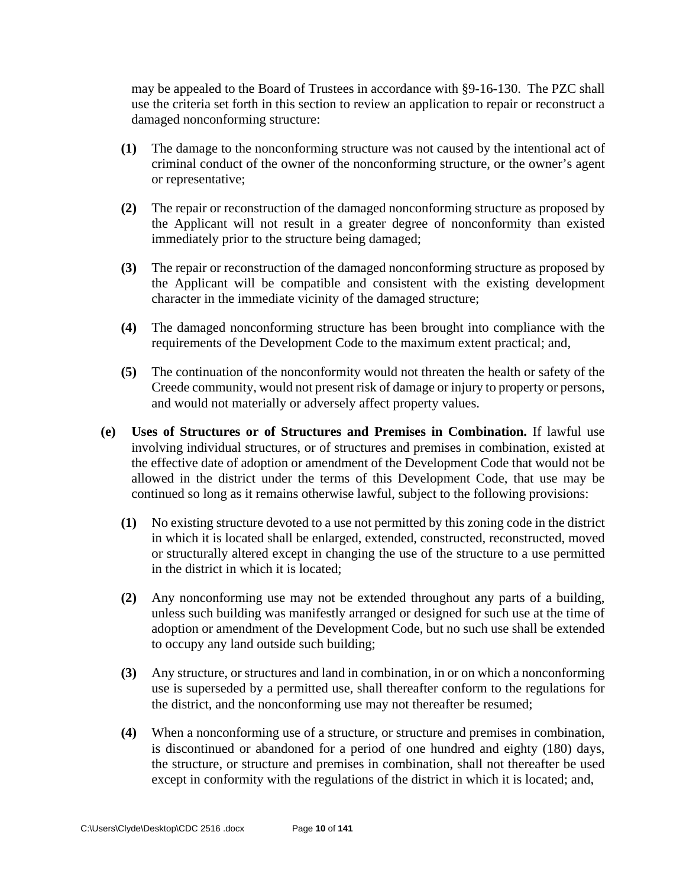may be appealed to the Board of Trustees in accordance with §9-16-130. The PZC shall use the criteria set forth in this section to review an application to repair or reconstruct a damaged nonconforming structure:

**(1)** The damage to the nonconforming structure was not caused by the intentional act of criminal conduct of the owner of the nonconforming structure, or the owner's agent or representative;

**(2)** The repair or reconstruction of the damaged nonconforming structure as proposed by the Applicant will not result in a greater degree of nonconformity than existed immediately prior to the structure being damaged;

**(3)** The repair or reconstruction of the damaged nonconforming structure as proposed by the Applicant will be compatible and consistent with the existing development character in the immediate vicinity of the damaged structure;

**(4)** The damaged nonconforming structure has been brought into compliance with the requirements of the Development Code to the maximum extent practical; and,

**(5)** The continuation of the nonconformity would not threaten the health or safety of the Creede community, would not present risk of damage or injury to property or persons, and would not materially or adversely affect property values.

**(e) Uses of Structures or of Structures and Premises in Combination.** If lawful use involving individual structures, or of structures and premises in combination, existed at the effective date of adoption or amendment of the Development Code that would not be allowed in the district under the terms of this Development Code, that use may be continued so long as it remains otherwise lawful, subject to the following provisions:

**(1)** No existing structure devoted to a use not permitted by this zoning code in the district in which it is located shall be enlarged, extended, constructed, reconstructed, moved or structurally altered except in changing the use of the structure to a use permitted in the district in which it is located;

**(2)** Any nonconforming use may not be extended throughout any parts of a building, unless such building was manifestly arranged or designed for such use at the time of adoption or amendment of the Development Code, but no such use shall be extended to occupy any land outside such building;

**(3)** Any structure, or structures and land in combination, in or on which a nonconforming use is superseded by a permitted use, shall thereafter conform to the regulations for the district, and the nonconforming use may not thereafter be resumed;

**(4)** When a nonconforming use of a structure, or structure and premises in combination, is discontinued or abandoned for a period of one hundred and eighty (180) days, the structure, or structure and premises in combination, shall not thereafter be used except in conformity with the regulations of the district in which it is located; and,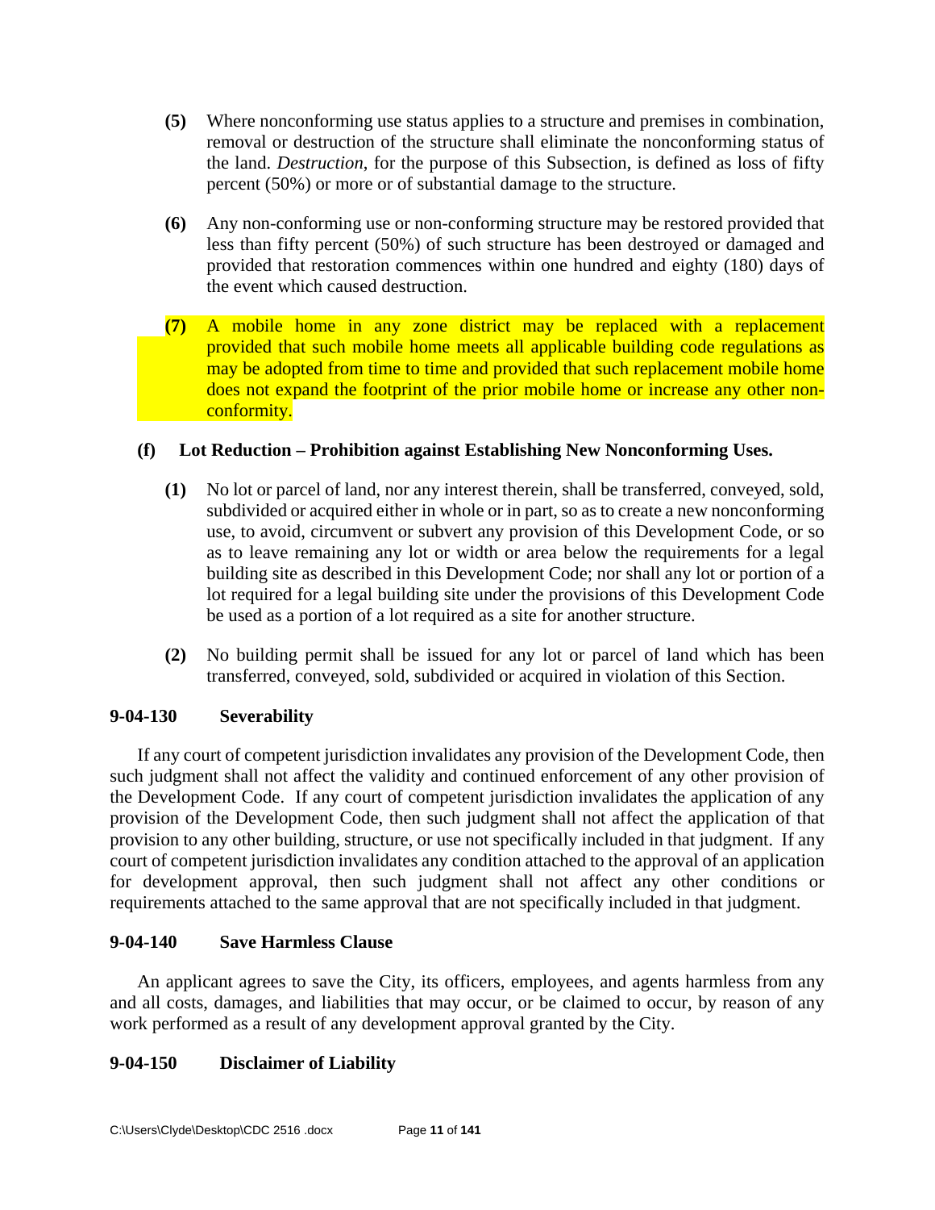**(5)** Where nonconforming use status applies to a structure and premises in combination, removal or destruction of the structure shall eliminate the nonconforming status of the land. *Destruction*, for the purpose of this Subsection, is defined as loss of fifty percent (50%) or more or of substantial damage to the structure.

**(6)** Any non-conforming use or non-conforming structure may be restored provided that less than fifty percent (50%) of such structure has been destroyed or damaged and provided that restoration commences within one hundred and eighty (180) days of the event which caused destruction.

**(7)** A mobile home in any zone district may be replaced with a replacement provided that such mobile home meets all applicable building code regulations as may be adopted from time to time and provided that such replacement mobile home does not expand the footprint of the prior mobile home or increase any other non-conformity.

**(f) Lot Reduction – Prohibition against Establishing New Nonconforming Uses.**

**(1)** No lot or parcel of land, nor any interest therein, shall be transferred, conveyed, sold, subdivided or acquired either in whole or in part, so as to create a new nonconforming use, to avoid, circumvent or subvert any provision of this Development Code, or so as to leave remaining any lot or width or area below the requirements for a legal building site as described in this Development Code; nor shall any lot or portion of a lot required for a legal building site under the provisions of this Development Code be used as a portion of a lot required as a site for another structure.

**(2)** No building permit shall be issued for any lot or parcel of land which has been transferred, conveyed, sold, subdivided or acquired in violation of this Section.

### 9-04-130 Severability

If any court of competent jurisdiction invalidates any provision of the Development Code, then such judgment shall not affect the validity and continued enforcement of any other provision of the Development Code. If any court of competent jurisdiction invalidates the application of any provision of the Development Code, then such judgment shall not affect the application of that provision to any other building, structure, or use not specifically included in that judgment. If any court of competent jurisdiction invalidates any condition attached to the approval of an application for development approval, then such judgment shall not affect any other conditions or requirements attached to the same approval that are not specifically included in that judgment.

### 9-04-140 Save Harmless Clause

An applicant agrees to save the City, its officers, employees, and agents harmless from any and all costs, damages, and liabilities that may occur, or be claimed to occur, by reason of any work performed as a result of any development approval granted by the City.

### 9-04-150 Disclaimer of Liability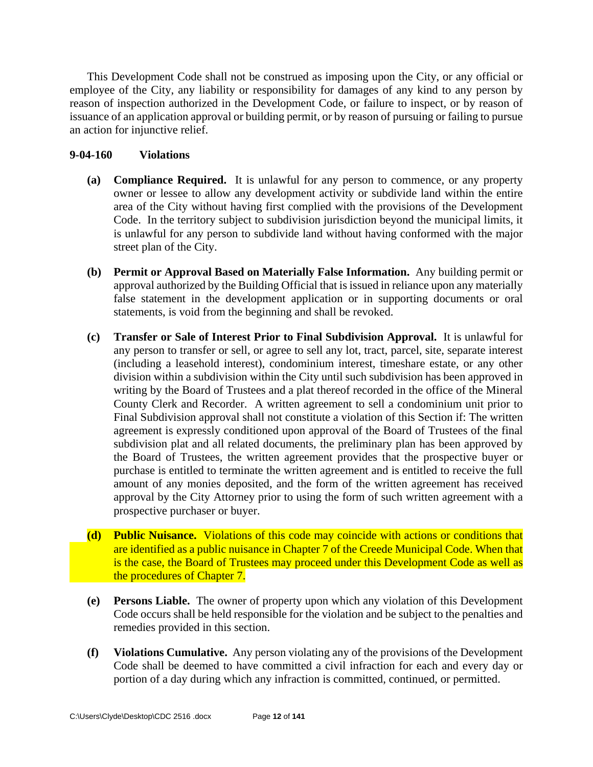This Development Code shall not be construed as imposing upon the City, or any official or employee of the City, any liability or responsibility for damages of any kind to any person by reason of inspection authorized in the Development Code, or failure to inspect, or by reason of issuance of an application approval or building permit, or by reason of pursuing or failing to pursue an action for injunctive relief.

### 9-04-160 Violations

**(a) Compliance Required.** It is unlawful for any person to commence, or any property owner or lessee to allow any development activity or subdivide land within the entire area of the City without having first complied with the provisions of the Development Code. In the territory subject to subdivision jurisdiction beyond the municipal limits, it is unlawful for any person to subdivide land without having conformed with the major street plan of the City.

**(b) Permit or Approval Based on Materially False Information.** Any building permit or approval authorized by the Building Official that is issued in reliance upon any materially false statement in the development application or in supporting documents or oral statements, is void from the beginning and shall be revoked.

**(c) Transfer or Sale of Interest Prior to Final Subdivision Approval.** It is unlawful for any person to transfer or sell, or agree to sell any lot, tract, parcel, site, separate interest (including a leasehold interest), condominium interest, timeshare estate, or any other division within a subdivision within the City until such subdivision has been approved in writing by the Board of Trustees and a plat thereof recorded in the office of the Mineral County Clerk and Recorder. A written agreement to sell a condominium unit prior to Final Subdivision approval shall not constitute a violation of this Section if: The written agreement is expressly conditioned upon approval of the Board of Trustees of the final subdivision plat and all related documents, the preliminary plan has been approved by the Board of Trustees, the written agreement provides that the prospective buyer or purchase is entitled to terminate the written agreement and is entitled to receive the full amount of any monies deposited, and the form of the written agreement has received approval by the City Attorney prior to using the form of such written agreement with a prospective purchaser or buyer.

**(d) Public Nuisance.** Violations of this code may coincide with actions or conditions that are identified as a public nuisance in Chapter 7 of the Creede Municipal Code. When that is the case, the Board of Trustees may proceed under this Development Code as well as the procedures of Chapter 7.

**(e) Persons Liable.** The owner of property upon which any violation of this Development Code occurs shall be held responsible for the violation and be subject to the penalties and remedies provided in this section.

**(f) Violations Cumulative.** Any person violating any of the provisions of the Development Code shall be deemed to have committed a civil infraction for each and every day or portion of a day during which any infraction is committed, continued, or permitted.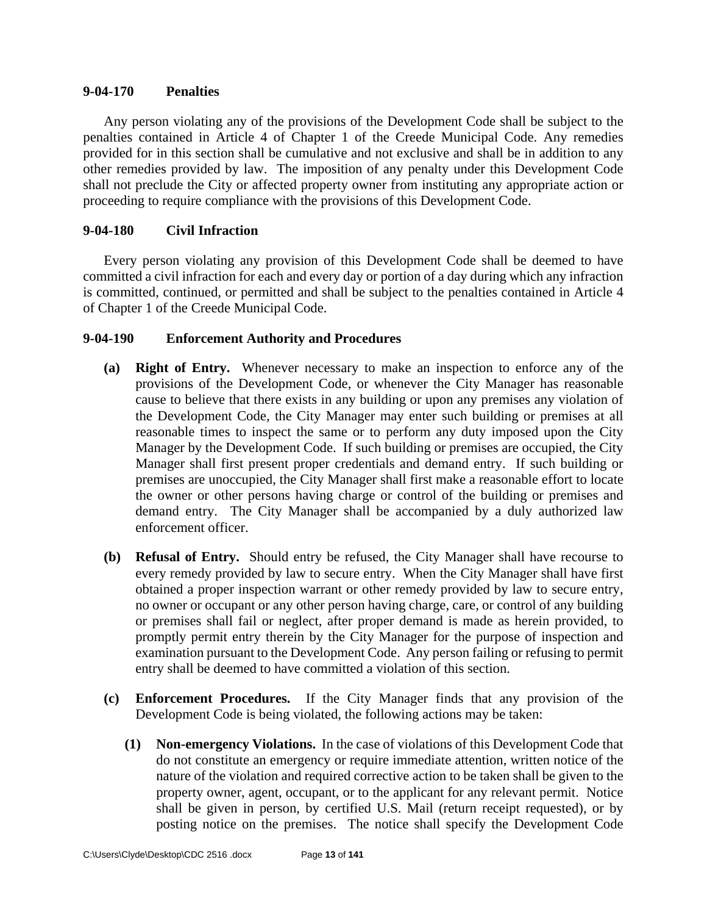### 9-04-170 Penalties

Any person violating any of the provisions of the Development Code shall be subject to the penalties contained in Article 4 of Chapter 1 of the Creede Municipal Code. Any remedies provided for in this section shall be cumulative and not exclusive and shall be in addition to any other remedies provided by law. The imposition of any penalty under this Development Code shall not preclude the City or affected property owner from instituting any appropriate action or proceeding to require compliance with the provisions of this Development Code.

### 9-04-180 Civil Infraction

Every person violating any provision of this Development Code shall be deemed to have committed a civil infraction for each and every day or portion of a day during which any infraction is committed, continued, or permitted and shall be subject to the penalties contained in Article 4 of Chapter 1 of the Creede Municipal Code.

### 9-04-190 Enforcement Authority and Procedures

**(a) Right of Entry.** Whenever necessary to make an inspection to enforce any of the provisions of the Development Code, or whenever the City Manager has reasonable cause to believe that there exists in any building or upon any premises any violation of the Development Code, the City Manager may enter such building or premises at all reasonable times to inspect the same or to perform any duty imposed upon the City Manager by the Development Code. If such building or premises are occupied, the City Manager shall first present proper credentials and demand entry. If such building or premises are unoccupied, the City Manager shall first make a reasonable effort to locate the owner or other persons having charge or control of the building or premises and demand entry. The City Manager shall be accompanied by a duly authorized law enforcement officer.

**(b) Refusal of Entry.** Should entry be refused, the City Manager shall have recourse to every remedy provided by law to secure entry. When the City Manager shall have first obtained a proper inspection warrant or other remedy provided by law to secure entry, no owner or occupant or any other person having charge, care, or control of any building or premises shall fail or neglect, after proper demand is made as herein provided, to promptly permit entry therein by the City Manager for the purpose of inspection and examination pursuant to the Development Code. Any person failing or refusing to permit entry shall be deemed to have committed a violation of this section.

**(c) Enforcement Procedures.** If the City Manager finds that any provision of the Development Code is being violated, the following actions may be taken:

**(1) Non-emergency Violations.** In the case of violations of this Development Code that do not constitute an emergency or require immediate attention, written notice of the nature of the violation and required corrective action to be taken shall be given to the property owner, agent, occupant, or to the applicant for any relevant permit. Notice shall be given in person, by certified U.S. Mail (return receipt requested), or by posting notice on the premises. The notice shall specify the Development Code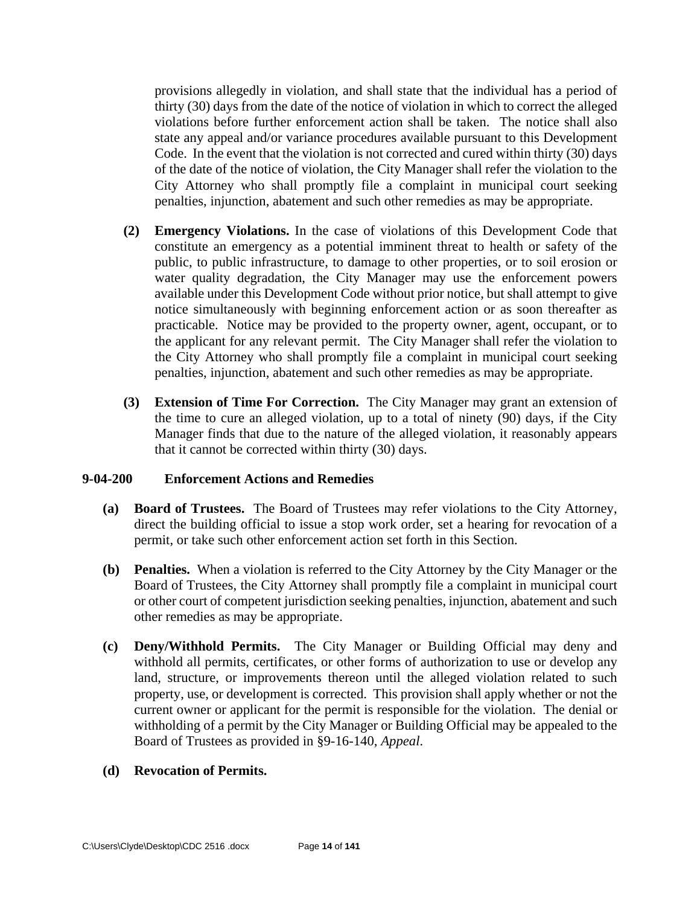provisions allegedly in violation, and shall state that the individual has a period of thirty (30) days from the date of the notice of violation in which to correct the alleged violations before further enforcement action shall be taken. The notice shall also state any appeal and/or variance procedures available pursuant to this Development Code. In the event that the violation is not corrected and cured within thirty (30) days of the date of the notice of violation, the City Manager shall refer the violation to the City Attorney who shall promptly file a complaint in municipal court seeking penalties, injunction, abatement and such other remedies as may be appropriate.

**(2) Emergency Violations.** In the case of violations of this Development Code that constitute an emergency as a potential imminent threat to health or safety of the public, to public infrastructure, to damage to other properties, or to soil erosion or water quality degradation, the City Manager may use the enforcement powers available under this Development Code without prior notice, but shall attempt to give notice simultaneously with beginning enforcement action or as soon thereafter as practicable. Notice may be provided to the property owner, agent, occupant, or to the applicant for any relevant permit. The City Manager shall refer the violation to the City Attorney who shall promptly file a complaint in municipal court seeking penalties, injunction, abatement and such other remedies as may be appropriate.

**(3) Extension of Time For Correction.** The City Manager may grant an extension of the time to cure an alleged violation, up to a total of ninety (90) days, if the City Manager finds that due to the nature of the alleged violation, it reasonably appears that it cannot be corrected within thirty (30) days.

### 9-04-200 Enforcement Actions and Remedies

**(a) Board of Trustees.** The Board of Trustees may refer violations to the City Attorney, direct the building official to issue a stop work order, set a hearing for revocation of a permit, or take such other enforcement action set forth in this Section.

**(b) Penalties.** When a violation is referred to the City Attorney by the City Manager or the Board of Trustees, the City Attorney shall promptly file a complaint in municipal court or other court of competent jurisdiction seeking penalties, injunction, abatement and such other remedies as may be appropriate.

**(c) Deny/Withhold Permits.** The City Manager or Building Official may deny and withhold all permits, certificates, or other forms of authorization to use or develop any land, structure, or improvements thereon until the alleged violation related to such property, use, or development is corrected. This provision shall apply whether or not the current owner or applicant for the permit is responsible for the violation. The denial or withholding of a permit by the City Manager or Building Official may be appealed to the Board of Trustees as provided in §9-16-140, *Appeal*.

**(d) Revocation of Permits.**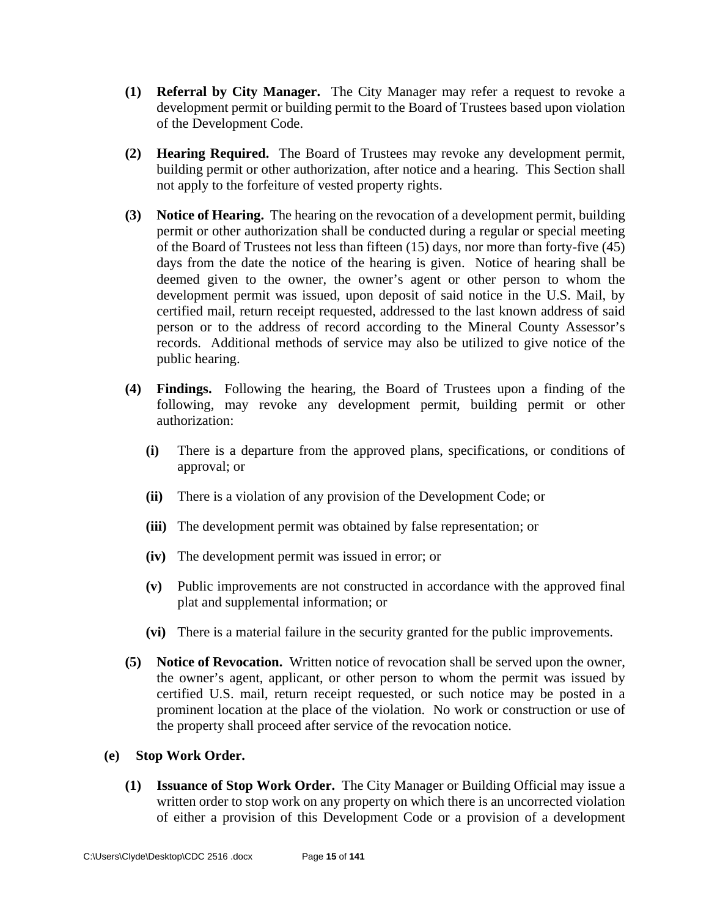**(1) Referral by City Manager.** The City Manager may refer a request to revoke a development permit or building permit to the Board of Trustees based upon violation of the Development Code.

**(2) Hearing Required.** The Board of Trustees may revoke any development permit, building permit or other authorization, after notice and a hearing. This Section shall not apply to the forfeiture of vested property rights.

**(3) Notice of Hearing.** The hearing on the revocation of a development permit, building permit or other authorization shall be conducted during a regular or special meeting of the Board of Trustees not less than fifteen (15) days, nor more than forty-five (45) days from the date the notice of the hearing is given. Notice of hearing shall be deemed given to the owner, the owner's agent or other person to whom the development permit was issued, upon deposit of said notice in the U.S. Mail, by certified mail, return receipt requested, addressed to the last known address of said person or to the address of record according to the Mineral County Assessor's records. Additional methods of service may also be utilized to give notice of the public hearing.

**(4) Findings.** Following the hearing, the Board of Trustees upon a finding of the following, may revoke any development permit, building permit or other authorization:

- **(i)** There is a departure from the approved plans, specifications, or conditions of approval; or
- **(ii)** There is a violation of any provision of the Development Code; or
- **(iii)** The development permit was obtained by false representation; or
- **(iv)** The development permit was issued in error; or
- **(v)** Public improvements are not constructed in accordance with the approved final plat and supplemental information; or
- **(vi)** There is a material failure in the security granted for the public improvements.

**(5) Notice of Revocation.** Written notice of revocation shall be served upon the owner, the owner's agent, applicant, or other person to whom the permit was issued by certified U.S. mail, return receipt requested, or such notice may be posted in a prominent location at the place of the violation. No work or construction or use of the property shall proceed after service of the revocation notice.

**(e) Stop Work Order.**

**(1) Issuance of Stop Work Order.** The City Manager or Building Official may issue a written order to stop work on any property on which there is an uncorrected violation of either a provision of this Development Code or a provision of a development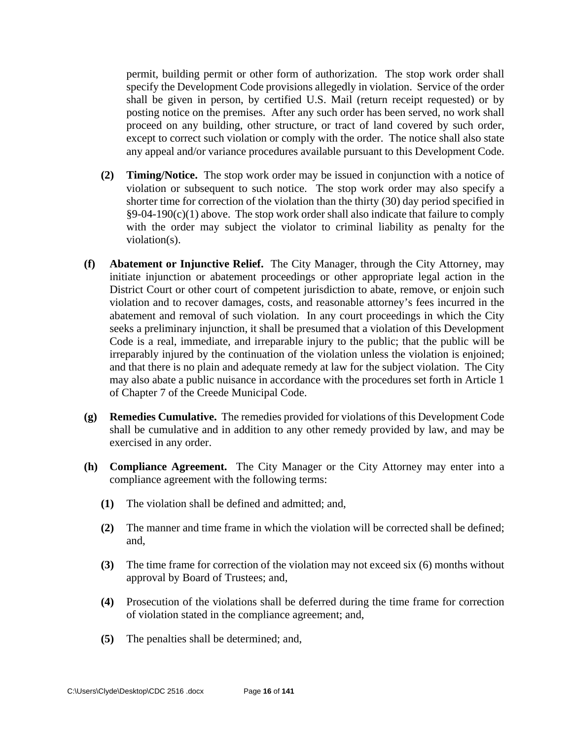permit, building permit or other form of authorization. The stop work order shall specify the Development Code provisions allegedly in violation. Service of the order shall be given in person, by certified U.S. Mail (return receipt requested) or by posting notice on the premises. After any such order has been served, no work shall proceed on any building, other structure, or tract of land covered by such order, except to correct such violation or comply with the order. The notice shall also state any appeal and/or variance procedures available pursuant to this Development Code.

**(2) Timing/Notice.** The stop work order may be issued in conjunction with a notice of violation or subsequent to such notice. The stop work order may also specify a shorter time for correction of the violation than the thirty (30) day period specified in §9-04-190(c)(1) above. The stop work order shall also indicate that failure to comply with the order may subject the violator to criminal liability as penalty for the violation(s).

**(f) Abatement or Injunctive Relief.** The City Manager, through the City Attorney, may initiate injunction or abatement proceedings or other appropriate legal action in the District Court or other court of competent jurisdiction to abate, remove, or enjoin such violation and to recover damages, costs, and reasonable attorney's fees incurred in the abatement and removal of such violation. In any court proceedings in which the City seeks a preliminary injunction, it shall be presumed that a violation of this Development Code is a real, immediate, and irreparable injury to the public; that the public will be irreparably injured by the continuation of the violation unless the violation is enjoined; and that there is no plain and adequate remedy at law for the subject violation. The City may also abate a public nuisance in accordance with the procedures set forth in Article 1 of Chapter 7 of the Creede Municipal Code.

**(g) Remedies Cumulative.** The remedies provided for violations of this Development Code shall be cumulative and in addition to any other remedy provided by law, and may be exercised in any order.

**(h) Compliance Agreement.** The City Manager or the City Attorney may enter into a compliance agreement with the following terms:

**(1)** The violation shall be defined and admitted; and,

**(2)** The manner and time frame in which the violation will be corrected shall be defined; and,

**(3)** The time frame for correction of the violation may not exceed six (6) months without approval by Board of Trustees; and,

**(4)** Prosecution of the violations shall be deferred during the time frame for correction of violation stated in the compliance agreement; and,

**(5)** The penalties shall be determined; and,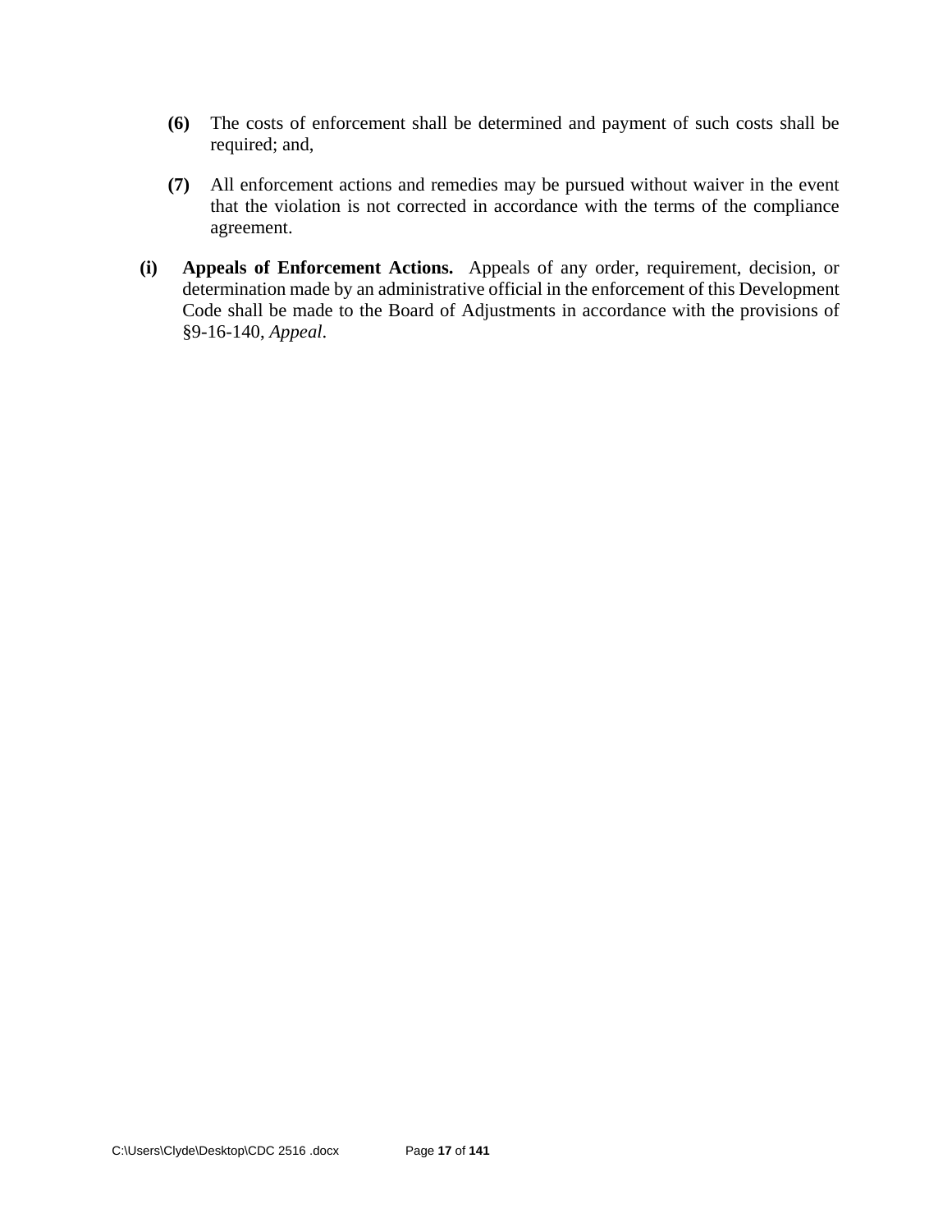**(6)** The costs of enforcement shall be determined and payment of such costs shall be required; and,

**(7)** All enforcement actions and remedies may be pursued without waiver in the event that the violation is not corrected in accordance with the terms of the compliance agreement.

**(i)** **Appeals of Enforcement Actions.** Appeals of any order, requirement, decision, or determination made by an administrative official in the enforcement of this Development Code shall be made to the Board of Adjustments in accordance with the provisions of §9-16-140, *Appeal*.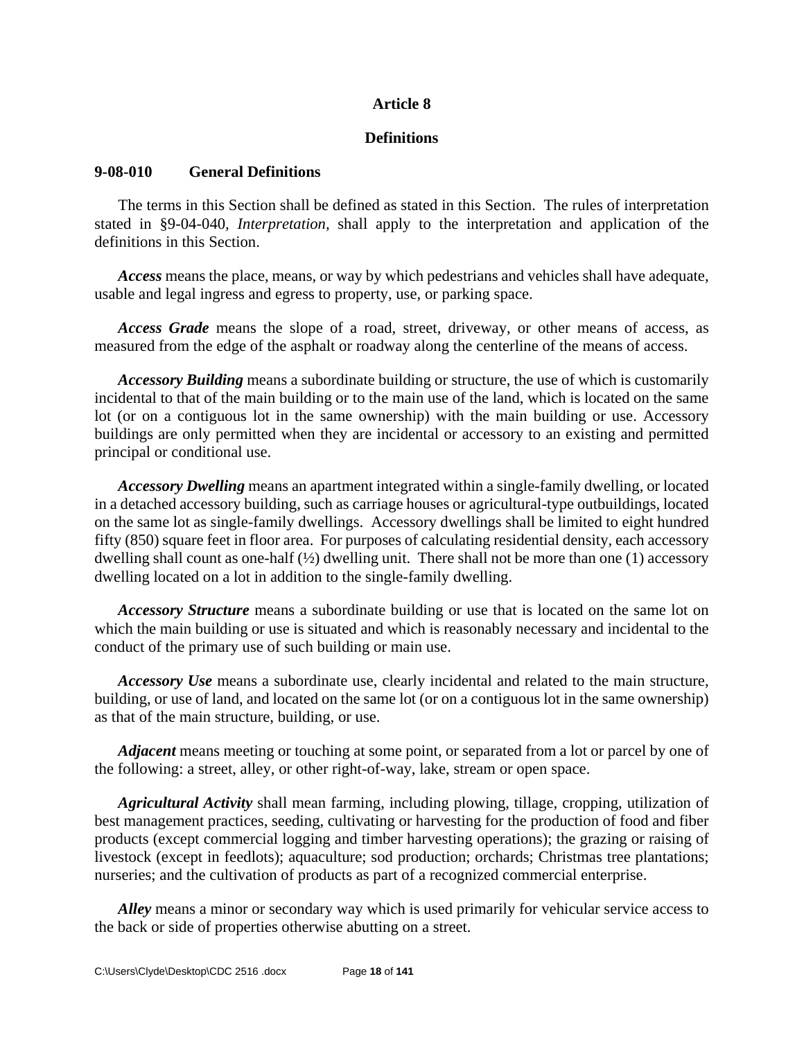# Article 8

## Definitions

### 9-08-010 General Definitions

The terms in this Section shall be defined as stated in this Section. The rules of interpretation stated in §9-04-040, *Interpretation*, shall apply to the interpretation and application of the definitions in this Section.

***Access*** means the place, means, or way by which pedestrians and vehicles shall have adequate, usable and legal ingress and egress to property, use, or parking space.

***Access Grade*** means the slope of a road, street, driveway, or other means of access, as measured from the edge of the asphalt or roadway along the centerline of the means of access.

***Accessory Building*** means a subordinate building or structure, the use of which is customarily incidental to that of the main building or to the main use of the land, which is located on the same lot (or on a contiguous lot in the same ownership) with the main building or use. Accessory buildings are only permitted when they are incidental or accessory to an existing and permitted principal or conditional use.

***Accessory Dwelling*** means an apartment integrated within a single-family dwelling, or located in a detached accessory building, such as carriage houses or agricultural-type outbuildings, located on the same lot as single-family dwellings. Accessory dwellings shall be limited to eight hundred fifty (850) square feet in floor area. For purposes of calculating residential density, each accessory dwelling shall count as one-half (½) dwelling unit. There shall not be more than one (1) accessory dwelling located on a lot in addition to the single-family dwelling.

***Accessory Structure*** means a subordinate building or use that is located on the same lot on which the main building or use is situated and which is reasonably necessary and incidental to the conduct of the primary use of such building or main use.

***Accessory Use*** means a subordinate use, clearly incidental and related to the main structure, building, or use of land, and located on the same lot (or on a contiguous lot in the same ownership) as that of the main structure, building, or use.

***Adjacent*** means meeting or touching at some point, or separated from a lot or parcel by one of the following: a street, alley, or other right-of-way, lake, stream or open space.

***Agricultural Activity*** shall mean farming, including plowing, tillage, cropping, utilization of best management practices, seeding, cultivating or harvesting for the production of food and fiber products (except commercial logging and timber harvesting operations); the grazing or raising of livestock (except in feedlots); aquaculture; sod production; orchards; Christmas tree plantations; nurseries; and the cultivation of products as part of a recognized commercial enterprise.

***Alley*** means a minor or secondary way which is used primarily for vehicular service access to the back or side of properties otherwise abutting on a street.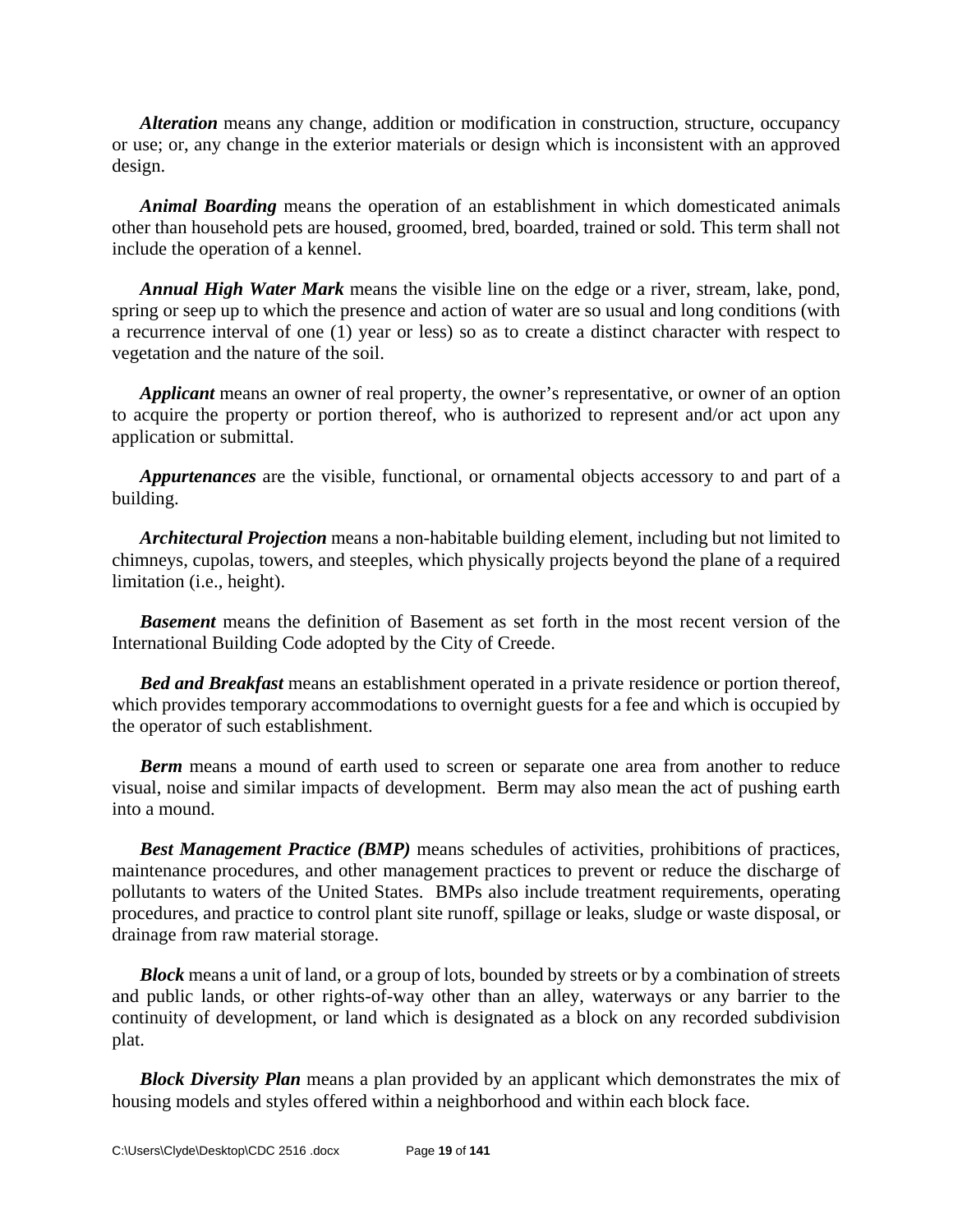***Alteration*** means any change, addition or modification in construction, structure, occupancy or use; or, any change in the exterior materials or design which is inconsistent with an approved design.

***Animal Boarding*** means the operation of an establishment in which domesticated animals other than household pets are housed, groomed, bred, boarded, trained or sold. This term shall not include the operation of a kennel.

***Annual High Water Mark*** means the visible line on the edge or a river, stream, lake, pond, spring or seep up to which the presence and action of water are so usual and long conditions (with a recurrence interval of one (1) year or less) so as to create a distinct character with respect to vegetation and the nature of the soil.

***Applicant*** means an owner of real property, the owner's representative, or owner of an option to acquire the property or portion thereof, who is authorized to represent and/or act upon any application or submittal.

***Appurtenances*** are the visible, functional, or ornamental objects accessory to and part of a building.

***Architectural Projection*** means a non-habitable building element, including but not limited to chimneys, cupolas, towers, and steeples, which physically projects beyond the plane of a required limitation (i.e., height).

***Basement*** means the definition of Basement as set forth in the most recent version of the International Building Code adopted by the City of Creede.

***Bed and Breakfast*** means an establishment operated in a private residence or portion thereof, which provides temporary accommodations to overnight guests for a fee and which is occupied by the operator of such establishment.

***Berm*** means a mound of earth used to screen or separate one area from another to reduce visual, noise and similar impacts of development. Berm may also mean the act of pushing earth into a mound.

***Best Management Practice (BMP)*** means schedules of activities, prohibitions of practices, maintenance procedures, and other management practices to prevent or reduce the discharge of pollutants to waters of the United States. BMPs also include treatment requirements, operating procedures, and practice to control plant site runoff, spillage or leaks, sludge or waste disposal, or drainage from raw material storage.

***Block*** means a unit of land, or a group of lots, bounded by streets or by a combination of streets and public lands, or other rights-of-way other than an alley, waterways or any barrier to the continuity of development, or land which is designated as a block on any recorded subdivision plat.

***Block Diversity Plan*** means a plan provided by an applicant which demonstrates the mix of housing models and styles offered within a neighborhood and within each block face.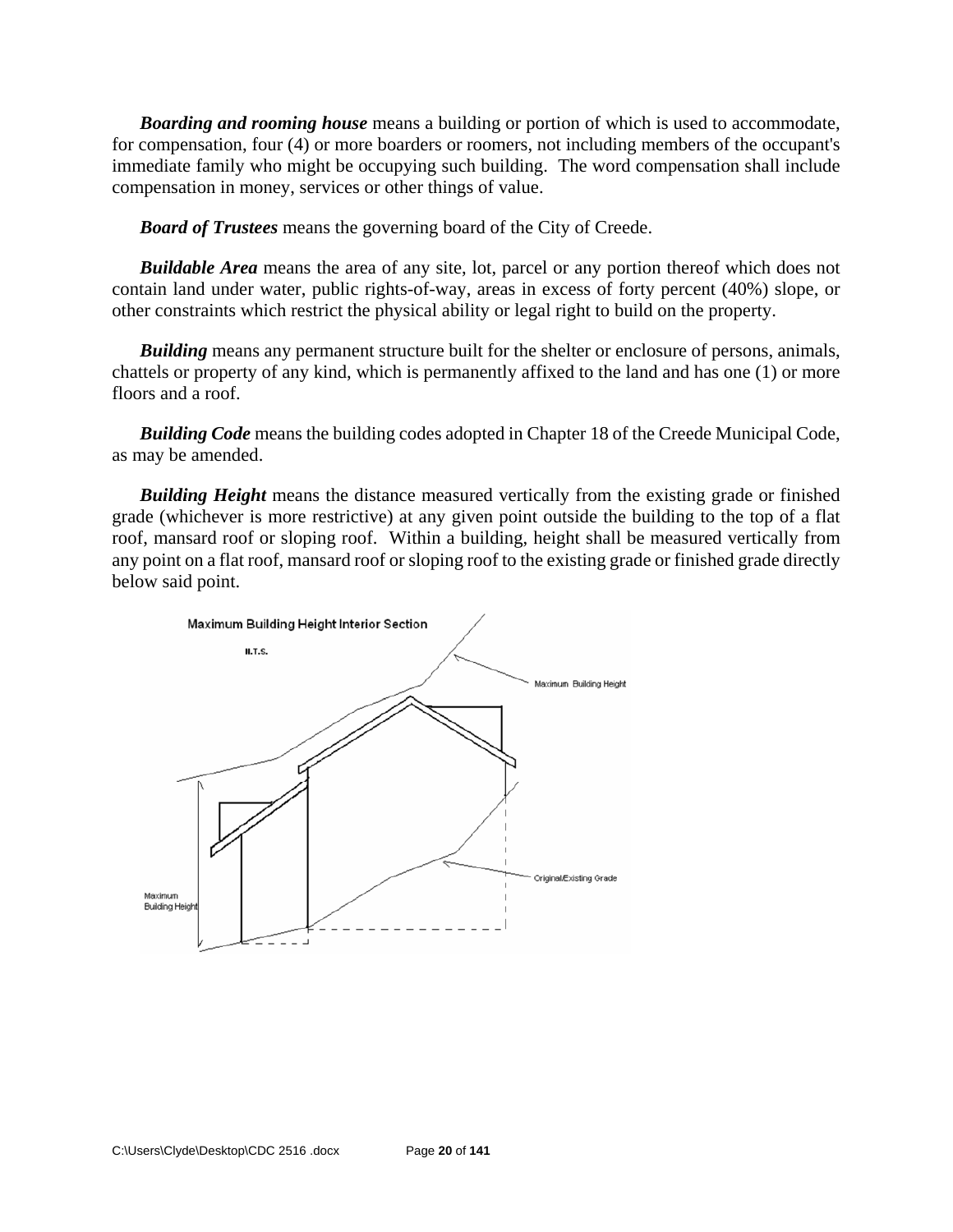***Boarding and rooming house*** means a building or portion of which is used to accommodate, for compensation, four (4) or more boarders or roomers, not including members of the occupant's immediate family who might be occupying such building. The word compensation shall include compensation in money, services or other things of value.

***Board of Trustees*** means the governing board of the City of Creede.

***Buildable Area*** means the area of any site, lot, parcel or any portion thereof which does not contain land under water, public rights-of-way, areas in excess of forty percent (40%) slope, or other constraints which restrict the physical ability or legal right to build on the property.

***Building*** means any permanent structure built for the shelter or enclosure of persons, animals, chattels or property of any kind, which is permanently affixed to the land and has one (1) or more floors and a roof.

***Building Code*** means the building codes adopted in Chapter 18 of the Creede Municipal Code, as may be amended.

***Building Height*** means the distance measured vertically from the existing grade or finished grade (whichever is more restrictive) at any given point outside the building to the top of a flat roof, mansard roof or sloping roof. Within a building, height shall be measured vertically from any point on a flat roof, mansard roof or sloping roof to the existing grade or finished grade directly below said point.

Maximum Building Height Interior Section

N.T.S.

Maximum Building Height

Original/Existing Grade

Maximum Building Height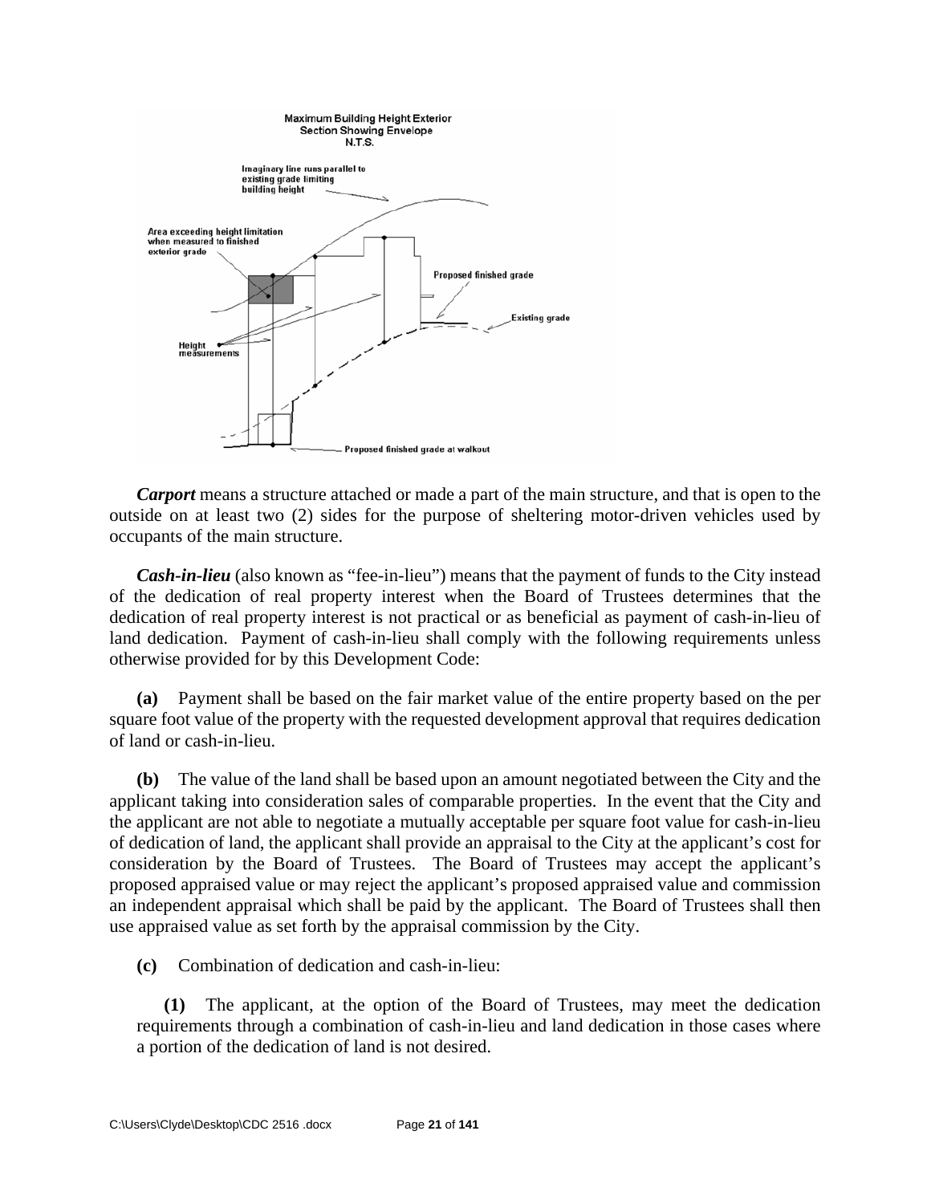Maximum Building Height Exterior
Section Showing Envelope
N.T.S.

Imaginary line runs parallel to existing grade limiting building height

Area exceeding height limitation when measured to finished exterior grade

Proposed finished grade

Existing grade

Height measurements

Proposed finished grade at walkout

***Carport*** means a structure attached or made a part of the main structure, and that is open to the outside on at least two (2) sides for the purpose of sheltering motor-driven vehicles used by occupants of the main structure.

***Cash-in-lieu*** (also known as "fee-in-lieu") means that the payment of funds to the City instead of the dedication of real property interest when the Board of Trustees determines that the dedication of real property interest is not practical or as beneficial as payment of cash-in-lieu of land dedication. Payment of cash-in-lieu shall comply with the following requirements unless otherwise provided for by this Development Code:

**(a)** Payment shall be based on the fair market value of the entire property based on the per square foot value of the property with the requested development approval that requires dedication of land or cash-in-lieu.

**(b)** The value of the land shall be based upon an amount negotiated between the City and the applicant taking into consideration sales of comparable properties. In the event that the City and the applicant are not able to negotiate a mutually acceptable per square foot value for cash-in-lieu of dedication of land, the applicant shall provide an appraisal to the City at the applicant's cost for consideration by the Board of Trustees. The Board of Trustees may accept the applicant's proposed appraised value or may reject the applicant's proposed appraised value and commission an independent appraisal which shall be paid by the applicant. The Board of Trustees shall then use appraised value as set forth by the appraisal commission by the City.

**(c)** Combination of dedication and cash-in-lieu:

**(1)** The applicant, at the option of the Board of Trustees, may meet the dedication requirements through a combination of cash-in-lieu and land dedication in those cases where a portion of the dedication of land is not desired.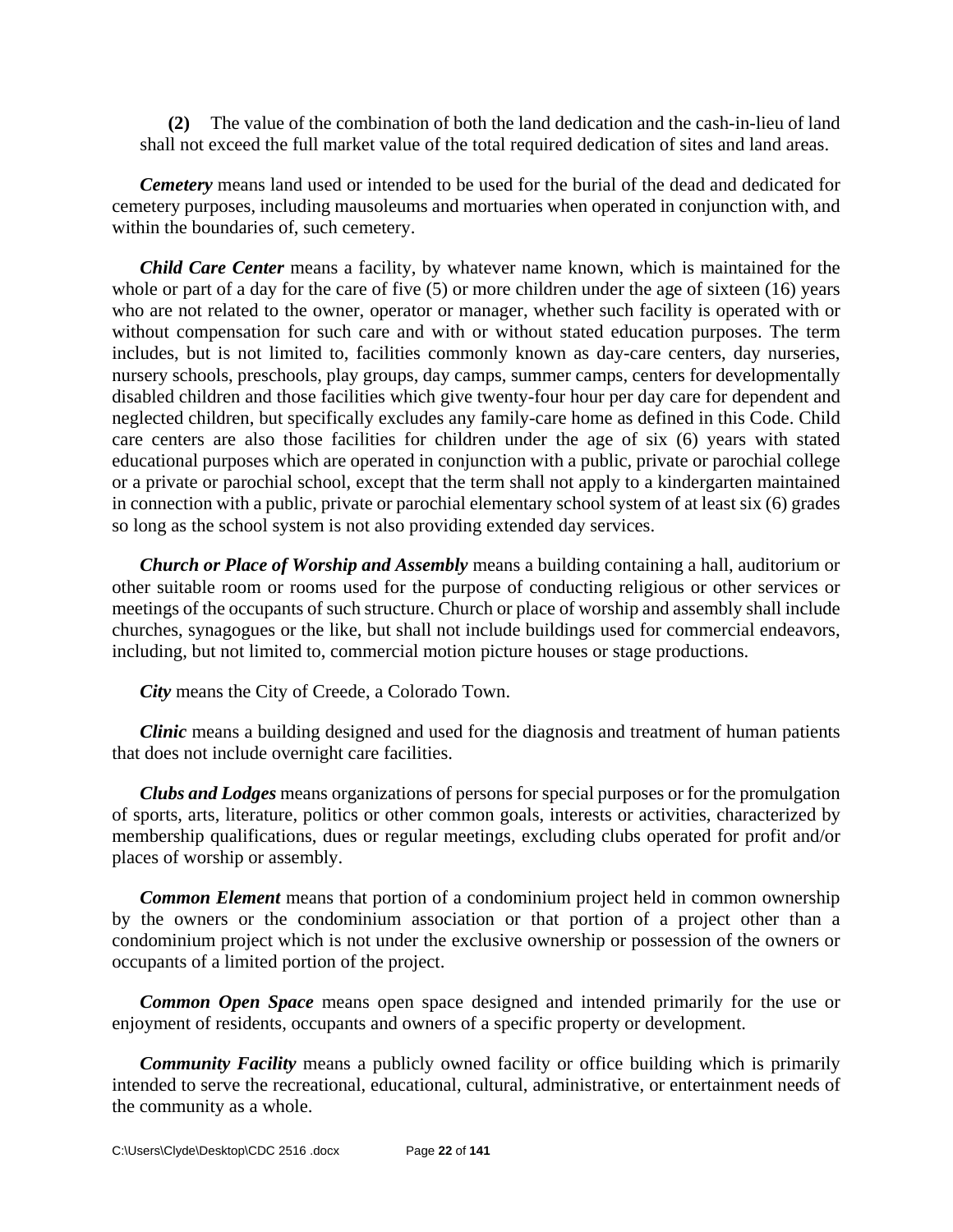**(2)** The value of the combination of both the land dedication and the cash-in-lieu of land shall not exceed the full market value of the total required dedication of sites and land areas.

***Cemetery*** means land used or intended to be used for the burial of the dead and dedicated for cemetery purposes, including mausoleums and mortuaries when operated in conjunction with, and within the boundaries of, such cemetery.

***Child Care Center*** means a facility, by whatever name known, which is maintained for the whole or part of a day for the care of five (5) or more children under the age of sixteen (16) years who are not related to the owner, operator or manager, whether such facility is operated with or without compensation for such care and with or without stated education purposes. The term includes, but is not limited to, facilities commonly known as day-care centers, day nurseries, nursery schools, preschools, play groups, day camps, summer camps, centers for developmentally disabled children and those facilities which give twenty-four hour per day care for dependent and neglected children, but specifically excludes any family-care home as defined in this Code. Child care centers are also those facilities for children under the age of six (6) years with stated educational purposes which are operated in conjunction with a public, private or parochial college or a private or parochial school, except that the term shall not apply to a kindergarten maintained in connection with a public, private or parochial elementary school system of at least six (6) grades so long as the school system is not also providing extended day services.

***Church or Place of Worship and Assembly*** means a building containing a hall, auditorium or other suitable room or rooms used for the purpose of conducting religious or other services or meetings of the occupants of such structure. Church or place of worship and assembly shall include churches, synagogues or the like, but shall not include buildings used for commercial endeavors, including, but not limited to, commercial motion picture houses or stage productions.

***City*** means the City of Creede, a Colorado Town.

***Clinic*** means a building designed and used for the diagnosis and treatment of human patients that does not include overnight care facilities.

***Clubs and Lodges*** means organizations of persons for special purposes or for the promulgation of sports, arts, literature, politics or other common goals, interests or activities, characterized by membership qualifications, dues or regular meetings, excluding clubs operated for profit and/or places of worship or assembly.

***Common Element*** means that portion of a condominium project held in common ownership by the owners or the condominium association or that portion of a project other than a condominium project which is not under the exclusive ownership or possession of the owners or occupants of a limited portion of the project.

***Common Open Space*** means open space designed and intended primarily for the use or enjoyment of residents, occupants and owners of a specific property or development.

***Community Facility*** means a publicly owned facility or office building which is primarily intended to serve the recreational, educational, cultural, administrative, or entertainment needs of the community as a whole.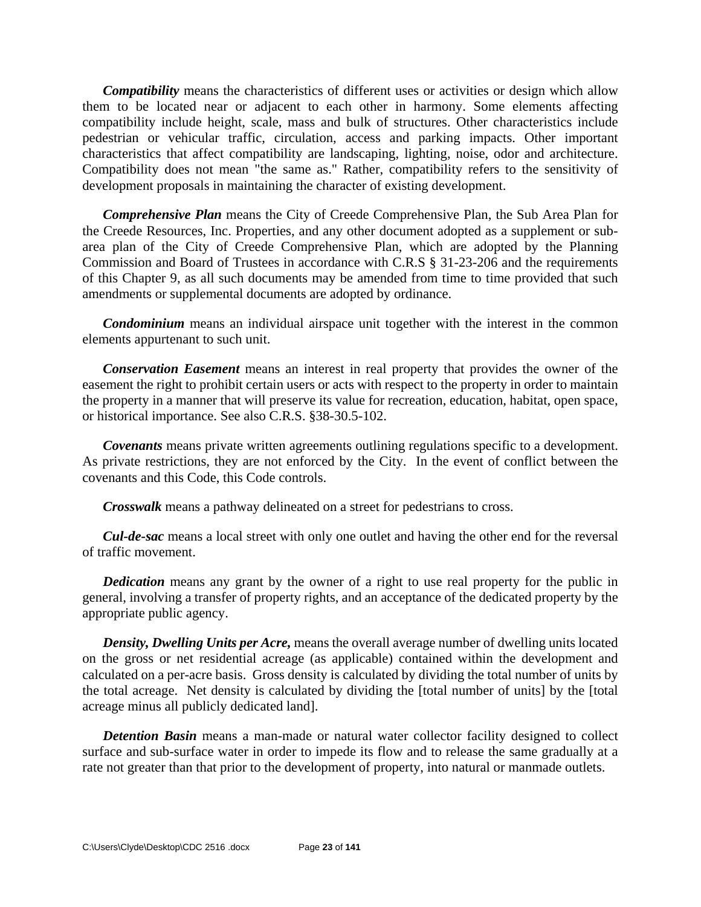***Compatibility*** means the characteristics of different uses or activities or design which allow them to be located near or adjacent to each other in harmony. Some elements affecting compatibility include height, scale, mass and bulk of structures. Other characteristics include pedestrian or vehicular traffic, circulation, access and parking impacts. Other important characteristics that affect compatibility are landscaping, lighting, noise, odor and architecture. Compatibility does not mean "the same as." Rather, compatibility refers to the sensitivity of development proposals in maintaining the character of existing development.

***Comprehensive Plan*** means the City of Creede Comprehensive Plan, the Sub Area Plan for the Creede Resources, Inc. Properties, and any other document adopted as a supplement or sub-area plan of the City of Creede Comprehensive Plan, which are adopted by the Planning Commission and Board of Trustees in accordance with C.R.S § 31-23-206 and the requirements of this Chapter 9, as all such documents may be amended from time to time provided that such amendments or supplemental documents are adopted by ordinance.

***Condominium*** means an individual airspace unit together with the interest in the common elements appurtenant to such unit.

***Conservation Easement*** means an interest in real property that provides the owner of the easement the right to prohibit certain users or acts with respect to the property in order to maintain the property in a manner that will preserve its value for recreation, education, habitat, open space, or historical importance. See also C.R.S. §38-30.5-102.

***Covenants*** means private written agreements outlining regulations specific to a development. As private restrictions, they are not enforced by the City. In the event of conflict between the covenants and this Code, this Code controls.

***Crosswalk*** means a pathway delineated on a street for pedestrians to cross.

***Cul-de-sac*** means a local street with only one outlet and having the other end for the reversal of traffic movement.

***Dedication*** means any grant by the owner of a right to use real property for the public in general, involving a transfer of property rights, and an acceptance of the dedicated property by the appropriate public agency.

***Density, Dwelling Units per Acre,*** means the overall average number of dwelling units located on the gross or net residential acreage (as applicable) contained within the development and calculated on a per-acre basis. Gross density is calculated by dividing the total number of units by the total acreage. Net density is calculated by dividing the [total number of units] by the [total acreage minus all publicly dedicated land].

***Detention Basin*** means a man-made or natural water collector facility designed to collect surface and sub-surface water in order to impede its flow and to release the same gradually at a rate not greater than that prior to the development of property, into natural or manmade outlets.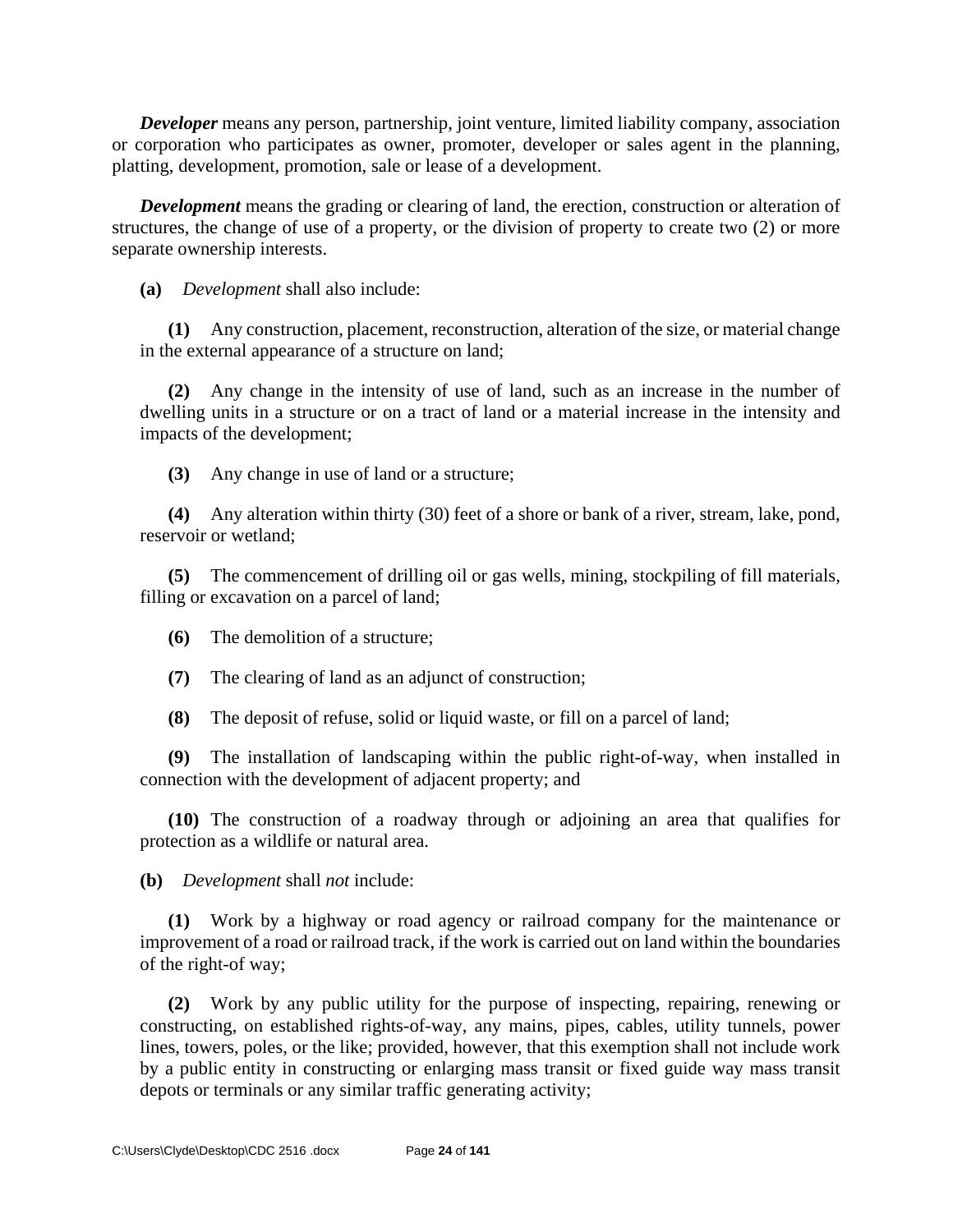***Developer*** means any person, partnership, joint venture, limited liability company, association or corporation who participates as owner, promoter, developer or sales agent in the planning, platting, development, promotion, sale or lease of a development.

***Development*** means the grading or clearing of land, the erection, construction or alteration of structures, the change of use of a property, or the division of property to create two (2) or more separate ownership interests.

**(a)** *Development* shall also include:

**(1)** Any construction, placement, reconstruction, alteration of the size, or material change in the external appearance of a structure on land;

**(2)** Any change in the intensity of use of land, such as an increase in the number of dwelling units in a structure or on a tract of land or a material increase in the intensity and impacts of the development;

**(3)** Any change in use of land or a structure;

**(4)** Any alteration within thirty (30) feet of a shore or bank of a river, stream, lake, pond, reservoir or wetland;

**(5)** The commencement of drilling oil or gas wells, mining, stockpiling of fill materials, filling or excavation on a parcel of land;

**(6)** The demolition of a structure;

**(7)** The clearing of land as an adjunct of construction;

**(8)** The deposit of refuse, solid or liquid waste, or fill on a parcel of land;

**(9)** The installation of landscaping within the public right-of-way, when installed in connection with the development of adjacent property; and

**(10)** The construction of a roadway through or adjoining an area that qualifies for protection as a wildlife or natural area.

**(b)** *Development* shall *not* include:

**(1)** Work by a highway or road agency or railroad company for the maintenance or improvement of a road or railroad track, if the work is carried out on land within the boundaries of the right-of way;

**(2)** Work by any public utility for the purpose of inspecting, repairing, renewing or constructing, on established rights-of-way, any mains, pipes, cables, utility tunnels, power lines, towers, poles, or the like; provided, however, that this exemption shall not include work by a public entity in constructing or enlarging mass transit or fixed guide way mass transit depots or terminals or any similar traffic generating activity;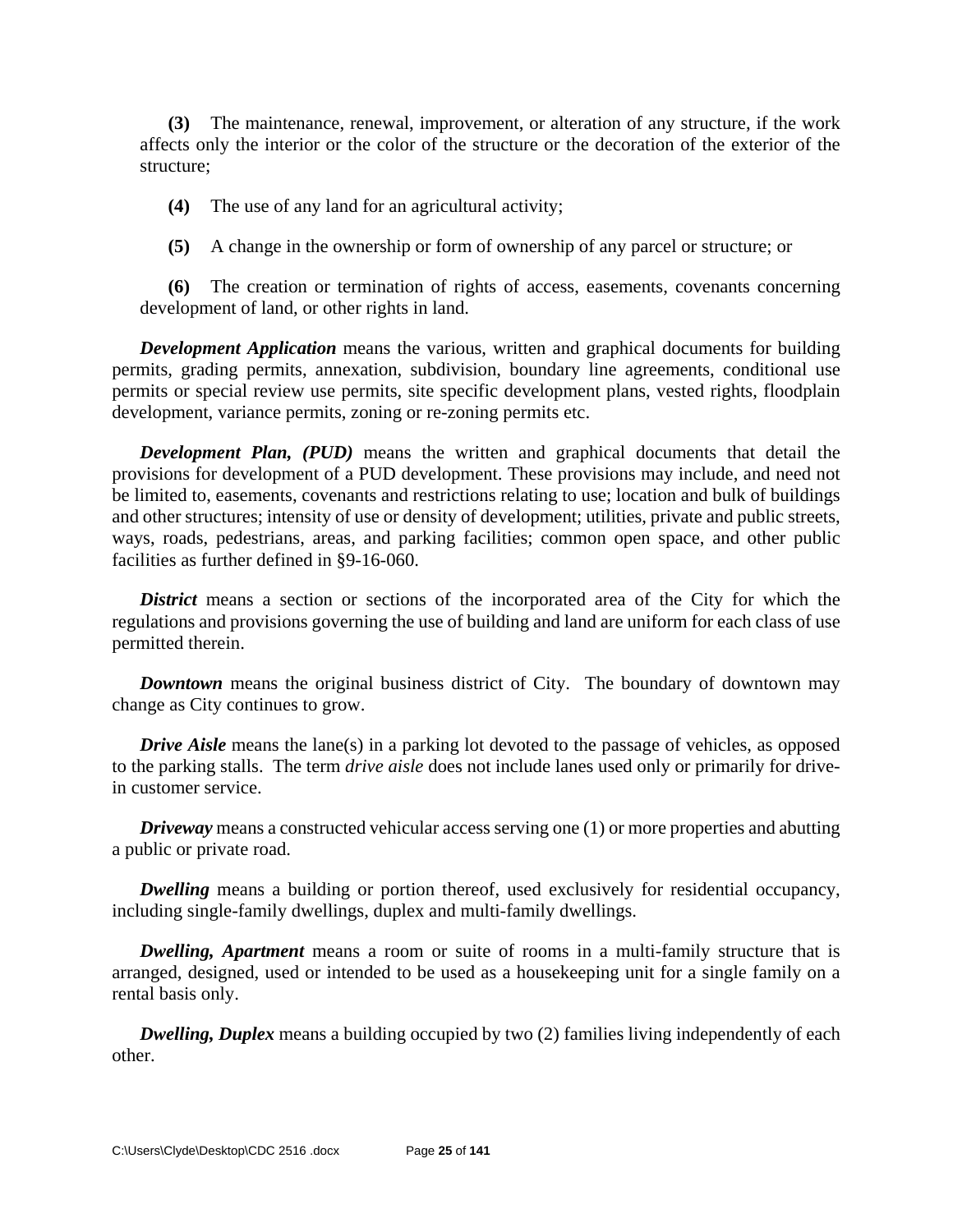**(3)** The maintenance, renewal, improvement, or alteration of any structure, if the work affects only the interior or the color of the structure or the decoration of the exterior of the structure;

**(4)** The use of any land for an agricultural activity;

**(5)** A change in the ownership or form of ownership of any parcel or structure; or

**(6)** The creation or termination of rights of access, easements, covenants concerning development of land, or other rights in land.

***Development Application*** means the various, written and graphical documents for building permits, grading permits, annexation, subdivision, boundary line agreements, conditional use permits or special review use permits, site specific development plans, vested rights, floodplain development, variance permits, zoning or re-zoning permits etc.

***Development Plan, (PUD)*** means the written and graphical documents that detail the provisions for development of a PUD development. These provisions may include, and need not be limited to, easements, covenants and restrictions relating to use; location and bulk of buildings and other structures; intensity of use or density of development; utilities, private and public streets, ways, roads, pedestrians, areas, and parking facilities; common open space, and other public facilities as further defined in §9-16-060.

***District*** means a section or sections of the incorporated area of the City for which the regulations and provisions governing the use of building and land are uniform for each class of use permitted therein.

***Downtown*** means the original business district of City. The boundary of downtown may change as City continues to grow.

***Drive Aisle*** means the lane(s) in a parking lot devoted to the passage of vehicles, as opposed to the parking stalls. The term *drive aisle* does not include lanes used only or primarily for drive-in customer service.

***Driveway*** means a constructed vehicular access serving one (1) or more properties and abutting a public or private road.

***Dwelling*** means a building or portion thereof, used exclusively for residential occupancy, including single-family dwellings, duplex and multi-family dwellings.

***Dwelling, Apartment*** means a room or suite of rooms in a multi-family structure that is arranged, designed, used or intended to be used as a housekeeping unit for a single family on a rental basis only.

***Dwelling, Duplex*** means a building occupied by two (2) families living independently of each other.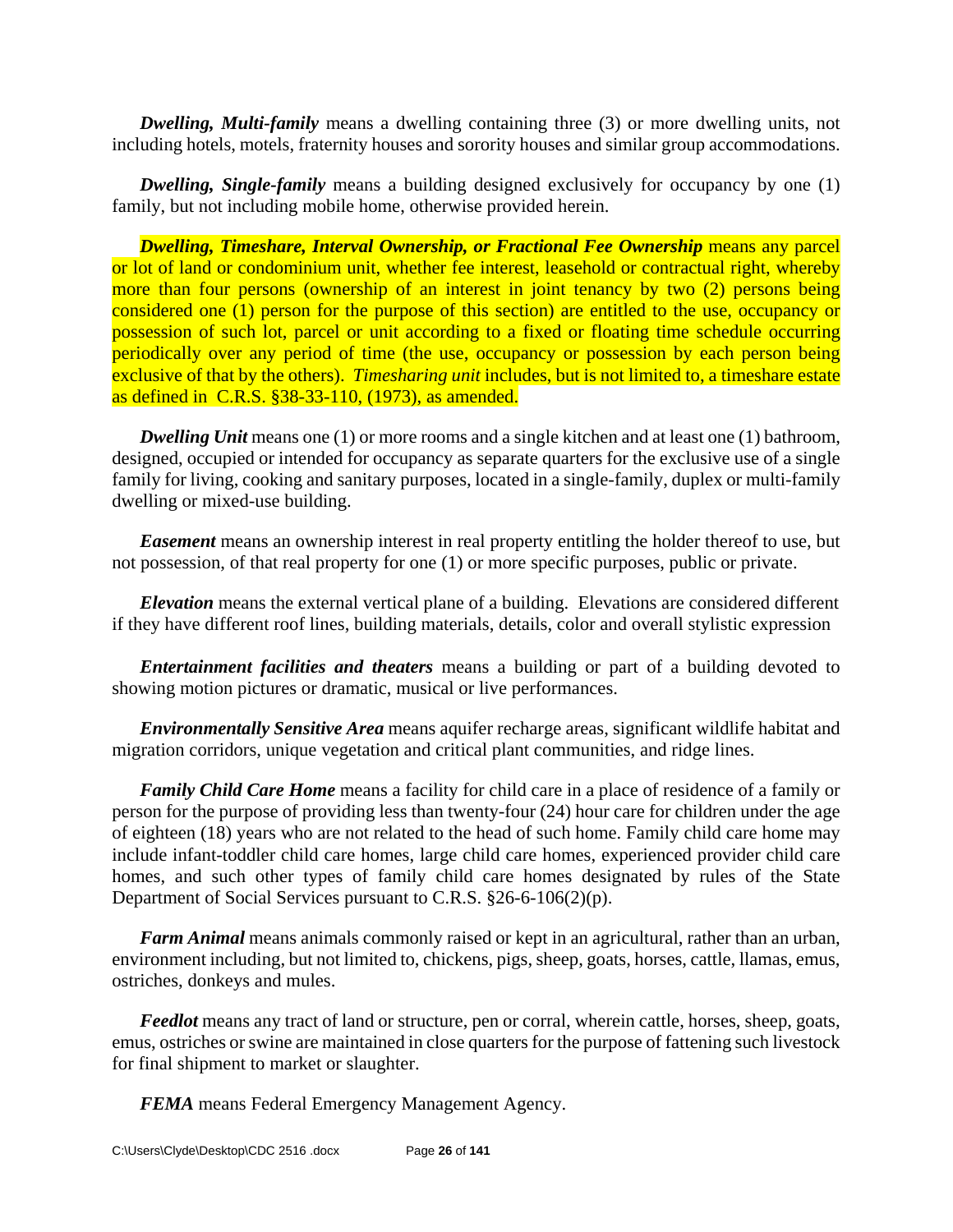***Dwelling, Multi-family*** means a dwelling containing three (3) or more dwelling units, not including hotels, motels, fraternity houses and sorority houses and similar group accommodations.

***Dwelling, Single-family*** means a building designed exclusively for occupancy by one (1) family, but not including mobile home, otherwise provided herein.

***Dwelling, Timeshare, Interval Ownership, or Fractional Fee Ownership*** means any parcel or lot of land or condominium unit, whether fee interest, leasehold or contractual right, whereby more than four persons (ownership of an interest in joint tenancy by two (2) persons being considered one (1) person for the purpose of this section) are entitled to the use, occupancy or possession of such lot, parcel or unit according to a fixed or floating time schedule occurring periodically over any period of time (the use, occupancy or possession by each person being exclusive of that by the others). *Timesharing unit* includes, but is not limited to, a timeshare estate as defined in C.R.S. §38-33-110, (1973), as amended.

***Dwelling Unit*** means one (1) or more rooms and a single kitchen and at least one (1) bathroom, designed, occupied or intended for occupancy as separate quarters for the exclusive use of a single family for living, cooking and sanitary purposes, located in a single-family, duplex or multi-family dwelling or mixed-use building.

***Easement*** means an ownership interest in real property entitling the holder thereof to use, but not possession, of that real property for one (1) or more specific purposes, public or private.

***Elevation*** means the external vertical plane of a building. Elevations are considered different if they have different roof lines, building materials, details, color and overall stylistic expression

***Entertainment facilities and theaters*** means a building or part of a building devoted to showing motion pictures or dramatic, musical or live performances.

***Environmentally Sensitive Area*** means aquifer recharge areas, significant wildlife habitat and migration corridors, unique vegetation and critical plant communities, and ridge lines.

***Family Child Care Home*** means a facility for child care in a place of residence of a family or person for the purpose of providing less than twenty-four (24) hour care for children under the age of eighteen (18) years who are not related to the head of such home. Family child care home may include infant-toddler child care homes, large child care homes, experienced provider child care homes, and such other types of family child care homes designated by rules of the State Department of Social Services pursuant to C.R.S. §26-6-106(2)(p).

***Farm Animal*** means animals commonly raised or kept in an agricultural, rather than an urban, environment including, but not limited to, chickens, pigs, sheep, goats, horses, cattle, llamas, emus, ostriches, donkeys and mules.

***Feedlot*** means any tract of land or structure, pen or corral, wherein cattle, horses, sheep, goats, emus, ostriches or swine are maintained in close quarters for the purpose of fattening such livestock for final shipment to market or slaughter.

***FEMA*** means Federal Emergency Management Agency.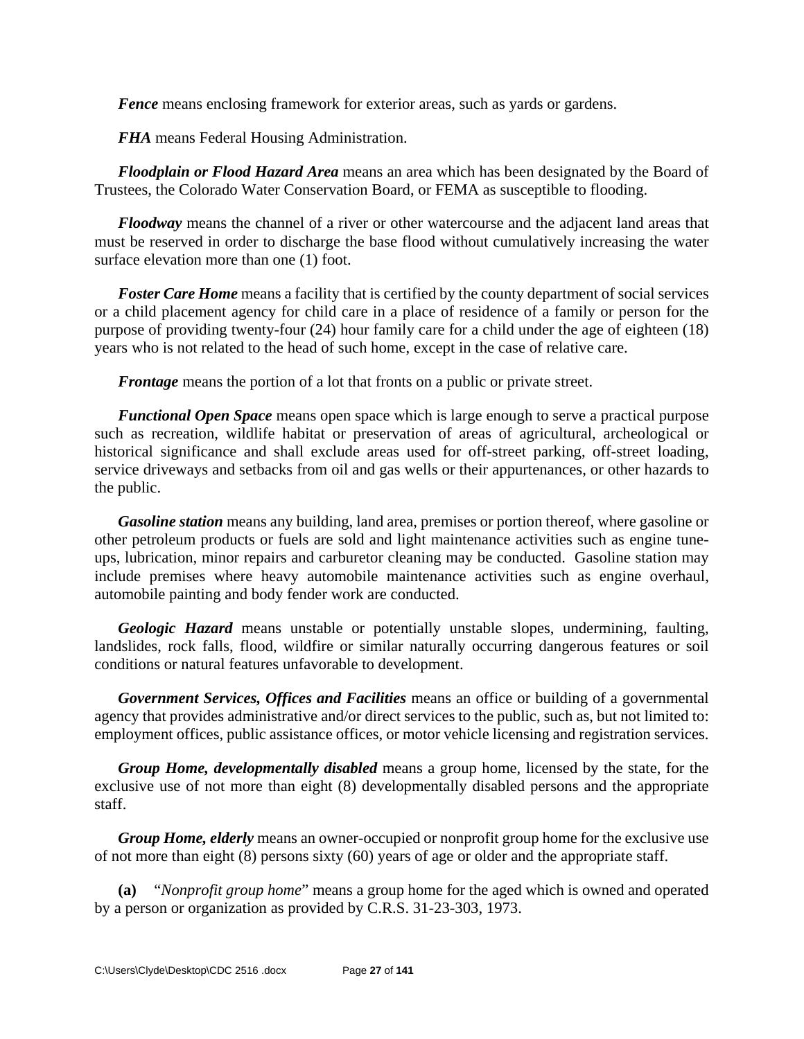***Fence*** means enclosing framework for exterior areas, such as yards or gardens.

***FHA*** means Federal Housing Administration.

***Floodplain or Flood Hazard Area*** means an area which has been designated by the Board of Trustees, the Colorado Water Conservation Board, or FEMA as susceptible to flooding.

***Floodway*** means the channel of a river or other watercourse and the adjacent land areas that must be reserved in order to discharge the base flood without cumulatively increasing the water surface elevation more than one (1) foot.

***Foster Care Home*** means a facility that is certified by the county department of social services or a child placement agency for child care in a place of residence of a family or person for the purpose of providing twenty-four (24) hour family care for a child under the age of eighteen (18) years who is not related to the head of such home, except in the case of relative care.

***Frontage*** means the portion of a lot that fronts on a public or private street.

***Functional Open Space*** means open space which is large enough to serve a practical purpose such as recreation, wildlife habitat or preservation of areas of agricultural, archeological or historical significance and shall exclude areas used for off-street parking, off-street loading, service driveways and setbacks from oil and gas wells or their appurtenances, or other hazards to the public.

***Gasoline station*** means any building, land area, premises or portion thereof, where gasoline or other petroleum products or fuels are sold and light maintenance activities such as engine tune-ups, lubrication, minor repairs and carburetor cleaning may be conducted. Gasoline station may include premises where heavy automobile maintenance activities such as engine overhaul, automobile painting and body fender work are conducted.

***Geologic Hazard*** means unstable or potentially unstable slopes, undermining, faulting, landslides, rock falls, flood, wildfire or similar naturally occurring dangerous features or soil conditions or natural features unfavorable to development.

***Government Services, Offices and Facilities*** means an office or building of a governmental agency that provides administrative and/or direct services to the public, such as, but not limited to: employment offices, public assistance offices, or motor vehicle licensing and registration services.

***Group Home, developmentally disabled*** means a group home, licensed by the state, for the exclusive use of not more than eight (8) developmentally disabled persons and the appropriate staff.

***Group Home, elderly*** means an owner-occupied or nonprofit group home for the exclusive use of not more than eight (8) persons sixty (60) years of age or older and the appropriate staff.

**(a)** "*Nonprofit group home*" means a group home for the aged which is owned and operated by a person or organization as provided by C.R.S. 31-23-303, 1973.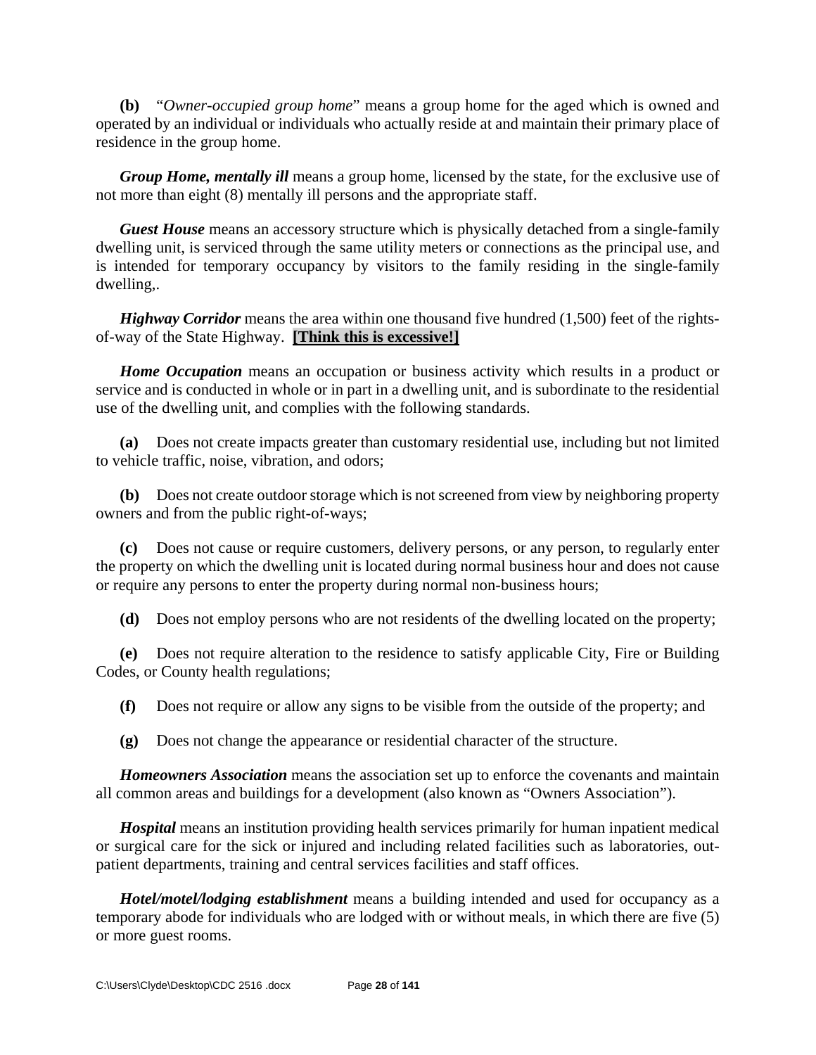**(b)** "*Owner-occupied group home*" means a group home for the aged which is owned and operated by an individual or individuals who actually reside at and maintain their primary place of residence in the group home.

***Group Home, mentally ill*** means a group home, licensed by the state, for the exclusive use of not more than eight (8) mentally ill persons and the appropriate staff.

***Guest House*** means an accessory structure which is physically detached from a single-family dwelling unit, is serviced through the same utility meters or connections as the principal use, and is intended for temporary occupancy by visitors to the family residing in the single-family dwelling,.

***Highway Corridor*** means the area within one thousand five hundred (1,500) feet of the rights-of-way of the State Highway. **[Think this is excessive!]**

***Home Occupation*** means an occupation or business activity which results in a product or service and is conducted in whole or in part in a dwelling unit, and is subordinate to the residential use of the dwelling unit, and complies with the following standards.

**(a)** Does not create impacts greater than customary residential use, including but not limited to vehicle traffic, noise, vibration, and odors;

**(b)** Does not create outdoor storage which is not screened from view by neighboring property owners and from the public right-of-ways;

**(c)** Does not cause or require customers, delivery persons, or any person, to regularly enter the property on which the dwelling unit is located during normal business hour and does not cause or require any persons to enter the property during normal non-business hours;

**(d)** Does not employ persons who are not residents of the dwelling located on the property;

**(e)** Does not require alteration to the residence to satisfy applicable City, Fire or Building Codes, or County health regulations;

**(f)** Does not require or allow any signs to be visible from the outside of the property; and

**(g)** Does not change the appearance or residential character of the structure.

***Homeowners Association*** means the association set up to enforce the covenants and maintain all common areas and buildings for a development (also known as "Owners Association").

***Hospital*** means an institution providing health services primarily for human inpatient medical or surgical care for the sick or injured and including related facilities such as laboratories, out-patient departments, training and central services facilities and staff offices.

***Hotel/motel/lodging establishment*** means a building intended and used for occupancy as a temporary abode for individuals who are lodged with or without meals, in which there are five (5) or more guest rooms.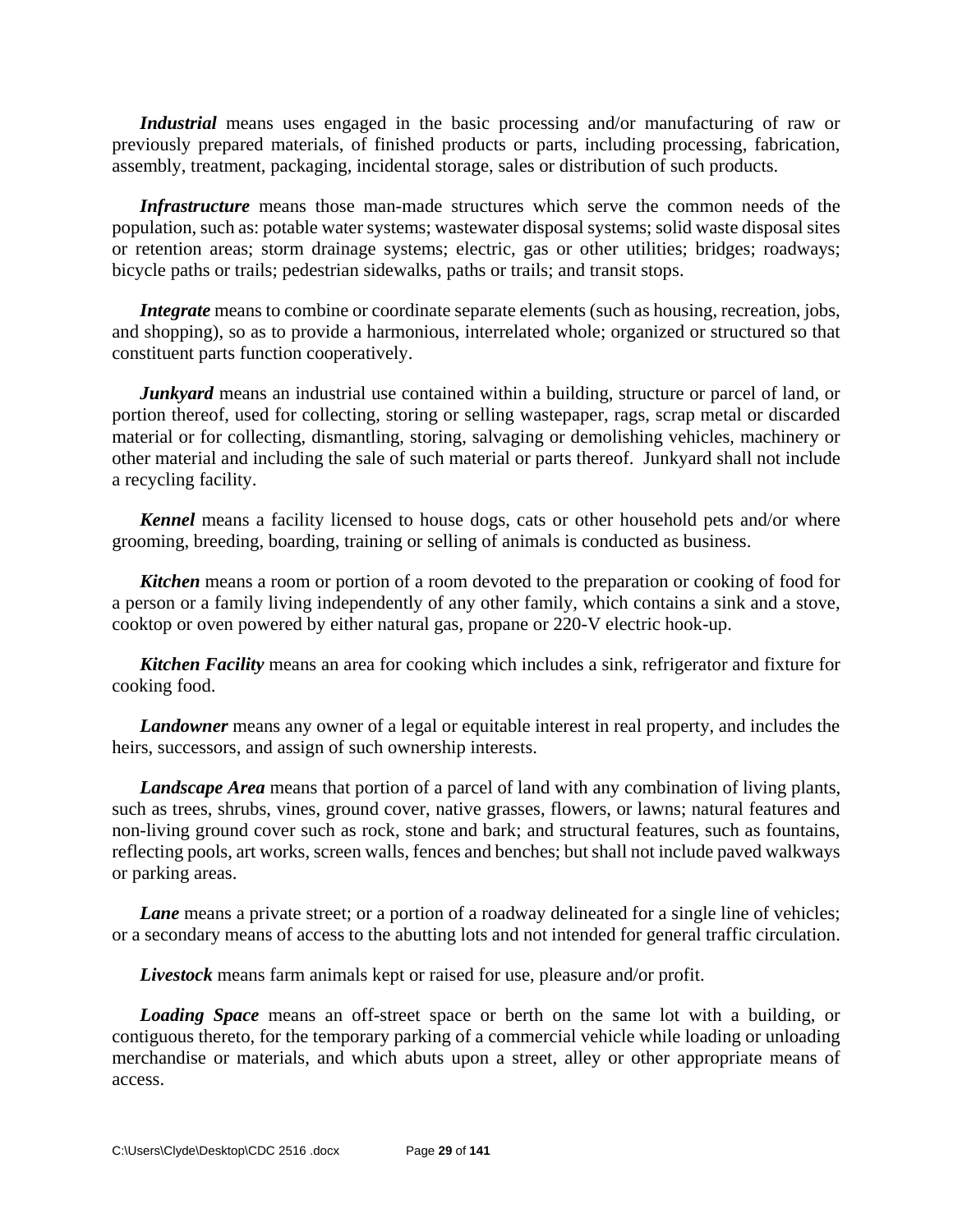***Industrial*** means uses engaged in the basic processing and/or manufacturing of raw or previously prepared materials, of finished products or parts, including processing, fabrication, assembly, treatment, packaging, incidental storage, sales or distribution of such products.

***Infrastructure*** means those man-made structures which serve the common needs of the population, such as: potable water systems; wastewater disposal systems; solid waste disposal sites or retention areas; storm drainage systems; electric, gas or other utilities; bridges; roadways; bicycle paths or trails; pedestrian sidewalks, paths or trails; and transit stops.

***Integrate*** means to combine or coordinate separate elements (such as housing, recreation, jobs, and shopping), so as to provide a harmonious, interrelated whole; organized or structured so that constituent parts function cooperatively.

***Junkyard*** means an industrial use contained within a building, structure or parcel of land, or portion thereof, used for collecting, storing or selling wastepaper, rags, scrap metal or discarded material or for collecting, dismantling, storing, salvaging or demolishing vehicles, machinery or other material and including the sale of such material or parts thereof. Junkyard shall not include a recycling facility.

***Kennel*** means a facility licensed to house dogs, cats or other household pets and/or where grooming, breeding, boarding, training or selling of animals is conducted as business.

***Kitchen*** means a room or portion of a room devoted to the preparation or cooking of food for a person or a family living independently of any other family, which contains a sink and a stove, cooktop or oven powered by either natural gas, propane or 220-V electric hook-up.

***Kitchen Facility*** means an area for cooking which includes a sink, refrigerator and fixture for cooking food.

***Landowner*** means any owner of a legal or equitable interest in real property, and includes the heirs, successors, and assign of such ownership interests.

***Landscape Area*** means that portion of a parcel of land with any combination of living plants, such as trees, shrubs, vines, ground cover, native grasses, flowers, or lawns; natural features and non-living ground cover such as rock, stone and bark; and structural features, such as fountains, reflecting pools, art works, screen walls, fences and benches; but shall not include paved walkways or parking areas.

***Lane*** means a private street; or a portion of a roadway delineated for a single line of vehicles; or a secondary means of access to the abutting lots and not intended for general traffic circulation.

***Livestock*** means farm animals kept or raised for use, pleasure and/or profit.

***Loading Space*** means an off-street space or berth on the same lot with a building, or contiguous thereto, for the temporary parking of a commercial vehicle while loading or unloading merchandise or materials, and which abuts upon a street, alley or other appropriate means of access.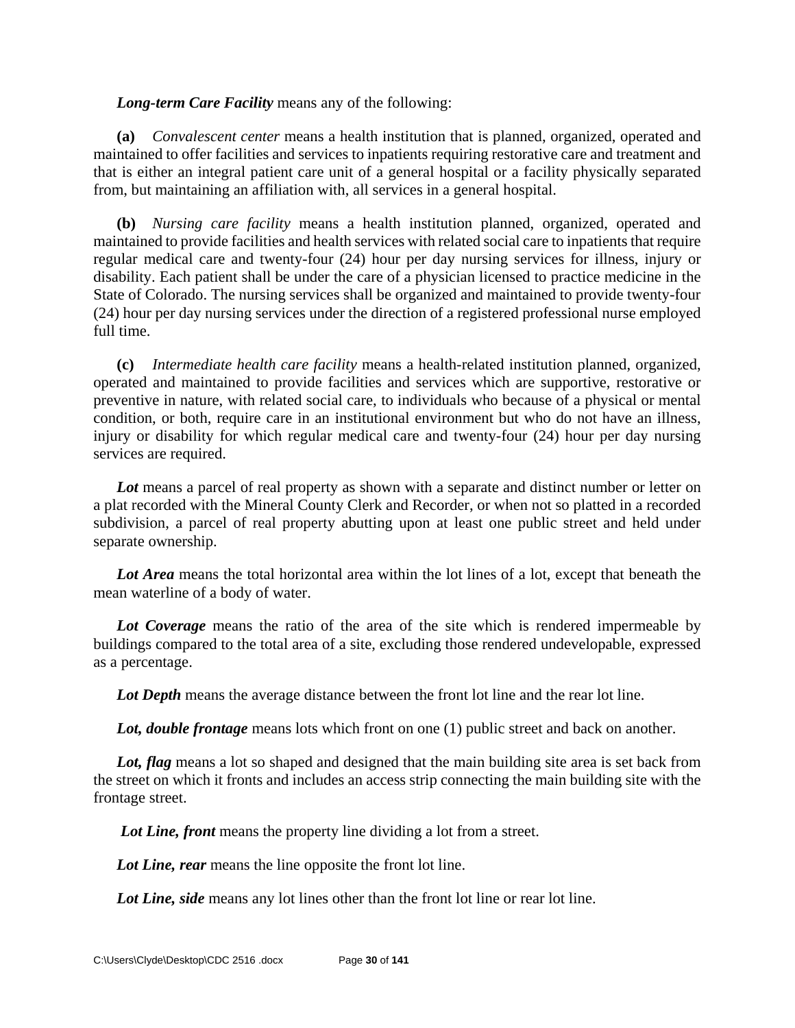***Long-term Care Facility*** means any of the following:

**(a)** *Convalescent center* means a health institution that is planned, organized, operated and maintained to offer facilities and services to inpatients requiring restorative care and treatment and that is either an integral patient care unit of a general hospital or a facility physically separated from, but maintaining an affiliation with, all services in a general hospital.

**(b)** *Nursing care facility* means a health institution planned, organized, operated and maintained to provide facilities and health services with related social care to inpatients that require regular medical care and twenty-four (24) hour per day nursing services for illness, injury or disability. Each patient shall be under the care of a physician licensed to practice medicine in the State of Colorado. The nursing services shall be organized and maintained to provide twenty-four (24) hour per day nursing services under the direction of a registered professional nurse employed full time.

**(c)** *Intermediate health care facility* means a health-related institution planned, organized, operated and maintained to provide facilities and services which are supportive, restorative or preventive in nature, with related social care, to individuals who because of a physical or mental condition, or both, require care in an institutional environment but who do not have an illness, injury or disability for which regular medical care and twenty-four (24) hour per day nursing services are required.

***Lot*** means a parcel of real property as shown with a separate and distinct number or letter on a plat recorded with the Mineral County Clerk and Recorder, or when not so platted in a recorded subdivision, a parcel of real property abutting upon at least one public street and held under separate ownership.

***Lot Area*** means the total horizontal area within the lot lines of a lot, except that beneath the mean waterline of a body of water.

***Lot Coverage*** means the ratio of the area of the site which is rendered impermeable by buildings compared to the total area of a site, excluding those rendered undevelopable, expressed as a percentage.

***Lot Depth*** means the average distance between the front lot line and the rear lot line.

***Lot, double frontage*** means lots which front on one (1) public street and back on another.

***Lot, flag*** means a lot so shaped and designed that the main building site area is set back from the street on which it fronts and includes an access strip connecting the main building site with the frontage street.

***Lot Line, front*** means the property line dividing a lot from a street.

***Lot Line, rear*** means the line opposite the front lot line.

***Lot Line, side*** means any lot lines other than the front lot line or rear lot line.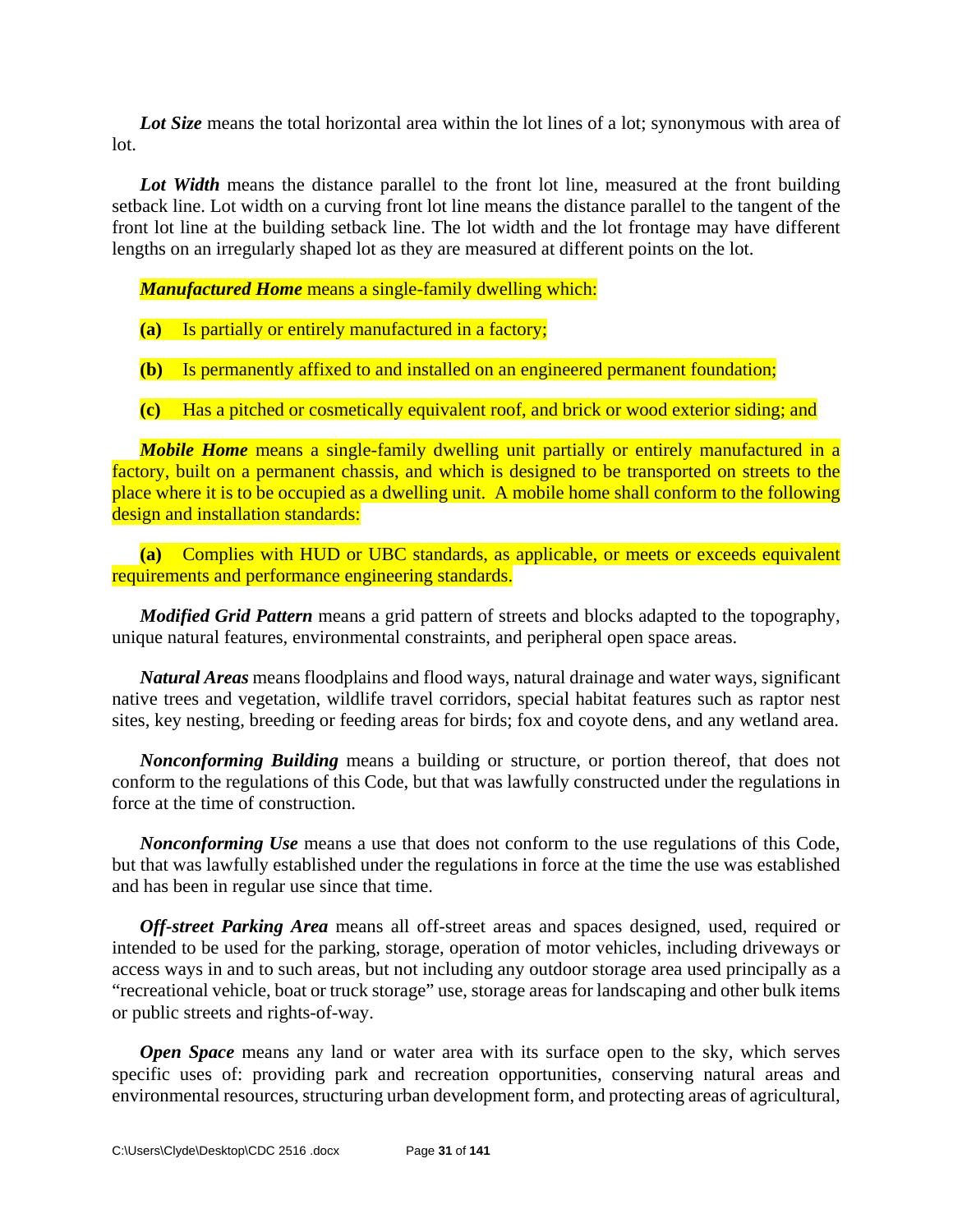***Lot Size*** means the total horizontal area within the lot lines of a lot; synonymous with area of lot.

***Lot Width*** means the distance parallel to the front lot line, measured at the front building setback line. Lot width on a curving front lot line means the distance parallel to the tangent of the front lot line at the building setback line. The lot width and the lot frontage may have different lengths on an irregularly shaped lot as they are measured at different points on the lot.

***Manufactured Home*** means a single-family dwelling which:

**(a)** Is partially or entirely manufactured in a factory;

**(b)** Is permanently affixed to and installed on an engineered permanent foundation;

**(c)** Has a pitched or cosmetically equivalent roof, and brick or wood exterior siding; and

***Mobile Home*** means a single-family dwelling unit partially or entirely manufactured in a factory, built on a permanent chassis, and which is designed to be transported on streets to the place where it is to be occupied as a dwelling unit. A mobile home shall conform to the following design and installation standards:

**(a)** Complies with HUD or UBC standards, as applicable, or meets or exceeds equivalent requirements and performance engineering standards.

***Modified Grid Pattern*** means a grid pattern of streets and blocks adapted to the topography, unique natural features, environmental constraints, and peripheral open space areas.

***Natural Areas*** means floodplains and flood ways, natural drainage and water ways, significant native trees and vegetation, wildlife travel corridors, special habitat features such as raptor nest sites, key nesting, breeding or feeding areas for birds; fox and coyote dens, and any wetland area.

***Nonconforming Building*** means a building or structure, or portion thereof, that does not conform to the regulations of this Code, but that was lawfully constructed under the regulations in force at the time of construction.

***Nonconforming Use*** means a use that does not conform to the use regulations of this Code, but that was lawfully established under the regulations in force at the time the use was established and has been in regular use since that time.

***Off-street Parking Area*** means all off-street areas and spaces designed, used, required or intended to be used for the parking, storage, operation of motor vehicles, including driveways or access ways in and to such areas, but not including any outdoor storage area used principally as a "recreational vehicle, boat or truck storage" use, storage areas for landscaping and other bulk items or public streets and rights-of-way.

***Open Space*** means any land or water area with its surface open to the sky, which serves specific uses of: providing park and recreation opportunities, conserving natural areas and environmental resources, structuring urban development form, and protecting areas of agricultural,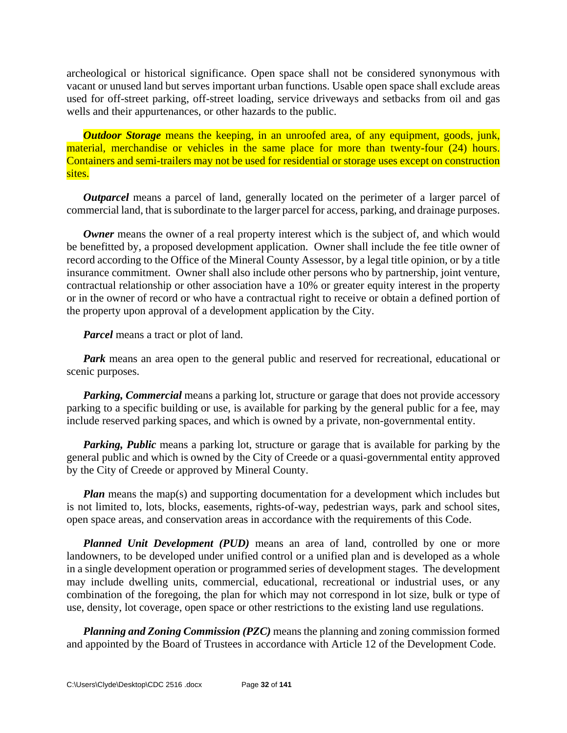archeological or historical significance. Open space shall not be considered synonymous with vacant or unused land but serves important urban functions. Usable open space shall exclude areas used for off-street parking, off-street loading, service driveways and setbacks from oil and gas wells and their appurtenances, or other hazards to the public.

***Outdoor Storage*** means the keeping, in an unroofed area, of any equipment, goods, junk, material, merchandise or vehicles in the same place for more than twenty-four (24) hours. Containers and semi-trailers may not be used for residential or storage uses except on construction sites.

***Outparcel*** means a parcel of land, generally located on the perimeter of a larger parcel of commercial land, that is subordinate to the larger parcel for access, parking, and drainage purposes.

***Owner*** means the owner of a real property interest which is the subject of, and which would be benefitted by, a proposed development application. Owner shall include the fee title owner of record according to the Office of the Mineral County Assessor, by a legal title opinion, or by a title insurance commitment. Owner shall also include other persons who by partnership, joint venture, contractual relationship or other association have a 10% or greater equity interest in the property or in the owner of record or who have a contractual right to receive or obtain a defined portion of the property upon approval of a development application by the City.

***Parcel*** means a tract or plot of land.

***Park*** means an area open to the general public and reserved for recreational, educational or scenic purposes.

***Parking, Commercial*** means a parking lot, structure or garage that does not provide accessory parking to a specific building or use, is available for parking by the general public for a fee, may include reserved parking spaces, and which is owned by a private, non-governmental entity.

***Parking, Public*** means a parking lot, structure or garage that is available for parking by the general public and which is owned by the City of Creede or a quasi-governmental entity approved by the City of Creede or approved by Mineral County.

***Plan*** means the map(s) and supporting documentation for a development which includes but is not limited to, lots, blocks, easements, rights-of-way, pedestrian ways, park and school sites, open space areas, and conservation areas in accordance with the requirements of this Code.

***Planned Unit Development (PUD)*** means an area of land, controlled by one or more landowners, to be developed under unified control or a unified plan and is developed as a whole in a single development operation or programmed series of development stages. The development may include dwelling units, commercial, educational, recreational or industrial uses, or any combination of the foregoing, the plan for which may not correspond in lot size, bulk or type of use, density, lot coverage, open space or other restrictions to the existing land use regulations.

***Planning and Zoning Commission (PZC)*** means the planning and zoning commission formed and appointed by the Board of Trustees in accordance with Article 12 of the Development Code.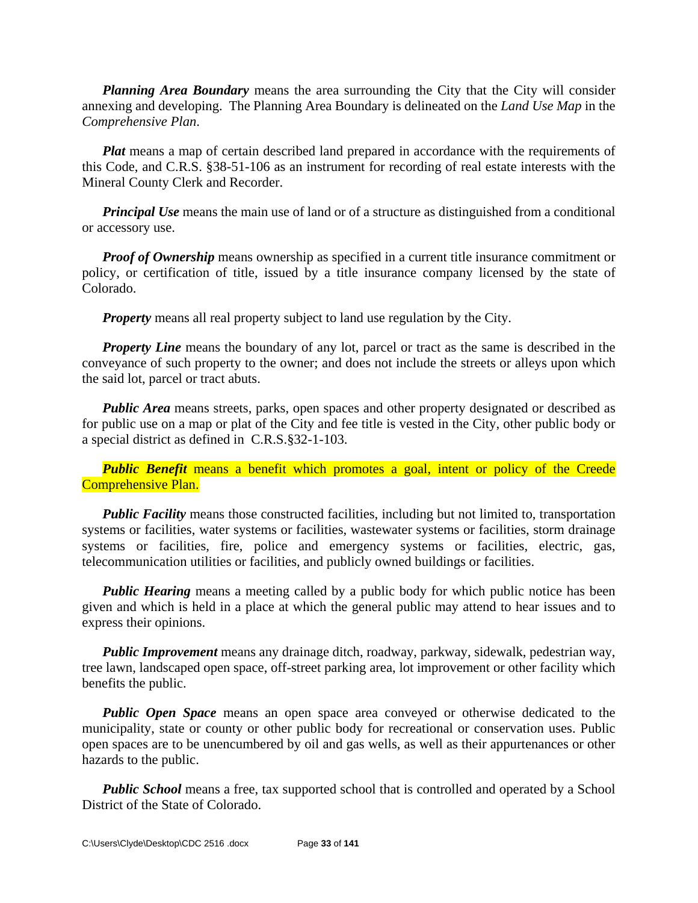***Planning Area Boundary*** means the area surrounding the City that the City will consider annexing and developing. The Planning Area Boundary is delineated on the *Land Use Map* in the *Comprehensive Plan*.

***Plat*** means a map of certain described land prepared in accordance with the requirements of this Code, and C.R.S. §38-51-106 as an instrument for recording of real estate interests with the Mineral County Clerk and Recorder.

***Principal Use*** means the main use of land or of a structure as distinguished from a conditional or accessory use.

***Proof of Ownership*** means ownership as specified in a current title insurance commitment or policy, or certification of title, issued by a title insurance company licensed by the state of Colorado.

***Property*** means all real property subject to land use regulation by the City.

***Property Line*** means the boundary of any lot, parcel or tract as the same is described in the conveyance of such property to the owner; and does not include the streets or alleys upon which the said lot, parcel or tract abuts.

***Public Area*** means streets, parks, open spaces and other property designated or described as for public use on a map or plat of the City and fee title is vested in the City, other public body or a special district as defined in C.R.S.§32-1-103.

***Public Benefit*** means a benefit which promotes a goal, intent or policy of the Creede Comprehensive Plan.

***Public Facility*** means those constructed facilities, including but not limited to, transportation systems or facilities, water systems or facilities, wastewater systems or facilities, storm drainage systems or facilities, fire, police and emergency systems or facilities, electric, gas, telecommunication utilities or facilities, and publicly owned buildings or facilities.

***Public Hearing*** means a meeting called by a public body for which public notice has been given and which is held in a place at which the general public may attend to hear issues and to express their opinions.

***Public Improvement*** means any drainage ditch, roadway, parkway, sidewalk, pedestrian way, tree lawn, landscaped open space, off-street parking area, lot improvement or other facility which benefits the public.

***Public Open Space*** means an open space area conveyed or otherwise dedicated to the municipality, state or county or other public body for recreational or conservation uses. Public open spaces are to be unencumbered by oil and gas wells, as well as their appurtenances or other hazards to the public.

***Public School*** means a free, tax supported school that is controlled and operated by a School District of the State of Colorado.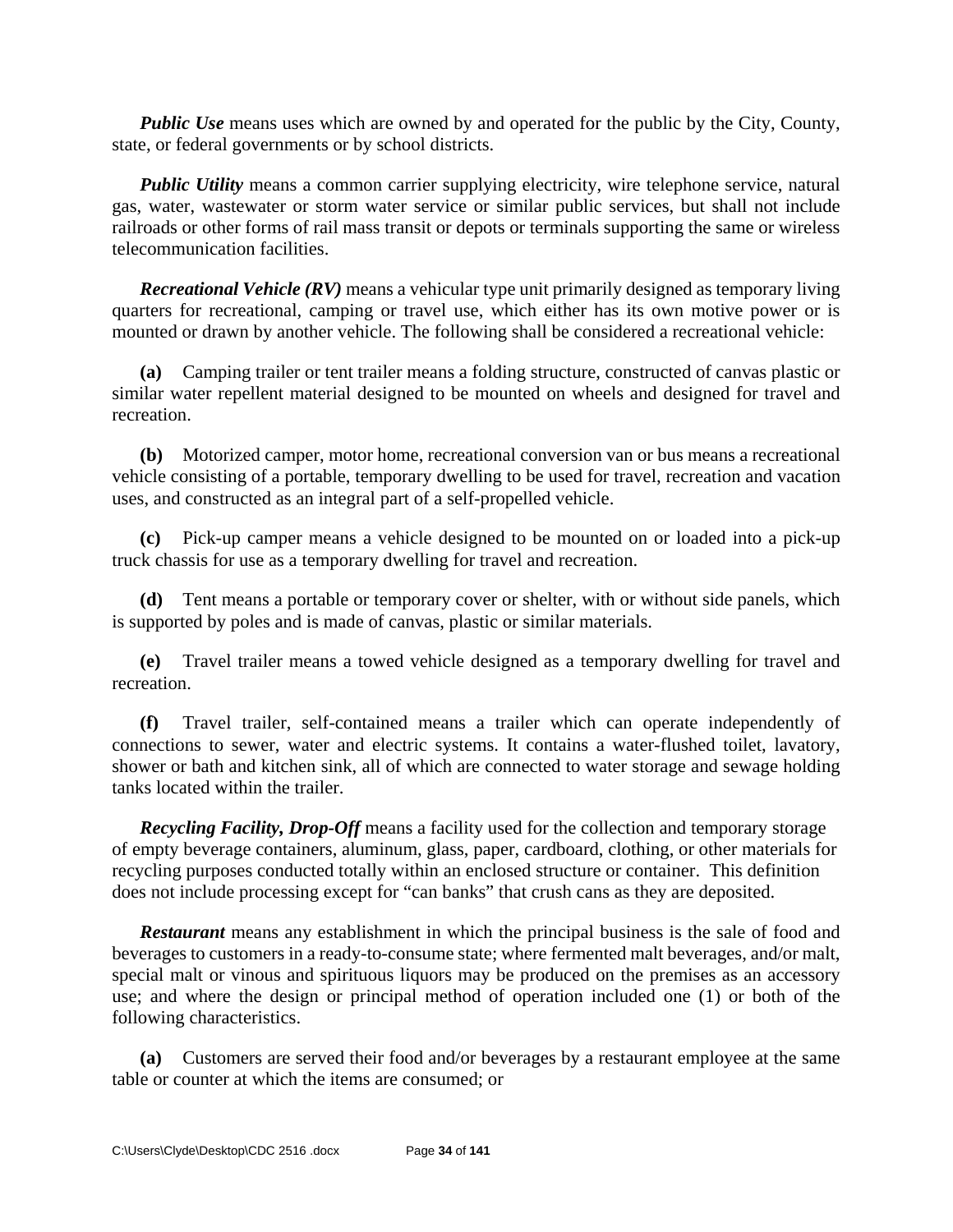***Public Use*** means uses which are owned by and operated for the public by the City, County, state, or federal governments or by school districts.

***Public Utility*** means a common carrier supplying electricity, wire telephone service, natural gas, water, wastewater or storm water service or similar public services, but shall not include railroads or other forms of rail mass transit or depots or terminals supporting the same or wireless telecommunication facilities.

***Recreational Vehicle (RV)*** means a vehicular type unit primarily designed as temporary living quarters for recreational, camping or travel use, which either has its own motive power or is mounted or drawn by another vehicle. The following shall be considered a recreational vehicle:

**(a)** Camping trailer or tent trailer means a folding structure, constructed of canvas plastic or similar water repellent material designed to be mounted on wheels and designed for travel and recreation.

**(b)** Motorized camper, motor home, recreational conversion van or bus means a recreational vehicle consisting of a portable, temporary dwelling to be used for travel, recreation and vacation uses, and constructed as an integral part of a self-propelled vehicle.

**(c)** Pick-up camper means a vehicle designed to be mounted on or loaded into a pick-up truck chassis for use as a temporary dwelling for travel and recreation.

**(d)** Tent means a portable or temporary cover or shelter, with or without side panels, which is supported by poles and is made of canvas, plastic or similar materials.

**(e)** Travel trailer means a towed vehicle designed as a temporary dwelling for travel and recreation.

**(f)** Travel trailer, self-contained means a trailer which can operate independently of connections to sewer, water and electric systems. It contains a water-flushed toilet, lavatory, shower or bath and kitchen sink, all of which are connected to water storage and sewage holding tanks located within the trailer.

***Recycling Facility, Drop-Off*** means a facility used for the collection and temporary storage of empty beverage containers, aluminum, glass, paper, cardboard, clothing, or other materials for recycling purposes conducted totally within an enclosed structure or container. This definition does not include processing except for "can banks" that crush cans as they are deposited.

***Restaurant*** means any establishment in which the principal business is the sale of food and beverages to customers in a ready-to-consume state; where fermented malt beverages, and/or malt, special malt or vinous and spirituous liquors may be produced on the premises as an accessory use; and where the design or principal method of operation included one (1) or both of the following characteristics.

**(a)** Customers are served their food and/or beverages by a restaurant employee at the same table or counter at which the items are consumed; or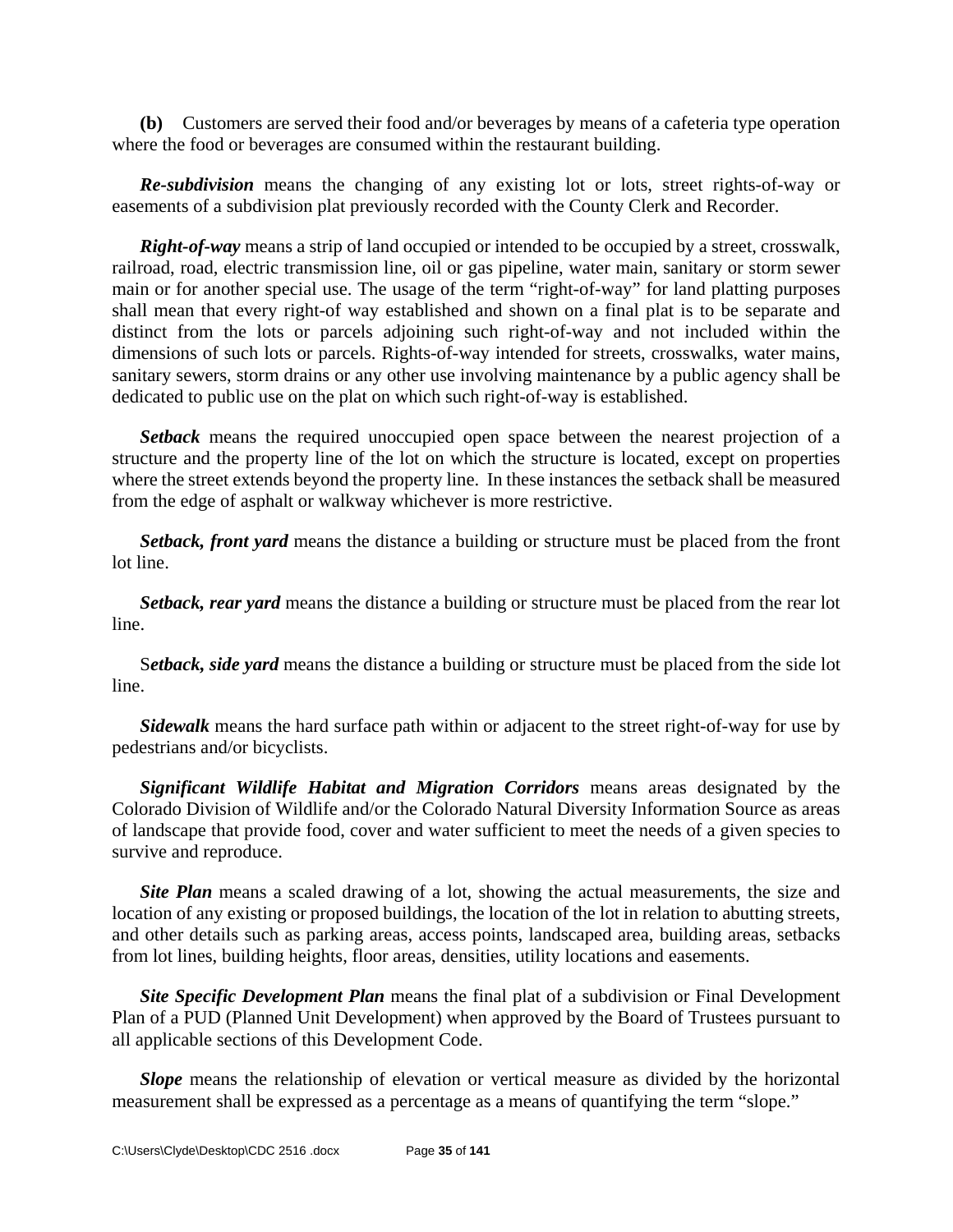**(b)** Customers are served their food and/or beverages by means of a cafeteria type operation where the food or beverages are consumed within the restaurant building.

***Re-subdivision*** means the changing of any existing lot or lots, street rights-of-way or easements of a subdivision plat previously recorded with the County Clerk and Recorder.

***Right-of-way*** means a strip of land occupied or intended to be occupied by a street, crosswalk, railroad, road, electric transmission line, oil or gas pipeline, water main, sanitary or storm sewer main or for another special use. The usage of the term "right-of-way" for land platting purposes shall mean that every right-of way established and shown on a final plat is to be separate and distinct from the lots or parcels adjoining such right-of-way and not included within the dimensions of such lots or parcels. Rights-of-way intended for streets, crosswalks, water mains, sanitary sewers, storm drains or any other use involving maintenance by a public agency shall be dedicated to public use on the plat on which such right-of-way is established.

***Setback*** means the required unoccupied open space between the nearest projection of a structure and the property line of the lot on which the structure is located, except on properties where the street extends beyond the property line. In these instances the setback shall be measured from the edge of asphalt or walkway whichever is more restrictive.

***Setback, front yard*** means the distance a building or structure must be placed from the front lot line.

***Setback, rear yard*** means the distance a building or structure must be placed from the rear lot line.

S***etback, side yard*** means the distance a building or structure must be placed from the side lot line.

***Sidewalk*** means the hard surface path within or adjacent to the street right-of-way for use by pedestrians and/or bicyclists.

***Significant Wildlife Habitat and Migration Corridors*** means areas designated by the Colorado Division of Wildlife and/or the Colorado Natural Diversity Information Source as areas of landscape that provide food, cover and water sufficient to meet the needs of a given species to survive and reproduce.

***Site Plan*** means a scaled drawing of a lot, showing the actual measurements, the size and location of any existing or proposed buildings, the location of the lot in relation to abutting streets, and other details such as parking areas, access points, landscaped area, building areas, setbacks from lot lines, building heights, floor areas, densities, utility locations and easements.

***Site Specific Development Plan*** means the final plat of a subdivision or Final Development Plan of a PUD (Planned Unit Development) when approved by the Board of Trustees pursuant to all applicable sections of this Development Code.

***Slope*** means the relationship of elevation or vertical measure as divided by the horizontal measurement shall be expressed as a percentage as a means of quantifying the term "slope."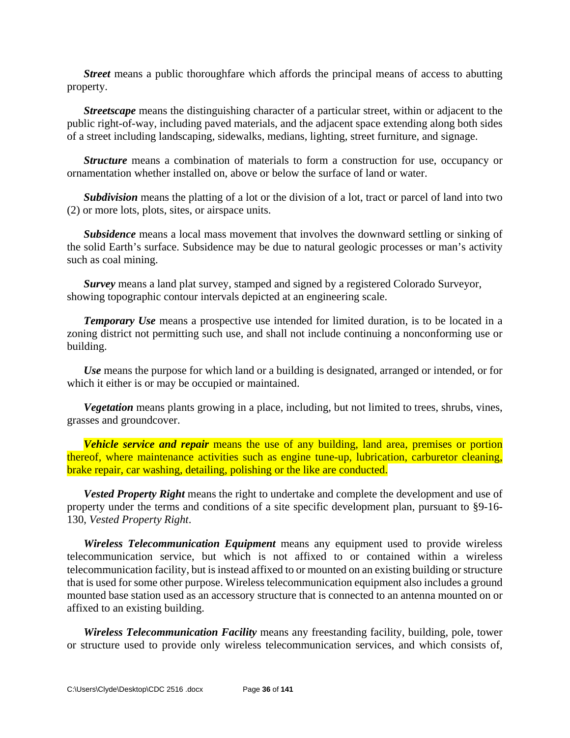***Street*** means a public thoroughfare which affords the principal means of access to abutting property.

***Streetscape*** means the distinguishing character of a particular street, within or adjacent to the public right-of-way, including paved materials, and the adjacent space extending along both sides of a street including landscaping, sidewalks, medians, lighting, street furniture, and signage.

***Structure*** means a combination of materials to form a construction for use, occupancy or ornamentation whether installed on, above or below the surface of land or water.

***Subdivision*** means the platting of a lot or the division of a lot, tract or parcel of land into two (2) or more lots, plots, sites, or airspace units.

***Subsidence*** means a local mass movement that involves the downward settling or sinking of the solid Earth's surface. Subsidence may be due to natural geologic processes or man's activity such as coal mining.

***Survey*** means a land plat survey, stamped and signed by a registered Colorado Surveyor, showing topographic contour intervals depicted at an engineering scale.

***Temporary Use*** means a prospective use intended for limited duration, is to be located in a zoning district not permitting such use, and shall not include continuing a nonconforming use or building.

***Use*** means the purpose for which land or a building is designated, arranged or intended, or for which it either is or may be occupied or maintained.

***Vegetation*** means plants growing in a place, including, but not limited to trees, shrubs, vines, grasses and groundcover.

***Vehicle service and repair*** means the use of any building, land area, premises or portion thereof, where maintenance activities such as engine tune-up, lubrication, carburetor cleaning, brake repair, car washing, detailing, polishing or the like are conducted.

***Vested Property Right*** means the right to undertake and complete the development and use of property under the terms and conditions of a site specific development plan, pursuant to §9-16-130, *Vested Property Right*.

***Wireless Telecommunication Equipment*** means any equipment used to provide wireless telecommunication service, but which is not affixed to or contained within a wireless telecommunication facility, but is instead affixed to or mounted on an existing building or structure that is used for some other purpose. Wireless telecommunication equipment also includes a ground mounted base station used as an accessory structure that is connected to an antenna mounted on or affixed to an existing building.

***Wireless Telecommunication Facility*** means any freestanding facility, building, pole, tower or structure used to provide only wireless telecommunication services, and which consists of,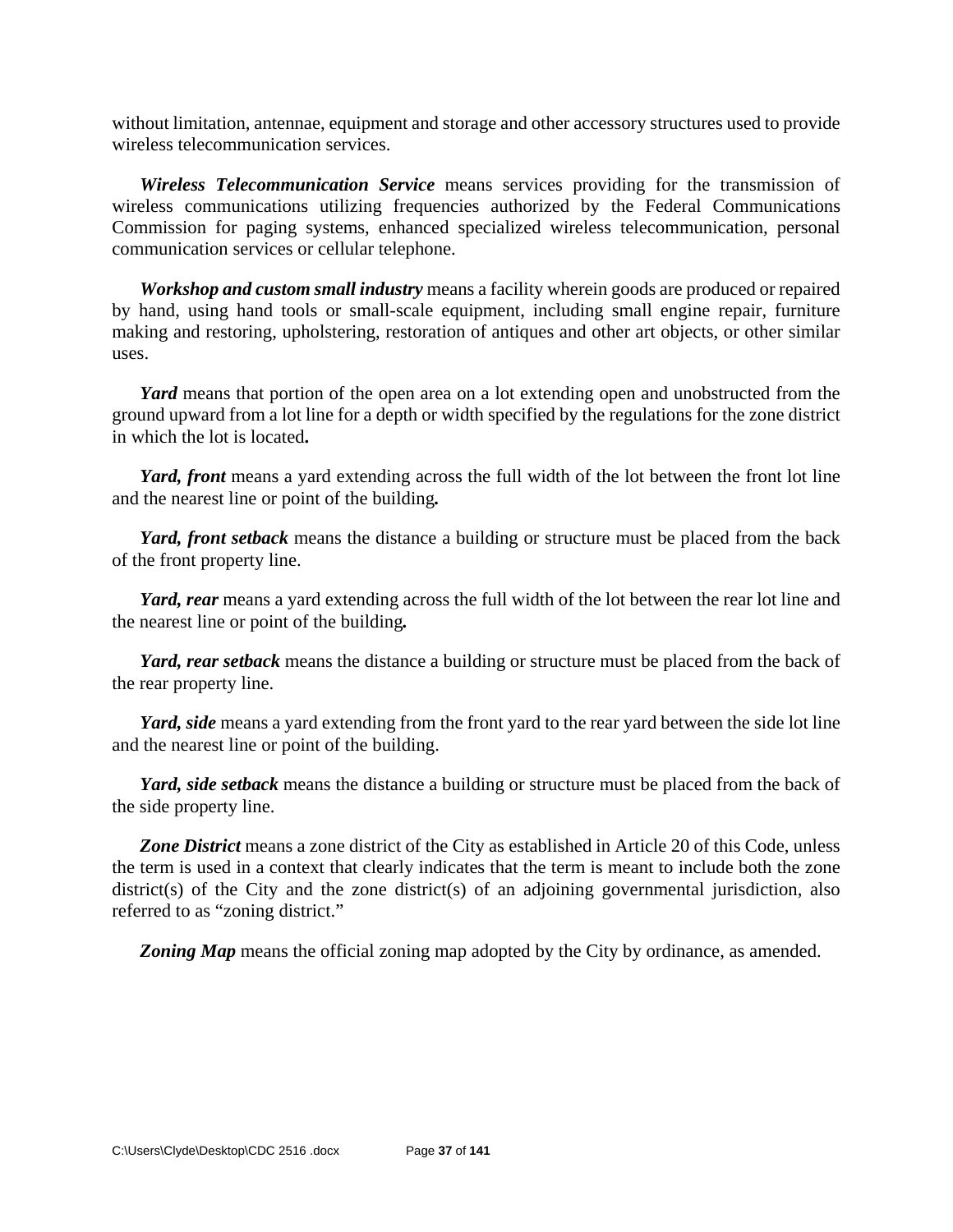without limitation, antennae, equipment and storage and other accessory structures used to provide wireless telecommunication services.

***Wireless Telecommunication Service*** means services providing for the transmission of wireless communications utilizing frequencies authorized by the Federal Communications Commission for paging systems, enhanced specialized wireless telecommunication, personal communication services or cellular telephone.

***Workshop and custom small industry*** means a facility wherein goods are produced or repaired by hand, using hand tools or small-scale equipment, including small engine repair, furniture making and restoring, upholstering, restoration of antiques and other art objects, or other similar uses.

***Yard*** means that portion of the open area on a lot extending open and unobstructed from the ground upward from a lot line for a depth or width specified by the regulations for the zone district in which the lot is located**.**

***Yard, front*** means a yard extending across the full width of the lot between the front lot line and the nearest line or point of the building***.***

***Yard, front setback*** means the distance a building or structure must be placed from the back of the front property line.

***Yard, rear*** means a yard extending across the full width of the lot between the rear lot line and the nearest line or point of the building***.***

***Yard, rear setback*** means the distance a building or structure must be placed from the back of the rear property line.

***Yard, side*** means a yard extending from the front yard to the rear yard between the side lot line and the nearest line or point of the building.

***Yard, side setback*** means the distance a building or structure must be placed from the back of the side property line.

***Zone District*** means a zone district of the City as established in Article 20 of this Code, unless the term is used in a context that clearly indicates that the term is meant to include both the zone district(s) of the City and the zone district(s) of an adjoining governmental jurisdiction, also referred to as "zoning district."

***Zoning Map*** means the official zoning map adopted by the City by ordinance, as amended.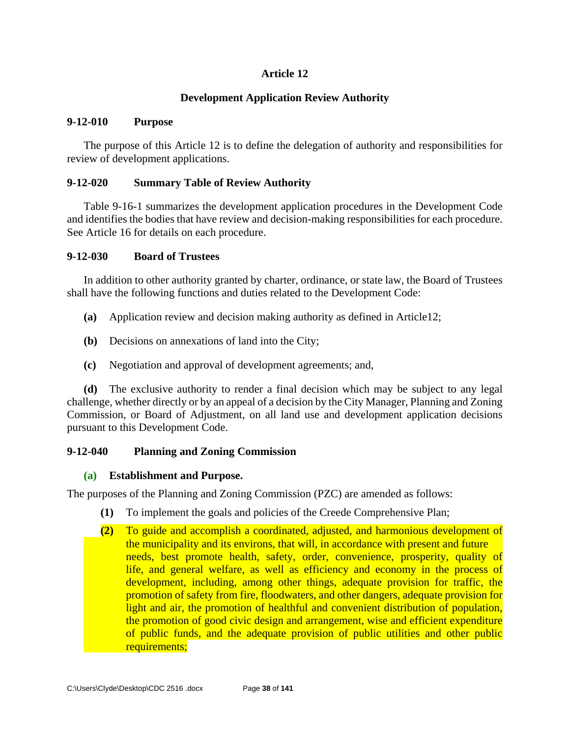# Article 12

## Development Application Review Authority

### 9-12-010 Purpose

The purpose of this Article 12 is to define the delegation of authority and responsibilities for review of development applications.

### 9-12-020 Summary Table of Review Authority

Table 9-16-1 summarizes the development application procedures in the Development Code and identifies the bodies that have review and decision-making responsibilities for each procedure. See Article 16 for details on each procedure.

### 9-12-030 Board of Trustees

In addition to other authority granted by charter, ordinance, or state law, the Board of Trustees shall have the following functions and duties related to the Development Code:

**(a)** Application review and decision making authority as defined in Article12;

**(b)** Decisions on annexations of land into the City;

**(c)** Negotiation and approval of development agreements; and,

**(d)** The exclusive authority to render a final decision which may be subject to any legal challenge, whether directly or by an appeal of a decision by the City Manager, Planning and Zoning Commission, or Board of Adjustment, on all land use and development application decisions pursuant to this Development Code.

### 9-12-040 Planning and Zoning Commission

**(a) Establishment and Purpose.**

The purposes of the Planning and Zoning Commission (PZC) are amended as follows:

**(1)** To implement the goals and policies of the Creede Comprehensive Plan;

**(2)** To guide and accomplish a coordinated, adjusted, and harmonious development of the municipality and its environs, that will, in accordance with present and future needs, best promote health, safety, order, convenience, prosperity, quality of life, and general welfare, as well as efficiency and economy in the process of development, including, among other things, adequate provision for traffic, the promotion of safety from fire, floodwaters, and other dangers, adequate provision for light and air, the promotion of healthful and convenient distribution of population, the promotion of good civic design and arrangement, wise and efficient expenditure of public funds, and the adequate provision of public utilities and other public requirements;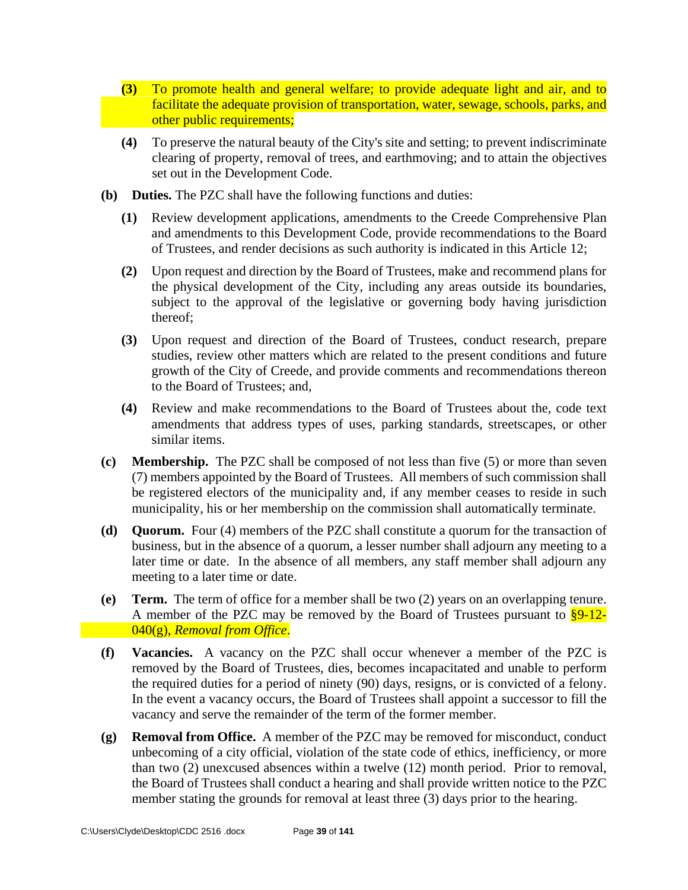**(3)** To promote health and general welfare; to provide adequate light and air, and to facilitate the adequate provision of transportation, water, sewage, schools, parks, and other public requirements;

**(4)** To preserve the natural beauty of the City's site and setting; to prevent indiscriminate clearing of property, removal of trees, and earthmoving; and to attain the objectives set out in the Development Code.

**(b) Duties.** The PZC shall have the following functions and duties:

**(1)** Review development applications, amendments to the Creede Comprehensive Plan and amendments to this Development Code, provide recommendations to the Board of Trustees, and render decisions as such authority is indicated in this Article 12;

**(2)** Upon request and direction by the Board of Trustees, make and recommend plans for the physical development of the City, including any areas outside its boundaries, subject to the approval of the legislative or governing body having jurisdiction thereof;

**(3)** Upon request and direction of the Board of Trustees, conduct research, prepare studies, review other matters which are related to the present conditions and future growth of the City of Creede, and provide comments and recommendations thereon to the Board of Trustees; and,

**(4)** Review and make recommendations to the Board of Trustees about the, code text amendments that address types of uses, parking standards, streetscapes, or other similar items.

**(c) Membership.** The PZC shall be composed of not less than five (5) or more than seven (7) members appointed by the Board of Trustees. All members of such commission shall be registered electors of the municipality and, if any member ceases to reside in such municipality, his or her membership on the commission shall automatically terminate.

**(d) Quorum.** Four (4) members of the PZC shall constitute a quorum for the transaction of business, but in the absence of a quorum, a lesser number shall adjourn any meeting to a later time or date. In the absence of all members, any staff member shall adjourn any meeting to a later time or date.

**(e) Term.** The term of office for a member shall be two (2) years on an overlapping tenure. A member of the PZC may be removed by the Board of Trustees pursuant to §9-12-040(g), *Removal from Office*.

**(f) Vacancies.** A vacancy on the PZC shall occur whenever a member of the PZC is removed by the Board of Trustees, dies, becomes incapacitated and unable to perform the required duties for a period of ninety (90) days, resigns, or is convicted of a felony. In the event a vacancy occurs, the Board of Trustees shall appoint a successor to fill the vacancy and serve the remainder of the term of the former member.

**(g) Removal from Office.** A member of the PZC may be removed for misconduct, conduct unbecoming of a city official, violation of the state code of ethics, inefficiency, or more than two (2) unexcused absences within a twelve (12) month period. Prior to removal, the Board of Trustees shall conduct a hearing and shall provide written notice to the PZC member stating the grounds for removal at least three (3) days prior to the hearing.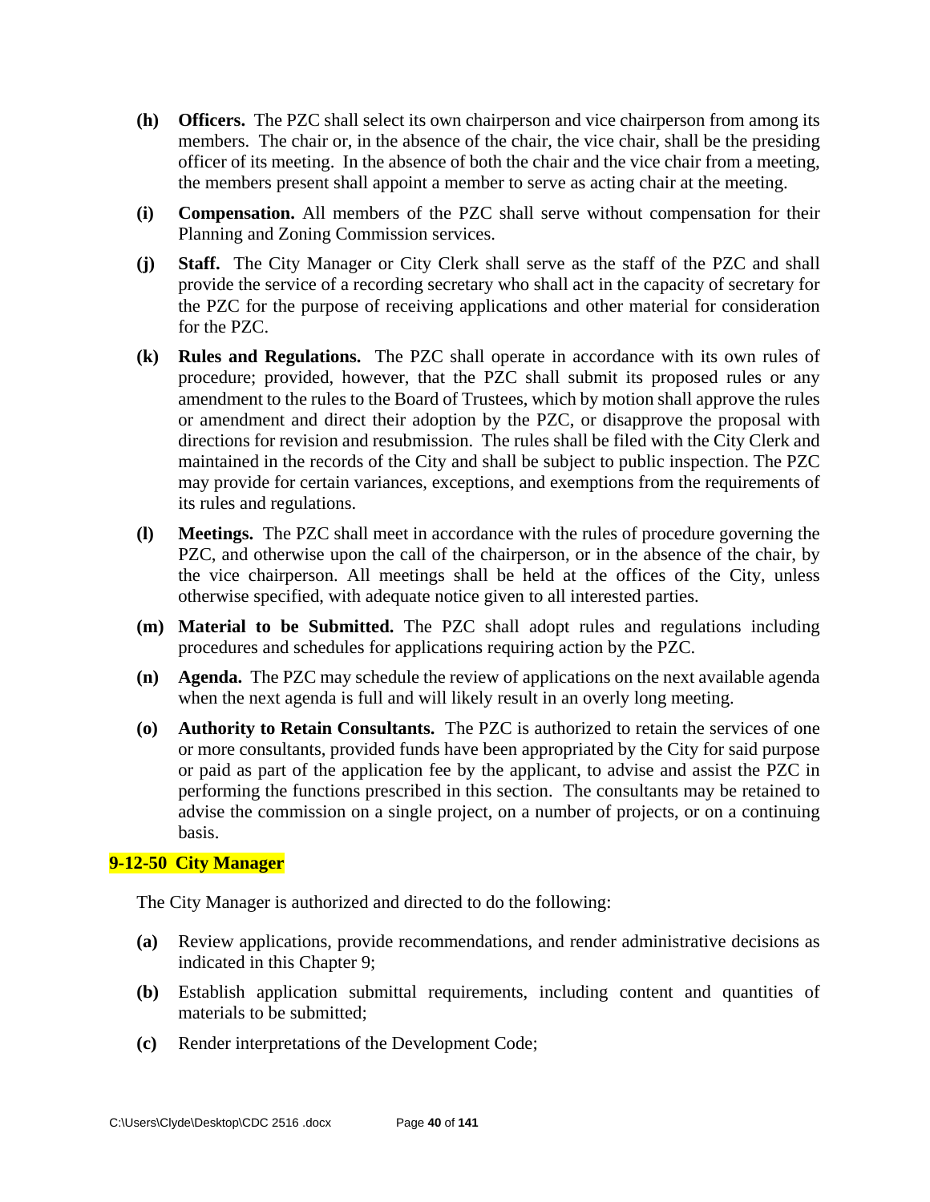**(h) Officers.** The PZC shall select its own chairperson and vice chairperson from among its members. The chair or, in the absence of the chair, the vice chair, shall be the presiding officer of its meeting. In the absence of both the chair and the vice chair from a meeting, the members present shall appoint a member to serve as acting chair at the meeting.

**(i) Compensation.** All members of the PZC shall serve without compensation for their Planning and Zoning Commission services.

**(j) Staff.** The City Manager or City Clerk shall serve as the staff of the PZC and shall provide the service of a recording secretary who shall act in the capacity of secretary for the PZC for the purpose of receiving applications and other material for consideration for the PZC.

**(k) Rules and Regulations.** The PZC shall operate in accordance with its own rules of procedure; provided, however, that the PZC shall submit its proposed rules or any amendment to the rules to the Board of Trustees, which by motion shall approve the rules or amendment and direct their adoption by the PZC, or disapprove the proposal with directions for revision and resubmission. The rules shall be filed with the City Clerk and maintained in the records of the City and shall be subject to public inspection. The PZC may provide for certain variances, exceptions, and exemptions from the requirements of its rules and regulations.

**(l) Meetings.** The PZC shall meet in accordance with the rules of procedure governing the PZC, and otherwise upon the call of the chairperson, or in the absence of the chair, by the vice chairperson. All meetings shall be held at the offices of the City, unless otherwise specified, with adequate notice given to all interested parties.

**(m) Material to be Submitted.** The PZC shall adopt rules and regulations including procedures and schedules for applications requiring action by the PZC.

**(n) Agenda.** The PZC may schedule the review of applications on the next available agenda when the next agenda is full and will likely result in an overly long meeting.

**(o) Authority to Retain Consultants.** The PZC is authorized to retain the services of one or more consultants, provided funds have been appropriated by the City for said purpose or paid as part of the application fee by the applicant, to advise and assist the PZC in performing the functions prescribed in this section. The consultants may be retained to advise the commission on a single project, on a number of projects, or on a continuing basis.

## 9-12-50 City Manager

The City Manager is authorized and directed to do the following:

**(a)** Review applications, provide recommendations, and render administrative decisions as indicated in this Chapter 9;

**(b)** Establish application submittal requirements, including content and quantities of materials to be submitted;

**(c)** Render interpretations of the Development Code;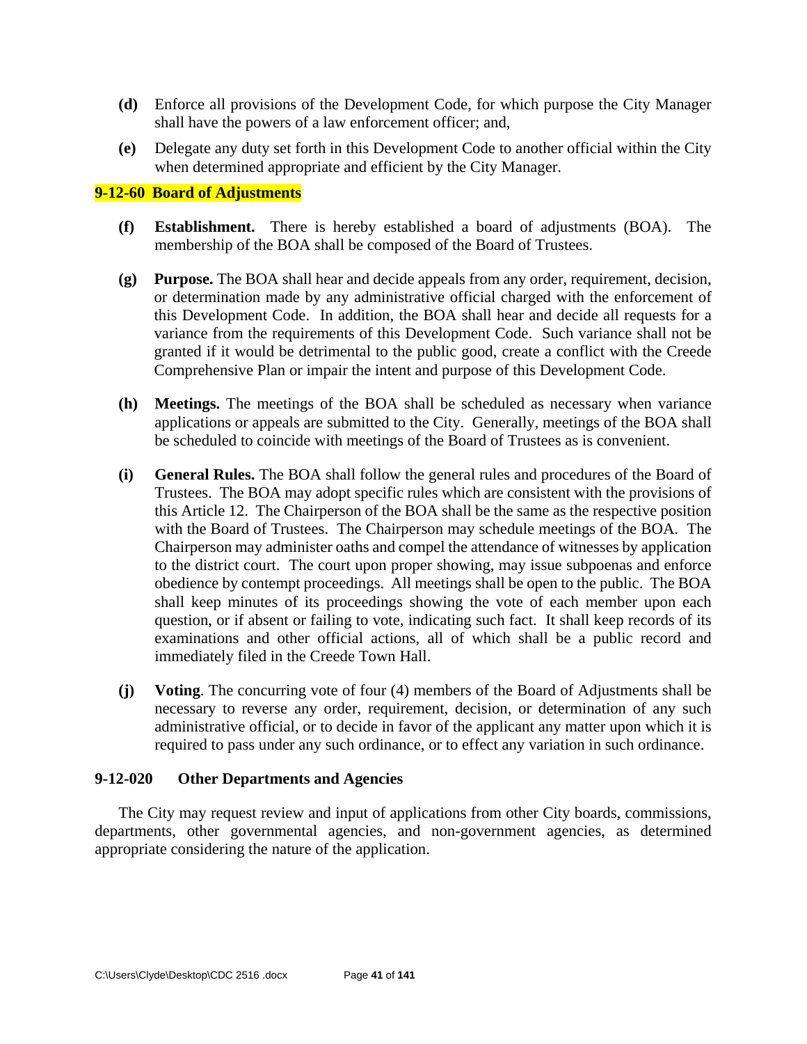**(d)** Enforce all provisions of the Development Code, for which purpose the City Manager shall have the powers of a law enforcement officer; and,

**(e)** Delegate any duty set forth in this Development Code to another official within the City when determined appropriate and efficient by the City Manager.

### 9-12-60 Board of Adjustments

**(f)** **Establishment.** There is hereby established a board of adjustments (BOA). The membership of the BOA shall be composed of the Board of Trustees.

**(g)** **Purpose.** The BOA shall hear and decide appeals from any order, requirement, decision, or determination made by any administrative official charged with the enforcement of this Development Code. In addition, the BOA shall hear and decide all requests for a variance from the requirements of this Development Code. Such variance shall not be granted if it would be detrimental to the public good, create a conflict with the Creede Comprehensive Plan or impair the intent and purpose of this Development Code.

**(h)** **Meetings.** The meetings of the BOA shall be scheduled as necessary when variance applications or appeals are submitted to the City. Generally, meetings of the BOA shall be scheduled to coincide with meetings of the Board of Trustees as is convenient.

**(i)** **General Rules.** The BOA shall follow the general rules and procedures of the Board of Trustees. The BOA may adopt specific rules which are consistent with the provisions of this Article 12. The Chairperson of the BOA shall be the same as the respective position with the Board of Trustees. The Chairperson may schedule meetings of the BOA. The Chairperson may administer oaths and compel the attendance of witnesses by application to the district court. The court upon proper showing, may issue subpoenas and enforce obedience by contempt proceedings. All meetings shall be open to the public. The BOA shall keep minutes of its proceedings showing the vote of each member upon each question, or if absent or failing to vote, indicating such fact. It shall keep records of its examinations and other official actions, all of which shall be a public record and immediately filed in the Creede Town Hall.

**(j)** **Voting**. The concurring vote of four (4) members of the Board of Adjustments shall be necessary to reverse any order, requirement, decision, or determination of any such administrative official, or to decide in favor of the applicant any matter upon which it is required to pass under any such ordinance, or to effect any variation in such ordinance.

### 9-12-020 Other Departments and Agencies

The City may request review and input of applications from other City boards, commissions, departments, other governmental agencies, and non-government agencies, as determined appropriate considering the nature of the application.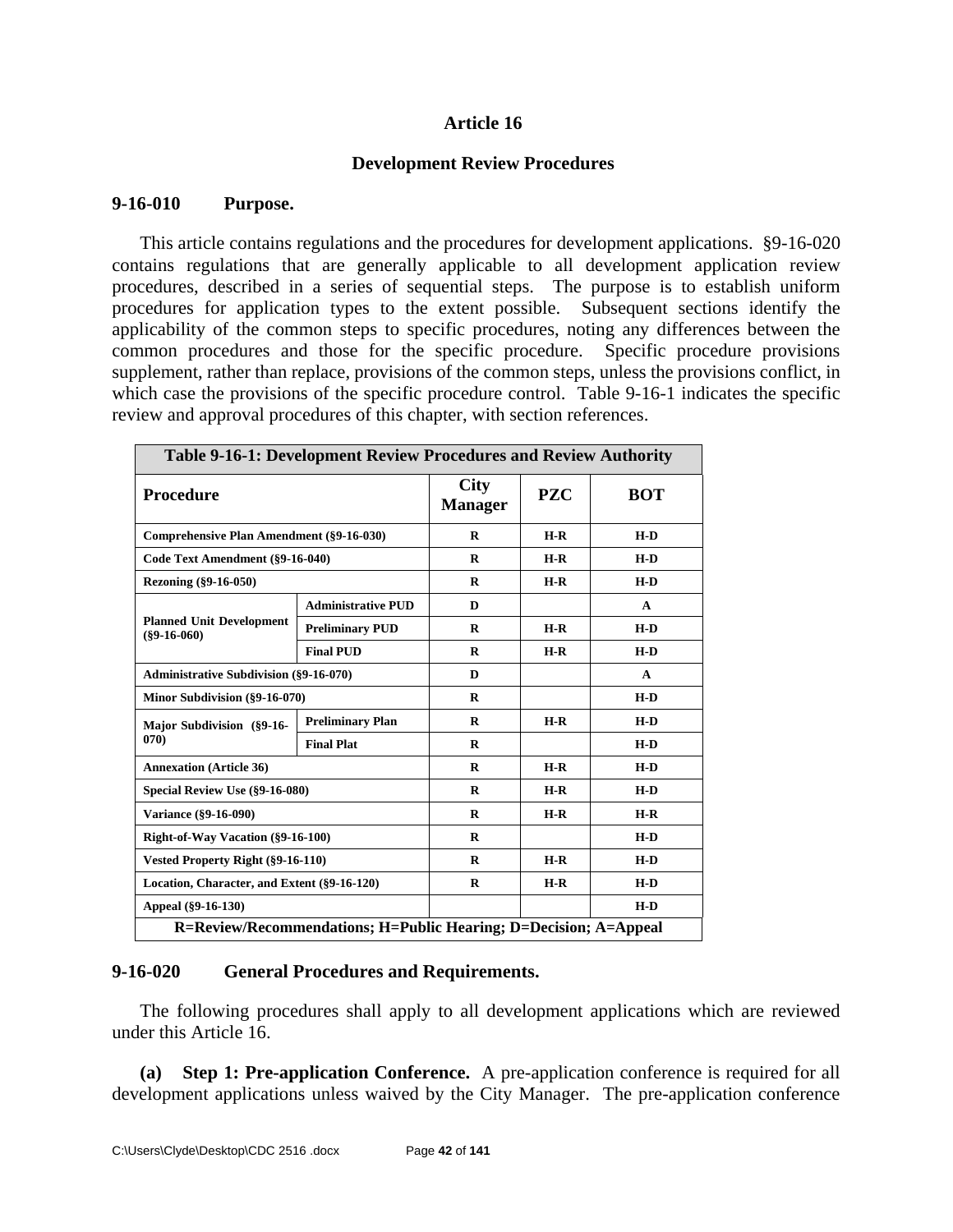# Article 16

## Development Review Procedures

### 9-16-010 Purpose.

This article contains regulations and the procedures for development applications. §9-16-020 contains regulations that are generally applicable to all development application review procedures, described in a series of sequential steps. The purpose is to establish uniform procedures for application types to the extent possible. Subsequent sections identify the applicability of the common steps to specific procedures, noting any differences between the common procedures and those for the specific procedure. Specific procedure provisions supplement, rather than replace, provisions of the common steps, unless the provisions conflict, in which case the provisions of the specific procedure control. Table 9-16-1 indicates the specific review and approval procedures of this chapter, with section references.

**Table 9-16-1: Development Review Procedures and Review Authority**

| Procedure | | City Manager | PZC | BOT |
|---|---|---|---|---|
| Comprehensive Plan Amendment (§9-16-030) | | R | H-R | H-D |
| Code Text Amendment (§9-16-040) | | R | H-R | H-D |
| Rezoning (§9-16-050) | | R | H-R | H-D |
| Planned Unit Development (§9-16-060) | Administrative PUD | D | | A |
| | Preliminary PUD | R | H-R | H-D |
| | Final PUD | R | H-R | H-D |
| Administrative Subdivision (§9-16-070) | | D | | A |
| Minor Subdivision (§9-16-070) | | R | | H-D |
| Major Subdivision (§9-16-070) | Preliminary Plan | R | H-R | H-D |
| | Final Plat | R | | H-D |
| Annexation (Article 36) | | R | H-R | H-D |
| Special Review Use (§9-16-080) | | R | H-R | H-D |
| Variance (§9-16-090) | | R | H-R | H-R |
| Right-of-Way Vacation (§9-16-100) | | R | | H-D |
| Vested Property Right (§9-16-110) | | R | H-R | H-D |
| Location, Character, and Extent (§9-16-120) | | R | H-R | H-D |
| Appeal (§9-16-130) | | | | H-D |

R=Review/Recommendations; H=Public Hearing; D=Decision; A=Appeal

### 9-16-020 General Procedures and Requirements.

The following procedures shall apply to all development applications which are reviewed under this Article 16.

**(a) Step 1: Pre-application Conference.** A pre-application conference is required for all development applications unless waived by the City Manager. The pre-application conference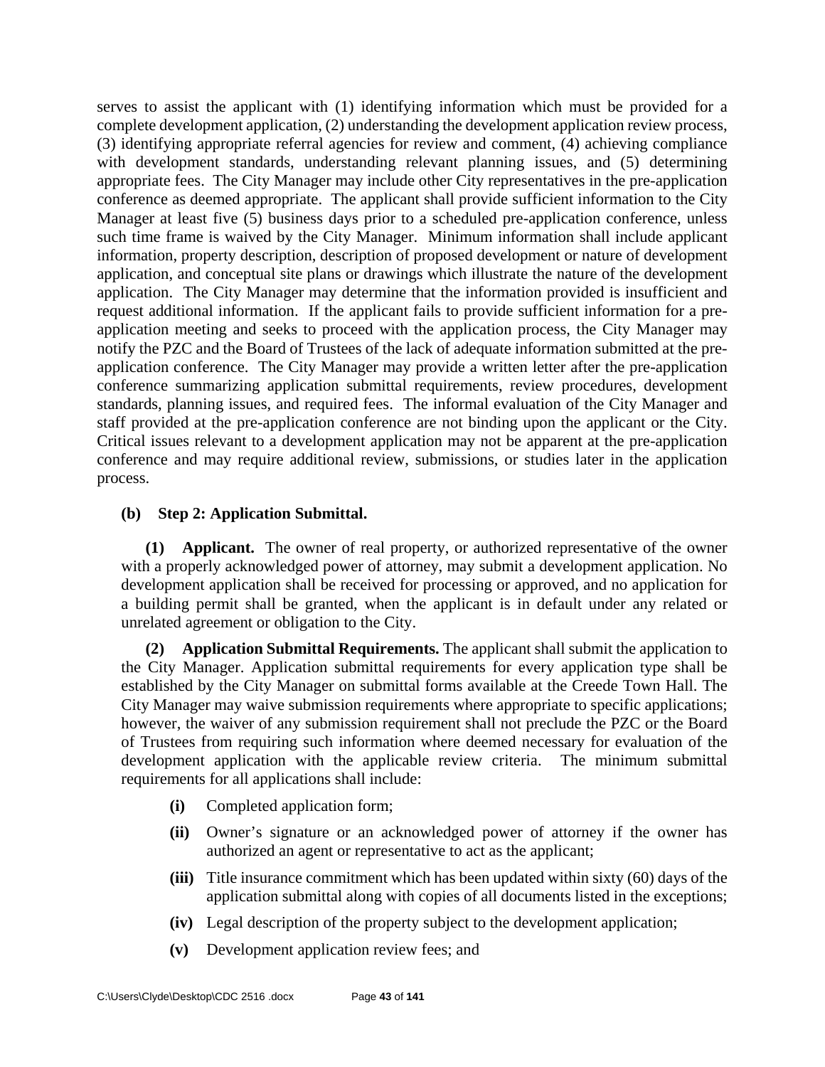serves to assist the applicant with (1) identifying information which must be provided for a complete development application, (2) understanding the development application review process, (3) identifying appropriate referral agencies for review and comment, (4) achieving compliance with development standards, understanding relevant planning issues, and (5) determining appropriate fees. The City Manager may include other City representatives in the pre-application conference as deemed appropriate. The applicant shall provide sufficient information to the City Manager at least five (5) business days prior to a scheduled pre-application conference, unless such time frame is waived by the City Manager. Minimum information shall include applicant information, property description, description of proposed development or nature of development application, and conceptual site plans or drawings which illustrate the nature of the development application. The City Manager may determine that the information provided is insufficient and request additional information. If the applicant fails to provide sufficient information for a pre-application meeting and seeks to proceed with the application process, the City Manager may notify the PZC and the Board of Trustees of the lack of adequate information submitted at the pre-application conference. The City Manager may provide a written letter after the pre-application conference summarizing application submittal requirements, review procedures, development standards, planning issues, and required fees. The informal evaluation of the City Manager and staff provided at the pre-application conference are not binding upon the applicant or the City. Critical issues relevant to a development application may not be apparent at the pre-application conference and may require additional review, submissions, or studies later in the application process.

**(b) Step 2: Application Submittal.**

**(1) Applicant.** The owner of real property, or authorized representative of the owner with a properly acknowledged power of attorney, may submit a development application. No development application shall be received for processing or approved, and no application for a building permit shall be granted, when the applicant is in default under any related or unrelated agreement or obligation to the City.

**(2) Application Submittal Requirements.** The applicant shall submit the application to the City Manager. Application submittal requirements for every application type shall be established by the City Manager on submittal forms available at the Creede Town Hall. The City Manager may waive submission requirements where appropriate to specific applications; however, the waiver of any submission requirement shall not preclude the PZC or the Board of Trustees from requiring such information where deemed necessary for evaluation of the development application with the applicable review criteria. The minimum submittal requirements for all applications shall include:

- **(i)** Completed application form;
- **(ii)** Owner's signature or an acknowledged power of attorney if the owner has authorized an agent or representative to act as the applicant;
- **(iii)** Title insurance commitment which has been updated within sixty (60) days of the application submittal along with copies of all documents listed in the exceptions;
- **(iv)** Legal description of the property subject to the development application;
- **(v)** Development application review fees; and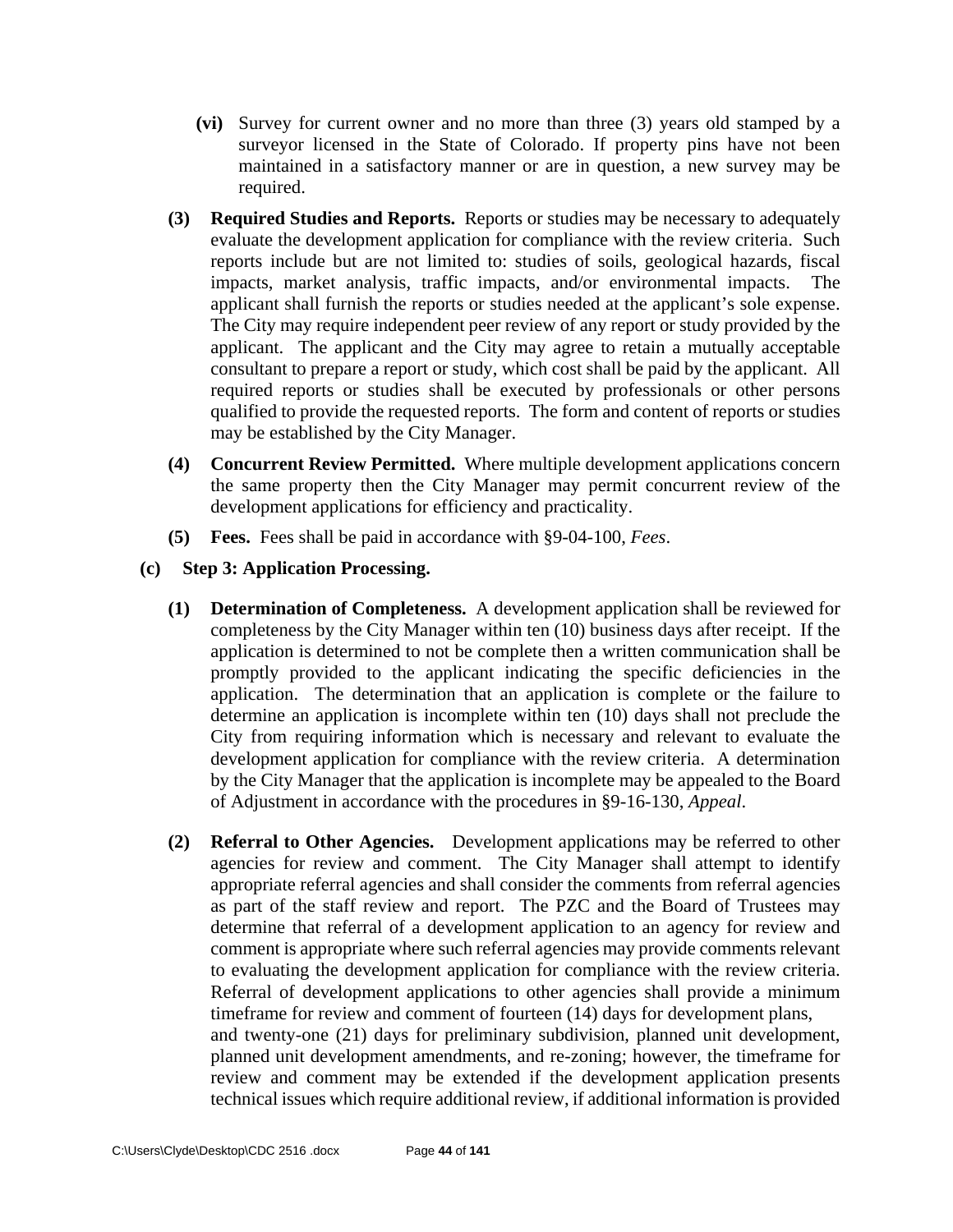**(vi)** Survey for current owner and no more than three (3) years old stamped by a surveyor licensed in the State of Colorado. If property pins have not been maintained in a satisfactory manner or are in question, a new survey may be required.

**(3) Required Studies and Reports.** Reports or studies may be necessary to adequately evaluate the development application for compliance with the review criteria. Such reports include but are not limited to: studies of soils, geological hazards, fiscal impacts, market analysis, traffic impacts, and/or environmental impacts. The applicant shall furnish the reports or studies needed at the applicant's sole expense. The City may require independent peer review of any report or study provided by the applicant. The applicant and the City may agree to retain a mutually acceptable consultant to prepare a report or study, which cost shall be paid by the applicant. All required reports or studies shall be executed by professionals or other persons qualified to provide the requested reports. The form and content of reports or studies may be established by the City Manager.

**(4) Concurrent Review Permitted.** Where multiple development applications concern the same property then the City Manager may permit concurrent review of the development applications for efficiency and practicality.

**(5) Fees.** Fees shall be paid in accordance with §9-04-100, *Fees*.

**(c) Step 3: Application Processing.**

**(1) Determination of Completeness.** A development application shall be reviewed for completeness by the City Manager within ten (10) business days after receipt. If the application is determined to not be complete then a written communication shall be promptly provided to the applicant indicating the specific deficiencies in the application. The determination that an application is complete or the failure to determine an application is incomplete within ten (10) days shall not preclude the City from requiring information which is necessary and relevant to evaluate the development application for compliance with the review criteria. A determination by the City Manager that the application is incomplete may be appealed to the Board of Adjustment in accordance with the procedures in §9-16-130, *Appeal*.

**(2) Referral to Other Agencies.** Development applications may be referred to other agencies for review and comment. The City Manager shall attempt to identify appropriate referral agencies and shall consider the comments from referral agencies as part of the staff review and report. The PZC and the Board of Trustees may determine that referral of a development application to an agency for review and comment is appropriate where such referral agencies may provide comments relevant to evaluating the development application for compliance with the review criteria. Referral of development applications to other agencies shall provide a minimum timeframe for review and comment of fourteen (14) days for development plans, and twenty-one (21) days for preliminary subdivision, planned unit development, planned unit development amendments, and re-zoning; however, the timeframe for review and comment may be extended if the development application presents technical issues which require additional review, if additional information is provided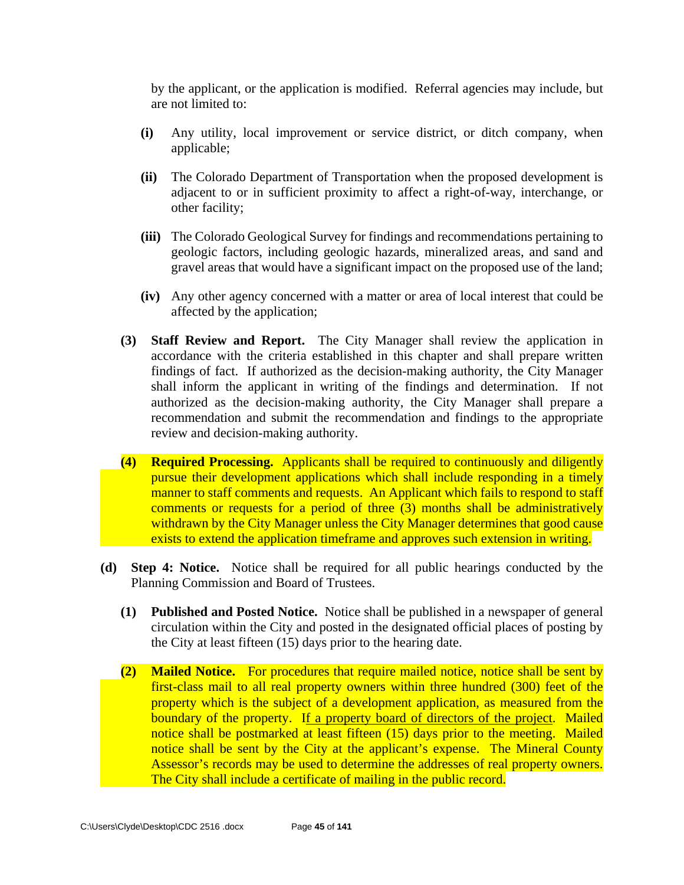by the applicant, or the application is modified. Referral agencies may include, but are not limited to:

- **(i)** Any utility, local improvement or service district, or ditch company, when applicable;
- **(ii)** The Colorado Department of Transportation when the proposed development is adjacent to or in sufficient proximity to affect a right-of-way, interchange, or other facility;
- **(iii)** The Colorado Geological Survey for findings and recommendations pertaining to geologic factors, including geologic hazards, mineralized areas, and sand and gravel areas that would have a significant impact on the proposed use of the land;
- **(iv)** Any other agency concerned with a matter or area of local interest that could be affected by the application;

**(3) Staff Review and Report.** The City Manager shall review the application in accordance with the criteria established in this chapter and shall prepare written findings of fact. If authorized as the decision-making authority, the City Manager shall inform the applicant in writing of the findings and determination. If not authorized as the decision-making authority, the City Manager shall prepare a recommendation and submit the recommendation and findings to the appropriate review and decision-making authority.

**(4) Required Processing.** Applicants shall be required to continuously and diligently pursue their development applications which shall include responding in a timely manner to staff comments and requests. An Applicant which fails to respond to staff comments or requests for a period of three (3) months shall be administratively withdrawn by the City Manager unless the City Manager determines that good cause exists to extend the application timeframe and approves such extension in writing.

**(d) Step 4: Notice.** Notice shall be required for all public hearings conducted by the Planning Commission and Board of Trustees.

**(1) Published and Posted Notice.** Notice shall be published in a newspaper of general circulation within the City and posted in the designated official places of posting by the City at least fifteen (15) days prior to the hearing date.

**(2) Mailed Notice.** For procedures that require mailed notice, notice shall be sent by first-class mail to all real property owners within three hundred (300) feet of the property which is the subject of a development application, as measured from the boundary of the property. If a property board of directors of the project. Mailed notice shall be postmarked at least fifteen (15) days prior to the meeting. Mailed notice shall be sent by the City at the applicant's expense. The Mineral County Assessor's records may be used to determine the addresses of real property owners. The City shall include a certificate of mailing in the public record.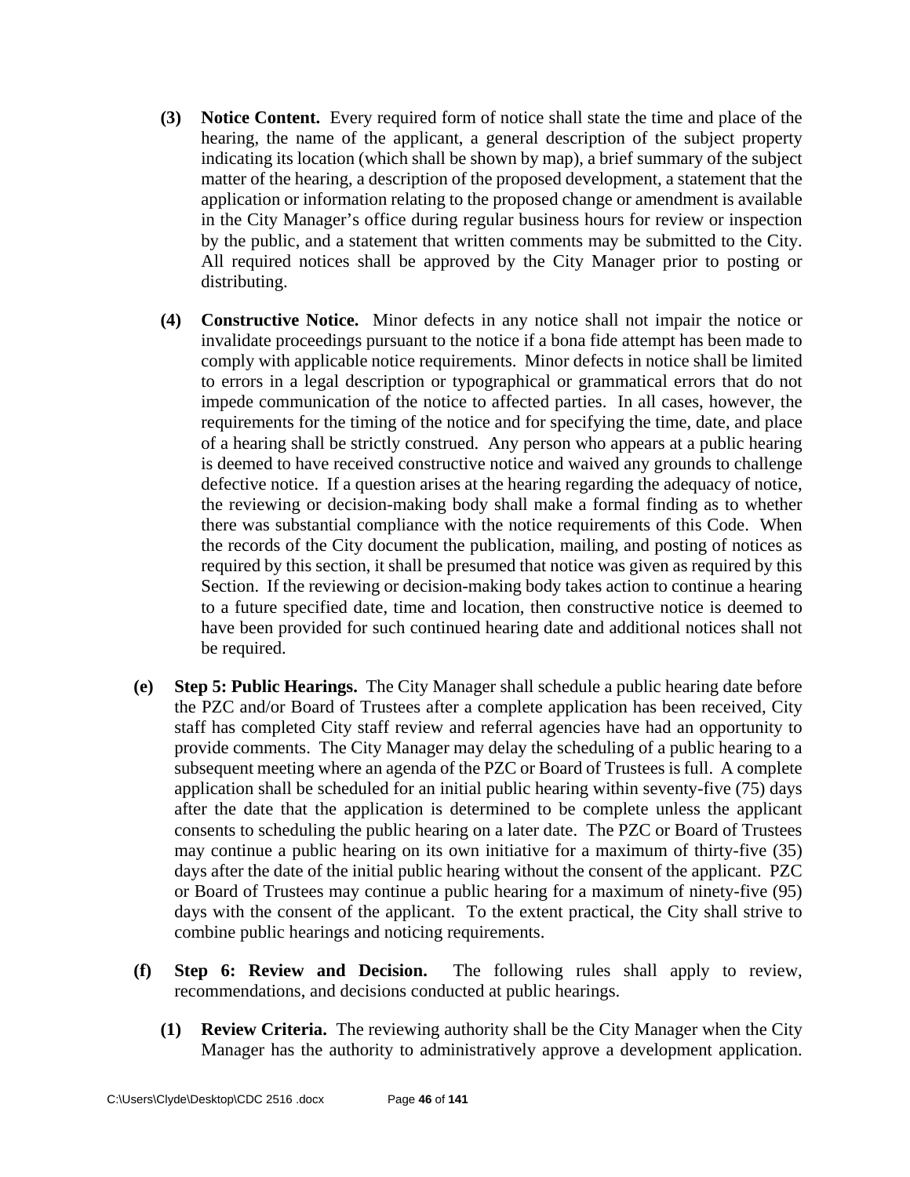**(3) Notice Content.** Every required form of notice shall state the time and place of the hearing, the name of the applicant, a general description of the subject property indicating its location (which shall be shown by map), a brief summary of the subject matter of the hearing, a description of the proposed development, a statement that the application or information relating to the proposed change or amendment is available in the City Manager's office during regular business hours for review or inspection by the public, and a statement that written comments may be submitted to the City. All required notices shall be approved by the City Manager prior to posting or distributing.

**(4) Constructive Notice.** Minor defects in any notice shall not impair the notice or invalidate proceedings pursuant to the notice if a bona fide attempt has been made to comply with applicable notice requirements. Minor defects in notice shall be limited to errors in a legal description or typographical or grammatical errors that do not impede communication of the notice to affected parties. In all cases, however, the requirements for the timing of the notice and for specifying the time, date, and place of a hearing shall be strictly construed. Any person who appears at a public hearing is deemed to have received constructive notice and waived any grounds to challenge defective notice. If a question arises at the hearing regarding the adequacy of notice, the reviewing or decision-making body shall make a formal finding as to whether there was substantial compliance with the notice requirements of this Code. When the records of the City document the publication, mailing, and posting of notices as required by this section, it shall be presumed that notice was given as required by this Section. If the reviewing or decision-making body takes action to continue a hearing to a future specified date, time and location, then constructive notice is deemed to have been provided for such continued hearing date and additional notices shall not be required.

**(e) Step 5: Public Hearings.** The City Manager shall schedule a public hearing date before the PZC and/or Board of Trustees after a complete application has been received, City staff has completed City staff review and referral agencies have had an opportunity to provide comments. The City Manager may delay the scheduling of a public hearing to a subsequent meeting where an agenda of the PZC or Board of Trustees is full. A complete application shall be scheduled for an initial public hearing within seventy-five (75) days after the date that the application is determined to be complete unless the applicant consents to scheduling the public hearing on a later date. The PZC or Board of Trustees may continue a public hearing on its own initiative for a maximum of thirty-five (35) days after the date of the initial public hearing without the consent of the applicant. PZC or Board of Trustees may continue a public hearing for a maximum of ninety-five (95) days with the consent of the applicant. To the extent practical, the City shall strive to combine public hearings and noticing requirements.

**(f) Step 6: Review and Decision.** The following rules shall apply to review, recommendations, and decisions conducted at public hearings.

**(1) Review Criteria.** The reviewing authority shall be the City Manager when the City Manager has the authority to administratively approve a development application.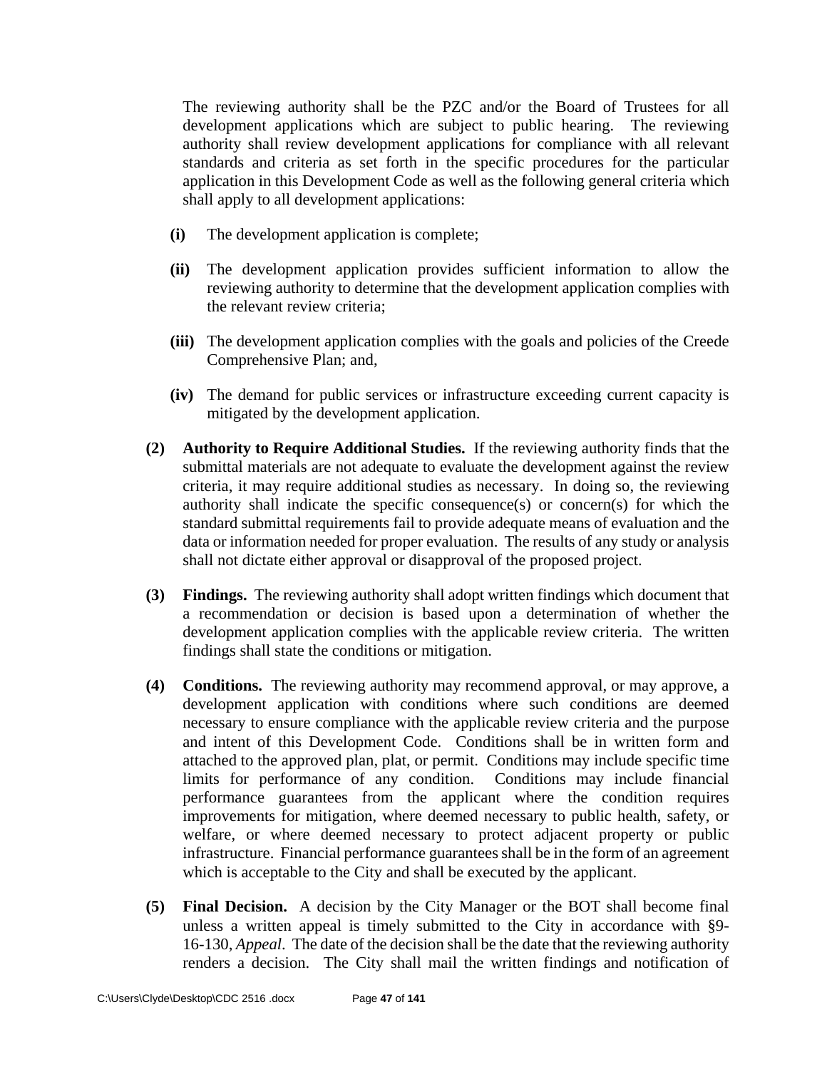The reviewing authority shall be the PZC and/or the Board of Trustees for all development applications which are subject to public hearing. The reviewing authority shall review development applications for compliance with all relevant standards and criteria as set forth in the specific procedures for the particular application in this Development Code as well as the following general criteria which shall apply to all development applications:

**(i)** The development application is complete;

**(ii)** The development application provides sufficient information to allow the reviewing authority to determine that the development application complies with the relevant review criteria;

**(iii)** The development application complies with the goals and policies of the Creede Comprehensive Plan; and,

**(iv)** The demand for public services or infrastructure exceeding current capacity is mitigated by the development application.

**(2) Authority to Require Additional Studies.** If the reviewing authority finds that the submittal materials are not adequate to evaluate the development against the review criteria, it may require additional studies as necessary. In doing so, the reviewing authority shall indicate the specific consequence(s) or concern(s) for which the standard submittal requirements fail to provide adequate means of evaluation and the data or information needed for proper evaluation. The results of any study or analysis shall not dictate either approval or disapproval of the proposed project.

**(3) Findings.** The reviewing authority shall adopt written findings which document that a recommendation or decision is based upon a determination of whether the development application complies with the applicable review criteria. The written findings shall state the conditions or mitigation.

**(4) Conditions.** The reviewing authority may recommend approval, or may approve, a development application with conditions where such conditions are deemed necessary to ensure compliance with the applicable review criteria and the purpose and intent of this Development Code. Conditions shall be in written form and attached to the approved plan, plat, or permit. Conditions may include specific time limits for performance of any condition. Conditions may include financial performance guarantees from the applicant where the condition requires improvements for mitigation, where deemed necessary to public health, safety, or welfare, or where deemed necessary to protect adjacent property or public infrastructure. Financial performance guarantees shall be in the form of an agreement which is acceptable to the City and shall be executed by the applicant.

**(5) Final Decision.** A decision by the City Manager or the BOT shall become final unless a written appeal is timely submitted to the City in accordance with §9-16-130, *Appeal*. The date of the decision shall be the date that the reviewing authority renders a decision. The City shall mail the written findings and notification of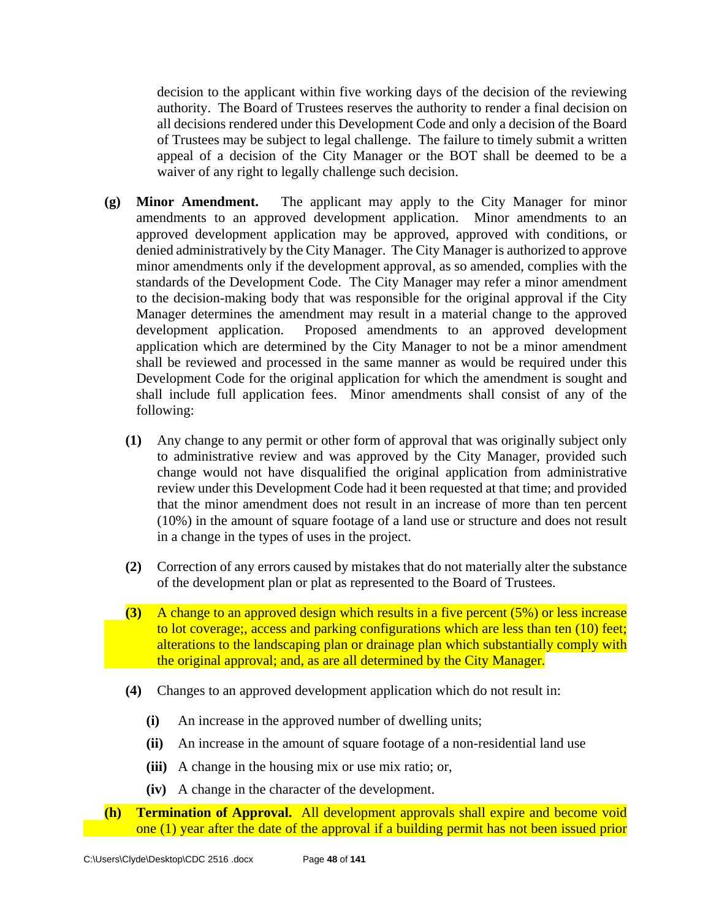decision to the applicant within five working days of the decision of the reviewing authority. The Board of Trustees reserves the authority to render a final decision on all decisions rendered under this Development Code and only a decision of the Board of Trustees may be subject to legal challenge. The failure to timely submit a written appeal of a decision of the City Manager or the BOT shall be deemed to be a waiver of any right to legally challenge such decision.

**(g) Minor Amendment.** The applicant may apply to the City Manager for minor amendments to an approved development application. Minor amendments to an approved development application may be approved, approved with conditions, or denied administratively by the City Manager. The City Manager is authorized to approve minor amendments only if the development approval, as so amended, complies with the standards of the Development Code. The City Manager may refer a minor amendment to the decision-making body that was responsible for the original approval if the City Manager determines the amendment may result in a material change to the approved development application. Proposed amendments to an approved development application which are determined by the City Manager to not be a minor amendment shall be reviewed and processed in the same manner as would be required under this Development Code for the original application for which the amendment is sought and shall include full application fees. Minor amendments shall consist of any of the following:

**(1)** Any change to any permit or other form of approval that was originally subject only to administrative review and was approved by the City Manager, provided such change would not have disqualified the original application from administrative review under this Development Code had it been requested at that time; and provided that the minor amendment does not result in an increase of more than ten percent (10%) in the amount of square footage of a land use or structure and does not result in a change in the types of uses in the project.

**(2)** Correction of any errors caused by mistakes that do not materially alter the substance of the development plan or plat as represented to the Board of Trustees.

**(3)** A change to an approved design which results in a five percent (5%) or less increase to lot coverage;, access and parking configurations which are less than ten (10) feet; alterations to the landscaping plan or drainage plan which substantially comply with the original approval; and, as are all determined by the City Manager.

**(4)** Changes to an approved development application which do not result in:

**(i)** An increase in the approved number of dwelling units;

**(ii)** An increase in the amount of square footage of a non-residential land use

**(iii)** A change in the housing mix or use mix ratio; or,

**(iv)** A change in the character of the development.

**(h) Termination of Approval.** All development approvals shall expire and become void one (1) year after the date of the approval if a building permit has not been issued prior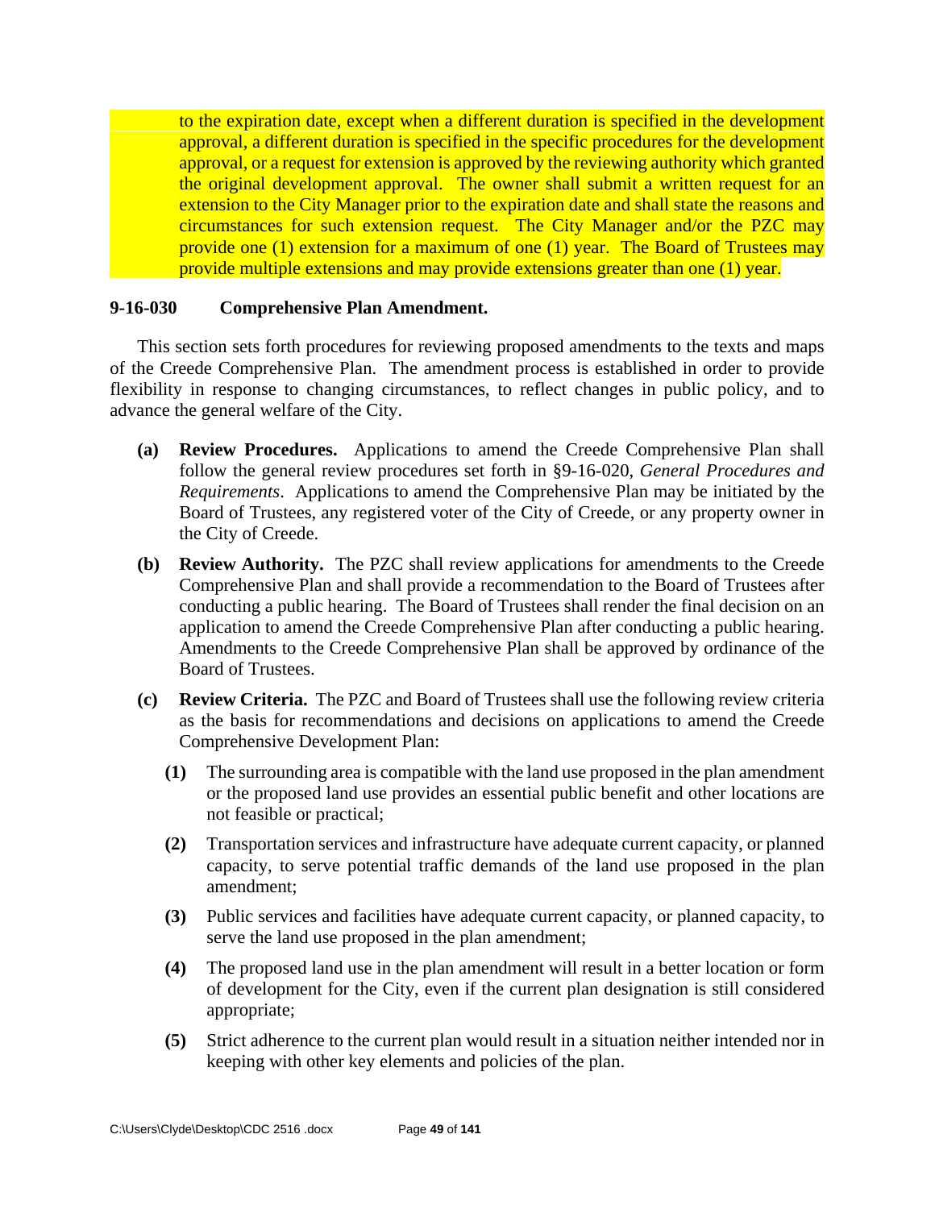to the expiration date, except when a different duration is specified in the development approval, a different duration is specified in the specific procedures for the development approval, or a request for extension is approved by the reviewing authority which granted the original development approval. The owner shall submit a written request for an extension to the City Manager prior to the expiration date and shall state the reasons and circumstances for such extension request. The City Manager and/or the PZC may provide one (1) extension for a maximum of one (1) year. The Board of Trustees may provide multiple extensions and may provide extensions greater than one (1) year.

### 9-16-030 Comprehensive Plan Amendment.

This section sets forth procedures for reviewing proposed amendments to the texts and maps of the Creede Comprehensive Plan. The amendment process is established in order to provide flexibility in response to changing circumstances, to reflect changes in public policy, and to advance the general welfare of the City.

**(a) Review Procedures.** Applications to amend the Creede Comprehensive Plan shall follow the general review procedures set forth in §9-16-020, *General Procedures and Requirements*. Applications to amend the Comprehensive Plan may be initiated by the Board of Trustees, any registered voter of the City of Creede, or any property owner in the City of Creede.

**(b) Review Authority.** The PZC shall review applications for amendments to the Creede Comprehensive Plan and shall provide a recommendation to the Board of Trustees after conducting a public hearing. The Board of Trustees shall render the final decision on an application to amend the Creede Comprehensive Plan after conducting a public hearing. Amendments to the Creede Comprehensive Plan shall be approved by ordinance of the Board of Trustees.

**(c) Review Criteria.** The PZC and Board of Trustees shall use the following review criteria as the basis for recommendations and decisions on applications to amend the Creede Comprehensive Development Plan:

- **(1)** The surrounding area is compatible with the land use proposed in the plan amendment or the proposed land use provides an essential public benefit and other locations are not feasible or practical;
- **(2)** Transportation services and infrastructure have adequate current capacity, or planned capacity, to serve potential traffic demands of the land use proposed in the plan amendment;
- **(3)** Public services and facilities have adequate current capacity, or planned capacity, to serve the land use proposed in the plan amendment;
- **(4)** The proposed land use in the plan amendment will result in a better location or form of development for the City, even if the current plan designation is still considered appropriate;
- **(5)** Strict adherence to the current plan would result in a situation neither intended nor in keeping with other key elements and policies of the plan.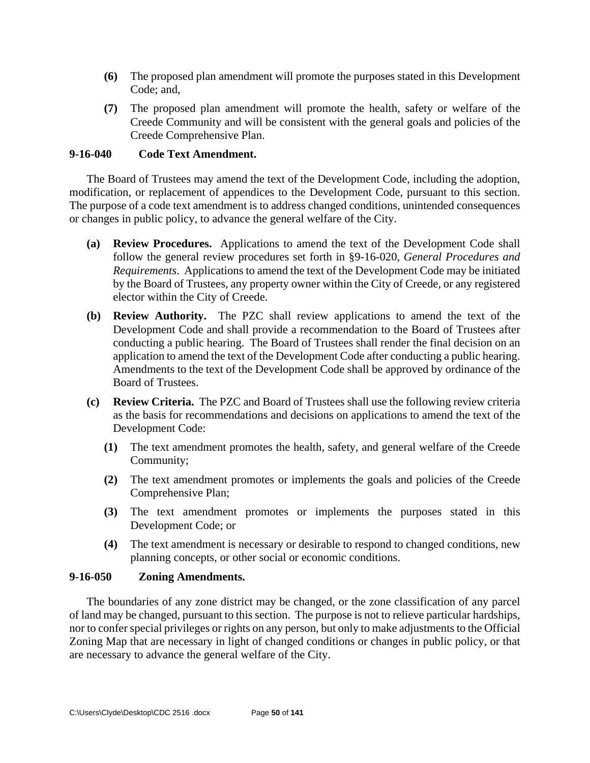**(6)** The proposed plan amendment will promote the purposes stated in this Development Code; and,

**(7)** The proposed plan amendment will promote the health, safety or welfare of the Creede Community and will be consistent with the general goals and policies of the Creede Comprehensive Plan.

### 9-16-040 Code Text Amendment.

The Board of Trustees may amend the text of the Development Code, including the adoption, modification, or replacement of appendices to the Development Code, pursuant to this section. The purpose of a code text amendment is to address changed conditions, unintended consequences or changes in public policy, to advance the general welfare of the City.

**(a) Review Procedures.** Applications to amend the text of the Development Code shall follow the general review procedures set forth in §9-16-020, *General Procedures and Requirements*. Applications to amend the text of the Development Code may be initiated by the Board of Trustees, any property owner within the City of Creede, or any registered elector within the City of Creede.

**(b) Review Authority.** The PZC shall review applications to amend the text of the Development Code and shall provide a recommendation to the Board of Trustees after conducting a public hearing. The Board of Trustees shall render the final decision on an application to amend the text of the Development Code after conducting a public hearing. Amendments to the text of the Development Code shall be approved by ordinance of the Board of Trustees.

**(c) Review Criteria.** The PZC and Board of Trustees shall use the following review criteria as the basis for recommendations and decisions on applications to amend the text of the Development Code:

**(1)** The text amendment promotes the health, safety, and general welfare of the Creede Community;

**(2)** The text amendment promotes or implements the goals and policies of the Creede Comprehensive Plan;

**(3)** The text amendment promotes or implements the purposes stated in this Development Code; or

**(4)** The text amendment is necessary or desirable to respond to changed conditions, new planning concepts, or other social or economic conditions.

### 9-16-050 Zoning Amendments.

The boundaries of any zone district may be changed, or the zone classification of any parcel of land may be changed, pursuant to this section. The purpose is not to relieve particular hardships, nor to confer special privileges or rights on any person, but only to make adjustments to the Official Zoning Map that are necessary in light of changed conditions or changes in public policy, or that are necessary to advance the general welfare of the City.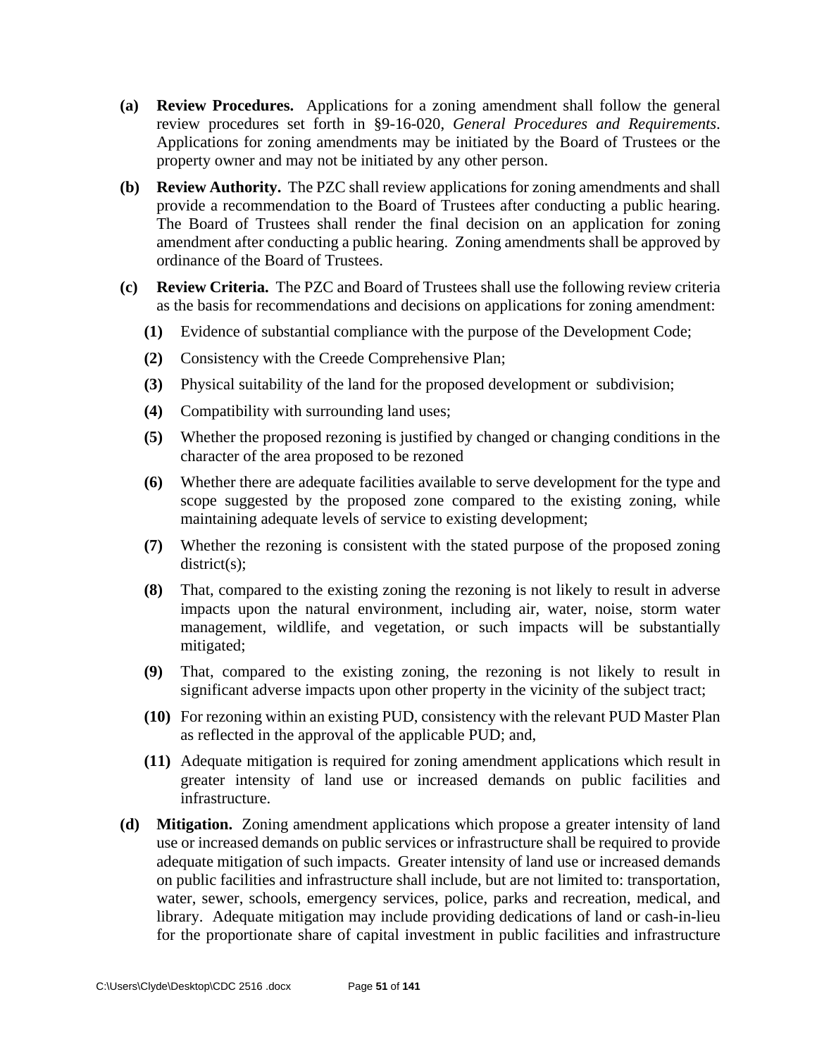**(a) Review Procedures.** Applications for a zoning amendment shall follow the general review procedures set forth in §9-16-020, *General Procedures and Requirements*. Applications for zoning amendments may be initiated by the Board of Trustees or the property owner and may not be initiated by any other person.

**(b) Review Authority.** The PZC shall review applications for zoning amendments and shall provide a recommendation to the Board of Trustees after conducting a public hearing. The Board of Trustees shall render the final decision on an application for zoning amendment after conducting a public hearing. Zoning amendments shall be approved by ordinance of the Board of Trustees.

**(c) Review Criteria.** The PZC and Board of Trustees shall use the following review criteria as the basis for recommendations and decisions on applications for zoning amendment:

**(1)** Evidence of substantial compliance with the purpose of the Development Code;

**(2)** Consistency with the Creede Comprehensive Plan;

**(3)** Physical suitability of the land for the proposed development or subdivision;

**(4)** Compatibility with surrounding land uses;

**(5)** Whether the proposed rezoning is justified by changed or changing conditions in the character of the area proposed to be rezoned

**(6)** Whether there are adequate facilities available to serve development for the type and scope suggested by the proposed zone compared to the existing zoning, while maintaining adequate levels of service to existing development;

**(7)** Whether the rezoning is consistent with the stated purpose of the proposed zoning district(s);

**(8)** That, compared to the existing zoning the rezoning is not likely to result in adverse impacts upon the natural environment, including air, water, noise, storm water management, wildlife, and vegetation, or such impacts will be substantially mitigated;

**(9)** That, compared to the existing zoning, the rezoning is not likely to result in significant adverse impacts upon other property in the vicinity of the subject tract;

**(10)** For rezoning within an existing PUD, consistency with the relevant PUD Master Plan as reflected in the approval of the applicable PUD; and,

**(11)** Adequate mitigation is required for zoning amendment applications which result in greater intensity of land use or increased demands on public facilities and infrastructure.

**(d) Mitigation.** Zoning amendment applications which propose a greater intensity of land use or increased demands on public services or infrastructure shall be required to provide adequate mitigation of such impacts. Greater intensity of land use or increased demands on public facilities and infrastructure shall include, but are not limited to: transportation, water, sewer, schools, emergency services, police, parks and recreation, medical, and library. Adequate mitigation may include providing dedications of land or cash-in-lieu for the proportionate share of capital investment in public facilities and infrastructure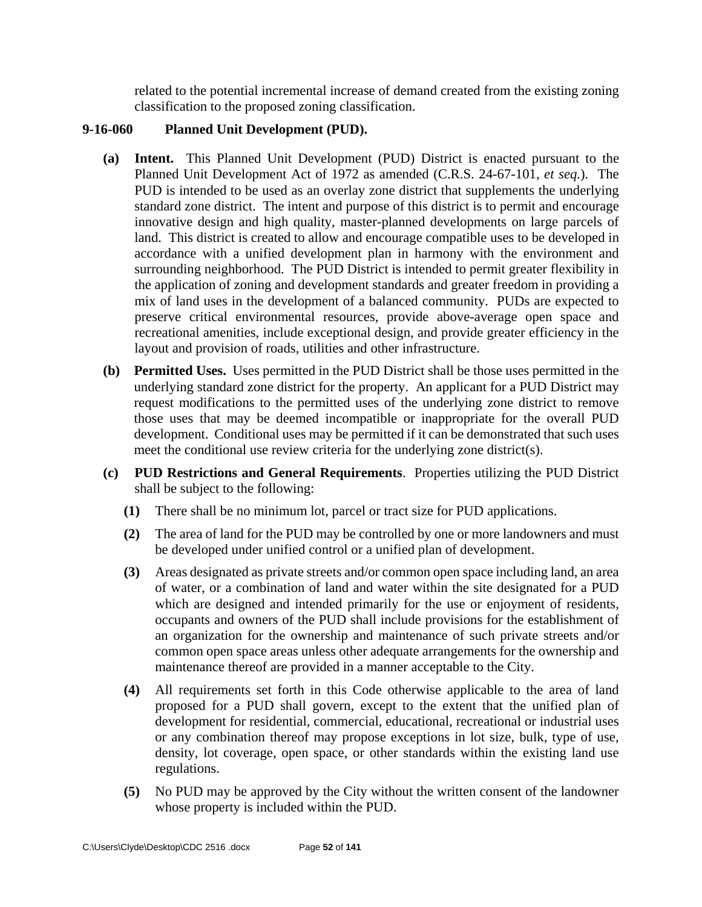related to the potential incremental increase of demand created from the existing zoning classification to the proposed zoning classification.

### 9-16-060 Planned Unit Development (PUD).

**(a) Intent.** This Planned Unit Development (PUD) District is enacted pursuant to the Planned Unit Development Act of 1972 as amended (C.R.S. 24-67-101, *et seq.*). The PUD is intended to be used as an overlay zone district that supplements the underlying standard zone district. The intent and purpose of this district is to permit and encourage innovative design and high quality, master-planned developments on large parcels of land. This district is created to allow and encourage compatible uses to be developed in accordance with a unified development plan in harmony with the environment and surrounding neighborhood. The PUD District is intended to permit greater flexibility in the application of zoning and development standards and greater freedom in providing a mix of land uses in the development of a balanced community. PUDs are expected to preserve critical environmental resources, provide above-average open space and recreational amenities, include exceptional design, and provide greater efficiency in the layout and provision of roads, utilities and other infrastructure.

**(b) Permitted Uses.** Uses permitted in the PUD District shall be those uses permitted in the underlying standard zone district for the property. An applicant for a PUD District may request modifications to the permitted uses of the underlying zone district to remove those uses that may be deemed incompatible or inappropriate for the overall PUD development. Conditional uses may be permitted if it can be demonstrated that such uses meet the conditional use review criteria for the underlying zone district(s).

**(c) PUD Restrictions and General Requirements**. Properties utilizing the PUD District shall be subject to the following:

**(1)** There shall be no minimum lot, parcel or tract size for PUD applications.

**(2)** The area of land for the PUD may be controlled by one or more landowners and must be developed under unified control or a unified plan of development.

**(3)** Areas designated as private streets and/or common open space including land, an area of water, or a combination of land and water within the site designated for a PUD which are designed and intended primarily for the use or enjoyment of residents, occupants and owners of the PUD shall include provisions for the establishment of an organization for the ownership and maintenance of such private streets and/or common open space areas unless other adequate arrangements for the ownership and maintenance thereof are provided in a manner acceptable to the City.

**(4)** All requirements set forth in this Code otherwise applicable to the area of land proposed for a PUD shall govern, except to the extent that the unified plan of development for residential, commercial, educational, recreational or industrial uses or any combination thereof may propose exceptions in lot size, bulk, type of use, density, lot coverage, open space, or other standards within the existing land use regulations.

**(5)** No PUD may be approved by the City without the written consent of the landowner whose property is included within the PUD.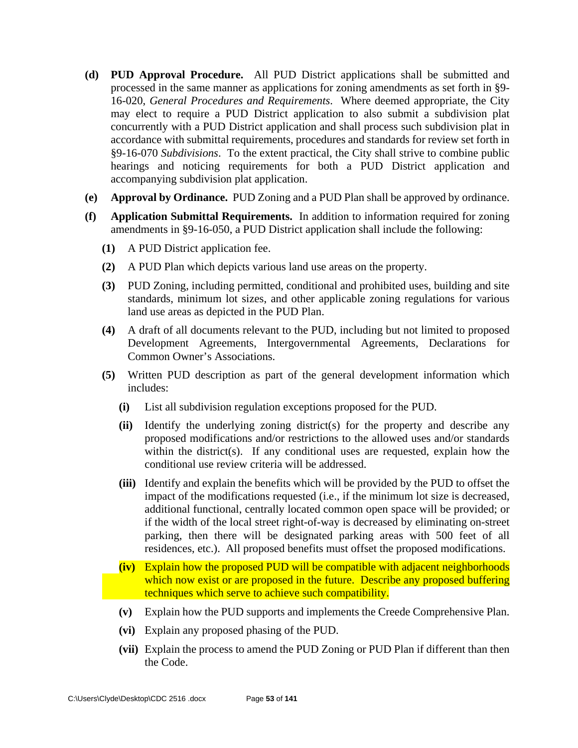**(d) PUD Approval Procedure.** All PUD District applications shall be submitted and processed in the same manner as applications for zoning amendments as set forth in §9-16-020, *General Procedures and Requirements*. Where deemed appropriate, the City may elect to require a PUD District application to also submit a subdivision plat concurrently with a PUD District application and shall process such subdivision plat in accordance with submittal requirements, procedures and standards for review set forth in §9-16-070 *Subdivisions*. To the extent practical, the City shall strive to combine public hearings and noticing requirements for both a PUD District application and accompanying subdivision plat application.

**(e) Approval by Ordinance.** PUD Zoning and a PUD Plan shall be approved by ordinance.

**(f) Application Submittal Requirements.** In addition to information required for zoning amendments in §9-16-050, a PUD District application shall include the following:

- **(1)** A PUD District application fee.
- **(2)** A PUD Plan which depicts various land use areas on the property.
- **(3)** PUD Zoning, including permitted, conditional and prohibited uses, building and site standards, minimum lot sizes, and other applicable zoning regulations for various land use areas as depicted in the PUD Plan.
- **(4)** A draft of all documents relevant to the PUD, including but not limited to proposed Development Agreements, Intergovernmental Agreements, Declarations for Common Owner's Associations.
- **(5)** Written PUD description as part of the general development information which includes:
  - **(i)** List all subdivision regulation exceptions proposed for the PUD.
  - **(ii)** Identify the underlying zoning district(s) for the property and describe any proposed modifications and/or restrictions to the allowed uses and/or standards within the district(s). If any conditional uses are requested, explain how the conditional use review criteria will be addressed.
  - **(iii)** Identify and explain the benefits which will be provided by the PUD to offset the impact of the modifications requested (i.e., if the minimum lot size is decreased, additional functional, centrally located common open space will be provided; or if the width of the local street right-of-way is decreased by eliminating on-street parking, then there will be designated parking areas with 500 feet of all residences, etc.). All proposed benefits must offset the proposed modifications.
  - **(iv)** Explain how the proposed PUD will be compatible with adjacent neighborhoods which now exist or are proposed in the future. Describe any proposed buffering techniques which serve to achieve such compatibility.
  - **(v)** Explain how the PUD supports and implements the Creede Comprehensive Plan.
  - **(vi)** Explain any proposed phasing of the PUD.
  - **(vii)** Explain the process to amend the PUD Zoning or PUD Plan if different than then the Code.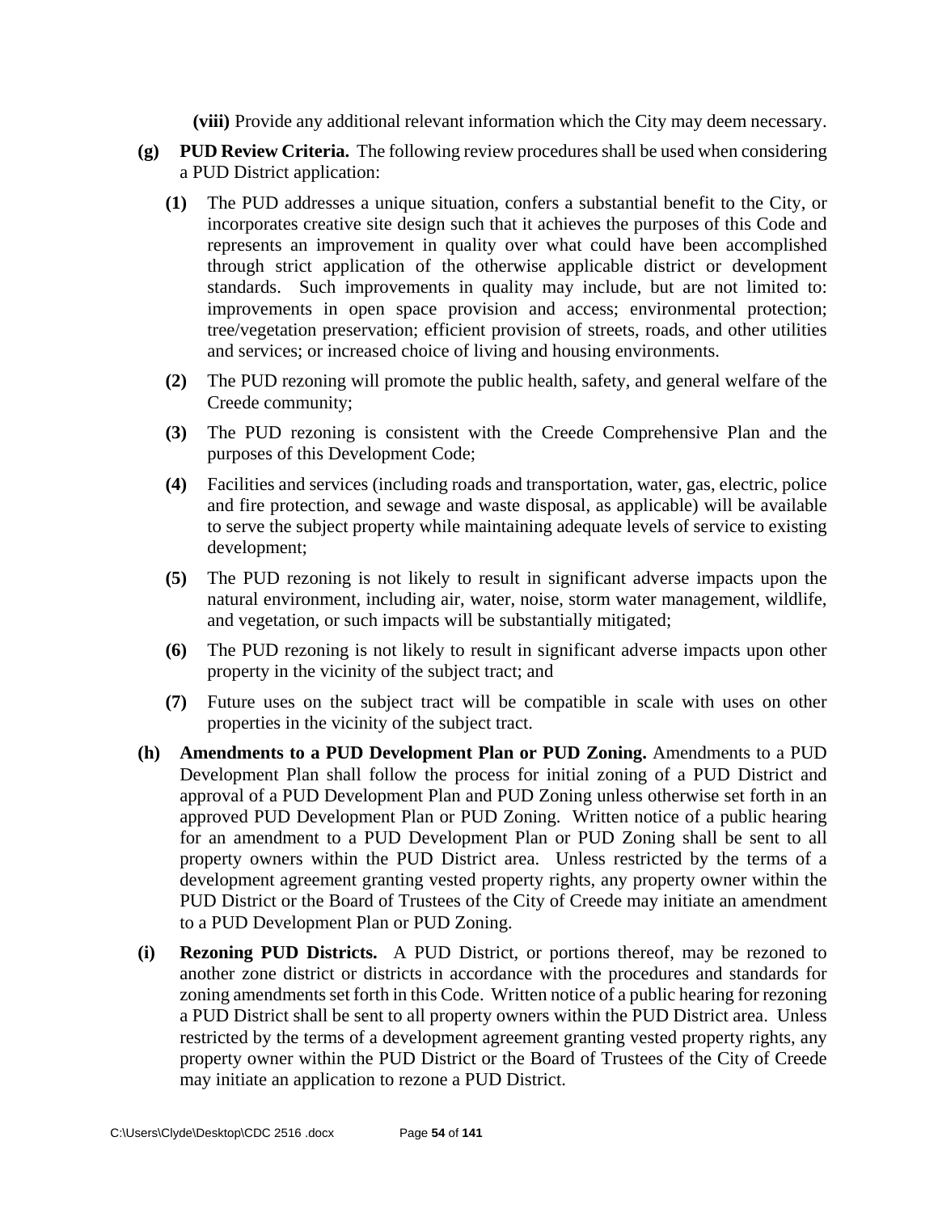**(viii)** Provide any additional relevant information which the City may deem necessary.

**(g) PUD Review Criteria.** The following review procedures shall be used when considering a PUD District application:

**(1)** The PUD addresses a unique situation, confers a substantial benefit to the City, or incorporates creative site design such that it achieves the purposes of this Code and represents an improvement in quality over what could have been accomplished through strict application of the otherwise applicable district or development standards. Such improvements in quality may include, but are not limited to: improvements in open space provision and access; environmental protection; tree/vegetation preservation; efficient provision of streets, roads, and other utilities and services; or increased choice of living and housing environments.

**(2)** The PUD rezoning will promote the public health, safety, and general welfare of the Creede community;

**(3)** The PUD rezoning is consistent with the Creede Comprehensive Plan and the purposes of this Development Code;

**(4)** Facilities and services (including roads and transportation, water, gas, electric, police and fire protection, and sewage and waste disposal, as applicable) will be available to serve the subject property while maintaining adequate levels of service to existing development;

**(5)** The PUD rezoning is not likely to result in significant adverse impacts upon the natural environment, including air, water, noise, storm water management, wildlife, and vegetation, or such impacts will be substantially mitigated;

**(6)** The PUD rezoning is not likely to result in significant adverse impacts upon other property in the vicinity of the subject tract; and

**(7)** Future uses on the subject tract will be compatible in scale with uses on other properties in the vicinity of the subject tract.

**(h) Amendments to a PUD Development Plan or PUD Zoning.** Amendments to a PUD Development Plan shall follow the process for initial zoning of a PUD District and approval of a PUD Development Plan and PUD Zoning unless otherwise set forth in an approved PUD Development Plan or PUD Zoning. Written notice of a public hearing for an amendment to a PUD Development Plan or PUD Zoning shall be sent to all property owners within the PUD District area. Unless restricted by the terms of a development agreement granting vested property rights, any property owner within the PUD District or the Board of Trustees of the City of Creede may initiate an amendment to a PUD Development Plan or PUD Zoning.

**(i) Rezoning PUD Districts.** A PUD District, or portions thereof, may be rezoned to another zone district or districts in accordance with the procedures and standards for zoning amendments set forth in this Code. Written notice of a public hearing for rezoning a PUD District shall be sent to all property owners within the PUD District area. Unless restricted by the terms of a development agreement granting vested property rights, any property owner within the PUD District or the Board of Trustees of the City of Creede may initiate an application to rezone a PUD District.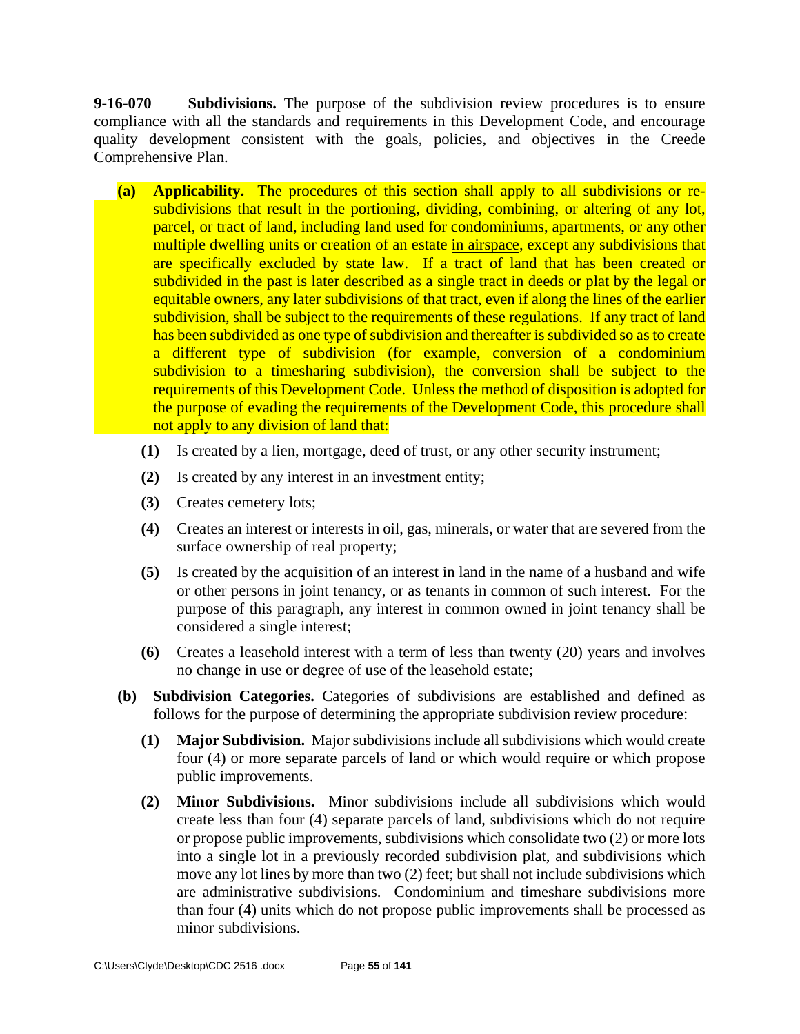**9-16-070 Subdivisions.** The purpose of the subdivision review procedures is to ensure compliance with all the standards and requirements in this Development Code, and encourage quality development consistent with the goals, policies, and objectives in the Creede Comprehensive Plan.

**(a) Applicability.** The procedures of this section shall apply to all subdivisions or re-subdivisions that result in the portioning, dividing, combining, or altering of any lot, parcel, or tract of land, including land used for condominiums, apartments, or any other multiple dwelling units or creation of an estate in airspace, except any subdivisions that are specifically excluded by state law. If a tract of land that has been created or subdivided in the past is later described as a single tract in deeds or plat by the legal or equitable owners, any later subdivisions of that tract, even if along the lines of the earlier subdivision, shall be subject to the requirements of these regulations. If any tract of land has been subdivided as one type of subdivision and thereafter is subdivided so as to create a different type of subdivision (for example, conversion of a condominium subdivision to a timesharing subdivision), the conversion shall be subject to the requirements of this Development Code. Unless the method of disposition is adopted for the purpose of evading the requirements of the Development Code, this procedure shall not apply to any division of land that:

- **(1)** Is created by a lien, mortgage, deed of trust, or any other security instrument;
- **(2)** Is created by any interest in an investment entity;
- **(3)** Creates cemetery lots;
- **(4)** Creates an interest or interests in oil, gas, minerals, or water that are severed from the surface ownership of real property;
- **(5)** Is created by the acquisition of an interest in land in the name of a husband and wife or other persons in joint tenancy, or as tenants in common of such interest. For the purpose of this paragraph, any interest in common owned in joint tenancy shall be considered a single interest;
- **(6)** Creates a leasehold interest with a term of less than twenty (20) years and involves no change in use or degree of use of the leasehold estate;

**(b) Subdivision Categories.** Categories of subdivisions are established and defined as follows for the purpose of determining the appropriate subdivision review procedure:

- **(1) Major Subdivision.** Major subdivisions include all subdivisions which would create four (4) or more separate parcels of land or which would require or which propose public improvements.
- **(2) Minor Subdivisions.** Minor subdivisions include all subdivisions which would create less than four (4) separate parcels of land, subdivisions which do not require or propose public improvements, subdivisions which consolidate two (2) or more lots into a single lot in a previously recorded subdivision plat, and subdivisions which move any lot lines by more than two (2) feet; but shall not include subdivisions which are administrative subdivisions. Condominium and timeshare subdivisions more than four (4) units which do not propose public improvements shall be processed as minor subdivisions.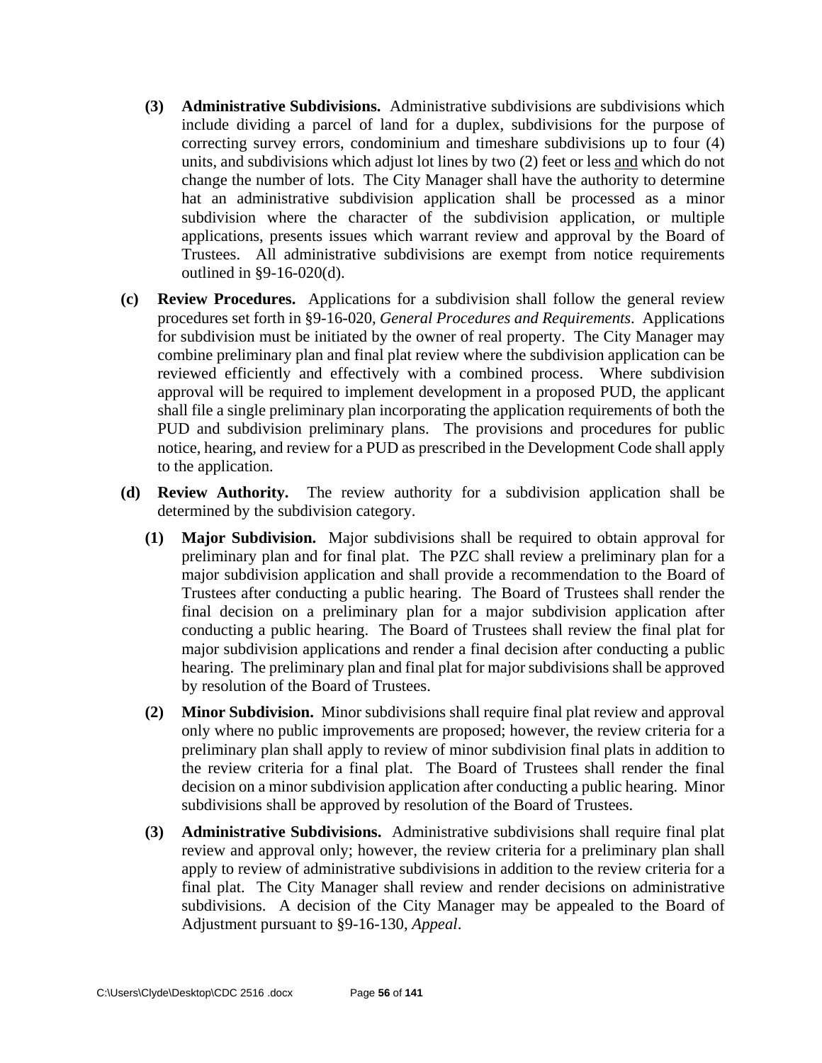**(3) Administrative Subdivisions.** Administrative subdivisions are subdivisions which include dividing a parcel of land for a duplex, subdivisions for the purpose of correcting survey errors, condominium and timeshare subdivisions up to four (4) units, and subdivisions which adjust lot lines by two (2) feet or less <u>and</u> which do not change the number of lots. The City Manager shall have the authority to determine hat an administrative subdivision application shall be processed as a minor subdivision where the character of the subdivision application, or multiple applications, presents issues which warrant review and approval by the Board of Trustees. All administrative subdivisions are exempt from notice requirements outlined in §9-16-020(d).

**(c) Review Procedures.** Applications for a subdivision shall follow the general review procedures set forth in §9-16-020, *General Procedures and Requirements*. Applications for subdivision must be initiated by the owner of real property. The City Manager may combine preliminary plan and final plat review where the subdivision application can be reviewed efficiently and effectively with a combined process. Where subdivision approval will be required to implement development in a proposed PUD, the applicant shall file a single preliminary plan incorporating the application requirements of both the PUD and subdivision preliminary plans. The provisions and procedures for public notice, hearing, and review for a PUD as prescribed in the Development Code shall apply to the application.

**(d) Review Authority.** The review authority for a subdivision application shall be determined by the subdivision category.

**(1) Major Subdivision.** Major subdivisions shall be required to obtain approval for preliminary plan and for final plat. The PZC shall review a preliminary plan for a major subdivision application and shall provide a recommendation to the Board of Trustees after conducting a public hearing. The Board of Trustees shall render the final decision on a preliminary plan for a major subdivision application after conducting a public hearing. The Board of Trustees shall review the final plat for major subdivision applications and render a final decision after conducting a public hearing. The preliminary plan and final plat for major subdivisions shall be approved by resolution of the Board of Trustees.

**(2) Minor Subdivision.** Minor subdivisions shall require final plat review and approval only where no public improvements are proposed; however, the review criteria for a preliminary plan shall apply to review of minor subdivision final plats in addition to the review criteria for a final plat. The Board of Trustees shall render the final decision on a minor subdivision application after conducting a public hearing. Minor subdivisions shall be approved by resolution of the Board of Trustees.

**(3) Administrative Subdivisions.** Administrative subdivisions shall require final plat review and approval only; however, the review criteria for a preliminary plan shall apply to review of administrative subdivisions in addition to the review criteria for a final plat. The City Manager shall review and render decisions on administrative subdivisions. A decision of the City Manager may be appealed to the Board of Adjustment pursuant to §9-16-130, *Appeal*.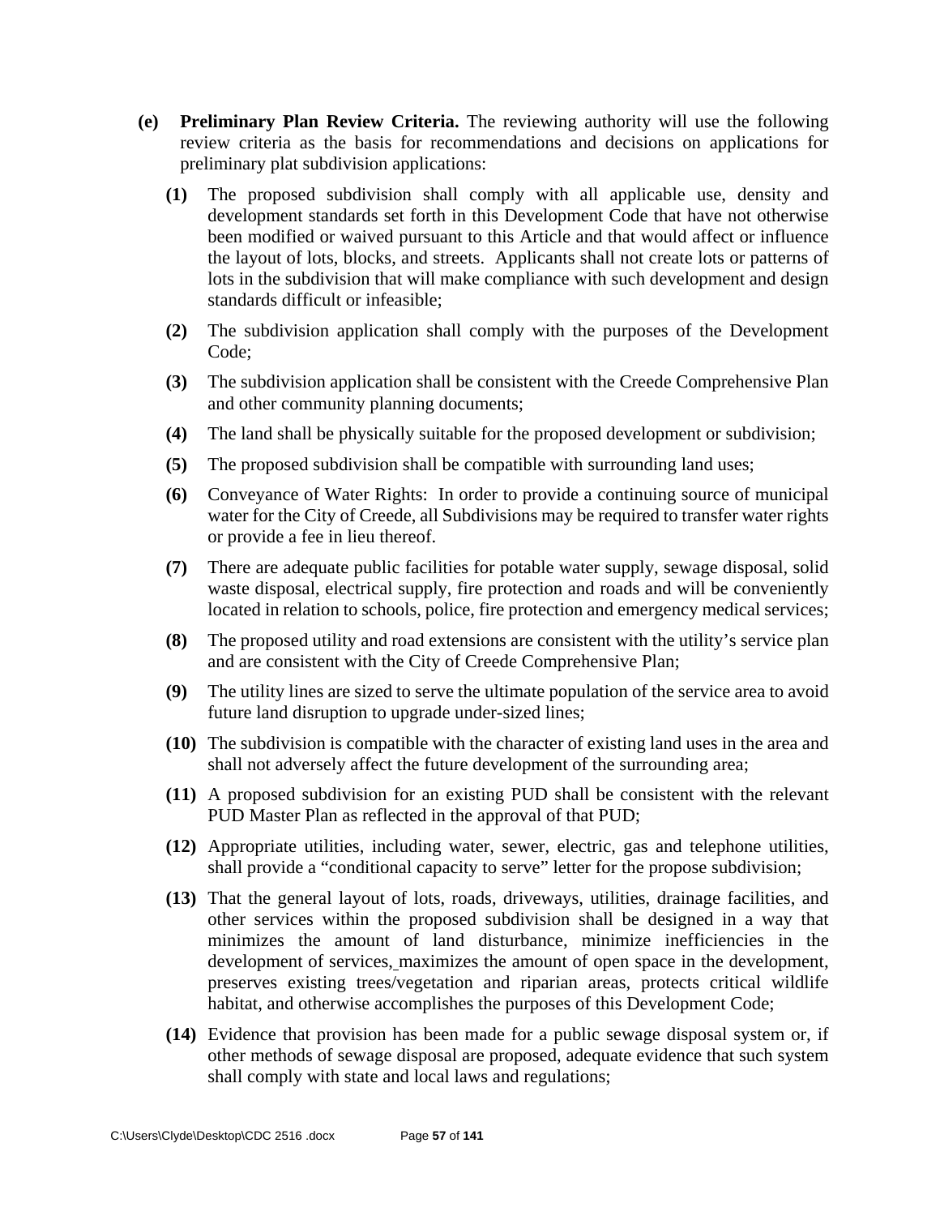**(e) Preliminary Plan Review Criteria.** The reviewing authority will use the following review criteria as the basis for recommendations and decisions on applications for preliminary plat subdivision applications:

**(1)** The proposed subdivision shall comply with all applicable use, density and development standards set forth in this Development Code that have not otherwise been modified or waived pursuant to this Article and that would affect or influence the layout of lots, blocks, and streets. Applicants shall not create lots or patterns of lots in the subdivision that will make compliance with such development and design standards difficult or infeasible;

**(2)** The subdivision application shall comply with the purposes of the Development Code;

**(3)** The subdivision application shall be consistent with the Creede Comprehensive Plan and other community planning documents;

**(4)** The land shall be physically suitable for the proposed development or subdivision;

**(5)** The proposed subdivision shall be compatible with surrounding land uses;

**(6)** Conveyance of Water Rights: In order to provide a continuing source of municipal water for the City of Creede, all Subdivisions may be required to transfer water rights or provide a fee in lieu thereof.

**(7)** There are adequate public facilities for potable water supply, sewage disposal, solid waste disposal, electrical supply, fire protection and roads and will be conveniently located in relation to schools, police, fire protection and emergency medical services;

**(8)** The proposed utility and road extensions are consistent with the utility's service plan and are consistent with the City of Creede Comprehensive Plan;

**(9)** The utility lines are sized to serve the ultimate population of the service area to avoid future land disruption to upgrade under-sized lines;

**(10)** The subdivision is compatible with the character of existing land uses in the area and shall not adversely affect the future development of the surrounding area;

**(11)** A proposed subdivision for an existing PUD shall be consistent with the relevant PUD Master Plan as reflected in the approval of that PUD;

**(12)** Appropriate utilities, including water, sewer, electric, gas and telephone utilities, shall provide a "conditional capacity to serve" letter for the propose subdivision;

**(13)** That the general layout of lots, roads, driveways, utilities, drainage facilities, and other services within the proposed subdivision shall be designed in a way that minimizes the amount of land disturbance, minimize inefficiencies in the development of services, maximizes the amount of open space in the development, preserves existing trees/vegetation and riparian areas, protects critical wildlife habitat, and otherwise accomplishes the purposes of this Development Code;

**(14)** Evidence that provision has been made for a public sewage disposal system or, if other methods of sewage disposal are proposed, adequate evidence that such system shall comply with state and local laws and regulations;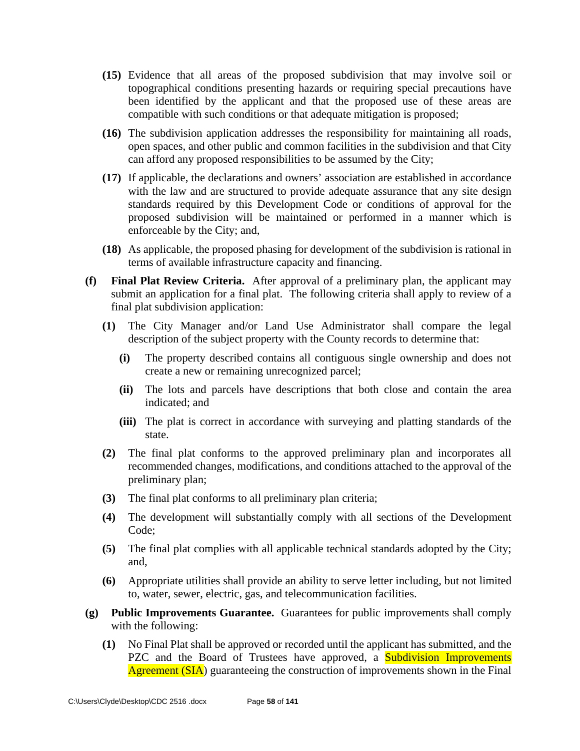**(15)** Evidence that all areas of the proposed subdivision that may involve soil or topographical conditions presenting hazards or requiring special precautions have been identified by the applicant and that the proposed use of these areas are compatible with such conditions or that adequate mitigation is proposed;

**(16)** The subdivision application addresses the responsibility for maintaining all roads, open spaces, and other public and common facilities in the subdivision and that City can afford any proposed responsibilities to be assumed by the City;

**(17)** If applicable, the declarations and owners' association are established in accordance with the law and are structured to provide adequate assurance that any site design standards required by this Development Code or conditions of approval for the proposed subdivision will be maintained or performed in a manner which is enforceable by the City; and,

**(18)** As applicable, the proposed phasing for development of the subdivision is rational in terms of available infrastructure capacity and financing.

**(f) Final Plat Review Criteria.** After approval of a preliminary plan, the applicant may submit an application for a final plat. The following criteria shall apply to review of a final plat subdivision application:

**(1)** The City Manager and/or Land Use Administrator shall compare the legal description of the subject property with the County records to determine that:

**(i)** The property described contains all contiguous single ownership and does not create a new or remaining unrecognized parcel;

**(ii)** The lots and parcels have descriptions that both close and contain the area indicated; and

**(iii)** The plat is correct in accordance with surveying and platting standards of the state.

**(2)** The final plat conforms to the approved preliminary plan and incorporates all recommended changes, modifications, and conditions attached to the approval of the preliminary plan;

**(3)** The final plat conforms to all preliminary plan criteria;

**(4)** The development will substantially comply with all sections of the Development Code;

**(5)** The final plat complies with all applicable technical standards adopted by the City; and,

**(6)** Appropriate utilities shall provide an ability to serve letter including, but not limited to, water, sewer, electric, gas, and telecommunication facilities.

**(g) Public Improvements Guarantee.** Guarantees for public improvements shall comply with the following:

**(1)** No Final Plat shall be approved or recorded until the applicant has submitted, and the PZC and the Board of Trustees have approved, a Subdivision Improvements Agreement (SIA) guaranteeing the construction of improvements shown in the Final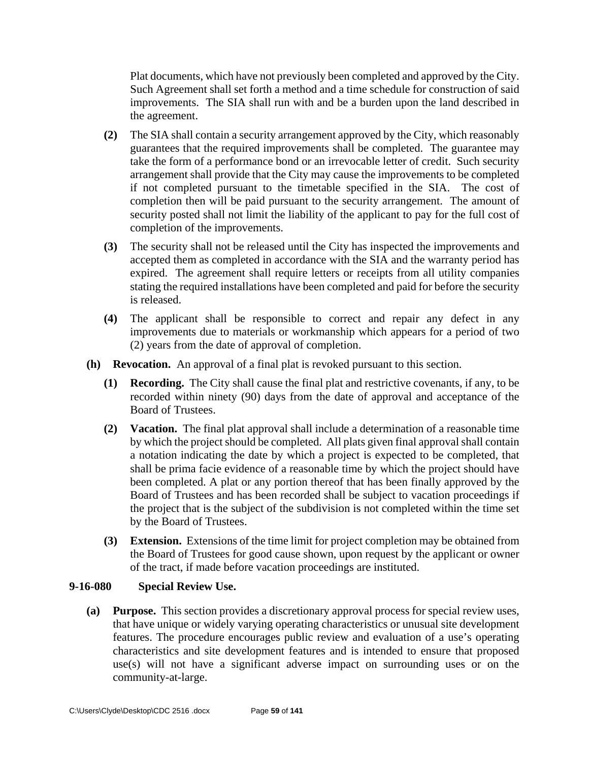Plat documents, which have not previously been completed and approved by the City. Such Agreement shall set forth a method and a time schedule for construction of said improvements. The SIA shall run with and be a burden upon the land described in the agreement.

**(2)** The SIA shall contain a security arrangement approved by the City, which reasonably guarantees that the required improvements shall be completed. The guarantee may take the form of a performance bond or an irrevocable letter of credit. Such security arrangement shall provide that the City may cause the improvements to be completed if not completed pursuant to the timetable specified in the SIA. The cost of completion then will be paid pursuant to the security arrangement. The amount of security posted shall not limit the liability of the applicant to pay for the full cost of completion of the improvements.

**(3)** The security shall not be released until the City has inspected the improvements and accepted them as completed in accordance with the SIA and the warranty period has expired. The agreement shall require letters or receipts from all utility companies stating the required installations have been completed and paid for before the security is released.

**(4)** The applicant shall be responsible to correct and repair any defect in any improvements due to materials or workmanship which appears for a period of two (2) years from the date of approval of completion.

**(h) Revocation.** An approval of a final plat is revoked pursuant to this section.

**(1) Recording.** The City shall cause the final plat and restrictive covenants, if any, to be recorded within ninety (90) days from the date of approval and acceptance of the Board of Trustees.

**(2) Vacation.** The final plat approval shall include a determination of a reasonable time by which the project should be completed. All plats given final approval shall contain a notation indicating the date by which a project is expected to be completed, that shall be prima facie evidence of a reasonable time by which the project should have been completed. A plat or any portion thereof that has been finally approved by the Board of Trustees and has been recorded shall be subject to vacation proceedings if the project that is the subject of the subdivision is not completed within the time set by the Board of Trustees.

**(3) Extension.** Extensions of the time limit for project completion may be obtained from the Board of Trustees for good cause shown, upon request by the applicant or owner of the tract, if made before vacation proceedings are instituted.

## 9-16-080 Special Review Use.

**(a) Purpose.** This section provides a discretionary approval process for special review uses, that have unique or widely varying operating characteristics or unusual site development features. The procedure encourages public review and evaluation of a use's operating characteristics and site development features and is intended to ensure that proposed use(s) will not have a significant adverse impact on surrounding uses or on the community-at-large.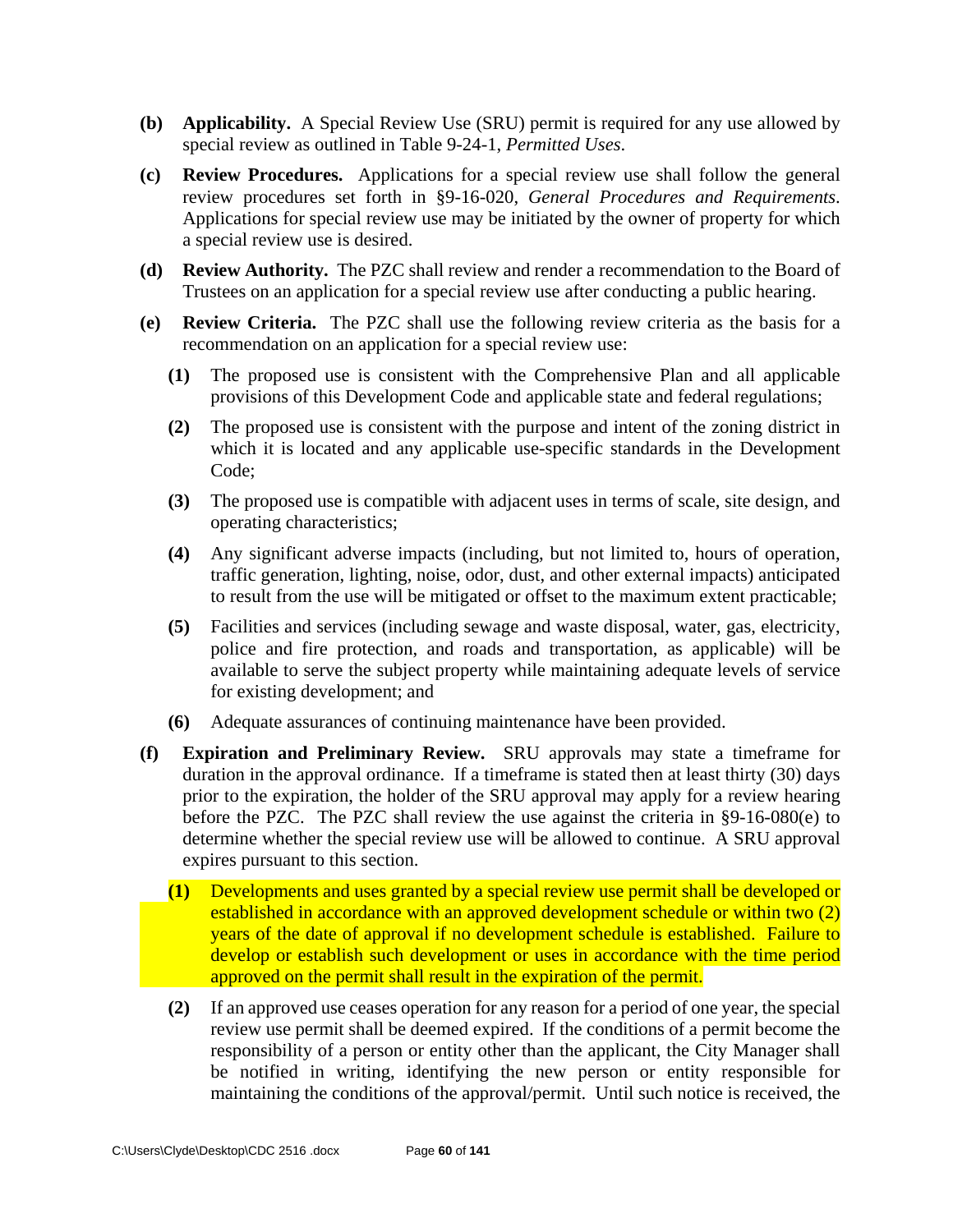**(b) Applicability.** A Special Review Use (SRU) permit is required for any use allowed by special review as outlined in Table 9-24-1, *Permitted Uses*.

**(c) Review Procedures.** Applications for a special review use shall follow the general review procedures set forth in §9-16-020, *General Procedures and Requirements*. Applications for special review use may be initiated by the owner of property for which a special review use is desired.

**(d) Review Authority.** The PZC shall review and render a recommendation to the Board of Trustees on an application for a special review use after conducting a public hearing.

**(e) Review Criteria.** The PZC shall use the following review criteria as the basis for a recommendation on an application for a special review use:

**(1)** The proposed use is consistent with the Comprehensive Plan and all applicable provisions of this Development Code and applicable state and federal regulations;

**(2)** The proposed use is consistent with the purpose and intent of the zoning district in which it is located and any applicable use-specific standards in the Development Code;

**(3)** The proposed use is compatible with adjacent uses in terms of scale, site design, and operating characteristics;

**(4)** Any significant adverse impacts (including, but not limited to, hours of operation, traffic generation, lighting, noise, odor, dust, and other external impacts) anticipated to result from the use will be mitigated or offset to the maximum extent practicable;

**(5)** Facilities and services (including sewage and waste disposal, water, gas, electricity, police and fire protection, and roads and transportation, as applicable) will be available to serve the subject property while maintaining adequate levels of service for existing development; and

**(6)** Adequate assurances of continuing maintenance have been provided.

**(f) Expiration and Preliminary Review.** SRU approvals may state a timeframe for duration in the approval ordinance. If a timeframe is stated then at least thirty (30) days prior to the expiration, the holder of the SRU approval may apply for a review hearing before the PZC. The PZC shall review the use against the criteria in §9-16-080(e) to determine whether the special review use will be allowed to continue. A SRU approval expires pursuant to this section.

**(1)** Developments and uses granted by a special review use permit shall be developed or established in accordance with an approved development schedule or within two (2) years of the date of approval if no development schedule is established. Failure to develop or establish such development or uses in accordance with the time period approved on the permit shall result in the expiration of the permit.

**(2)** If an approved use ceases operation for any reason for a period of one year, the special review use permit shall be deemed expired. If the conditions of a permit become the responsibility of a person or entity other than the applicant, the City Manager shall be notified in writing, identifying the new person or entity responsible for maintaining the conditions of the approval/permit. Until such notice is received, the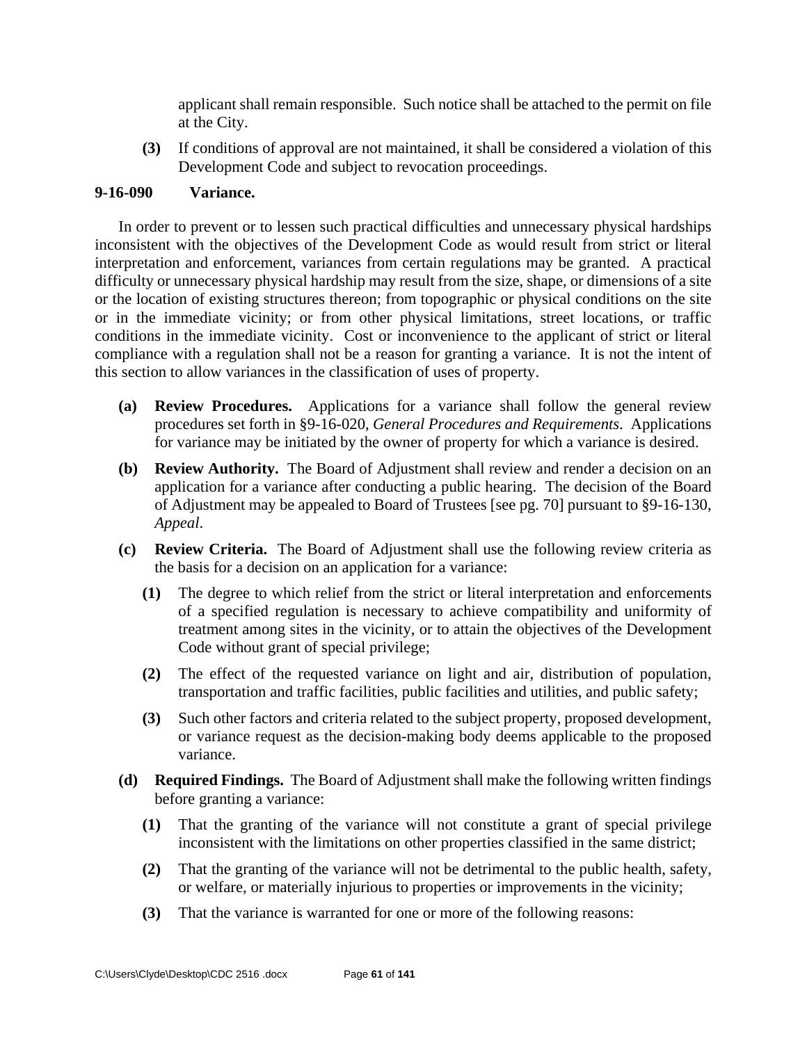applicant shall remain responsible. Such notice shall be attached to the permit on file at the City.

**(3)** If conditions of approval are not maintained, it shall be considered a violation of this Development Code and subject to revocation proceedings.

### 9-16-090 Variance.

In order to prevent or to lessen such practical difficulties and unnecessary physical hardships inconsistent with the objectives of the Development Code as would result from strict or literal interpretation and enforcement, variances from certain regulations may be granted. A practical difficulty or unnecessary physical hardship may result from the size, shape, or dimensions of a site or the location of existing structures thereon; from topographic or physical conditions on the site or in the immediate vicinity; or from other physical limitations, street locations, or traffic conditions in the immediate vicinity. Cost or inconvenience to the applicant of strict or literal compliance with a regulation shall not be a reason for granting a variance. It is not the intent of this section to allow variances in the classification of uses of property.

**(a) Review Procedures.** Applications for a variance shall follow the general review procedures set forth in §9-16-020, *General Procedures and Requirements*. Applications for variance may be initiated by the owner of property for which a variance is desired.

**(b) Review Authority.** The Board of Adjustment shall review and render a decision on an application for a variance after conducting a public hearing. The decision of the Board of Adjustment may be appealed to Board of Trustees [see pg. 70] pursuant to §9-16-130, *Appeal*.

**(c) Review Criteria.** The Board of Adjustment shall use the following review criteria as the basis for a decision on an application for a variance:

**(1)** The degree to which relief from the strict or literal interpretation and enforcements of a specified regulation is necessary to achieve compatibility and uniformity of treatment among sites in the vicinity, or to attain the objectives of the Development Code without grant of special privilege;

**(2)** The effect of the requested variance on light and air, distribution of population, transportation and traffic facilities, public facilities and utilities, and public safety;

**(3)** Such other factors and criteria related to the subject property, proposed development, or variance request as the decision-making body deems applicable to the proposed variance.

**(d) Required Findings.** The Board of Adjustment shall make the following written findings before granting a variance:

**(1)** That the granting of the variance will not constitute a grant of special privilege inconsistent with the limitations on other properties classified in the same district;

**(2)** That the granting of the variance will not be detrimental to the public health, safety, or welfare, or materially injurious to properties or improvements in the vicinity;

**(3)** That the variance is warranted for one or more of the following reasons: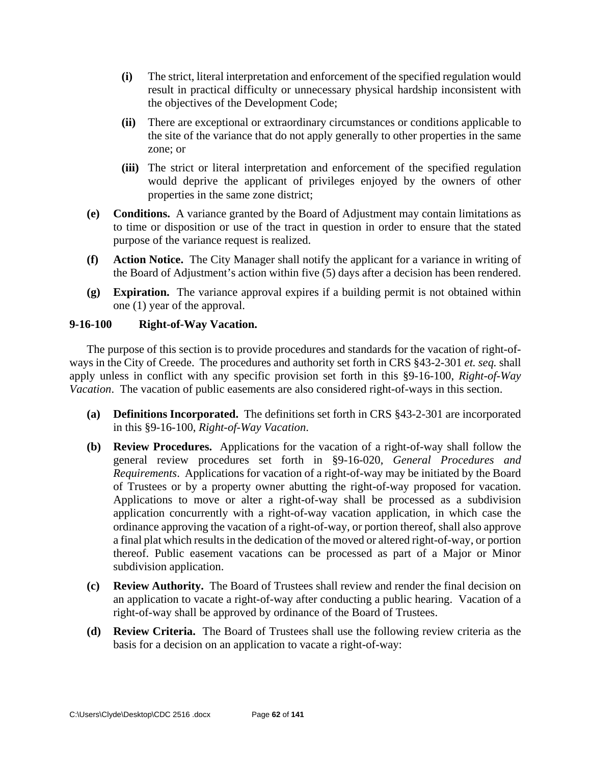**(i)** The strict, literal interpretation and enforcement of the specified regulation would result in practical difficulty or unnecessary physical hardship inconsistent with the objectives of the Development Code;

**(ii)** There are exceptional or extraordinary circumstances or conditions applicable to the site of the variance that do not apply generally to other properties in the same zone; or

**(iii)** The strict or literal interpretation and enforcement of the specified regulation would deprive the applicant of privileges enjoyed by the owners of other properties in the same zone district;

**(e) Conditions.** A variance granted by the Board of Adjustment may contain limitations as to time or disposition or use of the tract in question in order to ensure that the stated purpose of the variance request is realized.

**(f) Action Notice.** The City Manager shall notify the applicant for a variance in writing of the Board of Adjustment's action within five (5) days after a decision has been rendered.

**(g) Expiration.** The variance approval expires if a building permit is not obtained within one (1) year of the approval.

### 9-16-100 Right-of-Way Vacation.

The purpose of this section is to provide procedures and standards for the vacation of right-of-ways in the City of Creede. The procedures and authority set forth in CRS §43-2-301 *et. seq.* shall apply unless in conflict with any specific provision set forth in this §9-16-100, *Right-of-Way Vacation*. The vacation of public easements are also considered right-of-ways in this section.

**(a) Definitions Incorporated.** The definitions set forth in CRS §43-2-301 are incorporated in this §9-16-100, *Right-of-Way Vacation*.

**(b) Review Procedures.** Applications for the vacation of a right-of-way shall follow the general review procedures set forth in §9-16-020, *General Procedures and Requirements*. Applications for vacation of a right-of-way may be initiated by the Board of Trustees or by a property owner abutting the right-of-way proposed for vacation. Applications to move or alter a right-of-way shall be processed as a subdivision application concurrently with a right-of-way vacation application, in which case the ordinance approving the vacation of a right-of-way, or portion thereof, shall also approve a final plat which results in the dedication of the moved or altered right-of-way, or portion thereof. Public easement vacations can be processed as part of a Major or Minor subdivision application.

**(c) Review Authority.** The Board of Trustees shall review and render the final decision on an application to vacate a right-of-way after conducting a public hearing. Vacation of a right-of-way shall be approved by ordinance of the Board of Trustees.

**(d) Review Criteria.** The Board of Trustees shall use the following review criteria as the basis for a decision on an application to vacate a right-of-way: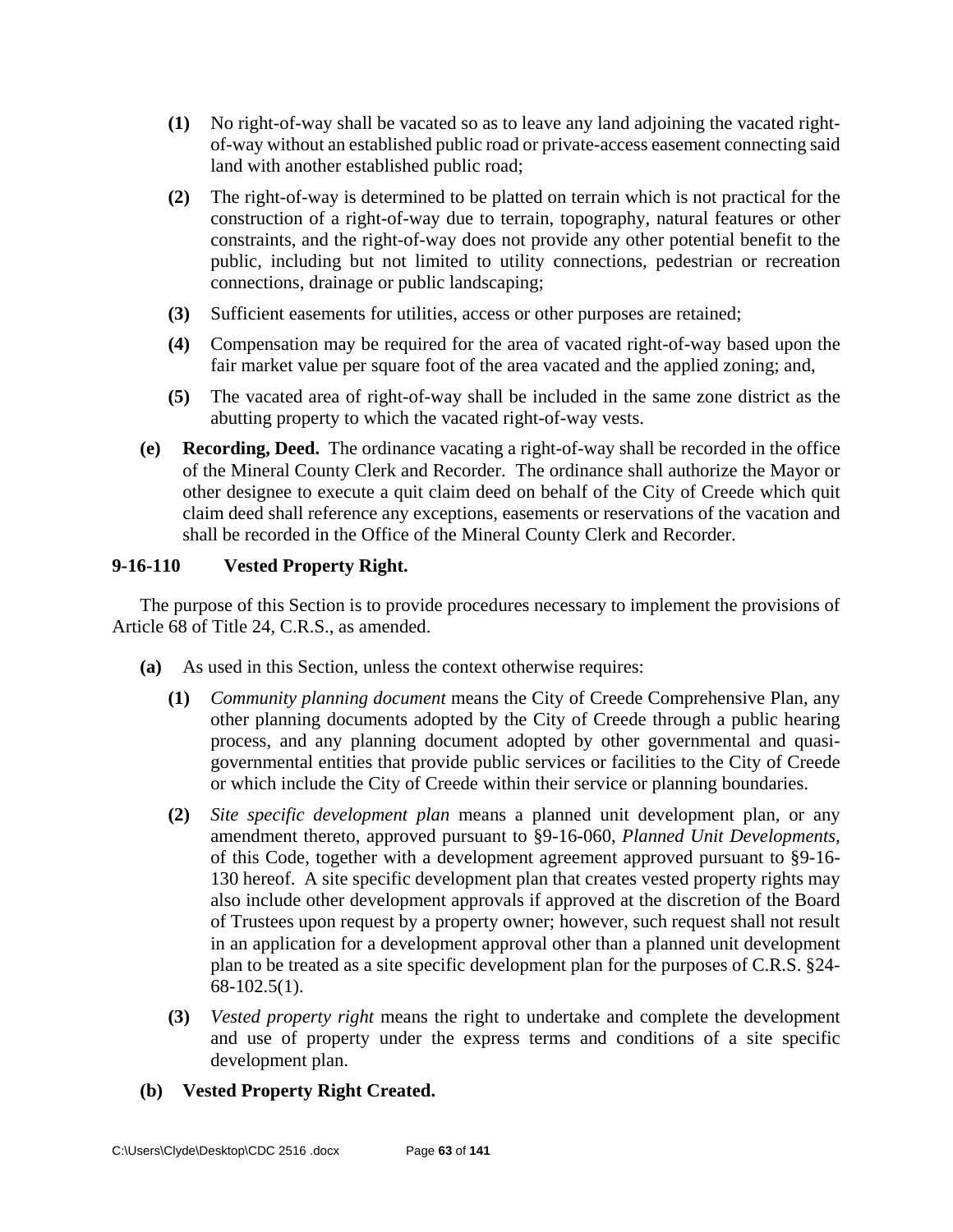**(1)** No right-of-way shall be vacated so as to leave any land adjoining the vacated right-of-way without an established public road or private-access easement connecting said land with another established public road;

**(2)** The right-of-way is determined to be platted on terrain which is not practical for the construction of a right-of-way due to terrain, topography, natural features or other constraints, and the right-of-way does not provide any other potential benefit to the public, including but not limited to utility connections, pedestrian or recreation connections, drainage or public landscaping;

**(3)** Sufficient easements for utilities, access or other purposes are retained;

**(4)** Compensation may be required for the area of vacated right-of-way based upon the fair market value per square foot of the area vacated and the applied zoning; and,

**(5)** The vacated area of right-of-way shall be included in the same zone district as the abutting property to which the vacated right-of-way vests.

**(e) Recording, Deed.** The ordinance vacating a right-of-way shall be recorded in the office of the Mineral County Clerk and Recorder. The ordinance shall authorize the Mayor or other designee to execute a quit claim deed on behalf of the City of Creede which quit claim deed shall reference any exceptions, easements or reservations of the vacation and shall be recorded in the Office of the Mineral County Clerk and Recorder.

### 9-16-110 Vested Property Right.

The purpose of this Section is to provide procedures necessary to implement the provisions of Article 68 of Title 24, C.R.S., as amended.

**(a)** As used in this Section, unless the context otherwise requires:

**(1)** *Community planning document* means the City of Creede Comprehensive Plan, any other planning documents adopted by the City of Creede through a public hearing process, and any planning document adopted by other governmental and quasi-governmental entities that provide public services or facilities to the City of Creede or which include the City of Creede within their service or planning boundaries.

**(2)** *Site specific development plan* means a planned unit development plan, or any amendment thereto, approved pursuant to §9-16-060, *Planned Unit Developments*, of this Code, together with a development agreement approved pursuant to §9-16-130 hereof. A site specific development plan that creates vested property rights may also include other development approvals if approved at the discretion of the Board of Trustees upon request by a property owner; however, such request shall not result in an application for a development approval other than a planned unit development plan to be treated as a site specific development plan for the purposes of C.R.S. §24-68-102.5(1).

**(3)** *Vested property right* means the right to undertake and complete the development and use of property under the express terms and conditions of a site specific development plan.

**(b) Vested Property Right Created.**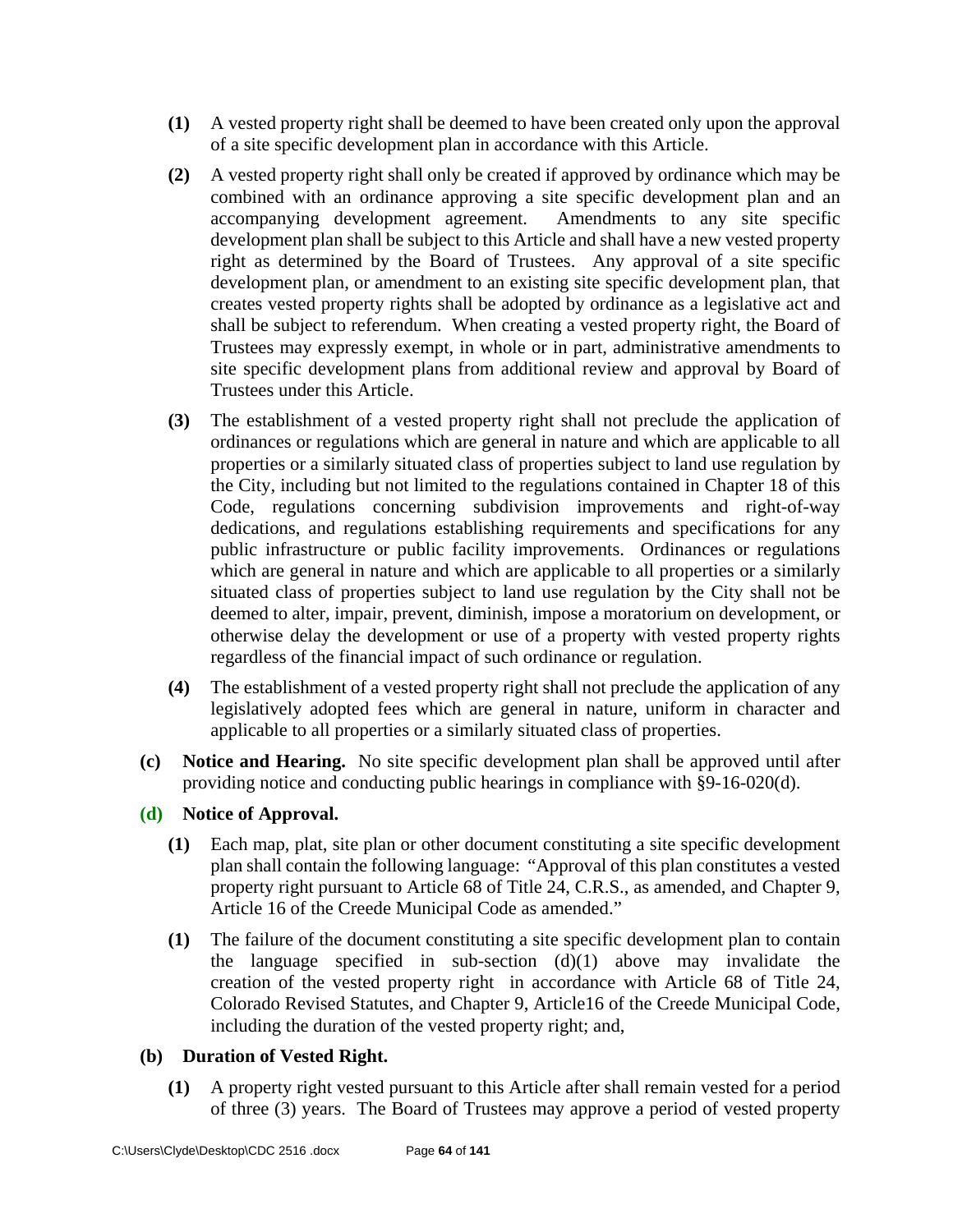**(1)** A vested property right shall be deemed to have been created only upon the approval of a site specific development plan in accordance with this Article.

**(2)** A vested property right shall only be created if approved by ordinance which may be combined with an ordinance approving a site specific development plan and an accompanying development agreement. Amendments to any site specific development plan shall be subject to this Article and shall have a new vested property right as determined by the Board of Trustees. Any approval of a site specific development plan, or amendment to an existing site specific development plan, that creates vested property rights shall be adopted by ordinance as a legislative act and shall be subject to referendum. When creating a vested property right, the Board of Trustees may expressly exempt, in whole or in part, administrative amendments to site specific development plans from additional review and approval by Board of Trustees under this Article.

**(3)** The establishment of a vested property right shall not preclude the application of ordinances or regulations which are general in nature and which are applicable to all properties or a similarly situated class of properties subject to land use regulation by the City, including but not limited to the regulations contained in Chapter 18 of this Code, regulations concerning subdivision improvements and right-of-way dedications, and regulations establishing requirements and specifications for any public infrastructure or public facility improvements. Ordinances or regulations which are general in nature and which are applicable to all properties or a similarly situated class of properties subject to land use regulation by the City shall not be deemed to alter, impair, prevent, diminish, impose a moratorium on development, or otherwise delay the development or use of a property with vested property rights regardless of the financial impact of such ordinance or regulation.

**(4)** The establishment of a vested property right shall not preclude the application of any legislatively adopted fees which are general in nature, uniform in character and applicable to all properties or a similarly situated class of properties.

**(c) Notice and Hearing.** No site specific development plan shall be approved until after providing notice and conducting public hearings in compliance with §9-16-020(d).

**(d) Notice of Approval.**

**(1)** Each map, plat, site plan or other document constituting a site specific development plan shall contain the following language: "Approval of this plan constitutes a vested property right pursuant to Article 68 of Title 24, C.R.S., as amended, and Chapter 9, Article 16 of the Creede Municipal Code as amended."

**(1)** The failure of the document constituting a site specific development plan to contain the language specified in sub-section (d)(1) above may invalidate the creation of the vested property right in accordance with Article 68 of Title 24, Colorado Revised Statutes, and Chapter 9, Article16 of the Creede Municipal Code, including the duration of the vested property right; and,

**(b) Duration of Vested Right.**

**(1)** A property right vested pursuant to this Article after shall remain vested for a period of three (3) years. The Board of Trustees may approve a period of vested property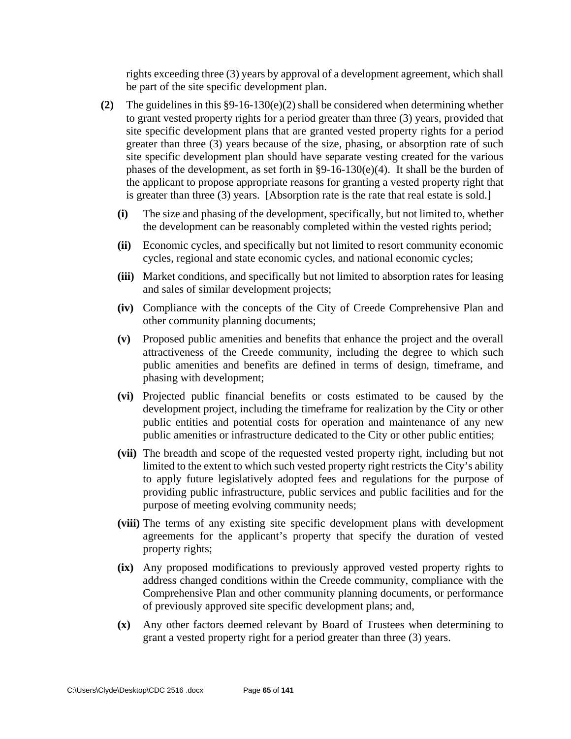rights exceeding three (3) years by approval of a development agreement, which shall be part of the site specific development plan.

**(2)** The guidelines in this §9-16-130(e)(2) shall be considered when determining whether to grant vested property rights for a period greater than three (3) years, provided that site specific development plans that are granted vested property rights for a period greater than three (3) years because of the size, phasing, or absorption rate of such site specific development plan should have separate vesting created for the various phases of the development, as set forth in §9-16-130(e)(4). It shall be the burden of the applicant to propose appropriate reasons for granting a vested property right that is greater than three (3) years. [Absorption rate is the rate that real estate is sold.]

**(i)** The size and phasing of the development, specifically, but not limited to, whether the development can be reasonably completed within the vested rights period;

**(ii)** Economic cycles, and specifically but not limited to resort community economic cycles, regional and state economic cycles, and national economic cycles;

**(iii)** Market conditions, and specifically but not limited to absorption rates for leasing and sales of similar development projects;

**(iv)** Compliance with the concepts of the City of Creede Comprehensive Plan and other community planning documents;

**(v)** Proposed public amenities and benefits that enhance the project and the overall attractiveness of the Creede community, including the degree to which such public amenities and benefits are defined in terms of design, timeframe, and phasing with development;

**(vi)** Projected public financial benefits or costs estimated to be caused by the development project, including the timeframe for realization by the City or other public entities and potential costs for operation and maintenance of any new public amenities or infrastructure dedicated to the City or other public entities;

**(vii)** The breadth and scope of the requested vested property right, including but not limited to the extent to which such vested property right restricts the City's ability to apply future legislatively adopted fees and regulations for the purpose of providing public infrastructure, public services and public facilities and for the purpose of meeting evolving community needs;

**(viii)** The terms of any existing site specific development plans with development agreements for the applicant's property that specify the duration of vested property rights;

**(ix)** Any proposed modifications to previously approved vested property rights to address changed conditions within the Creede community, compliance with the Comprehensive Plan and other community planning documents, or performance of previously approved site specific development plans; and,

**(x)** Any other factors deemed relevant by Board of Trustees when determining to grant a vested property right for a period greater than three (3) years.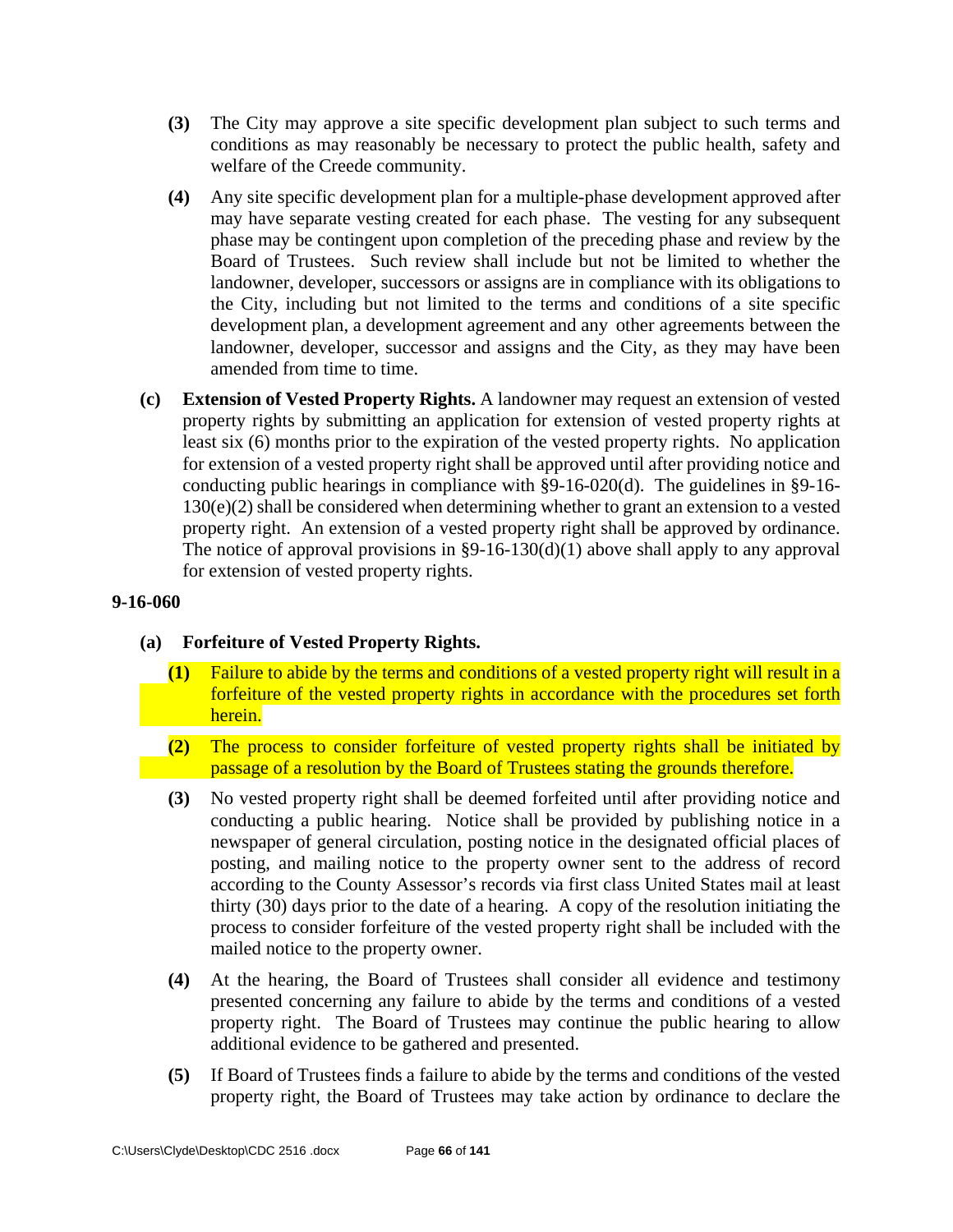**(3)** The City may approve a site specific development plan subject to such terms and conditions as may reasonably be necessary to protect the public health, safety and welfare of the Creede community.

**(4)** Any site specific development plan for a multiple-phase development approved after may have separate vesting created for each phase. The vesting for any subsequent phase may be contingent upon completion of the preceding phase and review by the Board of Trustees. Such review shall include but not be limited to whether the landowner, developer, successors or assigns are in compliance with its obligations to the City, including but not limited to the terms and conditions of a site specific development plan, a development agreement and any other agreements between the landowner, developer, successor and assigns and the City, as they may have been amended from time to time.

**(c)** **Extension of Vested Property Rights.** A landowner may request an extension of vested property rights by submitting an application for extension of vested property rights at least six (6) months prior to the expiration of the vested property rights. No application for extension of a vested property right shall be approved until after providing notice and conducting public hearings in compliance with §9-16-020(d). The guidelines in §9-16-130(e)(2) shall be considered when determining whether to grant an extension to a vested property right. An extension of a vested property right shall be approved by ordinance. The notice of approval provisions in §9-16-130(d)(1) above shall apply to any approval for extension of vested property rights.

**9-16-060**

**(a)** **Forfeiture of Vested Property Rights.**

**(1)** Failure to abide by the terms and conditions of a vested property right will result in a forfeiture of the vested property rights in accordance with the procedures set forth herein.

**(2)** The process to consider forfeiture of vested property rights shall be initiated by passage of a resolution by the Board of Trustees stating the grounds therefore.

**(3)** No vested property right shall be deemed forfeited until after providing notice and conducting a public hearing. Notice shall be provided by publishing notice in a newspaper of general circulation, posting notice in the designated official places of posting, and mailing notice to the property owner sent to the address of record according to the County Assessor's records via first class United States mail at least thirty (30) days prior to the date of a hearing. A copy of the resolution initiating the process to consider forfeiture of the vested property right shall be included with the mailed notice to the property owner.

**(4)** At the hearing, the Board of Trustees shall consider all evidence and testimony presented concerning any failure to abide by the terms and conditions of a vested property right. The Board of Trustees may continue the public hearing to allow additional evidence to be gathered and presented.

**(5)** If Board of Trustees finds a failure to abide by the terms and conditions of the vested property right, the Board of Trustees may take action by ordinance to declare the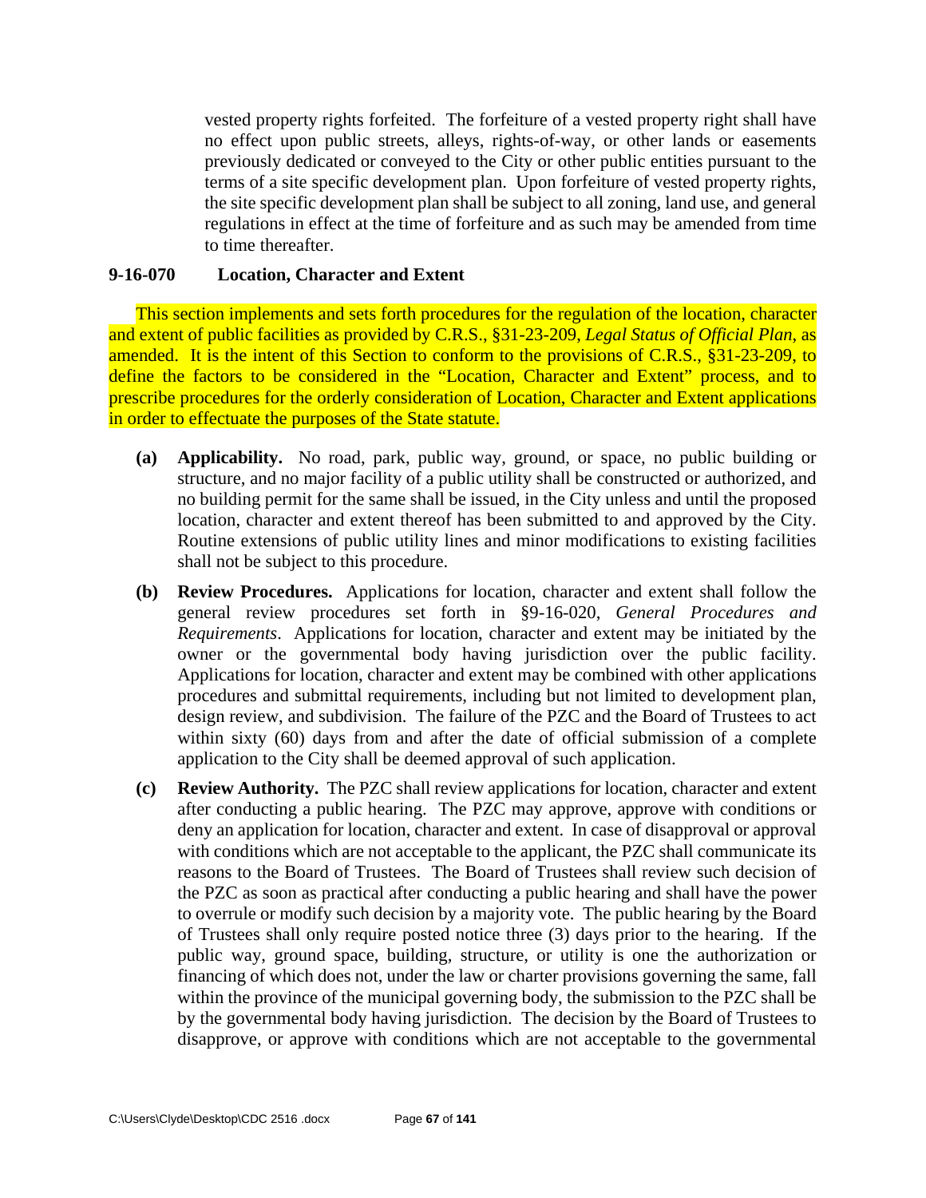vested property rights forfeited. The forfeiture of a vested property right shall have no effect upon public streets, alleys, rights-of-way, or other lands or easements previously dedicated or conveyed to the City or other public entities pursuant to the terms of a site specific development plan. Upon forfeiture of vested property rights, the site specific development plan shall be subject to all zoning, land use, and general regulations in effect at the time of forfeiture and as such may be amended from time to time thereafter.

### 9-16-070 Location, Character and Extent

This section implements and sets forth procedures for the regulation of the location, character and extent of public facilities as provided by C.R.S., §31-23-209, *Legal Status of Official Plan*, as amended. It is the intent of this Section to conform to the provisions of C.R.S., §31-23-209, to define the factors to be considered in the "Location, Character and Extent" process, and to prescribe procedures for the orderly consideration of Location, Character and Extent applications in order to effectuate the purposes of the State statute.

**(a) Applicability.** No road, park, public way, ground, or space, no public building or structure, and no major facility of a public utility shall be constructed or authorized, and no building permit for the same shall be issued, in the City unless and until the proposed location, character and extent thereof has been submitted to and approved by the City. Routine extensions of public utility lines and minor modifications to existing facilities shall not be subject to this procedure.

**(b) Review Procedures.** Applications for location, character and extent shall follow the general review procedures set forth in §9-16-020, *General Procedures and Requirements*. Applications for location, character and extent may be initiated by the owner or the governmental body having jurisdiction over the public facility. Applications for location, character and extent may be combined with other applications procedures and submittal requirements, including but not limited to development plan, design review, and subdivision. The failure of the PZC and the Board of Trustees to act within sixty (60) days from and after the date of official submission of a complete application to the City shall be deemed approval of such application.

**(c) Review Authority.** The PZC shall review applications for location, character and extent after conducting a public hearing. The PZC may approve, approve with conditions or deny an application for location, character and extent. In case of disapproval or approval with conditions which are not acceptable to the applicant, the PZC shall communicate its reasons to the Board of Trustees. The Board of Trustees shall review such decision of the PZC as soon as practical after conducting a public hearing and shall have the power to overrule or modify such decision by a majority vote. The public hearing by the Board of Trustees shall only require posted notice three (3) days prior to the hearing. If the public way, ground space, building, structure, or utility is one the authorization or financing of which does not, under the law or charter provisions governing the same, fall within the province of the municipal governing body, the submission to the PZC shall be by the governmental body having jurisdiction. The decision by the Board of Trustees to disapprove, or approve with conditions which are not acceptable to the governmental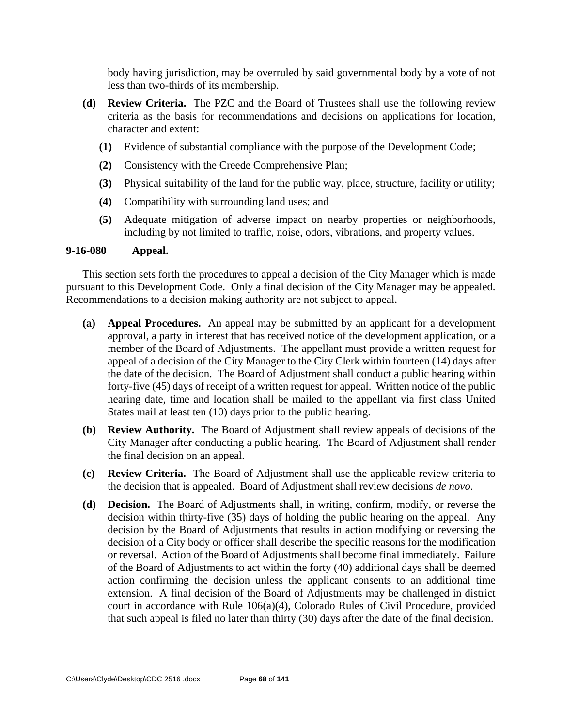body having jurisdiction, may be overruled by said governmental body by a vote of not less than two-thirds of its membership.

**(d) Review Criteria.** The PZC and the Board of Trustees shall use the following review criteria as the basis for recommendations and decisions on applications for location, character and extent:

**(1)** Evidence of substantial compliance with the purpose of the Development Code;

**(2)** Consistency with the Creede Comprehensive Plan;

**(3)** Physical suitability of the land for the public way, place, structure, facility or utility;

**(4)** Compatibility with surrounding land uses; and

**(5)** Adequate mitigation of adverse impact on nearby properties or neighborhoods, including by not limited to traffic, noise, odors, vibrations, and property values.

### 9-16-080 Appeal.

This section sets forth the procedures to appeal a decision of the City Manager which is made pursuant to this Development Code. Only a final decision of the City Manager may be appealed. Recommendations to a decision making authority are not subject to appeal.

**(a) Appeal Procedures.** An appeal may be submitted by an applicant for a development approval, a party in interest that has received notice of the development application, or a member of the Board of Adjustments. The appellant must provide a written request for appeal of a decision of the City Manager to the City Clerk within fourteen (14) days after the date of the decision. The Board of Adjustment shall conduct a public hearing within forty-five (45) days of receipt of a written request for appeal. Written notice of the public hearing date, time and location shall be mailed to the appellant via first class United States mail at least ten (10) days prior to the public hearing.

**(b) Review Authority.** The Board of Adjustment shall review appeals of decisions of the City Manager after conducting a public hearing. The Board of Adjustment shall render the final decision on an appeal.

**(c) Review Criteria.** The Board of Adjustment shall use the applicable review criteria to the decision that is appealed. Board of Adjustment shall review decisions *de novo*.

**(d) Decision.** The Board of Adjustments shall, in writing, confirm, modify, or reverse the decision within thirty-five (35) days of holding the public hearing on the appeal. Any decision by the Board of Adjustments that results in action modifying or reversing the decision of a City body or officer shall describe the specific reasons for the modification or reversal. Action of the Board of Adjustments shall become final immediately. Failure of the Board of Adjustments to act within the forty (40) additional days shall be deemed action confirming the decision unless the applicant consents to an additional time extension. A final decision of the Board of Adjustments may be challenged in district court in accordance with Rule 106(a)(4), Colorado Rules of Civil Procedure, provided that such appeal is filed no later than thirty (30) days after the date of the final decision.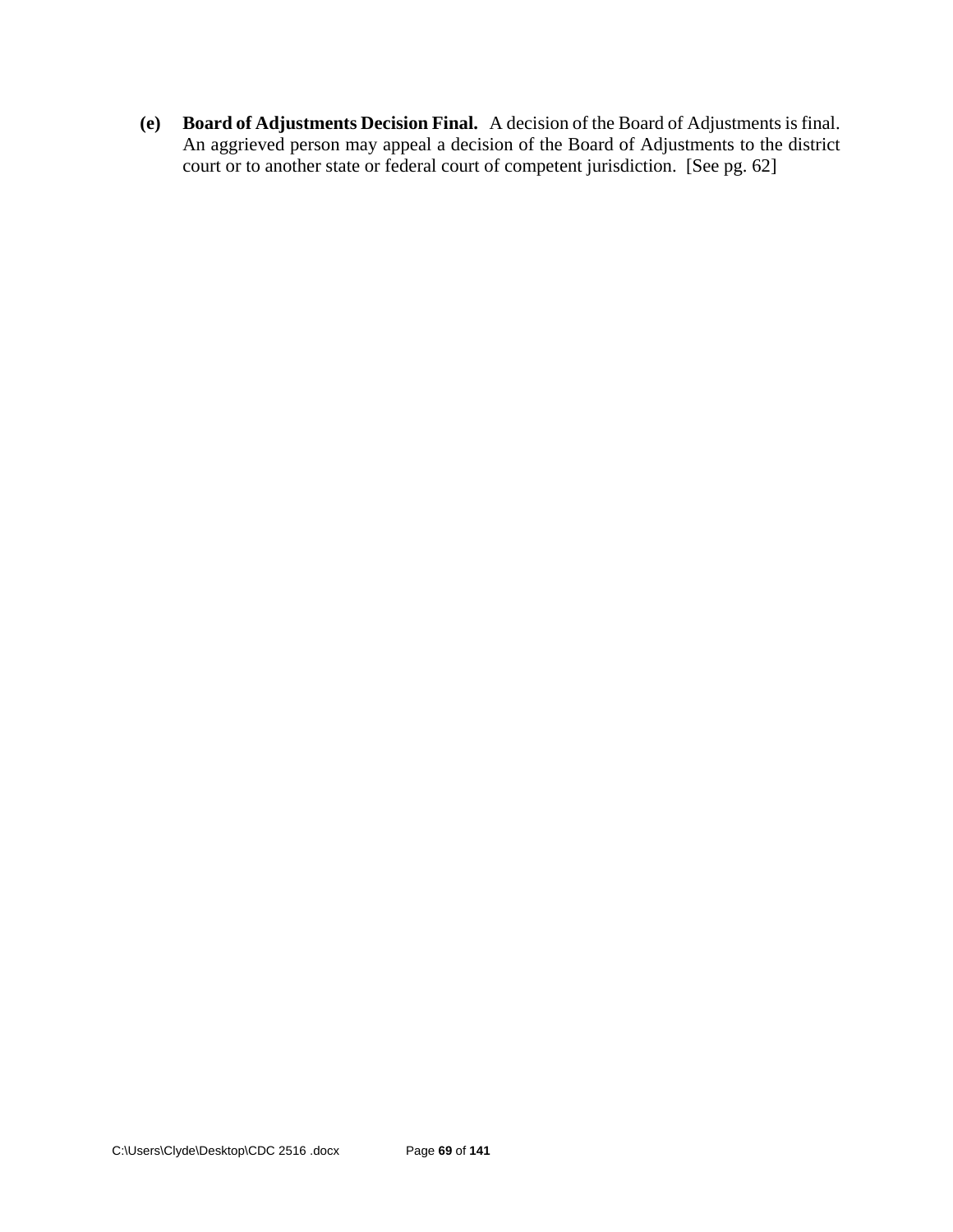**(e) Board of Adjustments Decision Final.** A decision of the Board of Adjustments is final. An aggrieved person may appeal a decision of the Board of Adjustments to the district court or to another state or federal court of competent jurisdiction. [See pg. 62]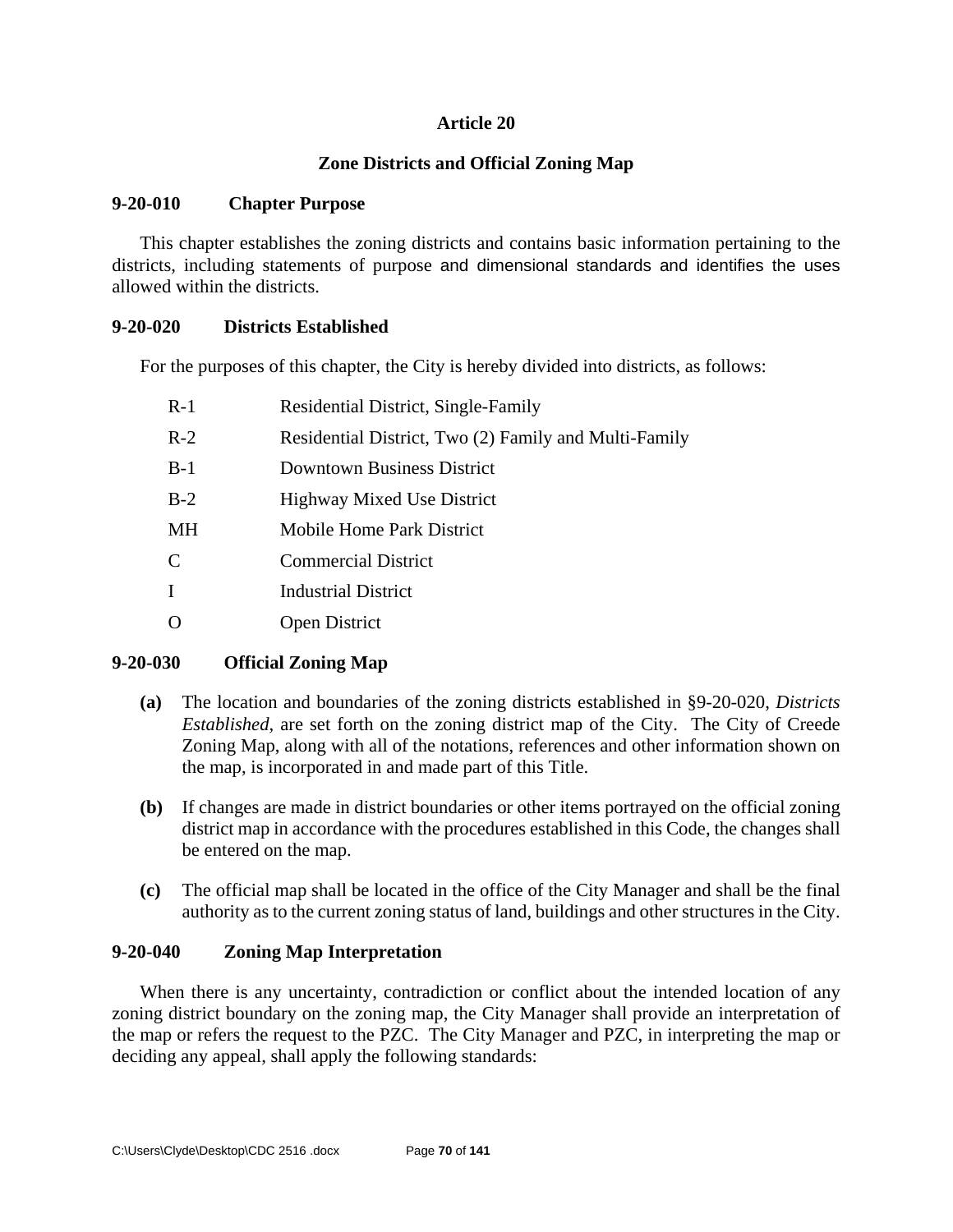# Article 20

## Zone Districts and Official Zoning Map

### 9-20-010 Chapter Purpose

This chapter establishes the zoning districts and contains basic information pertaining to the districts, including statements of purpose and dimensional standards and identifies the uses allowed within the districts.

### 9-20-020 Districts Established

For the purposes of this chapter, the City is hereby divided into districts, as follows:

| | |
|---|---|
| R-1 | Residential District, Single-Family |
| R-2 | Residential District, Two (2) Family and Multi-Family |
| B-1 | Downtown Business District |
| B-2 | Highway Mixed Use District |
| MH | Mobile Home Park District |
| C | Commercial District |
| I | Industrial District |
| O | Open District |

### 9-20-030 Official Zoning Map

**(a)** The location and boundaries of the zoning districts established in §9-20-020, *Districts Established*, are set forth on the zoning district map of the City. The City of Creede Zoning Map, along with all of the notations, references and other information shown on the map, is incorporated in and made part of this Title.

**(b)** If changes are made in district boundaries or other items portrayed on the official zoning district map in accordance with the procedures established in this Code, the changes shall be entered on the map.

**(c)** The official map shall be located in the office of the City Manager and shall be the final authority as to the current zoning status of land, buildings and other structures in the City.

### 9-20-040 Zoning Map Interpretation

When there is any uncertainty, contradiction or conflict about the intended location of any zoning district boundary on the zoning map, the City Manager shall provide an interpretation of the map or refers the request to the PZC. The City Manager and PZC, in interpreting the map or deciding any appeal, shall apply the following standards: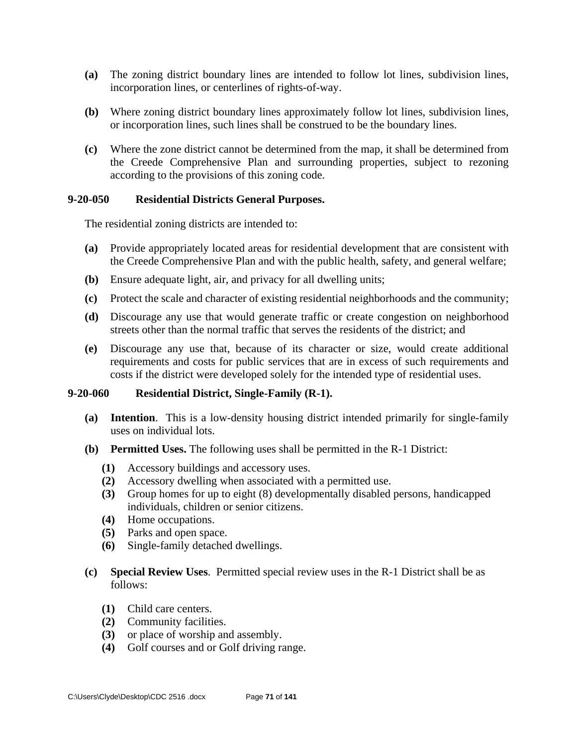**(a)** The zoning district boundary lines are intended to follow lot lines, subdivision lines, incorporation lines, or centerlines of rights-of-way.

**(b)** Where zoning district boundary lines approximately follow lot lines, subdivision lines, or incorporation lines, such lines shall be construed to be the boundary lines.

**(c)** Where the zone district cannot be determined from the map, it shall be determined from the Creede Comprehensive Plan and surrounding properties, subject to rezoning according to the provisions of this zoning code.

### 9-20-050 Residential Districts General Purposes.

The residential zoning districts are intended to:

**(a)** Provide appropriately located areas for residential development that are consistent with the Creede Comprehensive Plan and with the public health, safety, and general welfare;

**(b)** Ensure adequate light, air, and privacy for all dwelling units;

**(c)** Protect the scale and character of existing residential neighborhoods and the community;

**(d)** Discourage any use that would generate traffic or create congestion on neighborhood streets other than the normal traffic that serves the residents of the district; and

**(e)** Discourage any use that, because of its character or size, would create additional requirements and costs for public services that are in excess of such requirements and costs if the district were developed solely for the intended type of residential uses.

### 9-20-060 Residential District, Single-Family (R-1).

**(a)** **Intention**. This is a low-density housing district intended primarily for single-family uses on individual lots.

**(b)** **Permitted Uses.** The following uses shall be permitted in the R-1 District:

- **(1)** Accessory buildings and accessory uses.
- **(2)** Accessory dwelling when associated with a permitted use.
- **(3)** Group homes for up to eight (8) developmentally disabled persons, handicapped individuals, children or senior citizens.
- **(4)** Home occupations.
- **(5)** Parks and open space.
- **(6)** Single-family detached dwellings.

**(c)** **Special Review Uses**. Permitted special review uses in the R-1 District shall be as follows:

- **(1)** Child care centers.
- **(2)** Community facilities.
- **(3)** or place of worship and assembly.
- **(4)** Golf courses and or Golf driving range.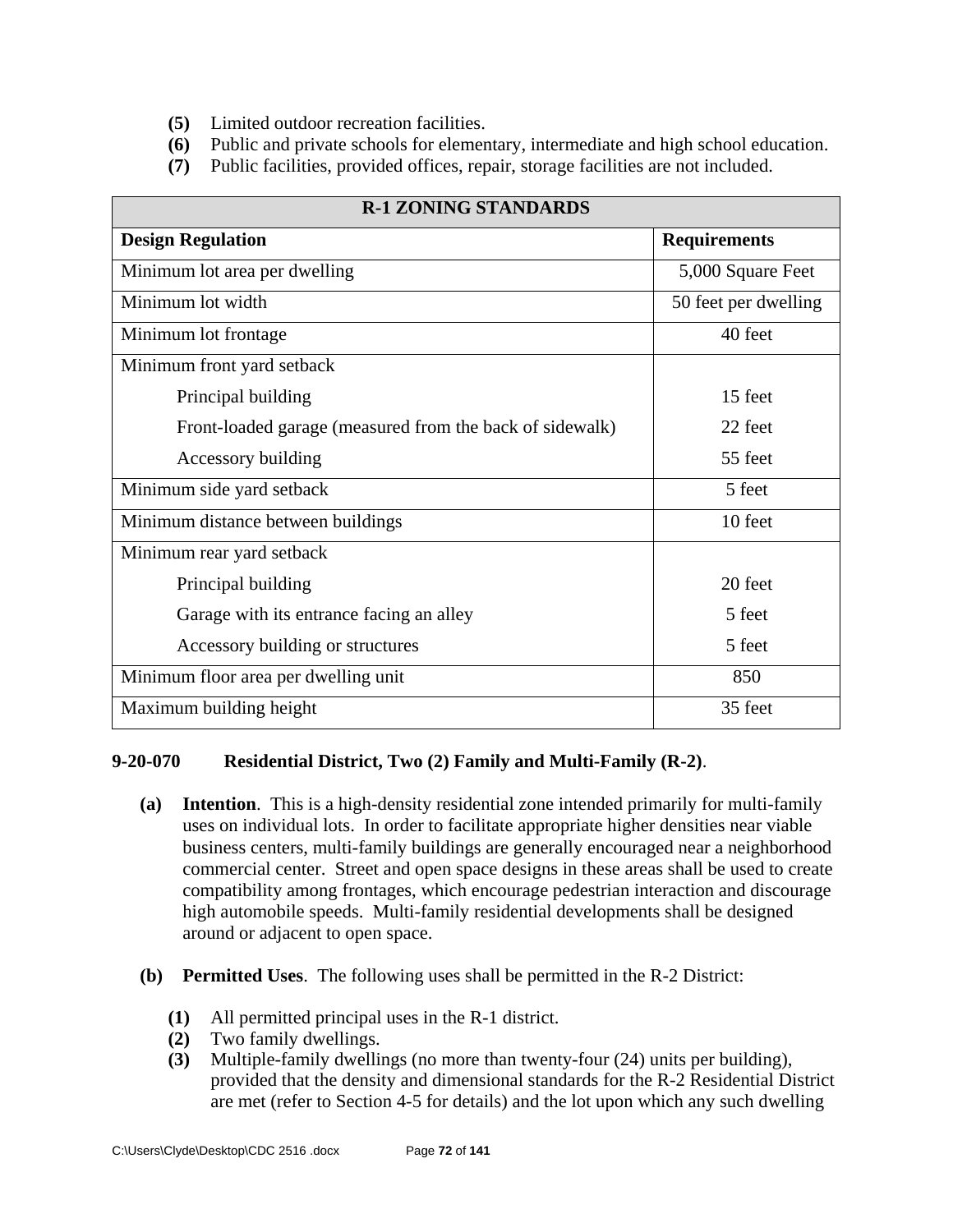**(5)** Limited outdoor recreation facilities.
**(6)** Public and private schools for elementary, intermediate and high school education.
**(7)** Public facilities, provided offices, repair, storage facilities are not included.

| R-1 ZONING STANDARDS | |
|---|---|
| **Design Regulation** | **Requirements** |
| Minimum lot area per dwelling | 5,000 Square Feet |
| Minimum lot width | 50 feet per dwelling |
| Minimum lot frontage | 40 feet |
| Minimum front yard setback | |
| Principal building | 15 feet |
| Front-loaded garage (measured from the back of sidewalk) | 22 feet |
| Accessory building | 55 feet |
| Minimum side yard setback | 5 feet |
| Minimum distance between buildings | 10 feet |
| Minimum rear yard setback | |
| Principal building | 20 feet |
| Garage with its entrance facing an alley | 5 feet |
| Accessory building or structures | 5 feet |
| Minimum floor area per dwelling unit | 850 |
| Maximum building height | 35 feet |

### 9-20-070 Residential District, Two (2) Family and Multi-Family (R-2).

**(a) Intention**. This is a high-density residential zone intended primarily for multi-family uses on individual lots. In order to facilitate appropriate higher densities near viable business centers, multi-family buildings are generally encouraged near a neighborhood commercial center. Street and open space designs in these areas shall be used to create compatibility among frontages, which encourage pedestrian interaction and discourage high automobile speeds. Multi-family residential developments shall be designed around or adjacent to open space.

**(b) Permitted Uses**. The following uses shall be permitted in the R-2 District:

**(1)** All permitted principal uses in the R-1 district.
**(2)** Two family dwellings.
**(3)** Multiple-family dwellings (no more than twenty-four (24) units per building), provided that the density and dimensional standards for the R-2 Residential District are met (refer to Section 4-5 for details) and the lot upon which any such dwelling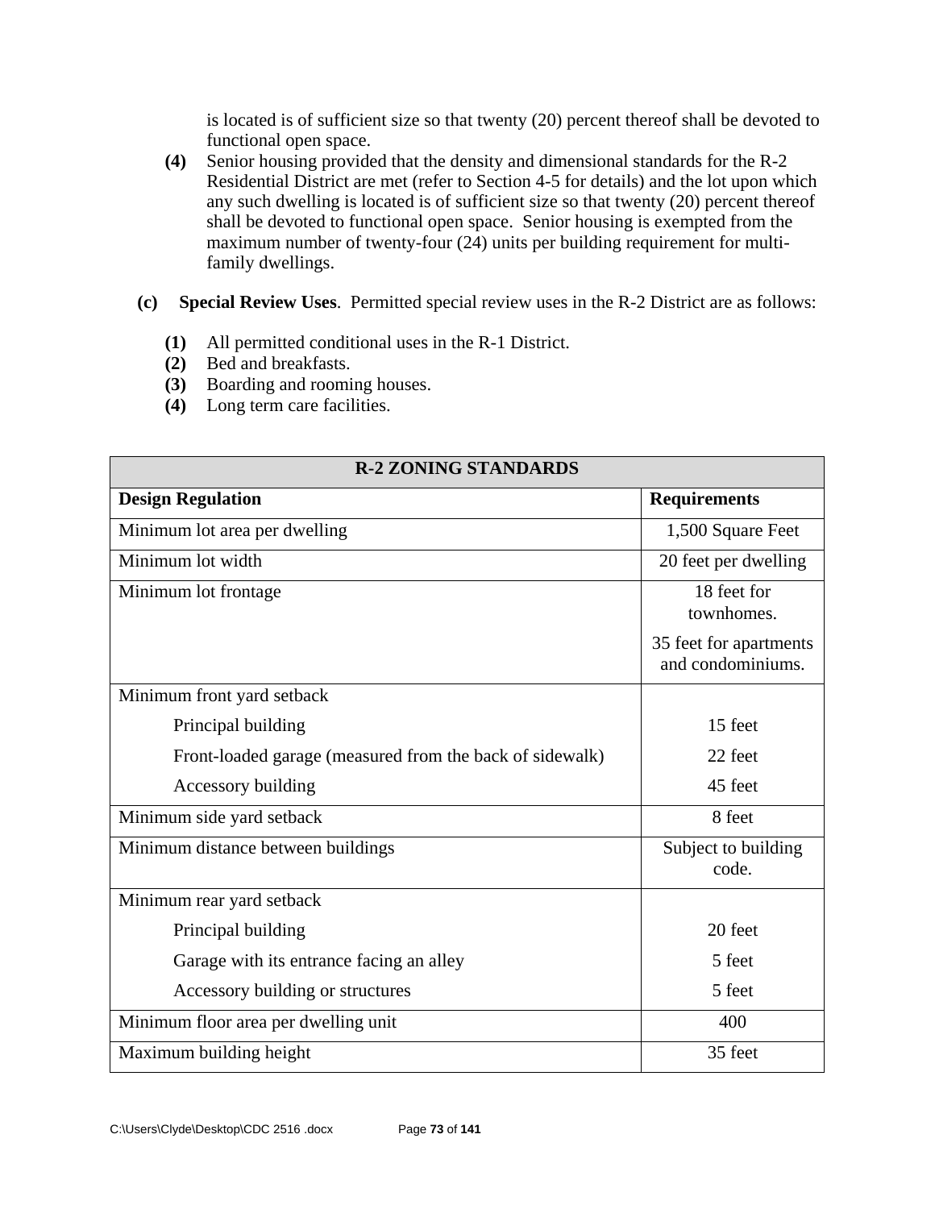is located is of sufficient size so that twenty (20) percent thereof shall be devoted to functional open space.

**(4)** Senior housing provided that the density and dimensional standards for the R-2 Residential District are met (refer to Section 4-5 for details) and the lot upon which any such dwelling is located is of sufficient size so that twenty (20) percent thereof shall be devoted to functional open space. Senior housing is exempted from the maximum number of twenty-four (24) units per building requirement for multi-family dwellings.

**(c)** **Special Review Uses**. Permitted special review uses in the R-2 District are as follows:

**(1)** All permitted conditional uses in the R-1 District.
**(2)** Bed and breakfasts.
**(3)** Boarding and rooming houses.
**(4)** Long term care facilities.

| R-2 ZONING STANDARDS | |
|---|---|
| **Design Regulation** | **Requirements** |
| Minimum lot area per dwelling | 1,500 Square Feet |
| Minimum lot width | 20 feet per dwelling |
| Minimum lot frontage | 18 feet for townhomes.<br>35 feet for apartments and condominiums. |
| Minimum front yard setback | |
| Principal building | 15 feet |
| Front-loaded garage (measured from the back of sidewalk) | 22 feet |
| Accessory building | 45 feet |
| Minimum side yard setback | 8 feet |
| Minimum distance between buildings | Subject to building code. |
| Minimum rear yard setback | |
| Principal building | 20 feet |
| Garage with its entrance facing an alley | 5 feet |
| Accessory building or structures | 5 feet |
| Minimum floor area per dwelling unit | 400 |
| Maximum building height | 35 feet |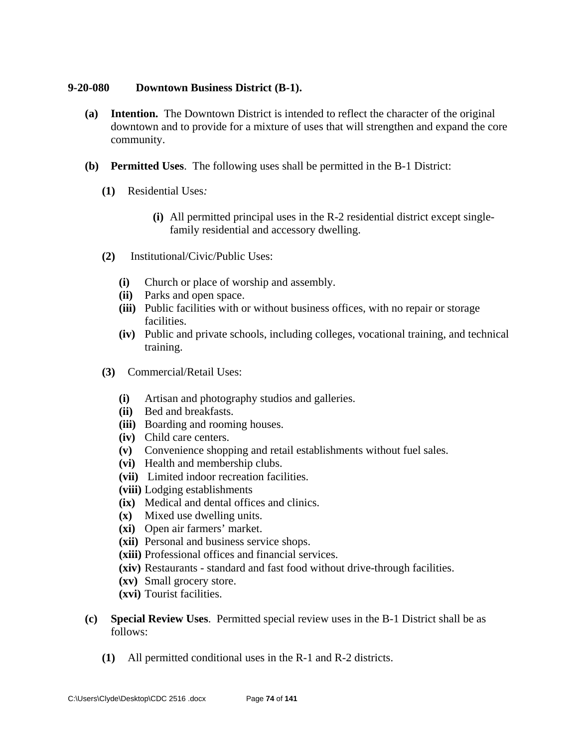## 9-20-080 Downtown Business District (B-1).

**(a) Intention.** The Downtown District is intended to reflect the character of the original downtown and to provide for a mixture of uses that will strengthen and expand the core community.

**(b) Permitted Uses**. The following uses shall be permitted in the B-1 District:

**(1)** Residential Uses*:*

**(i)** All permitted principal uses in the R-2 residential district except single-family residential and accessory dwelling.

**(2)** Institutional/Civic/Public Uses:

**(i)** Church or place of worship and assembly.
**(ii)** Parks and open space.
**(iii)** Public facilities with or without business offices, with no repair or storage facilities.
**(iv)** Public and private schools, including colleges, vocational training, and technical training.

**(3)** Commercial/Retail Uses:

**(i)** Artisan and photography studios and galleries.
**(ii)** Bed and breakfasts.
**(iii)** Boarding and rooming houses.
**(iv)** Child care centers.
**(v)** Convenience shopping and retail establishments without fuel sales.
**(vi)** Health and membership clubs.
**(vii)** Limited indoor recreation facilities.
**(viii)** Lodging establishments
**(ix)** Medical and dental offices and clinics.
**(x)** Mixed use dwelling units.
**(xi)** Open air farmers' market.
**(xii)** Personal and business service shops.
**(xiii)** Professional offices and financial services.
**(xiv)** Restaurants - standard and fast food without drive-through facilities.
**(xv)** Small grocery store.
**(xvi)** Tourist facilities.

**(c) Special Review Uses**. Permitted special review uses in the B-1 District shall be as follows:

**(1)** All permitted conditional uses in the R-1 and R-2 districts.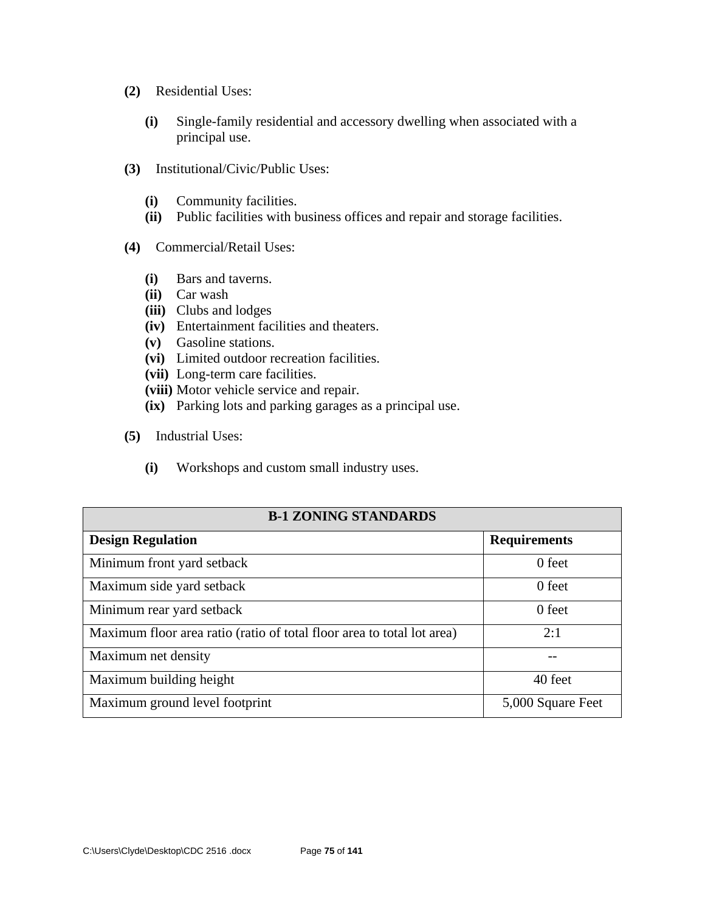**(2)** Residential Uses:

- **(i)** Single-family residential and accessory dwelling when associated with a principal use.

**(3)** Institutional/Civic/Public Uses:

- **(i)** Community facilities.
- **(ii)** Public facilities with business offices and repair and storage facilities.

**(4)** Commercial/Retail Uses:

- **(i)** Bars and taverns.
- **(ii)** Car wash
- **(iii)** Clubs and lodges
- **(iv)** Entertainment facilities and theaters.
- **(v)** Gasoline stations.
- **(vi)** Limited outdoor recreation facilities.
- **(vii)** Long-term care facilities.
- **(viii)** Motor vehicle service and repair.
- **(ix)** Parking lots and parking garages as a principal use.

**(5)** Industrial Uses:

- **(i)** Workshops and custom small industry uses.

| **B-1 ZONING STANDARDS** | |
|---|---|
| **Design Regulation** | **Requirements** |
| Minimum front yard setback | 0 feet |
| Maximum side yard setback | 0 feet |
| Minimum rear yard setback | 0 feet |
| Maximum floor area ratio (ratio of total floor area to total lot area) | 2:1 |
| Maximum net density | -- |
| Maximum building height | 40 feet |
| Maximum ground level footprint | 5,000 Square Feet |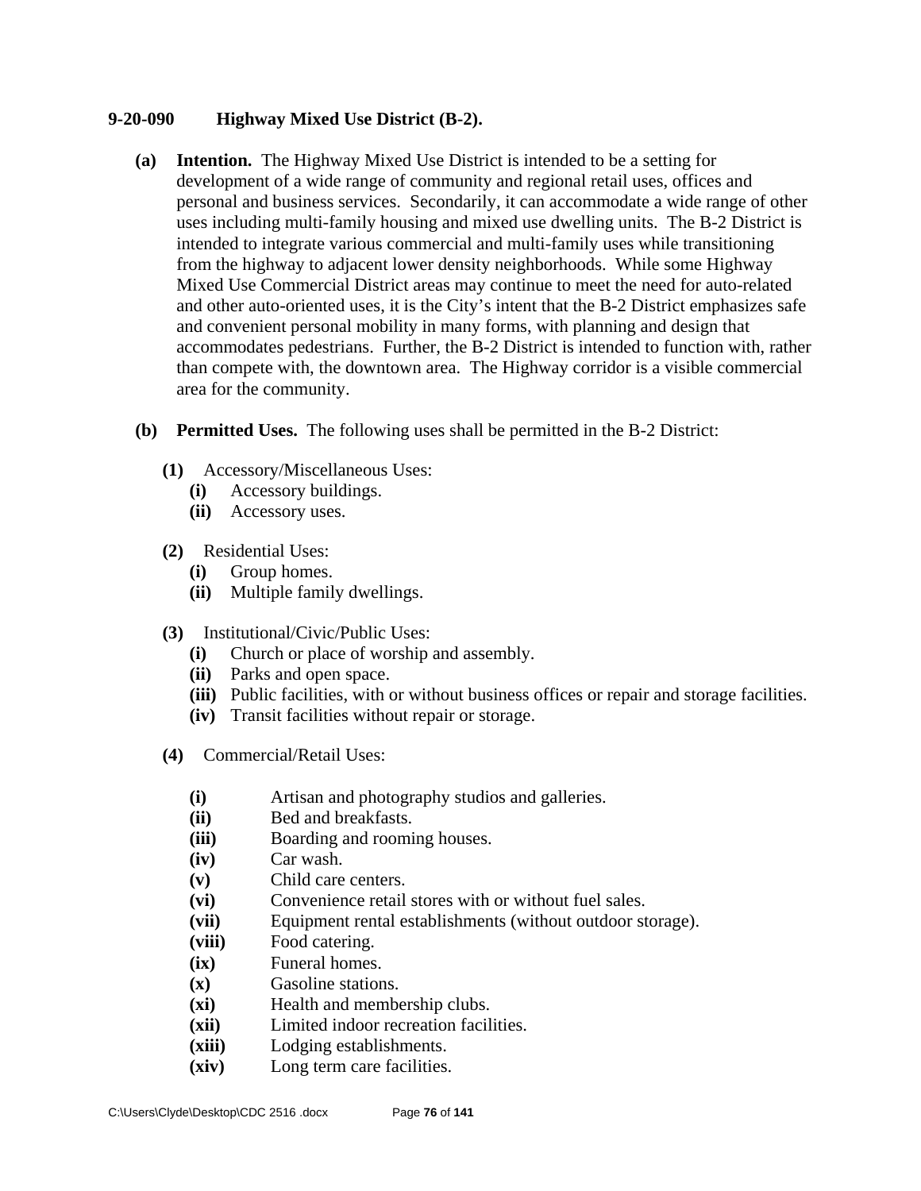### 9-20-090 Highway Mixed Use District (B-2).

**(a) Intention.** The Highway Mixed Use District is intended to be a setting for development of a wide range of community and regional retail uses, offices and personal and business services. Secondarily, it can accommodate a wide range of other uses including multi-family housing and mixed use dwelling units. The B-2 District is intended to integrate various commercial and multi-family uses while transitioning from the highway to adjacent lower density neighborhoods. While some Highway Mixed Use Commercial District areas may continue to meet the need for auto-related and other auto-oriented uses, it is the City's intent that the B-2 District emphasizes safe and convenient personal mobility in many forms, with planning and design that accommodates pedestrians. Further, the B-2 District is intended to function with, rather than compete with, the downtown area. The Highway corridor is a visible commercial area for the community.

**(b) Permitted Uses.** The following uses shall be permitted in the B-2 District:

**(1)** Accessory/Miscellaneous Uses:
- **(i)** Accessory buildings.
- **(ii)** Accessory uses.

**(2)** Residential Uses:
- **(i)** Group homes.
- **(ii)** Multiple family dwellings.

**(3)** Institutional/Civic/Public Uses:
- **(i)** Church or place of worship and assembly.
- **(ii)** Parks and open space.
- **(iii)** Public facilities, with or without business offices or repair and storage facilities.
- **(iv)** Transit facilities without repair or storage.

**(4)** Commercial/Retail Uses:
- **(i)** Artisan and photography studios and galleries.
- **(ii)** Bed and breakfasts.
- **(iii)** Boarding and rooming houses.
- **(iv)** Car wash.
- **(v)** Child care centers.
- **(vi)** Convenience retail stores with or without fuel sales.
- **(vii)** Equipment rental establishments (without outdoor storage).
- **(viii)** Food catering.
- **(ix)** Funeral homes.
- **(x)** Gasoline stations.
- **(xi)** Health and membership clubs.
- **(xii)** Limited indoor recreation facilities.
- **(xiii)** Lodging establishments.
- **(xiv)** Long term care facilities.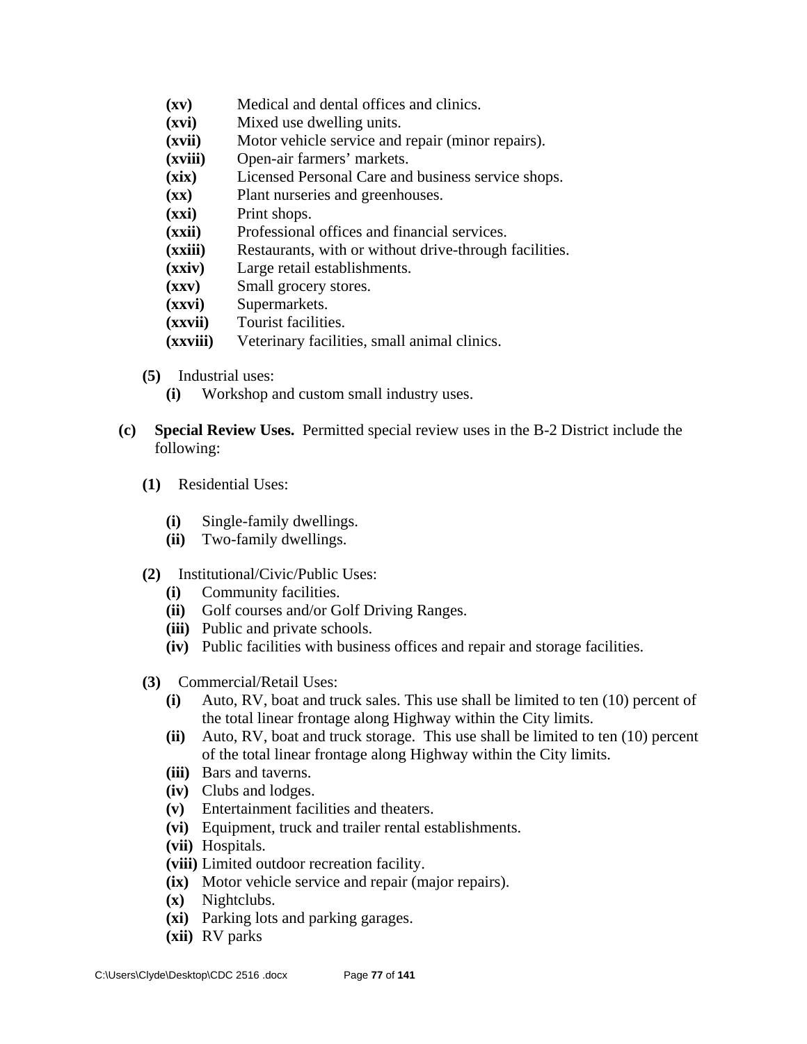- **(xv)** Medical and dental offices and clinics.
- **(xvi)** Mixed use dwelling units.
- **(xvii)** Motor vehicle service and repair (minor repairs).
- **(xviii)** Open-air farmers' markets.
- **(xix)** Licensed Personal Care and business service shops.
- **(xx)** Plant nurseries and greenhouses.
- **(xxi)** Print shops.
- **(xxii)** Professional offices and financial services.
- **(xxiii)** Restaurants, with or without drive-through facilities.
- **(xxiv)** Large retail establishments.
- **(xxv)** Small grocery stores.
- **(xxvi)** Supermarkets.
- **(xxvii)** Tourist facilities.
- **(xxviii)** Veterinary facilities, small animal clinics.

**(5)** Industrial uses:

- **(i)** Workshop and custom small industry uses.

**(c)** **Special Review Uses.** Permitted special review uses in the B-2 District include the following:

**(1)** Residential Uses:

- **(i)** Single-family dwellings.
- **(ii)** Two-family dwellings.

**(2)** Institutional/Civic/Public Uses:

- **(i)** Community facilities.
- **(ii)** Golf courses and/or Golf Driving Ranges.
- **(iii)** Public and private schools.
- **(iv)** Public facilities with business offices and repair and storage facilities.

**(3)** Commercial/Retail Uses:

- **(i)** Auto, RV, boat and truck sales. This use shall be limited to ten (10) percent of the total linear frontage along Highway within the City limits.
- **(ii)** Auto, RV, boat and truck storage. This use shall be limited to ten (10) percent of the total linear frontage along Highway within the City limits.
- **(iii)** Bars and taverns.
- **(iv)** Clubs and lodges.
- **(v)** Entertainment facilities and theaters.
- **(vi)** Equipment, truck and trailer rental establishments.
- **(vii)** Hospitals.
- **(viii)** Limited outdoor recreation facility.
- **(ix)** Motor vehicle service and repair (major repairs).
- **(x)** Nightclubs.
- **(xi)** Parking lots and parking garages.
- **(xii)** RV parks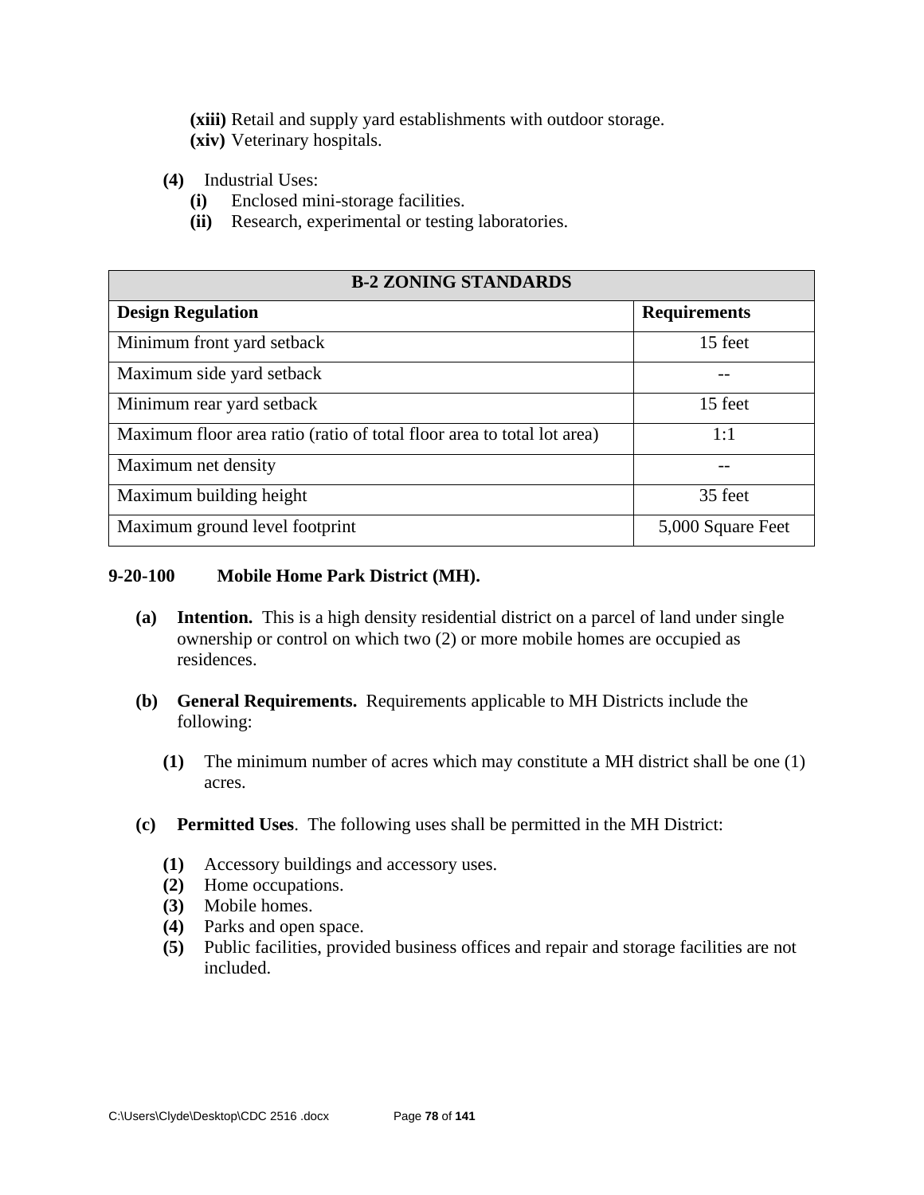**(xiii)** Retail and supply yard establishments with outdoor storage.
**(xiv)** Veterinary hospitals.

**(4)** Industrial Uses:
**(i)** Enclosed mini-storage facilities.
**(ii)** Research, experimental or testing laboratories.

| B-2 ZONING STANDARDS | |
|---|---|
| **Design Regulation** | **Requirements** |
| Minimum front yard setback | 15 feet |
| Maximum side yard setback | -- |
| Minimum rear yard setback | 15 feet |
| Maximum floor area ratio (ratio of total floor area to total lot area) | 1:1 |
| Maximum net density | -- |
| Maximum building height | 35 feet |
| Maximum ground level footprint | 5,000 Square Feet |

### 9-20-100 Mobile Home Park District (MH).

**(a) Intention.** This is a high density residential district on a parcel of land under single ownership or control on which two (2) or more mobile homes are occupied as residences.

**(b) General Requirements.** Requirements applicable to MH Districts include the following:

**(1)** The minimum number of acres which may constitute a MH district shall be one (1) acres.

**(c) Permitted Uses**. The following uses shall be permitted in the MH District:

**(1)** Accessory buildings and accessory uses.
**(2)** Home occupations.
**(3)** Mobile homes.
**(4)** Parks and open space.
**(5)** Public facilities, provided business offices and repair and storage facilities are not included.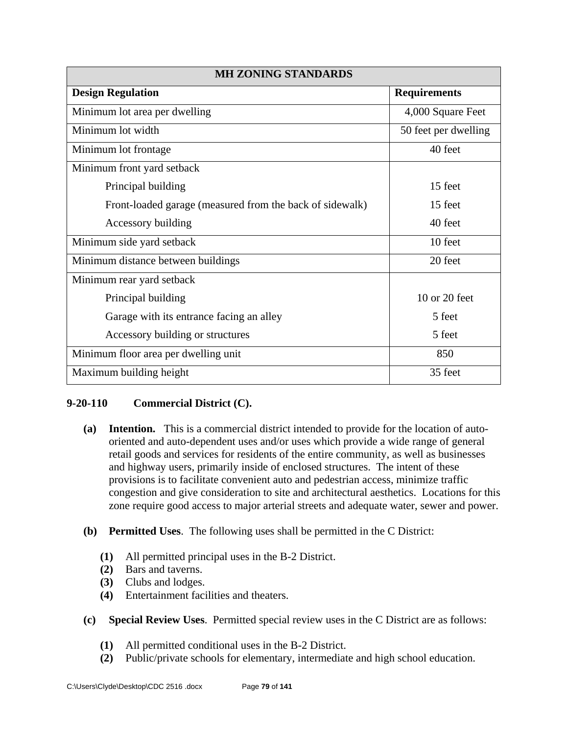| MH ZONING STANDARDS | |
|---|---|
| **Design Regulation** | **Requirements** |
| Minimum lot area per dwelling | 4,000 Square Feet |
| Minimum lot width | 50 feet per dwelling |
| Minimum lot frontage | 40 feet |
| Minimum front yard setback | |
| Principal building | 15 feet |
| Front-loaded garage (measured from the back of sidewalk) | 15 feet |
| Accessory building | 40 feet |
| Minimum side yard setback | 10 feet |
| Minimum distance between buildings | 20 feet |
| Minimum rear yard setback | |
| Principal building | 10 or 20 feet |
| Garage with its entrance facing an alley | 5 feet |
| Accessory building or structures | 5 feet |
| Minimum floor area per dwelling unit | 850 |
| Maximum building height | 35 feet |

## 9-20-110 Commercial District (C).

**(a) Intention.** This is a commercial district intended to provide for the location of auto-oriented and auto-dependent uses and/or uses which provide a wide range of general retail goods and services for residents of the entire community, as well as businesses and highway users, primarily inside of enclosed structures. The intent of these provisions is to facilitate convenient auto and pedestrian access, minimize traffic congestion and give consideration to site and architectural aesthetics. Locations for this zone require good access to major arterial streets and adequate water, sewer and power.

**(b) Permitted Uses**. The following uses shall be permitted in the C District:

**(1)** All permitted principal uses in the B-2 District.
**(2)** Bars and taverns.
**(3)** Clubs and lodges.
**(4)** Entertainment facilities and theaters.

**(c) Special Review Uses**. Permitted special review uses in the C District are as follows:

**(1)** All permitted conditional uses in the B-2 District.
**(2)** Public/private schools for elementary, intermediate and high school education.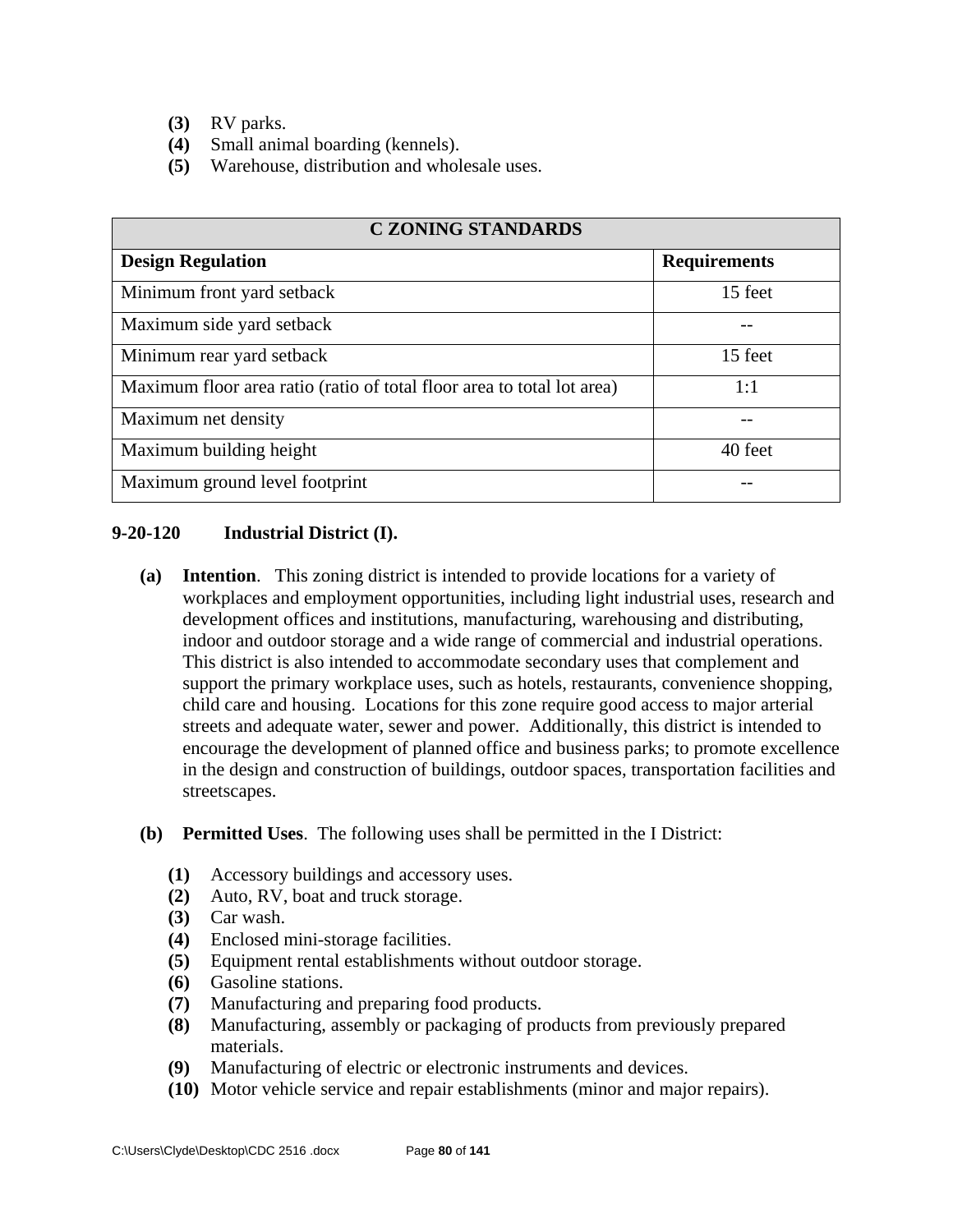**(3)** RV parks.
**(4)** Small animal boarding (kennels).
**(5)** Warehouse, distribution and wholesale uses.

| C ZONING STANDARDS | |
|---|---|
| **Design Regulation** | **Requirements** |
| Minimum front yard setback | 15 feet |
| Maximum side yard setback | -- |
| Minimum rear yard setback | 15 feet |
| Maximum floor area ratio (ratio of total floor area to total lot area) | 1:1 |
| Maximum net density | -- |
| Maximum building height | 40 feet |
| Maximum ground level footprint | -- |

### 9-20-120 Industrial District (I).

**(a) Intention**. This zoning district is intended to provide locations for a variety of workplaces and employment opportunities, including light industrial uses, research and development offices and institutions, manufacturing, warehousing and distributing, indoor and outdoor storage and a wide range of commercial and industrial operations. This district is also intended to accommodate secondary uses that complement and support the primary workplace uses, such as hotels, restaurants, convenience shopping, child care and housing. Locations for this zone require good access to major arterial streets and adequate water, sewer and power. Additionally, this district is intended to encourage the development of planned office and business parks; to promote excellence in the design and construction of buildings, outdoor spaces, transportation facilities and streetscapes.

**(b) Permitted Uses**. The following uses shall be permitted in the I District:

**(1)** Accessory buildings and accessory uses.
**(2)** Auto, RV, boat and truck storage.
**(3)** Car wash.
**(4)** Enclosed mini-storage facilities.
**(5)** Equipment rental establishments without outdoor storage.
**(6)** Gasoline stations.
**(7)** Manufacturing and preparing food products.
**(8)** Manufacturing, assembly or packaging of products from previously prepared materials.
**(9)** Manufacturing of electric or electronic instruments and devices.
**(10)** Motor vehicle service and repair establishments (minor and major repairs).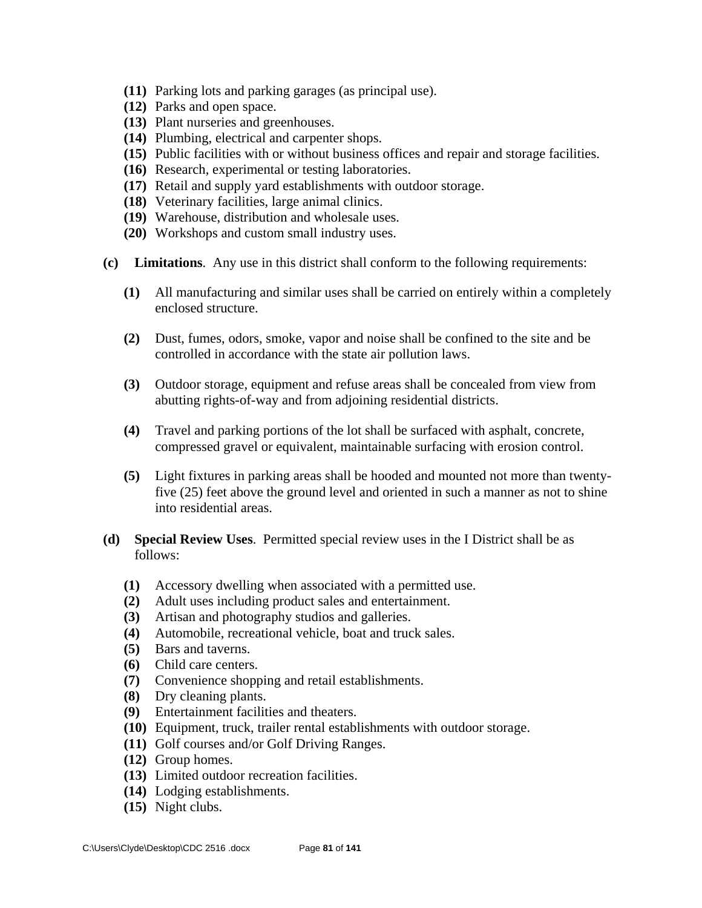**(11)** Parking lots and parking garages (as principal use).
**(12)** Parks and open space.
**(13)** Plant nurseries and greenhouses.
**(14)** Plumbing, electrical and carpenter shops.
**(15)** Public facilities with or without business offices and repair and storage facilities.
**(16)** Research, experimental or testing laboratories.
**(17)** Retail and supply yard establishments with outdoor storage.
**(18)** Veterinary facilities, large animal clinics.
**(19)** Warehouse, distribution and wholesale uses.
**(20)** Workshops and custom small industry uses.

**(c)** **Limitations**. Any use in this district shall conform to the following requirements:

**(1)** All manufacturing and similar uses shall be carried on entirely within a completely enclosed structure.

**(2)** Dust, fumes, odors, smoke, vapor and noise shall be confined to the site and be controlled in accordance with the state air pollution laws.

**(3)** Outdoor storage, equipment and refuse areas shall be concealed from view from abutting rights-of-way and from adjoining residential districts.

**(4)** Travel and parking portions of the lot shall be surfaced with asphalt, concrete, compressed gravel or equivalent, maintainable surfacing with erosion control.

**(5)** Light fixtures in parking areas shall be hooded and mounted not more than twenty-five (25) feet above the ground level and oriented in such a manner as not to shine into residential areas.

**(d)** **Special Review Uses**. Permitted special review uses in the I District shall be as follows:

**(1)** Accessory dwelling when associated with a permitted use.
**(2)** Adult uses including product sales and entertainment.
**(3)** Artisan and photography studios and galleries.
**(4)** Automobile, recreational vehicle, boat and truck sales.
**(5)** Bars and taverns.
**(6)** Child care centers.
**(7)** Convenience shopping and retail establishments.
**(8)** Dry cleaning plants.
**(9)** Entertainment facilities and theaters.
**(10)** Equipment, truck, trailer rental establishments with outdoor storage.
**(11)** Golf courses and/or Golf Driving Ranges.
**(12)** Group homes.
**(13)** Limited outdoor recreation facilities.
**(14)** Lodging establishments.
**(15)** Night clubs.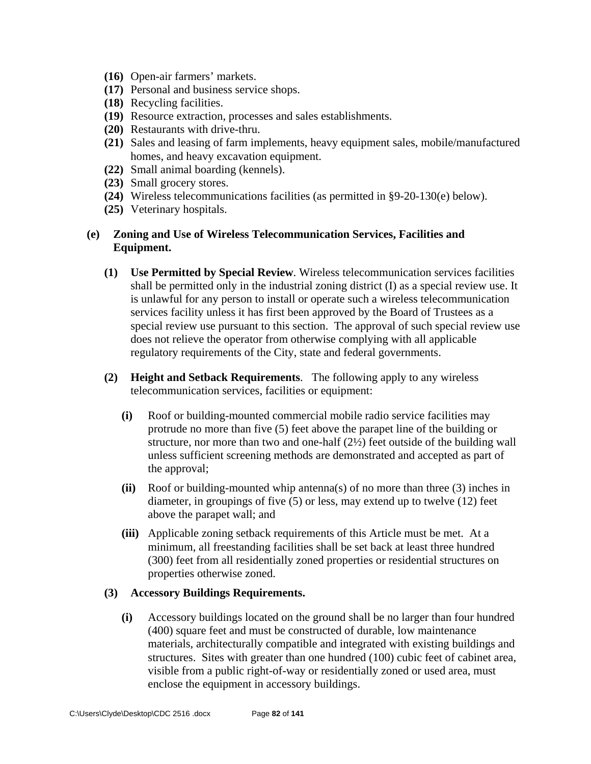**(16)** Open-air farmers' markets.
**(17)** Personal and business service shops.
**(18)** Recycling facilities.
**(19)** Resource extraction, processes and sales establishments.
**(20)** Restaurants with drive-thru.
**(21)** Sales and leasing of farm implements, heavy equipment sales, mobile/manufactured homes, and heavy excavation equipment.
**(22)** Small animal boarding (kennels).
**(23)** Small grocery stores.
**(24)** Wireless telecommunications facilities (as permitted in §9-20-130(e) below).
**(25)** Veterinary hospitals.

**(e) Zoning and Use of Wireless Telecommunication Services, Facilities and Equipment.**

**(1) Use Permitted by Special Review**. Wireless telecommunication services facilities shall be permitted only in the industrial zoning district (I) as a special review use. It is unlawful for any person to install or operate such a wireless telecommunication services facility unless it has first been approved by the Board of Trustees as a special review use pursuant to this section. The approval of such special review use does not relieve the operator from otherwise complying with all applicable regulatory requirements of the City, state and federal governments.

**(2) Height and Setback Requirements**. The following apply to any wireless telecommunication services, facilities or equipment:

**(i)** Roof or building-mounted commercial mobile radio service facilities may protrude no more than five (5) feet above the parapet line of the building or structure, nor more than two and one-half (2½) feet outside of the building wall unless sufficient screening methods are demonstrated and accepted as part of the approval;

**(ii)** Roof or building-mounted whip antenna(s) of no more than three (3) inches in diameter, in groupings of five (5) or less, may extend up to twelve (12) feet above the parapet wall; and

**(iii)** Applicable zoning setback requirements of this Article must be met. At a minimum, all freestanding facilities shall be set back at least three hundred (300) feet from all residentially zoned properties or residential structures on properties otherwise zoned.

**(3) Accessory Buildings Requirements.**

**(i)** Accessory buildings located on the ground shall be no larger than four hundred (400) square feet and must be constructed of durable, low maintenance materials, architecturally compatible and integrated with existing buildings and structures. Sites with greater than one hundred (100) cubic feet of cabinet area, visible from a public right-of-way or residentially zoned or used area, must enclose the equipment in accessory buildings.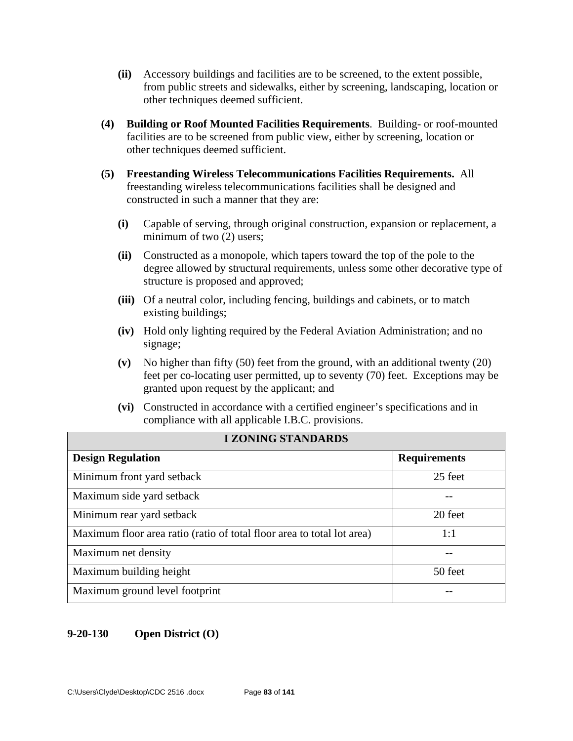**(ii)** Accessory buildings and facilities are to be screened, to the extent possible, from public streets and sidewalks, either by screening, landscaping, location or other techniques deemed sufficient.

**(4) Building or Roof Mounted Facilities Requirements**. Building- or roof-mounted facilities are to be screened from public view, either by screening, location or other techniques deemed sufficient.

**(5) Freestanding Wireless Telecommunications Facilities Requirements.** All freestanding wireless telecommunications facilities shall be designed and constructed in such a manner that they are:

**(i)** Capable of serving, through original construction, expansion or replacement, a minimum of two (2) users;

**(ii)** Constructed as a monopole, which tapers toward the top of the pole to the degree allowed by structural requirements, unless some other decorative type of structure is proposed and approved;

**(iii)** Of a neutral color, including fencing, buildings and cabinets, or to match existing buildings;

**(iv)** Hold only lighting required by the Federal Aviation Administration; and no signage;

**(v)** No higher than fifty (50) feet from the ground, with an additional twenty (20) feet per co-locating user permitted, up to seventy (70) feet. Exceptions may be granted upon request by the applicant; and

**(vi)** Constructed in accordance with a certified engineer's specifications and in compliance with all applicable I.B.C. provisions.

| I ZONING STANDARDS | |
|---|---|
| **Design Regulation** | **Requirements** |
| Minimum front yard setback | 25 feet |
| Maximum side yard setback | -- |
| Minimum rear yard setback | 20 feet |
| Maximum floor area ratio (ratio of total floor area to total lot area) | 1:1 |
| Maximum net density | -- |
| Maximum building height | 50 feet |
| Maximum ground level footprint | -- |

### 9-20-130 Open District (O)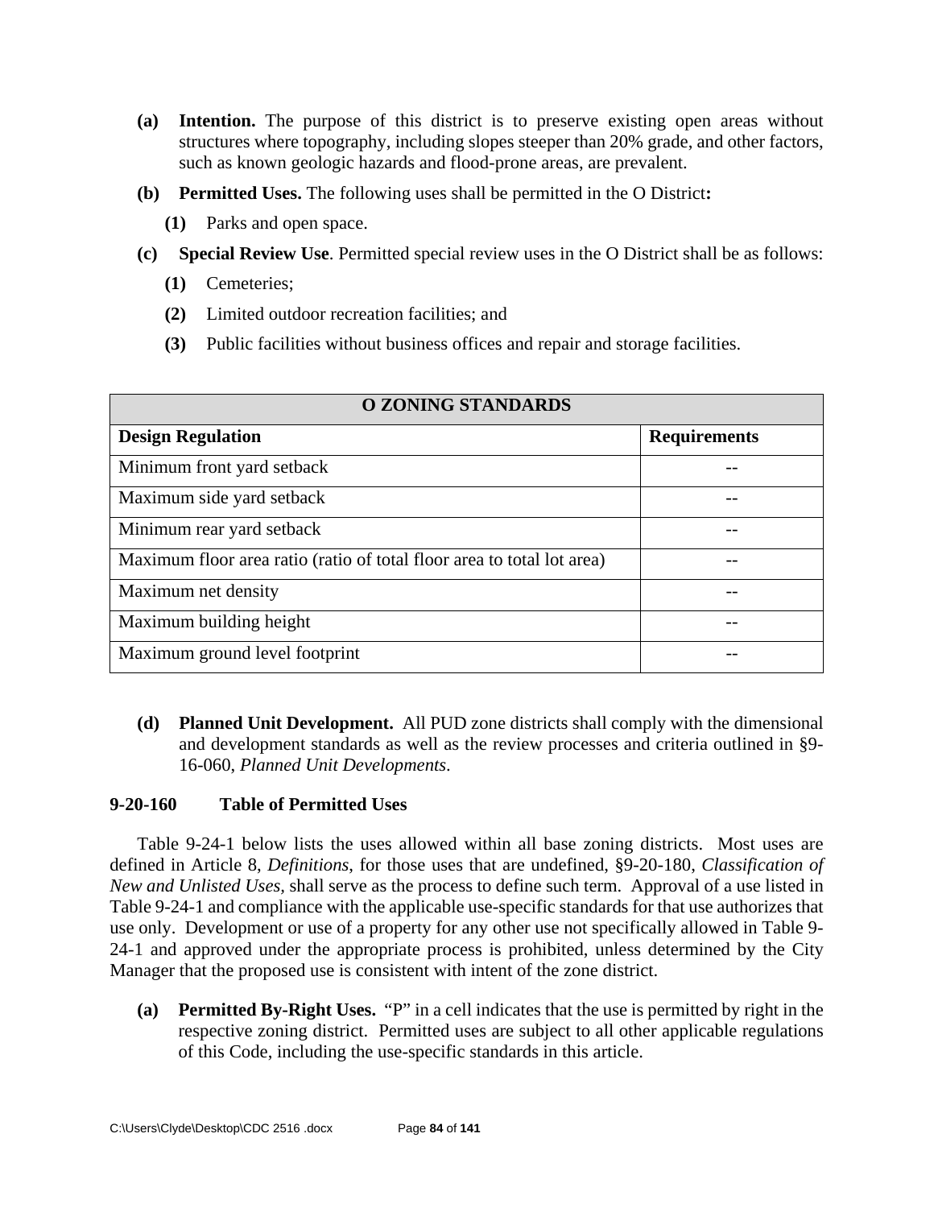**(a) Intention.** The purpose of this district is to preserve existing open areas without structures where topography, including slopes steeper than 20% grade, and other factors, such as known geologic hazards and flood-prone areas, are prevalent.

**(b) Permitted Uses.** The following uses shall be permitted in the O District**:**

**(1)** Parks and open space.

**(c) Special Review Use**. Permitted special review uses in the O District shall be as follows:

**(1)** Cemeteries;

**(2)** Limited outdoor recreation facilities; and

**(3)** Public facilities without business offices and repair and storage facilities.

| **O ZONING STANDARDS** | |
|---|---|
| **Design Regulation** | **Requirements** |
| Minimum front yard setback | -- |
| Maximum side yard setback | -- |
| Minimum rear yard setback | -- |
| Maximum floor area ratio (ratio of total floor area to total lot area) | -- |
| Maximum net density | -- |
| Maximum building height | -- |
| Maximum ground level footprint | -- |

**(d) Planned Unit Development.** All PUD zone districts shall comply with the dimensional and development standards as well as the review processes and criteria outlined in §9-16-060, *Planned Unit Developments*.

### 9-20-160 Table of Permitted Uses

Table 9-24-1 below lists the uses allowed within all base zoning districts. Most uses are defined in Article 8, *Definitions*, for those uses that are undefined, §9-20-180, *Classification of New and Unlisted Uses*, shall serve as the process to define such term. Approval of a use listed in Table 9-24-1 and compliance with the applicable use-specific standards for that use authorizes that use only. Development or use of a property for any other use not specifically allowed in Table 9-24-1 and approved under the appropriate process is prohibited, unless determined by the City Manager that the proposed use is consistent with intent of the zone district.

**(a) Permitted By-Right Uses.** "P" in a cell indicates that the use is permitted by right in the respective zoning district. Permitted uses are subject to all other applicable regulations of this Code, including the use-specific standards in this article.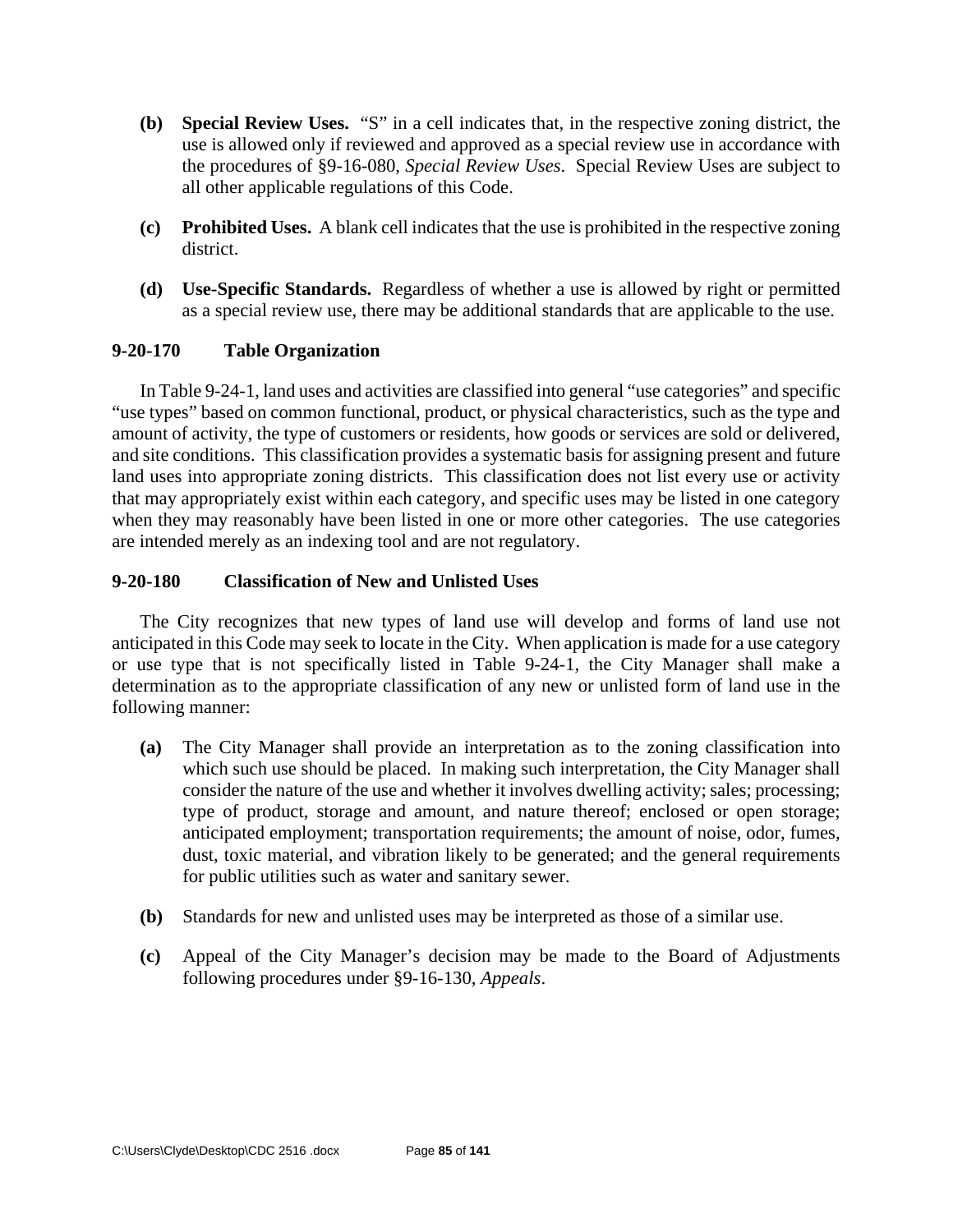- **(b) Special Review Uses.** "S" in a cell indicates that, in the respective zoning district, the use is allowed only if reviewed and approved as a special review use in accordance with the procedures of §9-16-080, *Special Review Uses*. Special Review Uses are subject to all other applicable regulations of this Code.

- **(c) Prohibited Uses.** A blank cell indicates that the use is prohibited in the respective zoning district.

- **(d) Use-Specific Standards.** Regardless of whether a use is allowed by right or permitted as a special review use, there may be additional standards that are applicable to the use.

### 9-20-170 Table Organization

In Table 9-24-1, land uses and activities are classified into general "use categories" and specific "use types" based on common functional, product, or physical characteristics, such as the type and amount of activity, the type of customers or residents, how goods or services are sold or delivered, and site conditions. This classification provides a systematic basis for assigning present and future land uses into appropriate zoning districts. This classification does not list every use or activity that may appropriately exist within each category, and specific uses may be listed in one category when they may reasonably have been listed in one or more other categories. The use categories are intended merely as an indexing tool and are not regulatory.

### 9-20-180 Classification of New and Unlisted Uses

The City recognizes that new types of land use will develop and forms of land use not anticipated in this Code may seek to locate in the City. When application is made for a use category or use type that is not specifically listed in Table 9-24-1, the City Manager shall make a determination as to the appropriate classification of any new or unlisted form of land use in the following manner:

- **(a)** The City Manager shall provide an interpretation as to the zoning classification into which such use should be placed. In making such interpretation, the City Manager shall consider the nature of the use and whether it involves dwelling activity; sales; processing; type of product, storage and amount, and nature thereof; enclosed or open storage; anticipated employment; transportation requirements; the amount of noise, odor, fumes, dust, toxic material, and vibration likely to be generated; and the general requirements for public utilities such as water and sanitary sewer.

- **(b)** Standards for new and unlisted uses may be interpreted as those of a similar use.

- **(c)** Appeal of the City Manager's decision may be made to the Board of Adjustments following procedures under §9-16-130, *Appeals*.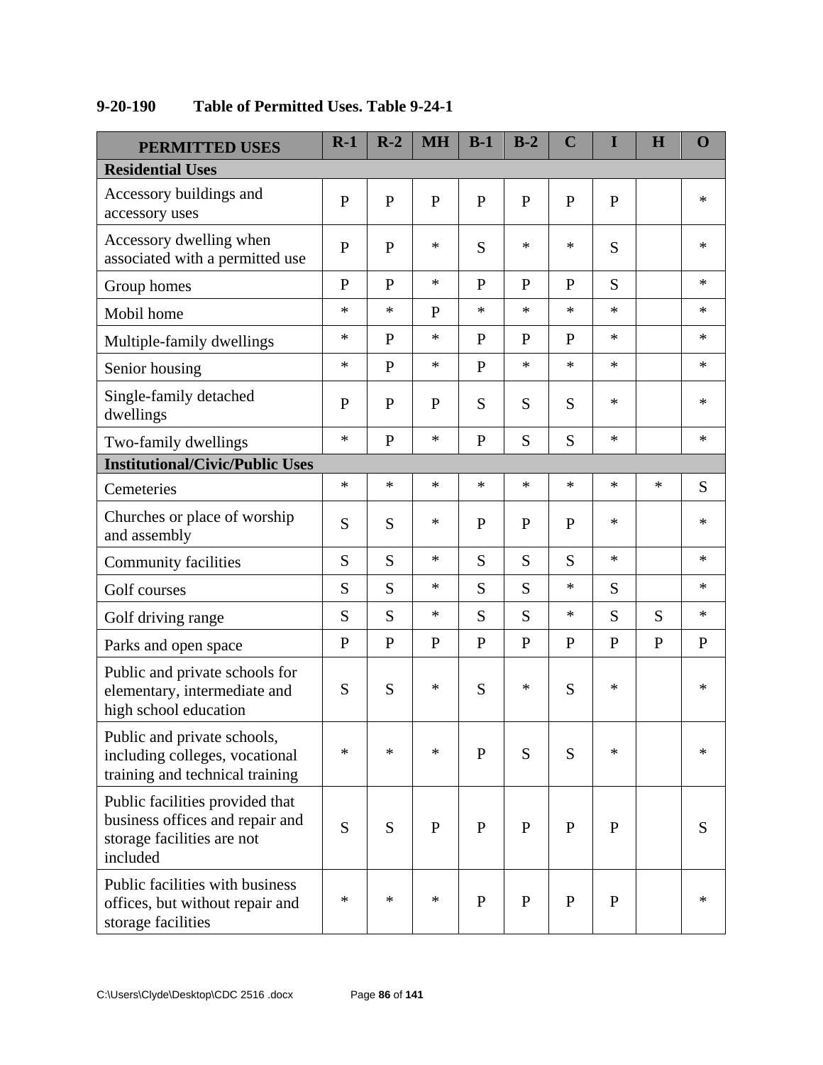**9-20-190 Table of Permitted Uses. Table 9-24-1**

| PERMITTED USES | R-1 | R-2 | MH | B-1 | B-2 | C | I | H | O |
|---|---|---|---|---|---|---|---|---|---|
| **Residential Uses** | | | | | | | | | |
| Accessory buildings and accessory uses | P | P | P | P | P | P | P | | * |
| Accessory dwelling when associated with a permitted use | P | P | * | S | * | * | S | | * |
| Group homes | P | P | * | P | P | P | S | | * |
| Mobil home | * | * | P | * | * | * | * | | * |
| Multiple-family dwellings | * | P | * | P | P | P | * | | * |
| Senior housing | * | P | * | P | * | * | * | | * |
| Single-family detached dwellings | P | P | P | S | S | S | * | | * |
| Two-family dwellings | * | P | * | P | S | S | * | | * |
| **Institutional/Civic/Public Uses** | | | | | | | | | |
| Cemeteries | * | * | * | * | * | * | * | * | S |
| Churches or place of worship and assembly | S | S | * | P | P | P | * | | * |
| Community facilities | S | S | * | S | S | S | * | | * |
| Golf courses | S | S | * | S | S | * | S | | * |
| Golf driving range | S | S | * | S | S | * | S | S | * |
| Parks and open space | P | P | P | P | P | P | P | P | P |
| Public and private schools for elementary, intermediate and high school education | S | S | * | S | * | S | * | | * |
| Public and private schools, including colleges, vocational training and technical training | * | * | * | P | S | S | * | | * |
| Public facilities provided that business offices and repair and storage facilities are not included | S | S | P | P | P | P | P | | S |
| Public facilities with business offices, but without repair and storage facilities | * | * | * | P | P | P | P | | * |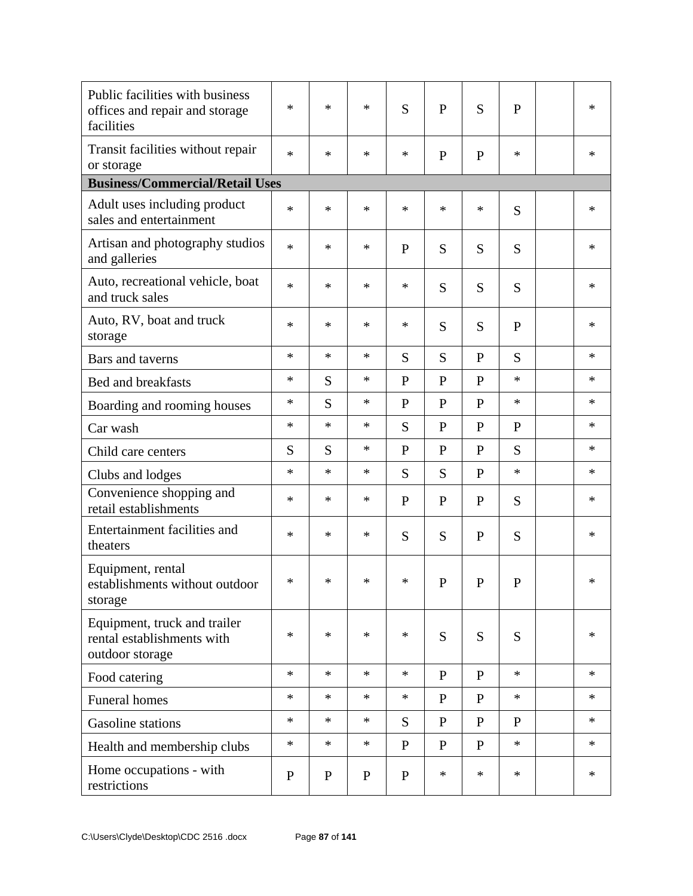| | | | | | | | | | |
|---|---|---|---|---|---|---|---|---|---|
| Public facilities with business offices and repair and storage facilities | * | * | * | S | P | S | P | | * |
| Transit facilities without repair or storage | * | * | * | * | P | P | * | | * |
| **Business/Commercial/Retail Uses** | | | | | | | | | |
| Adult uses including product sales and entertainment | * | * | * | * | * | * | S | | * |
| Artisan and photography studios and galleries | * | * | * | P | S | S | S | | * |
| Auto, recreational vehicle, boat and truck sales | * | * | * | * | S | S | S | | * |
| Auto, RV, boat and truck storage | * | * | * | * | S | S | P | | * |
| Bars and taverns | * | * | * | S | S | P | S | | * |
| Bed and breakfasts | * | S | * | P | P | P | * | | * |
| Boarding and rooming houses | * | S | * | P | P | P | * | | * |
| Car wash | * | * | * | S | P | P | P | | * |
| Child care centers | S | S | * | P | P | P | S | | * |
| Clubs and lodges | * | * | * | S | S | P | * | | * |
| Convenience shopping and retail establishments | * | * | * | P | P | P | S | | * |
| Entertainment facilities and theaters | * | * | * | S | S | P | S | | * |
| Equipment, rental establishments without outdoor storage | * | * | * | * | P | P | P | | * |
| Equipment, truck and trailer rental establishments with outdoor storage | * | * | * | * | S | S | S | | * |
| Food catering | * | * | * | * | P | P | * | | * |
| Funeral homes | * | * | * | * | P | P | * | | * |
| Gasoline stations | * | * | * | S | P | P | P | | * |
| Health and membership clubs | * | * | * | P | P | P | * | | * |
| Home occupations - with restrictions | P | P | P | P | * | * | * | | * |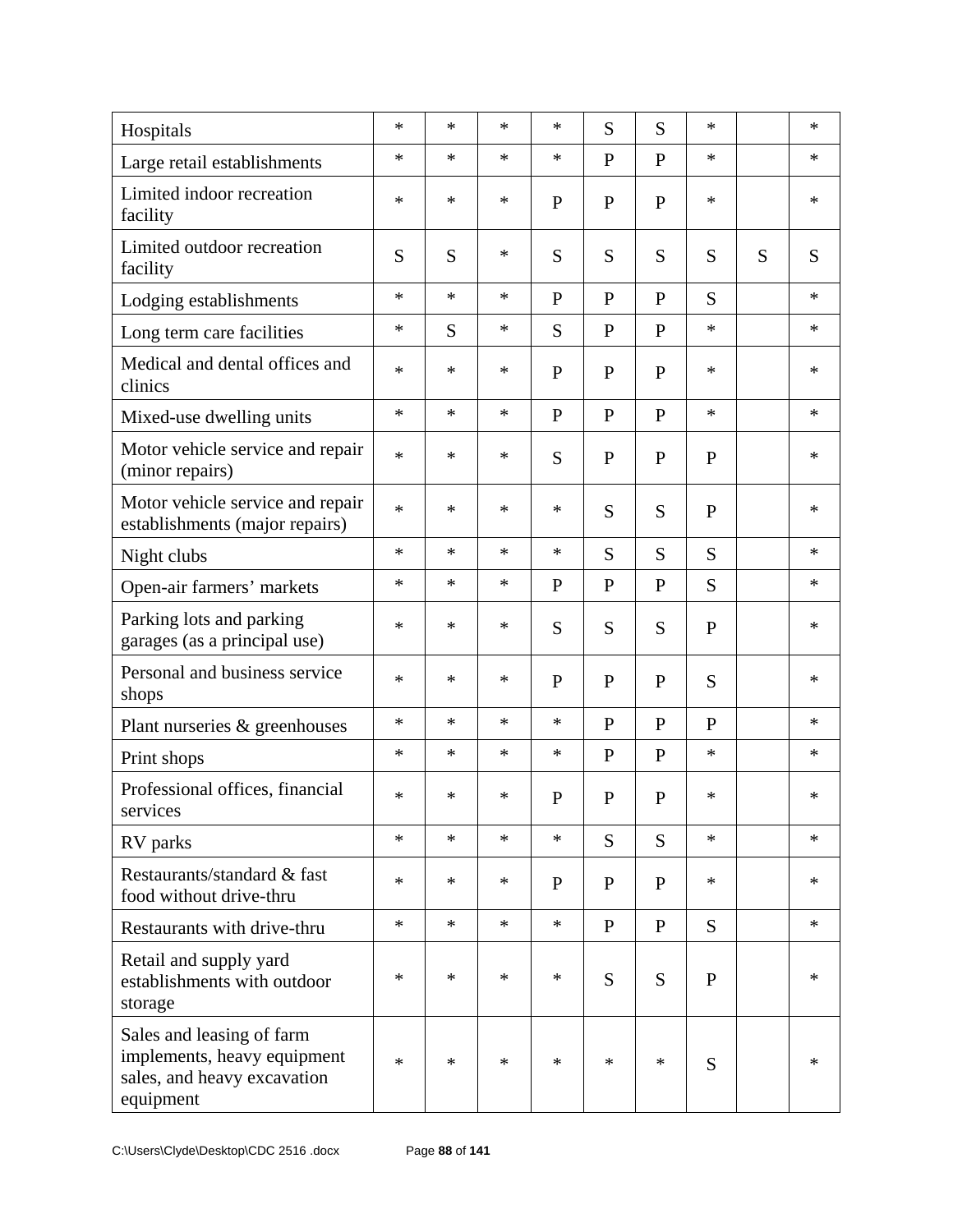| | | | | | | | | | |
|---|---|---|---|---|---|---|---|---|---|
| Hospitals | * | * | * | * | S | S | * | | * |
| Large retail establishments | * | * | * | * | P | P | * | | * |
| Limited indoor recreation facility | * | * | * | P | P | P | * | | * |
| Limited outdoor recreation facility | S | S | * | S | S | S | S | S | S |
| Lodging establishments | * | * | * | P | P | P | S | | * |
| Long term care facilities | * | S | * | S | P | P | * | | * |
| Medical and dental offices and clinics | * | * | * | P | P | P | * | | * |
| Mixed-use dwelling units | * | * | * | P | P | P | * | | * |
| Motor vehicle service and repair (minor repairs) | * | * | * | S | P | P | P | | * |
| Motor vehicle service and repair establishments (major repairs) | * | * | * | * | S | S | P | | * |
| Night clubs | * | * | * | * | S | S | S | | * |
| Open-air farmers' markets | * | * | * | P | P | P | S | | * |
| Parking lots and parking garages (as a principal use) | * | * | * | S | S | S | P | | * |
| Personal and business service shops | * | * | * | P | P | P | S | | * |
| Plant nurseries & greenhouses | * | * | * | * | P | P | P | | * |
| Print shops | * | * | * | * | P | P | * | | * |
| Professional offices, financial services | * | * | * | P | P | P | * | | * |
| RV parks | * | * | * | * | S | S | * | | * |
| Restaurants/standard & fast food without drive-thru | * | * | * | P | P | P | * | | * |
| Restaurants with drive-thru | * | * | * | * | P | P | S | | * |
| Retail and supply yard establishments with outdoor storage | * | * | * | * | S | S | P | | * |
| Sales and leasing of farm implements, heavy equipment sales, and heavy excavation equipment | * | * | * | * | * | * | S | | * |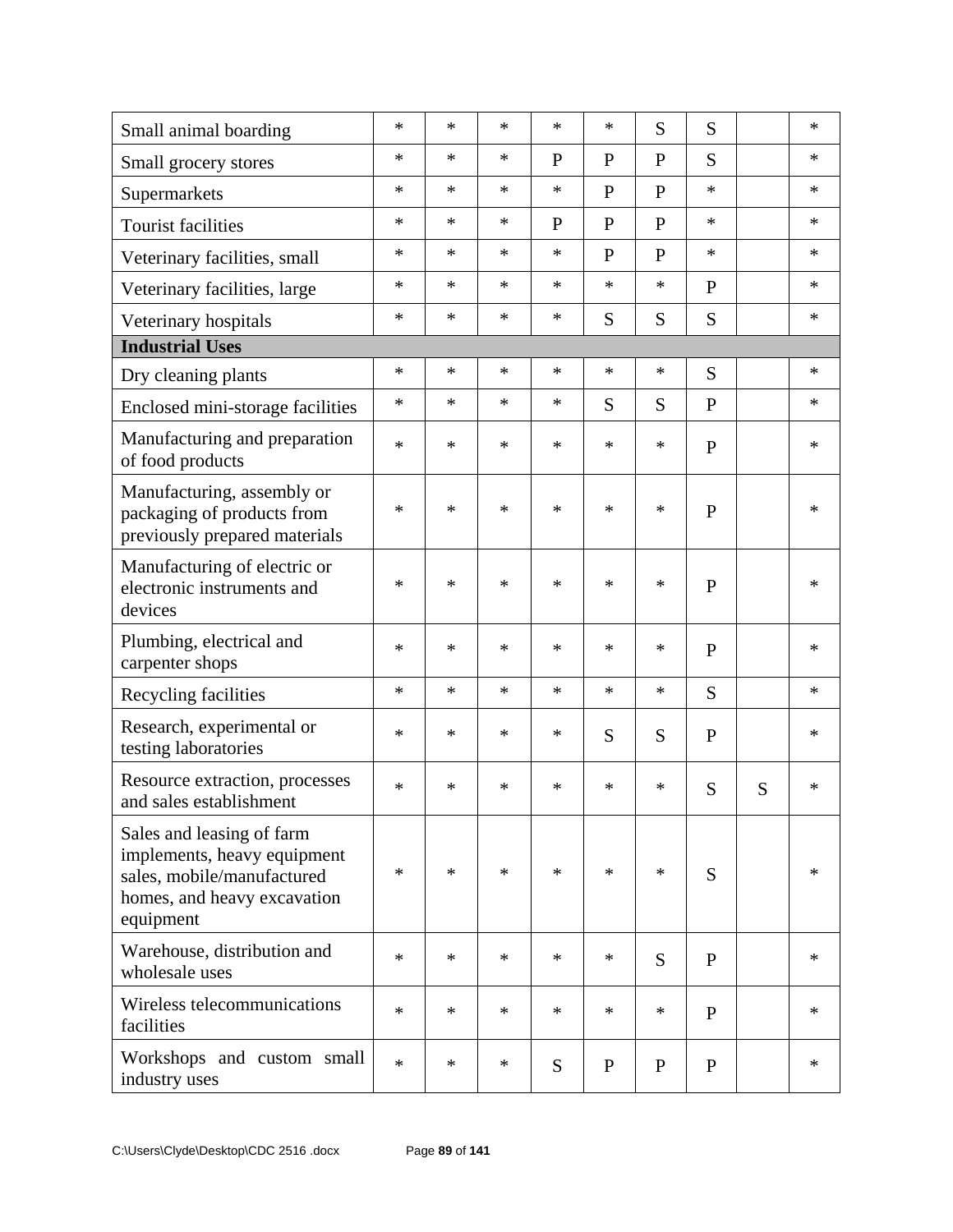| | | | | | | | | | |
|---|---|---|---|---|---|---|---|---|---|
| Small animal boarding | * | * | * | * | * | S | S | | * |
| Small grocery stores | * | * | * | P | P | P | S | | * |
| Supermarkets | * | * | * | * | P | P | * | | * |
| Tourist facilities | * | * | * | P | P | P | * | | * |
| Veterinary facilities, small | * | * | * | * | P | P | * | | * |
| Veterinary facilities, large | * | * | * | * | * | * | P | | * |
| Veterinary hospitals | * | * | * | * | S | S | S | | * |
| **Industrial Uses** | | | | | | | | | |
| Dry cleaning plants | * | * | * | * | * | * | S | | * |
| Enclosed mini-storage facilities | * | * | * | * | S | S | P | | * |
| Manufacturing and preparation of food products | * | * | * | * | * | * | P | | * |
| Manufacturing, assembly or packaging of products from previously prepared materials | * | * | * | * | * | * | P | | * |
| Manufacturing of electric or electronic instruments and devices | * | * | * | * | * | * | P | | * |
| Plumbing, electrical and carpenter shops | * | * | * | * | * | * | P | | * |
| Recycling facilities | * | * | * | * | * | * | S | | * |
| Research, experimental or testing laboratories | * | * | * | * | S | S | P | | * |
| Resource extraction, processes and sales establishment | * | * | * | * | * | * | S | S | * |
| Sales and leasing of farm implements, heavy equipment sales, mobile/manufactured homes, and heavy excavation equipment | * | * | * | * | * | * | S | | * |
| Warehouse, distribution and wholesale uses | * | * | * | * | * | S | P | | * |
| Wireless telecommunications facilities | * | * | * | * | * | * | P | | * |
| Workshops and custom small industry uses | * | * | * | S | P | P | P | | * |

C:\Users\Clyde\Desktop\CDC 2516 .docx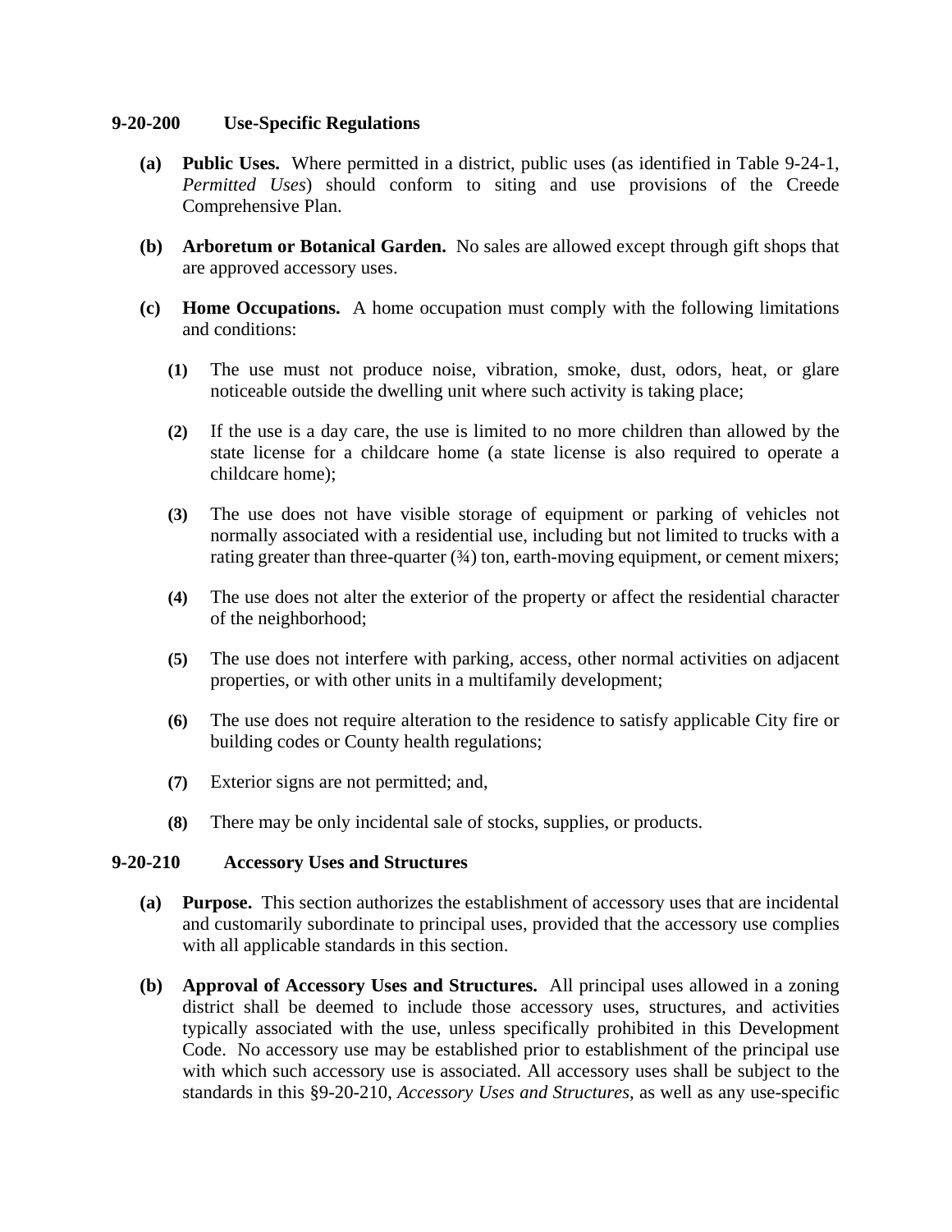### 9-20-200 Use-Specific Regulations

**(a) Public Uses.** Where permitted in a district, public uses (as identified in Table 9-24-1, *Permitted Uses*) should conform to siting and use provisions of the Creede Comprehensive Plan.

**(b) Arboretum or Botanical Garden.** No sales are allowed except through gift shops that are approved accessory uses.

**(c) Home Occupations.** A home occupation must comply with the following limitations and conditions:

**(1)** The use must not produce noise, vibration, smoke, dust, odors, heat, or glare noticeable outside the dwelling unit where such activity is taking place;

**(2)** If the use is a day care, the use is limited to no more children than allowed by the state license for a childcare home (a state license is also required to operate a childcare home);

**(3)** The use does not have visible storage of equipment or parking of vehicles not normally associated with a residential use, including but not limited to trucks with a rating greater than three-quarter (¾) ton, earth-moving equipment, or cement mixers;

**(4)** The use does not alter the exterior of the property or affect the residential character of the neighborhood;

**(5)** The use does not interfere with parking, access, other normal activities on adjacent properties, or with other units in a multifamily development;

**(6)** The use does not require alteration to the residence to satisfy applicable City fire or building codes or County health regulations;

**(7)** Exterior signs are not permitted; and,

**(8)** There may be only incidental sale of stocks, supplies, or products.

### 9-20-210 Accessory Uses and Structures

**(a) Purpose.** This section authorizes the establishment of accessory uses that are incidental and customarily subordinate to principal uses, provided that the accessory use complies with all applicable standards in this section.

**(b) Approval of Accessory Uses and Structures.** All principal uses allowed in a zoning district shall be deemed to include those accessory uses, structures, and activities typically associated with the use, unless specifically prohibited in this Development Code. No accessory use may be established prior to establishment of the principal use with which such accessory use is associated. All accessory uses shall be subject to the standards in this §9-20-210, *Accessory Uses and Structures*, as well as any use-specific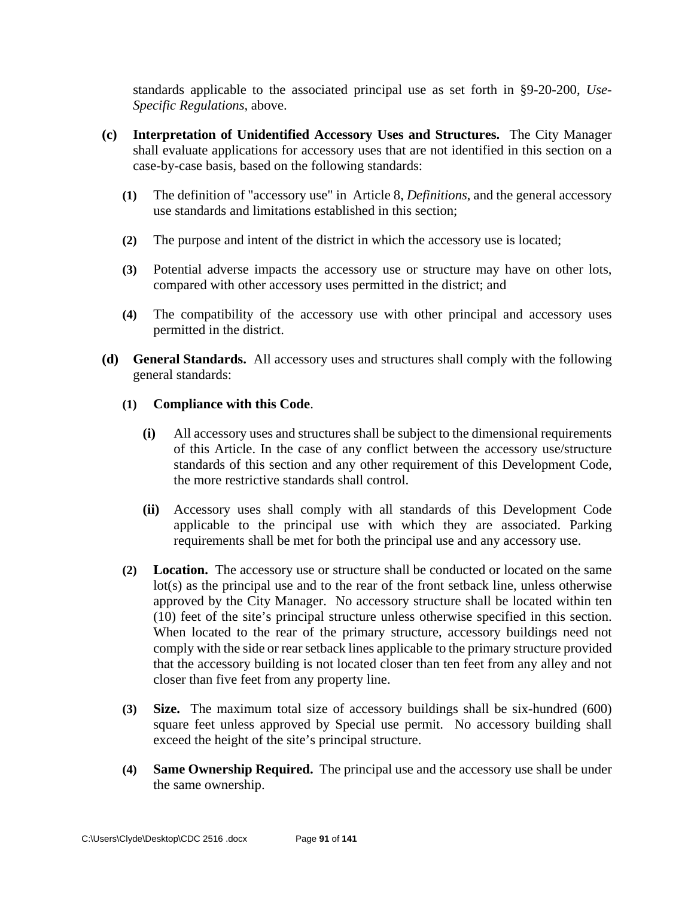standards applicable to the associated principal use as set forth in §9-20-200, *Use-Specific Regulations*, above.

**(c) Interpretation of Unidentified Accessory Uses and Structures.** The City Manager shall evaluate applications for accessory uses that are not identified in this section on a case-by-case basis, based on the following standards:

**(1)** The definition of "accessory use" in Article 8, *Definitions*, and the general accessory use standards and limitations established in this section;

**(2)** The purpose and intent of the district in which the accessory use is located;

**(3)** Potential adverse impacts the accessory use or structure may have on other lots, compared with other accessory uses permitted in the district; and

**(4)** The compatibility of the accessory use with other principal and accessory uses permitted in the district.

**(d) General Standards.** All accessory uses and structures shall comply with the following general standards:

**(1) Compliance with this Code**.

**(i)** All accessory uses and structures shall be subject to the dimensional requirements of this Article. In the case of any conflict between the accessory use/structure standards of this section and any other requirement of this Development Code, the more restrictive standards shall control.

**(ii)** Accessory uses shall comply with all standards of this Development Code applicable to the principal use with which they are associated. Parking requirements shall be met for both the principal use and any accessory use.

**(2) Location.** The accessory use or structure shall be conducted or located on the same lot(s) as the principal use and to the rear of the front setback line, unless otherwise approved by the City Manager. No accessory structure shall be located within ten (10) feet of the site's principal structure unless otherwise specified in this section. When located to the rear of the primary structure, accessory buildings need not comply with the side or rear setback lines applicable to the primary structure provided that the accessory building is not located closer than ten feet from any alley and not closer than five feet from any property line.

**(3) Size.** The maximum total size of accessory buildings shall be six-hundred (600) square feet unless approved by Special use permit. No accessory building shall exceed the height of the site's principal structure.

**(4) Same Ownership Required.** The principal use and the accessory use shall be under the same ownership.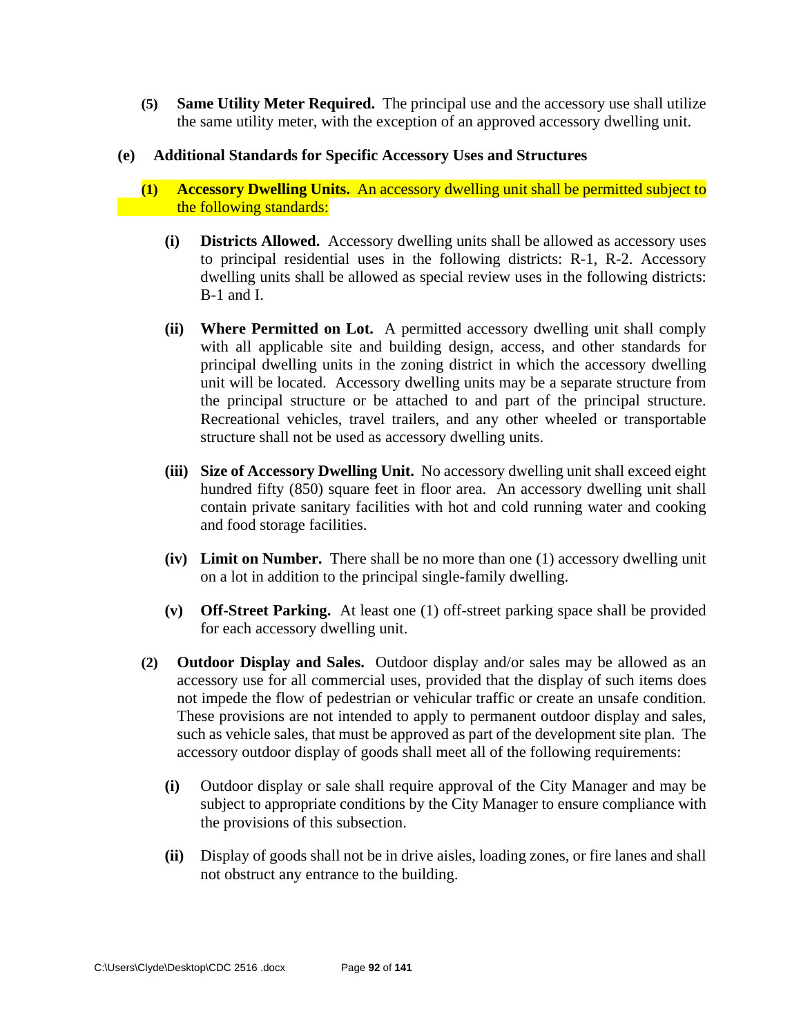**(5) Same Utility Meter Required.** The principal use and the accessory use shall utilize the same utility meter, with the exception of an approved accessory dwelling unit.

**(e) Additional Standards for Specific Accessory Uses and Structures**

**(1) Accessory Dwelling Units.** An accessory dwelling unit shall be permitted subject to the following standards:

**(i) Districts Allowed.** Accessory dwelling units shall be allowed as accessory uses to principal residential uses in the following districts: R-1, R-2. Accessory dwelling units shall be allowed as special review uses in the following districts: B-1 and I.

**(ii) Where Permitted on Lot.** A permitted accessory dwelling unit shall comply with all applicable site and building design, access, and other standards for principal dwelling units in the zoning district in which the accessory dwelling unit will be located. Accessory dwelling units may be a separate structure from the principal structure or be attached to and part of the principal structure. Recreational vehicles, travel trailers, and any other wheeled or transportable structure shall not be used as accessory dwelling units.

**(iii) Size of Accessory Dwelling Unit.** No accessory dwelling unit shall exceed eight hundred fifty (850) square feet in floor area. An accessory dwelling unit shall contain private sanitary facilities with hot and cold running water and cooking and food storage facilities.

**(iv) Limit on Number.** There shall be no more than one (1) accessory dwelling unit on a lot in addition to the principal single-family dwelling.

**(v) Off-Street Parking.** At least one (1) off-street parking space shall be provided for each accessory dwelling unit.

**(2) Outdoor Display and Sales.** Outdoor display and/or sales may be allowed as an accessory use for all commercial uses, provided that the display of such items does not impede the flow of pedestrian or vehicular traffic or create an unsafe condition. These provisions are not intended to apply to permanent outdoor display and sales, such as vehicle sales, that must be approved as part of the development site plan. The accessory outdoor display of goods shall meet all of the following requirements:

**(i)** Outdoor display or sale shall require approval of the City Manager and may be subject to appropriate conditions by the City Manager to ensure compliance with the provisions of this subsection.

**(ii)** Display of goods shall not be in drive aisles, loading zones, or fire lanes and shall not obstruct any entrance to the building.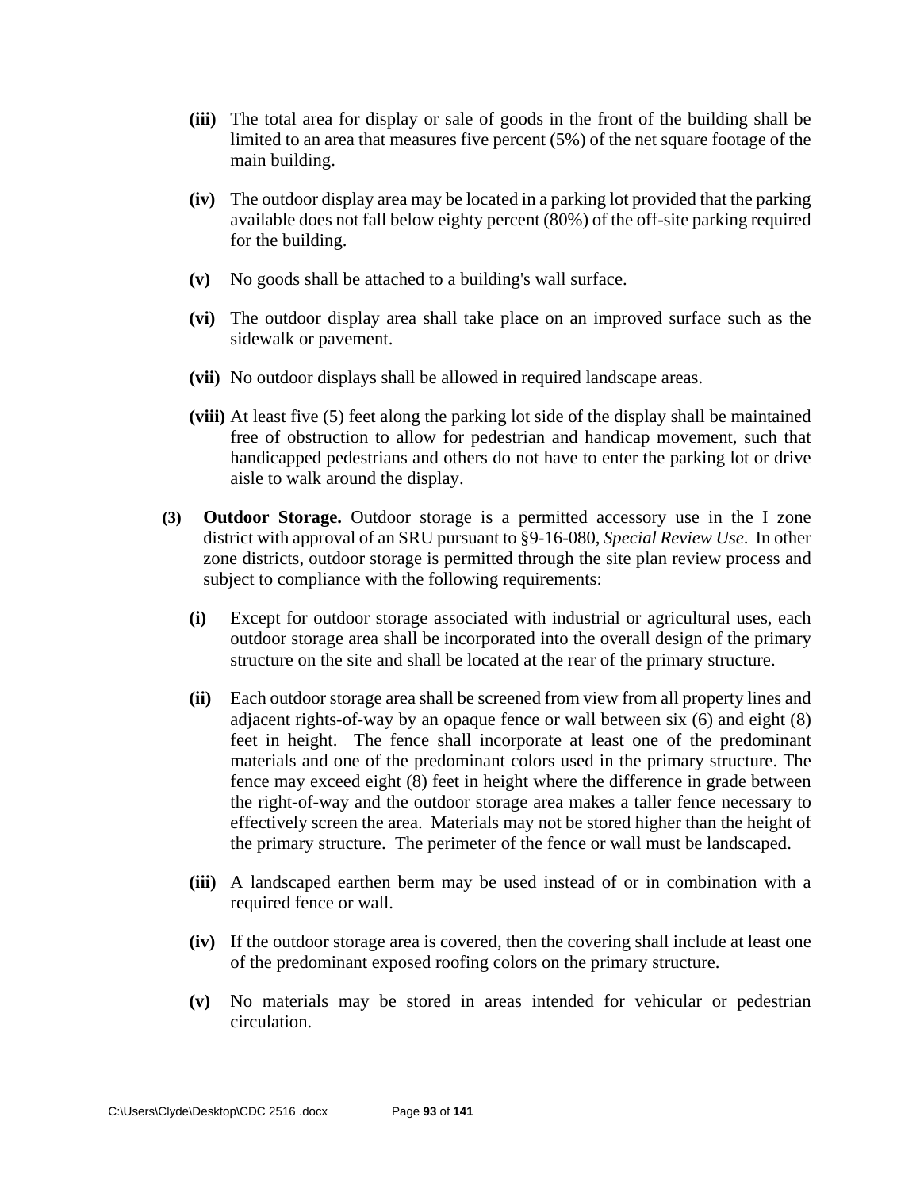**(iii)** The total area for display or sale of goods in the front of the building shall be limited to an area that measures five percent (5%) of the net square footage of the main building.

**(iv)** The outdoor display area may be located in a parking lot provided that the parking available does not fall below eighty percent (80%) of the off-site parking required for the building.

**(v)** No goods shall be attached to a building's wall surface.

**(vi)** The outdoor display area shall take place on an improved surface such as the sidewalk or pavement.

**(vii)** No outdoor displays shall be allowed in required landscape areas.

**(viii)** At least five (5) feet along the parking lot side of the display shall be maintained free of obstruction to allow for pedestrian and handicap movement, such that handicapped pedestrians and others do not have to enter the parking lot or drive aisle to walk around the display.

**(3)** **Outdoor Storage.** Outdoor storage is a permitted accessory use in the I zone district with approval of an SRU pursuant to §9-16-080, *Special Review Use*. In other zone districts, outdoor storage is permitted through the site plan review process and subject to compliance with the following requirements:

**(i)** Except for outdoor storage associated with industrial or agricultural uses, each outdoor storage area shall be incorporated into the overall design of the primary structure on the site and shall be located at the rear of the primary structure.

**(ii)** Each outdoor storage area shall be screened from view from all property lines and adjacent rights-of-way by an opaque fence or wall between six (6) and eight (8) feet in height. The fence shall incorporate at least one of the predominant materials and one of the predominant colors used in the primary structure. The fence may exceed eight (8) feet in height where the difference in grade between the right-of-way and the outdoor storage area makes a taller fence necessary to effectively screen the area. Materials may not be stored higher than the height of the primary structure. The perimeter of the fence or wall must be landscaped.

**(iii)** A landscaped earthen berm may be used instead of or in combination with a required fence or wall.

**(iv)** If the outdoor storage area is covered, then the covering shall include at least one of the predominant exposed roofing colors on the primary structure.

**(v)** No materials may be stored in areas intended for vehicular or pedestrian circulation.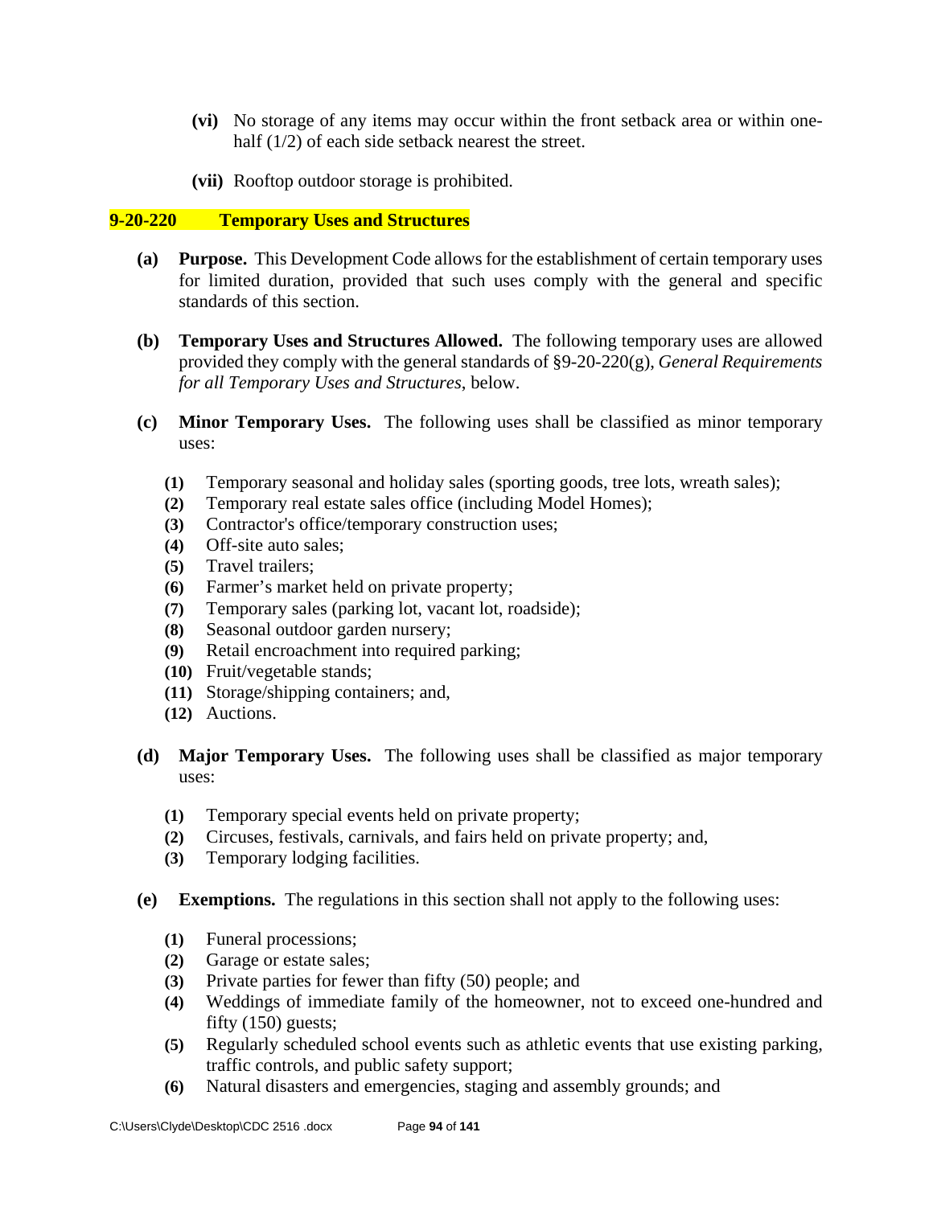**(vi)** No storage of any items may occur within the front setback area or within one-half (1/2) of each side setback nearest the street.

**(vii)** Rooftop outdoor storage is prohibited.

## 9-20-220 Temporary Uses and Structures

**(a) Purpose.** This Development Code allows for the establishment of certain temporary uses for limited duration, provided that such uses comply with the general and specific standards of this section.

**(b) Temporary Uses and Structures Allowed.** The following temporary uses are allowed provided they comply with the general standards of §9-20-220(g), *General Requirements for all Temporary Uses and Structures*, below.

**(c) Minor Temporary Uses.** The following uses shall be classified as minor temporary uses:

- **(1)** Temporary seasonal and holiday sales (sporting goods, tree lots, wreath sales);
- **(2)** Temporary real estate sales office (including Model Homes);
- **(3)** Contractor's office/temporary construction uses;
- **(4)** Off-site auto sales;
- **(5)** Travel trailers;
- **(6)** Farmer's market held on private property;
- **(7)** Temporary sales (parking lot, vacant lot, roadside);
- **(8)** Seasonal outdoor garden nursery;
- **(9)** Retail encroachment into required parking;
- **(10)** Fruit/vegetable stands;
- **(11)** Storage/shipping containers; and,
- **(12)** Auctions.

**(d) Major Temporary Uses.** The following uses shall be classified as major temporary uses:

- **(1)** Temporary special events held on private property;
- **(2)** Circuses, festivals, carnivals, and fairs held on private property; and,
- **(3)** Temporary lodging facilities.

**(e) Exemptions.** The regulations in this section shall not apply to the following uses:

- **(1)** Funeral processions;
- **(2)** Garage or estate sales;
- **(3)** Private parties for fewer than fifty (50) people; and
- **(4)** Weddings of immediate family of the homeowner, not to exceed one-hundred and fifty (150) guests;
- **(5)** Regularly scheduled school events such as athletic events that use existing parking, traffic controls, and public safety support;
- **(6)** Natural disasters and emergencies, staging and assembly grounds; and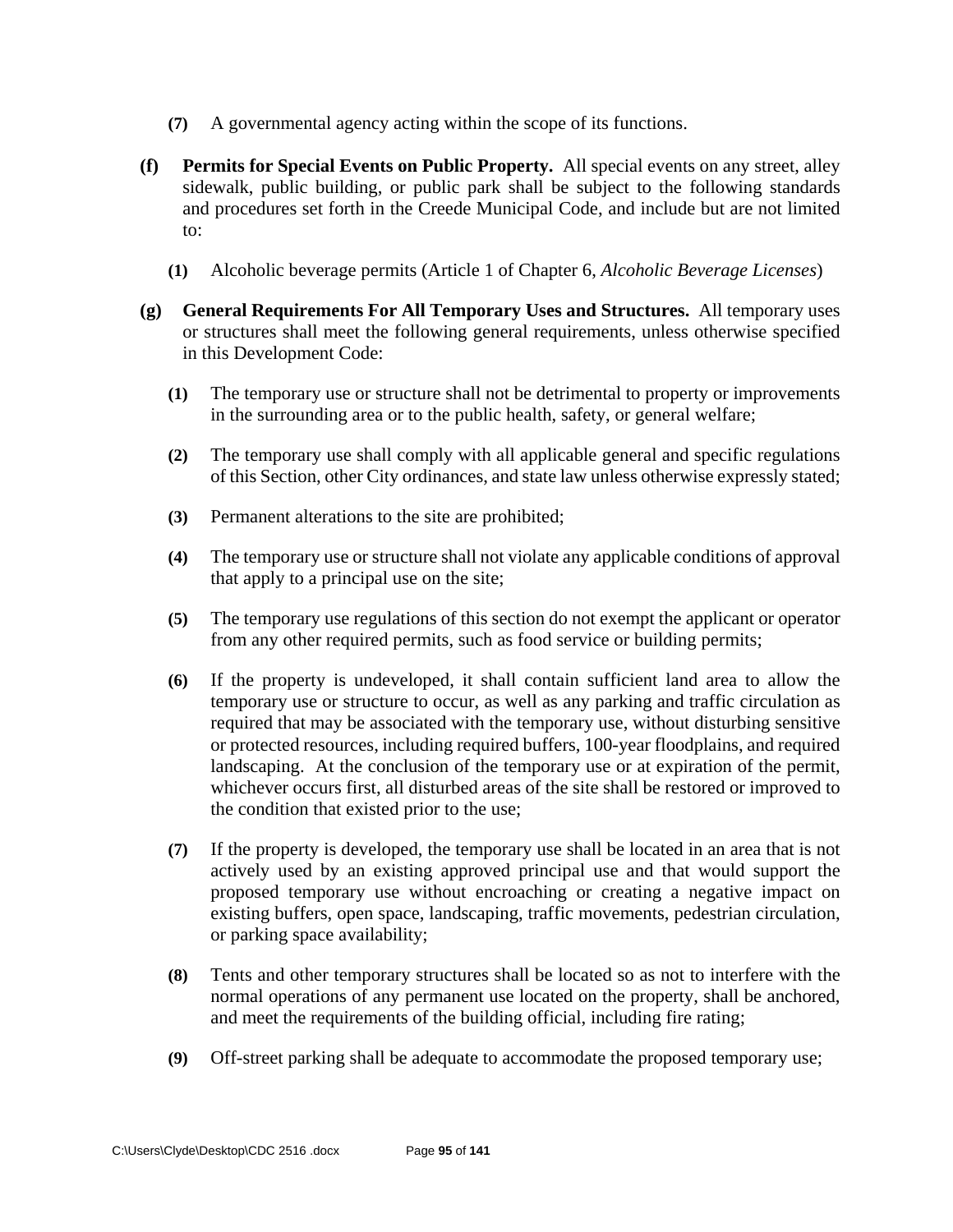**(7)** A governmental agency acting within the scope of its functions.

**(f) Permits for Special Events on Public Property.** All special events on any street, alley sidewalk, public building, or public park shall be subject to the following standards and procedures set forth in the Creede Municipal Code, and include but are not limited to:

**(1)** Alcoholic beverage permits (Article 1 of Chapter 6, *Alcoholic Beverage Licenses*)

**(g) General Requirements For All Temporary Uses and Structures.** All temporary uses or structures shall meet the following general requirements, unless otherwise specified in this Development Code:

**(1)** The temporary use or structure shall not be detrimental to property or improvements in the surrounding area or to the public health, safety, or general welfare;

**(2)** The temporary use shall comply with all applicable general and specific regulations of this Section, other City ordinances, and state law unless otherwise expressly stated;

**(3)** Permanent alterations to the site are prohibited;

**(4)** The temporary use or structure shall not violate any applicable conditions of approval that apply to a principal use on the site;

**(5)** The temporary use regulations of this section do not exempt the applicant or operator from any other required permits, such as food service or building permits;

**(6)** If the property is undeveloped, it shall contain sufficient land area to allow the temporary use or structure to occur, as well as any parking and traffic circulation as required that may be associated with the temporary use, without disturbing sensitive or protected resources, including required buffers, 100-year floodplains, and required landscaping. At the conclusion of the temporary use or at expiration of the permit, whichever occurs first, all disturbed areas of the site shall be restored or improved to the condition that existed prior to the use;

**(7)** If the property is developed, the temporary use shall be located in an area that is not actively used by an existing approved principal use and that would support the proposed temporary use without encroaching or creating a negative impact on existing buffers, open space, landscaping, traffic movements, pedestrian circulation, or parking space availability;

**(8)** Tents and other temporary structures shall be located so as not to interfere with the normal operations of any permanent use located on the property, shall be anchored, and meet the requirements of the building official, including fire rating;

**(9)** Off-street parking shall be adequate to accommodate the proposed temporary use;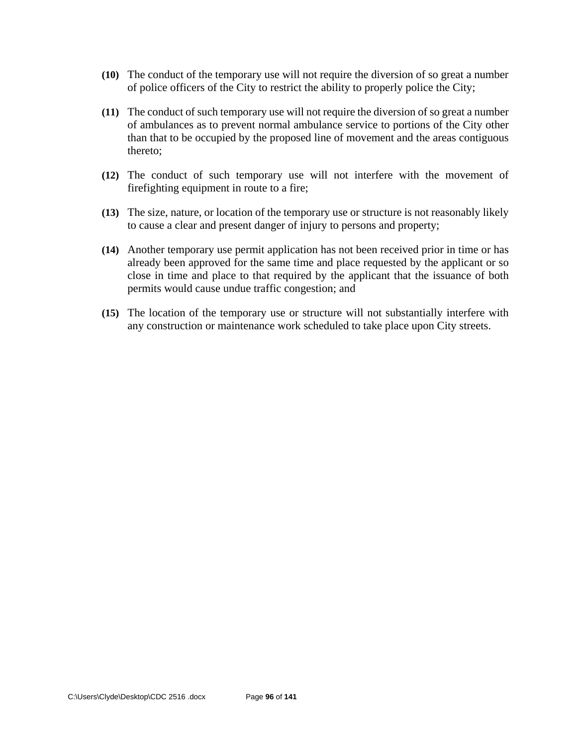**(10)** The conduct of the temporary use will not require the diversion of so great a number of police officers of the City to restrict the ability to properly police the City;

**(11)** The conduct of such temporary use will not require the diversion of so great a number of ambulances as to prevent normal ambulance service to portions of the City other than that to be occupied by the proposed line of movement and the areas contiguous thereto;

**(12)** The conduct of such temporary use will not interfere with the movement of firefighting equipment in route to a fire;

**(13)** The size, nature, or location of the temporary use or structure is not reasonably likely to cause a clear and present danger of injury to persons and property;

**(14)** Another temporary use permit application has not been received prior in time or has already been approved for the same time and place requested by the applicant or so close in time and place to that required by the applicant that the issuance of both permits would cause undue traffic congestion; and

**(15)** The location of the temporary use or structure will not substantially interfere with any construction or maintenance work scheduled to take place upon City streets.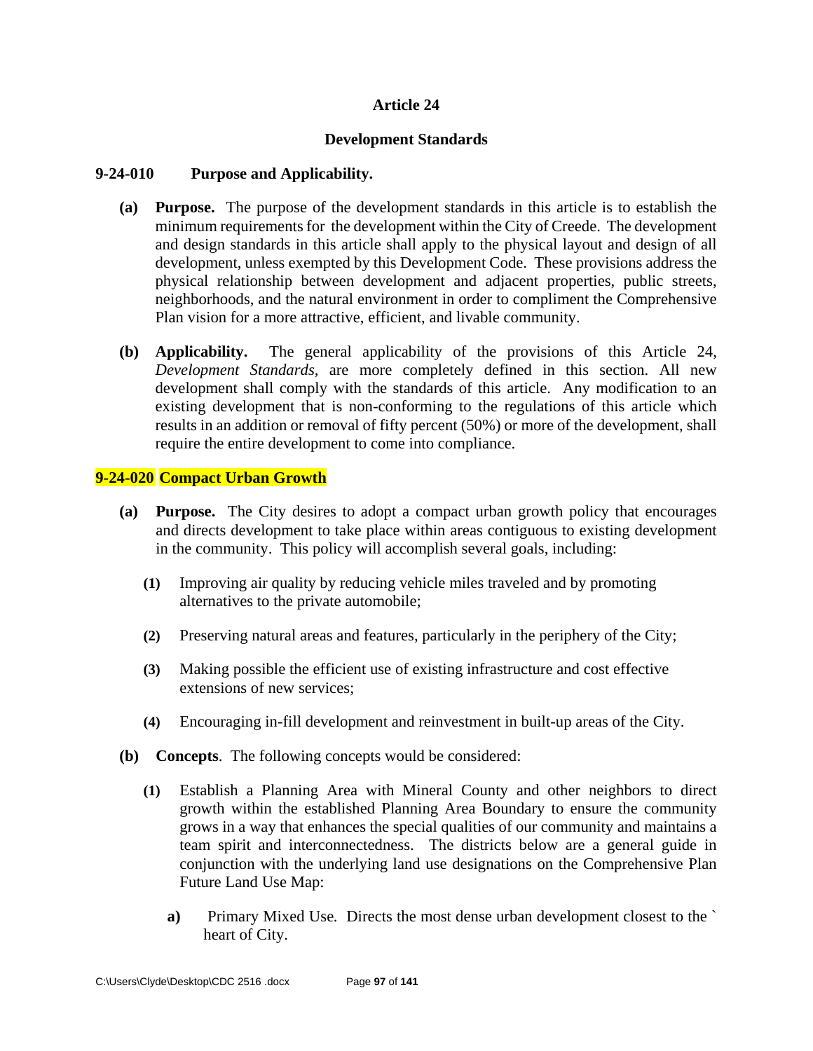# Article 24

## Development Standards

### 9-24-010 Purpose and Applicability.

**(a) Purpose.** The purpose of the development standards in this article is to establish the minimum requirements for the development within the City of Creede. The development and design standards in this article shall apply to the physical layout and design of all development, unless exempted by this Development Code. These provisions address the physical relationship between development and adjacent properties, public streets, neighborhoods, and the natural environment in order to compliment the Comprehensive Plan vision for a more attractive, efficient, and livable community.

**(b) Applicability.** The general applicability of the provisions of this Article 24, *Development Standards*, are more completely defined in this section. All new development shall comply with the standards of this article. Any modification to an existing development that is non-conforming to the regulations of this article which results in an addition or removal of fifty percent (50%) or more of the development, shall require the entire development to come into compliance.

### 9-24-020 Compact Urban Growth

**(a) Purpose.** The City desires to adopt a compact urban growth policy that encourages and directs development to take place within areas contiguous to existing development in the community. This policy will accomplish several goals, including:

**(1)** Improving air quality by reducing vehicle miles traveled and by promoting alternatives to the private automobile;

**(2)** Preserving natural areas and features, particularly in the periphery of the City;

**(3)** Making possible the efficient use of existing infrastructure and cost effective extensions of new services;

**(4)** Encouraging in-fill development and reinvestment in built-up areas of the City.

**(b) Concepts**. The following concepts would be considered:

**(1)** Establish a Planning Area with Mineral County and other neighbors to direct growth within the established Planning Area Boundary to ensure the community grows in a way that enhances the special qualities of our community and maintains a team spirit and interconnectedness. The districts below are a general guide in conjunction with the underlying land use designations on the Comprehensive Plan Future Land Use Map:

**a)** Primary Mixed Use*.* Directs the most dense urban development closest to the ` heart of City.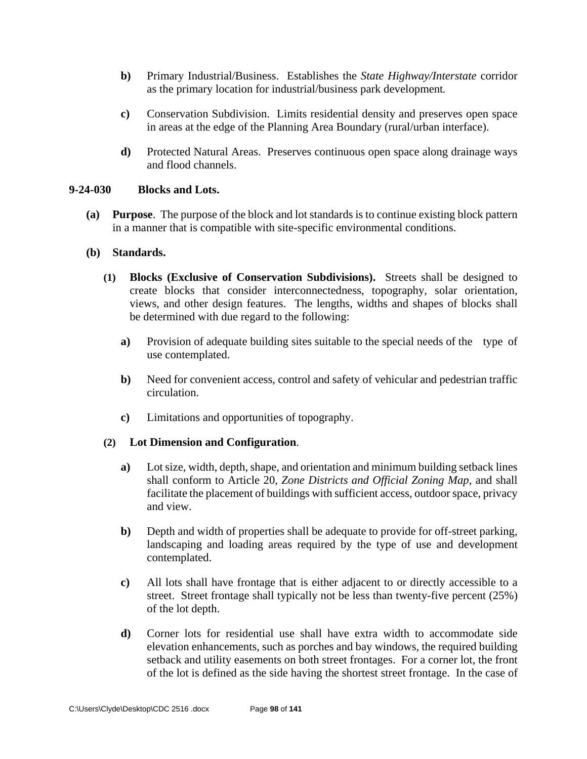**b)** Primary Industrial/Business. Establishes the *State Highway/Interstate* corridor as the primary location for industrial/business park development.

**c)** Conservation Subdivision. Limits residential density and preserves open space in areas at the edge of the Planning Area Boundary (rural/urban interface).

**d)** Protected Natural Areas. Preserves continuous open space along drainage ways and flood channels.

## 9-24-030 Blocks and Lots.

**(a) Purpose**. The purpose of the block and lot standards is to continue existing block pattern in a manner that is compatible with site-specific environmental conditions.

**(b) Standards.**

**(1) Blocks (Exclusive of Conservation Subdivisions).** Streets shall be designed to create blocks that consider interconnectedness, topography, solar orientation, views, and other design features. The lengths, widths and shapes of blocks shall be determined with due regard to the following:

**a)** Provision of adequate building sites suitable to the special needs of the type of use contemplated.

**b)** Need for convenient access, control and safety of vehicular and pedestrian traffic circulation.

**c)** Limitations and opportunities of topography.

**(2) Lot Dimension and Configuration**.

**a)** Lot size, width, depth, shape, and orientation and minimum building setback lines shall conform to Article 20, *Zone Districts and Official Zoning Map*, and shall facilitate the placement of buildings with sufficient access, outdoor space, privacy and view.

**b)** Depth and width of properties shall be adequate to provide for off-street parking, landscaping and loading areas required by the type of use and development contemplated.

**c)** All lots shall have frontage that is either adjacent to or directly accessible to a street. Street frontage shall typically not be less than twenty-five percent (25%) of the lot depth.

**d)** Corner lots for residential use shall have extra width to accommodate side elevation enhancements, such as porches and bay windows, the required building setback and utility easements on both street frontages. For a corner lot, the front of the lot is defined as the side having the shortest street frontage. In the case of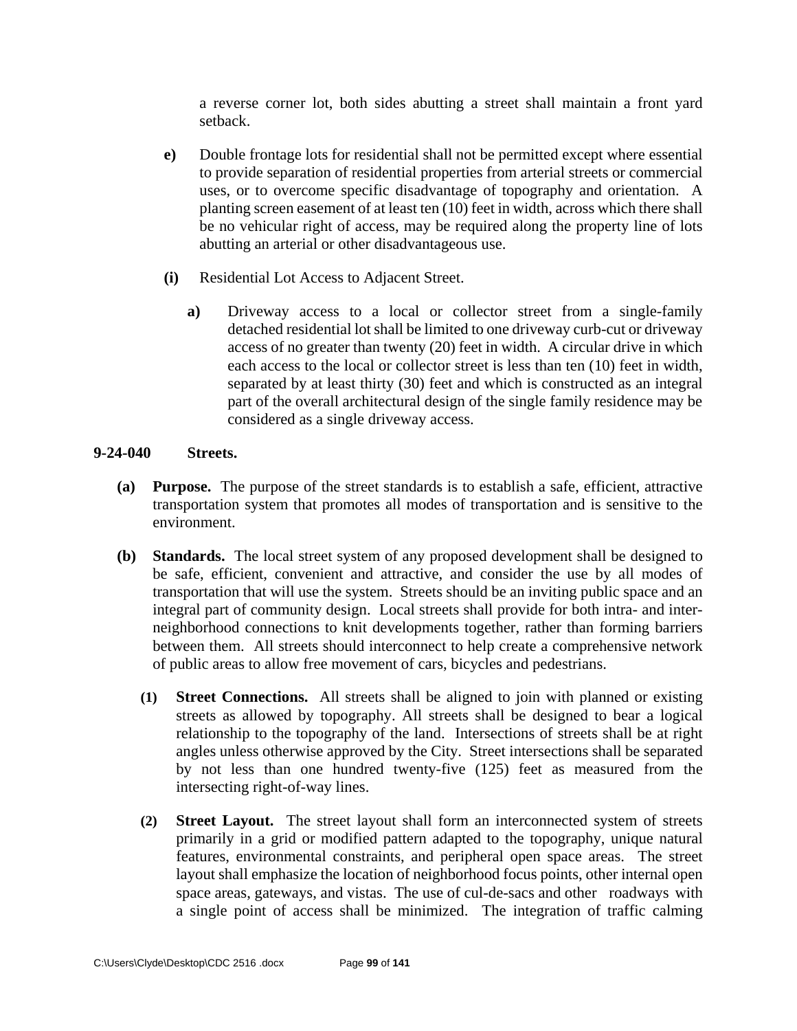a reverse corner lot, both sides abutting a street shall maintain a front yard setback.

**e)** Double frontage lots for residential shall not be permitted except where essential to provide separation of residential properties from arterial streets or commercial uses, or to overcome specific disadvantage of topography and orientation. A planting screen easement of at least ten (10) feet in width, across which there shall be no vehicular right of access, may be required along the property line of lots abutting an arterial or other disadvantageous use.

**(i)** Residential Lot Access to Adjacent Street.

**a)** Driveway access to a local or collector street from a single-family detached residential lot shall be limited to one driveway curb-cut or driveway access of no greater than twenty (20) feet in width. A circular drive in which each access to the local or collector street is less than ten (10) feet in width, separated by at least thirty (30) feet and which is constructed as an integral part of the overall architectural design of the single family residence may be considered as a single driveway access.

## 9-24-040 Streets.

**(a) Purpose.** The purpose of the street standards is to establish a safe, efficient, attractive transportation system that promotes all modes of transportation and is sensitive to the environment.

**(b) Standards.** The local street system of any proposed development shall be designed to be safe, efficient, convenient and attractive, and consider the use by all modes of transportation that will use the system. Streets should be an inviting public space and an integral part of community design. Local streets shall provide for both intra- and inter-neighborhood connections to knit developments together, rather than forming barriers between them. All streets should interconnect to help create a comprehensive network of public areas to allow free movement of cars, bicycles and pedestrians.

**(1) Street Connections.** All streets shall be aligned to join with planned or existing streets as allowed by topography. All streets shall be designed to bear a logical relationship to the topography of the land. Intersections of streets shall be at right angles unless otherwise approved by the City. Street intersections shall be separated by not less than one hundred twenty-five (125) feet as measured from the intersecting right-of-way lines.

**(2) Street Layout.** The street layout shall form an interconnected system of streets primarily in a grid or modified pattern adapted to the topography, unique natural features, environmental constraints, and peripheral open space areas. The street layout shall emphasize the location of neighborhood focus points, other internal open space areas, gateways, and vistas. The use of cul-de-sacs and other roadways with a single point of access shall be minimized. The integration of traffic calming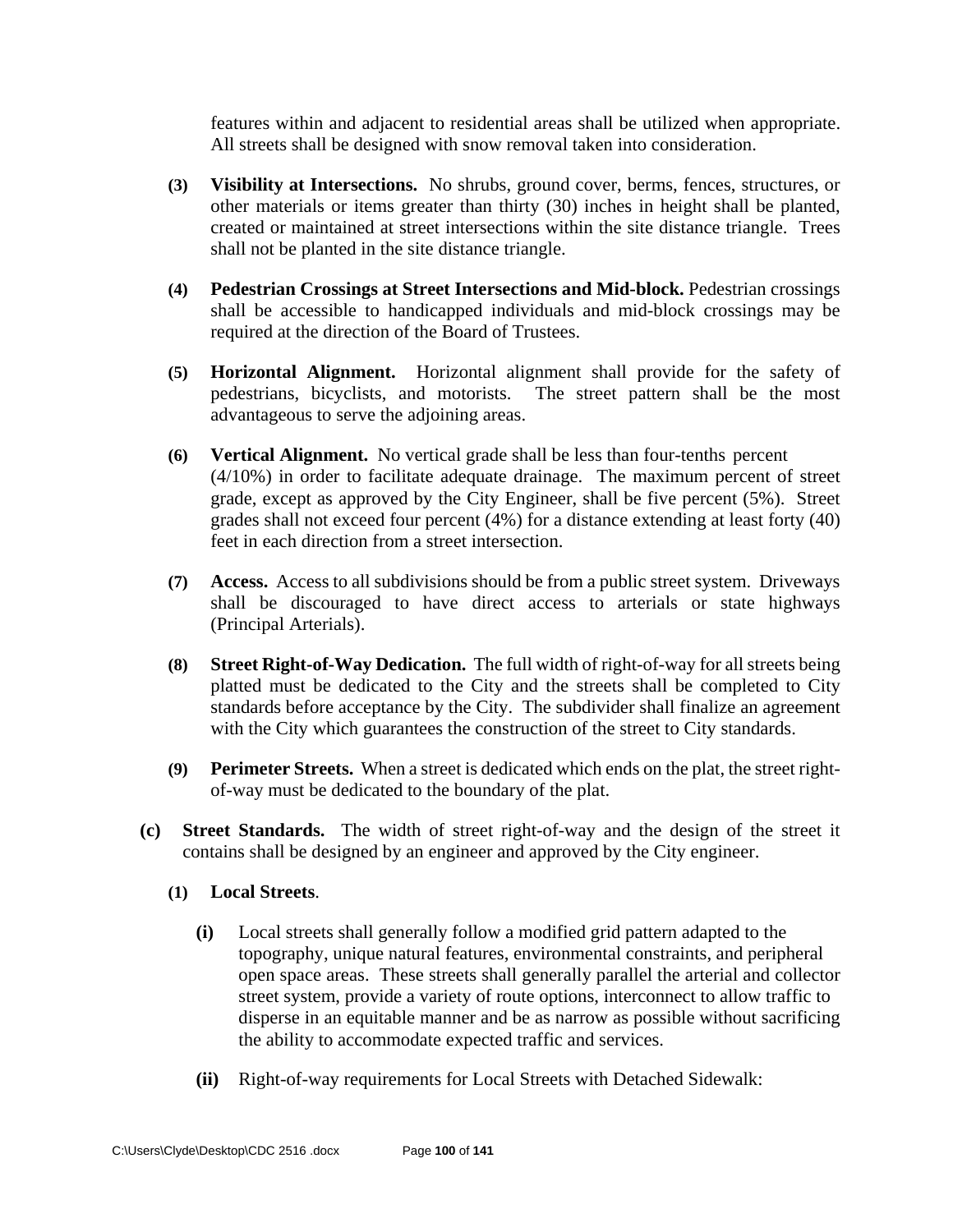features within and adjacent to residential areas shall be utilized when appropriate. All streets shall be designed with snow removal taken into consideration.

**(3) Visibility at Intersections.** No shrubs, ground cover, berms, fences, structures, or other materials or items greater than thirty (30) inches in height shall be planted, created or maintained at street intersections within the site distance triangle. Trees shall not be planted in the site distance triangle.

**(4) Pedestrian Crossings at Street Intersections and Mid-block.** Pedestrian crossings shall be accessible to handicapped individuals and mid-block crossings may be required at the direction of the Board of Trustees.

**(5) Horizontal Alignment.** Horizontal alignment shall provide for the safety of pedestrians, bicyclists, and motorists. The street pattern shall be the most advantageous to serve the adjoining areas.

**(6) Vertical Alignment.** No vertical grade shall be less than four-tenths percent (4/10%) in order to facilitate adequate drainage. The maximum percent of street grade, except as approved by the City Engineer, shall be five percent (5%). Street grades shall not exceed four percent (4%) for a distance extending at least forty (40) feet in each direction from a street intersection.

**(7) Access.** Access to all subdivisions should be from a public street system. Driveways shall be discouraged to have direct access to arterials or state highways (Principal Arterials).

**(8) Street Right-of-Way Dedication.** The full width of right-of-way for all streets being platted must be dedicated to the City and the streets shall be completed to City standards before acceptance by the City. The subdivider shall finalize an agreement with the City which guarantees the construction of the street to City standards.

**(9) Perimeter Streets.** When a street is dedicated which ends on the plat, the street right-of-way must be dedicated to the boundary of the plat.

**(c) Street Standards.** The width of street right-of-way and the design of the street it contains shall be designed by an engineer and approved by the City engineer.

**(1) Local Streets**.

**(i)** Local streets shall generally follow a modified grid pattern adapted to the topography, unique natural features, environmental constraints, and peripheral open space areas. These streets shall generally parallel the arterial and collector street system, provide a variety of route options, interconnect to allow traffic to disperse in an equitable manner and be as narrow as possible without sacrificing the ability to accommodate expected traffic and services.

**(ii)** Right-of-way requirements for Local Streets with Detached Sidewalk: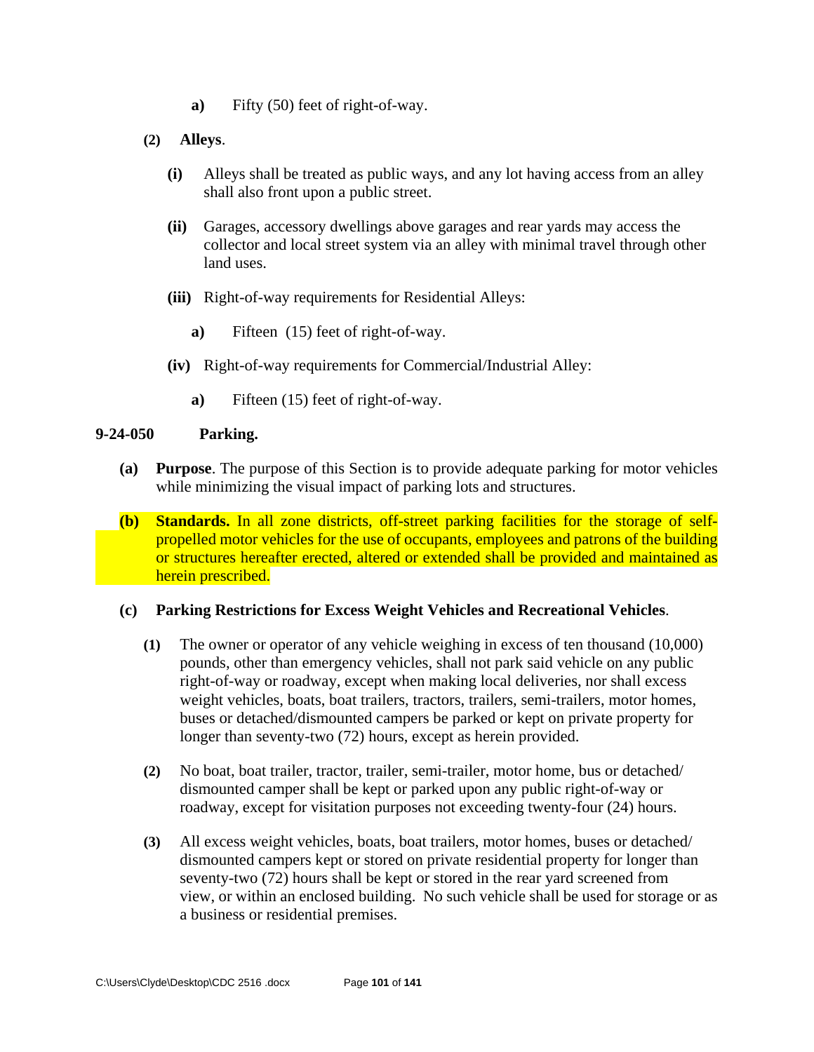**a)** Fifty (50) feet of right-of-way.

**(2) Alleys**.

**(i)** Alleys shall be treated as public ways, and any lot having access from an alley shall also front upon a public street.

**(ii)** Garages, accessory dwellings above garages and rear yards may access the collector and local street system via an alley with minimal travel through other land uses.

**(iii)** Right-of-way requirements for Residential Alleys:

**a)** Fifteen (15) feet of right-of-way.

**(iv)** Right-of-way requirements for Commercial/Industrial Alley:

**a)** Fifteen (15) feet of right-of-way.

## 9-24-050 Parking.

**(a) Purpose**. The purpose of this Section is to provide adequate parking for motor vehicles while minimizing the visual impact of parking lots and structures.

**(b) Standards.** In all zone districts, off-street parking facilities for the storage of self-propelled motor vehicles for the use of occupants, employees and patrons of the building or structures hereafter erected, altered or extended shall be provided and maintained as herein prescribed.

**(c) Parking Restrictions for Excess Weight Vehicles and Recreational Vehicles**.

**(1)** The owner or operator of any vehicle weighing in excess of ten thousand (10,000) pounds, other than emergency vehicles, shall not park said vehicle on any public right-of-way or roadway, except when making local deliveries, nor shall excess weight vehicles, boats, boat trailers, tractors, trailers, semi-trailers, motor homes, buses or detached/dismounted campers be parked or kept on private property for longer than seventy-two (72) hours, except as herein provided.

**(2)** No boat, boat trailer, tractor, trailer, semi-trailer, motor home, bus or detached/ dismounted camper shall be kept or parked upon any public right-of-way or roadway, except for visitation purposes not exceeding twenty-four (24) hours.

**(3)** All excess weight vehicles, boats, boat trailers, motor homes, buses or detached/ dismounted campers kept or stored on private residential property for longer than seventy-two (72) hours shall be kept or stored in the rear yard screened from view, or within an enclosed building. No such vehicle shall be used for storage or as a business or residential premises.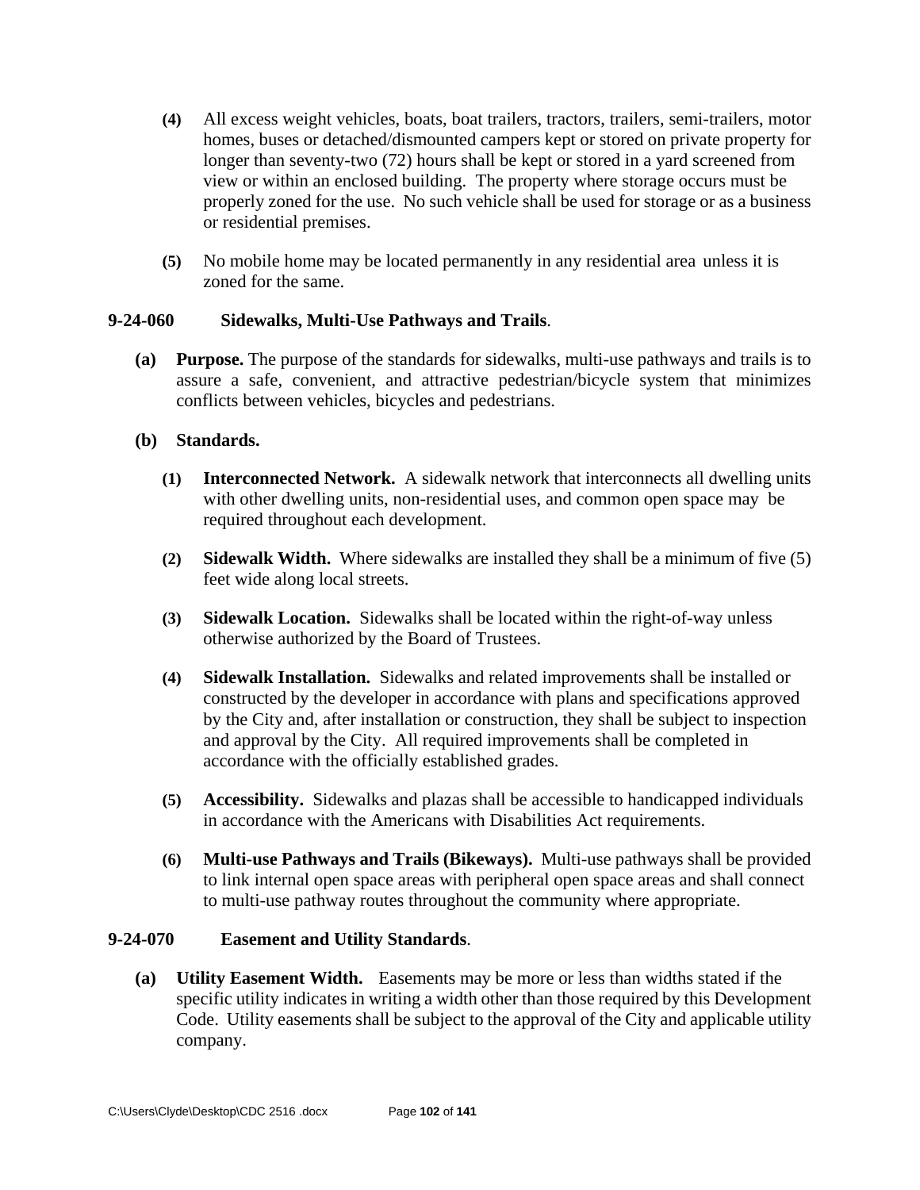**(4)** All excess weight vehicles, boats, boat trailers, tractors, trailers, semi-trailers, motor homes, buses or detached/dismounted campers kept or stored on private property for longer than seventy-two (72) hours shall be kept or stored in a yard screened from view or within an enclosed building. The property where storage occurs must be properly zoned for the use. No such vehicle shall be used for storage or as a business or residential premises.

**(5)** No mobile home may be located permanently in any residential area unless it is zoned for the same.

### 9-24-060 Sidewalks, Multi-Use Pathways and Trails.

**(a) Purpose.** The purpose of the standards for sidewalks, multi-use pathways and trails is to assure a safe, convenient, and attractive pedestrian/bicycle system that minimizes conflicts between vehicles, bicycles and pedestrians.

**(b) Standards.**

**(1) Interconnected Network.** A sidewalk network that interconnects all dwelling units with other dwelling units, non-residential uses, and common open space may be required throughout each development.

**(2) Sidewalk Width.** Where sidewalks are installed they shall be a minimum of five (5) feet wide along local streets.

**(3) Sidewalk Location.** Sidewalks shall be located within the right-of-way unless otherwise authorized by the Board of Trustees.

**(4) Sidewalk Installation.** Sidewalks and related improvements shall be installed or constructed by the developer in accordance with plans and specifications approved by the City and, after installation or construction, they shall be subject to inspection and approval by the City. All required improvements shall be completed in accordance with the officially established grades.

**(5) Accessibility.** Sidewalks and plazas shall be accessible to handicapped individuals in accordance with the Americans with Disabilities Act requirements.

**(6) Multi-use Pathways and Trails (Bikeways).** Multi-use pathways shall be provided to link internal open space areas with peripheral open space areas and shall connect to multi-use pathway routes throughout the community where appropriate.

### 9-24-070 Easement and Utility Standards.

**(a) Utility Easement Width.** Easements may be more or less than widths stated if the specific utility indicates in writing a width other than those required by this Development Code. Utility easements shall be subject to the approval of the City and applicable utility company.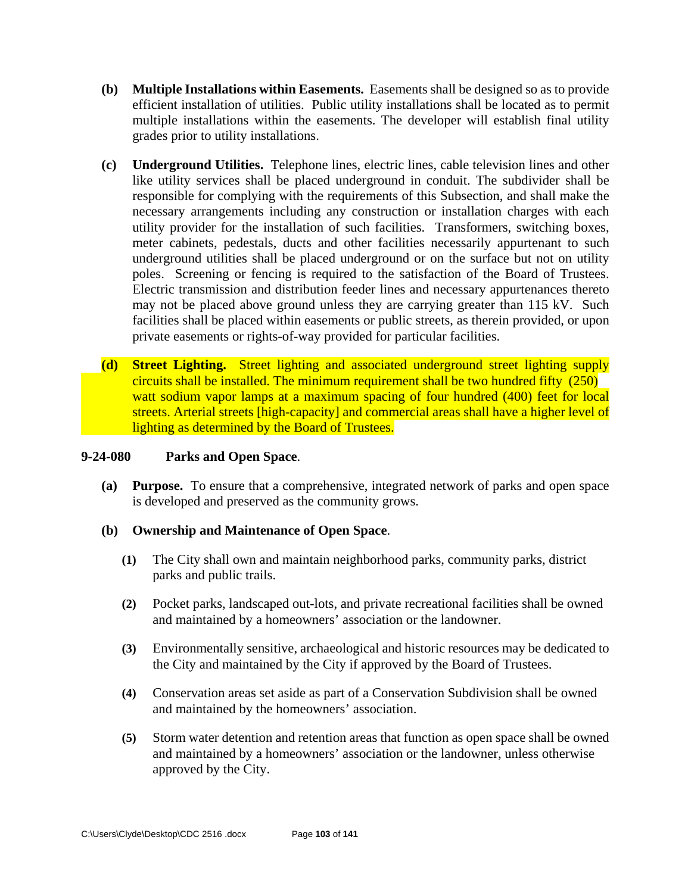**(b) Multiple Installations within Easements.** Easements shall be designed so as to provide efficient installation of utilities. Public utility installations shall be located as to permit multiple installations within the easements. The developer will establish final utility grades prior to utility installations.

**(c) Underground Utilities.** Telephone lines, electric lines, cable television lines and other like utility services shall be placed underground in conduit. The subdivider shall be responsible for complying with the requirements of this Subsection, and shall make the necessary arrangements including any construction or installation charges with each utility provider for the installation of such facilities. Transformers, switching boxes, meter cabinets, pedestals, ducts and other facilities necessarily appurtenant to such underground utilities shall be placed underground or on the surface but not on utility poles. Screening or fencing is required to the satisfaction of the Board of Trustees. Electric transmission and distribution feeder lines and necessary appurtenances thereto may not be placed above ground unless they are carrying greater than 115 kV. Such facilities shall be placed within easements or public streets, as therein provided, or upon private easements or rights-of-way provided for particular facilities.

**(d) Street Lighting.** Street lighting and associated underground street lighting supply circuits shall be installed. The minimum requirement shall be two hundred fifty (250) watt sodium vapor lamps at a maximum spacing of four hundred (400) feet for local streets. Arterial streets [high-capacity] and commercial areas shall have a higher level of lighting as determined by the Board of Trustees.

## 9-24-080 Parks and Open Space.

**(a) Purpose.** To ensure that a comprehensive, integrated network of parks and open space is developed and preserved as the community grows.

**(b) Ownership and Maintenance of Open Space.**

**(1)** The City shall own and maintain neighborhood parks, community parks, district parks and public trails.

**(2)** Pocket parks, landscaped out-lots, and private recreational facilities shall be owned and maintained by a homeowners' association or the landowner.

**(3)** Environmentally sensitive, archaeological and historic resources may be dedicated to the City and maintained by the City if approved by the Board of Trustees.

**(4)** Conservation areas set aside as part of a Conservation Subdivision shall be owned and maintained by the homeowners' association.

**(5)** Storm water detention and retention areas that function as open space shall be owned and maintained by a homeowners' association or the landowner, unless otherwise approved by the City.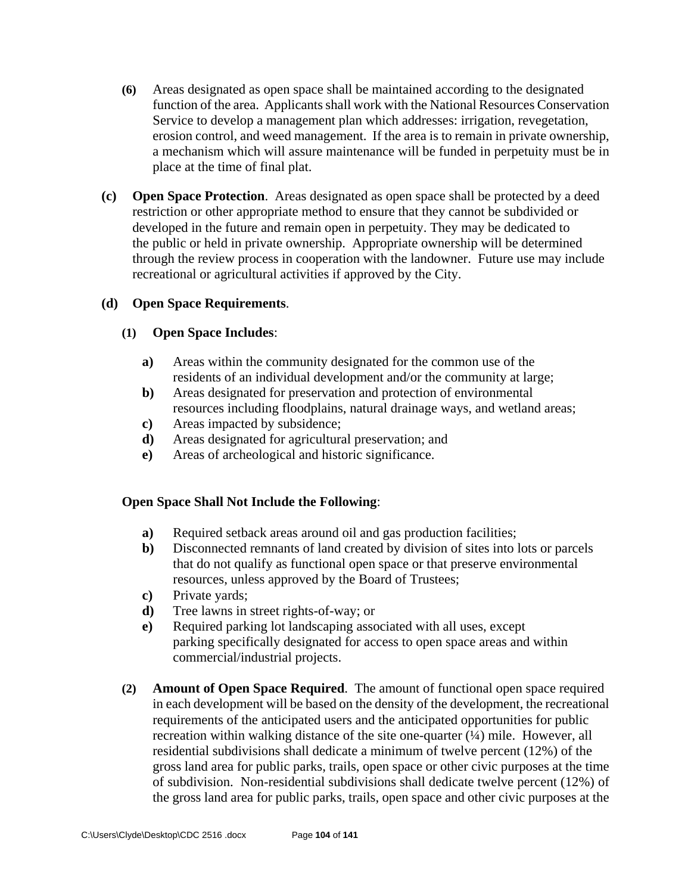**(6)** Areas designated as open space shall be maintained according to the designated function of the area. Applicants shall work with the National Resources Conservation Service to develop a management plan which addresses: irrigation, revegetation, erosion control, and weed management. If the area is to remain in private ownership, a mechanism which will assure maintenance will be funded in perpetuity must be in place at the time of final plat.

**(c) Open Space Protection**. Areas designated as open space shall be protected by a deed restriction or other appropriate method to ensure that they cannot be subdivided or developed in the future and remain open in perpetuity. They may be dedicated to the public or held in private ownership. Appropriate ownership will be determined through the review process in cooperation with the landowner. Future use may include recreational or agricultural activities if approved by the City.

**(d) Open Space Requirements**.

**(1) Open Space Includes**:

**a)** Areas within the community designated for the common use of the residents of an individual development and/or the community at large;
**b)** Areas designated for preservation and protection of environmental resources including floodplains, natural drainage ways, and wetland areas;
**c)** Areas impacted by subsidence;
**d)** Areas designated for agricultural preservation; and
**e)** Areas of archeological and historic significance.

**Open Space Shall Not Include the Following**:

**a)** Required setback areas around oil and gas production facilities;
**b)** Disconnected remnants of land created by division of sites into lots or parcels that do not qualify as functional open space or that preserve environmental resources, unless approved by the Board of Trustees;
**c)** Private yards;
**d)** Tree lawns in street rights-of-way; or
**e)** Required parking lot landscaping associated with all uses, except parking specifically designated for access to open space areas and within commercial/industrial projects.

**(2) Amount of Open Space Required**. The amount of functional open space required in each development will be based on the density of the development, the recreational requirements of the anticipated users and the anticipated opportunities for public recreation within walking distance of the site one-quarter (¼) mile. However, all residential subdivisions shall dedicate a minimum of twelve percent (12%) of the gross land area for public parks, trails, open space or other civic purposes at the time of subdivision. Non-residential subdivisions shall dedicate twelve percent (12%) of the gross land area for public parks, trails, open space and other civic purposes at the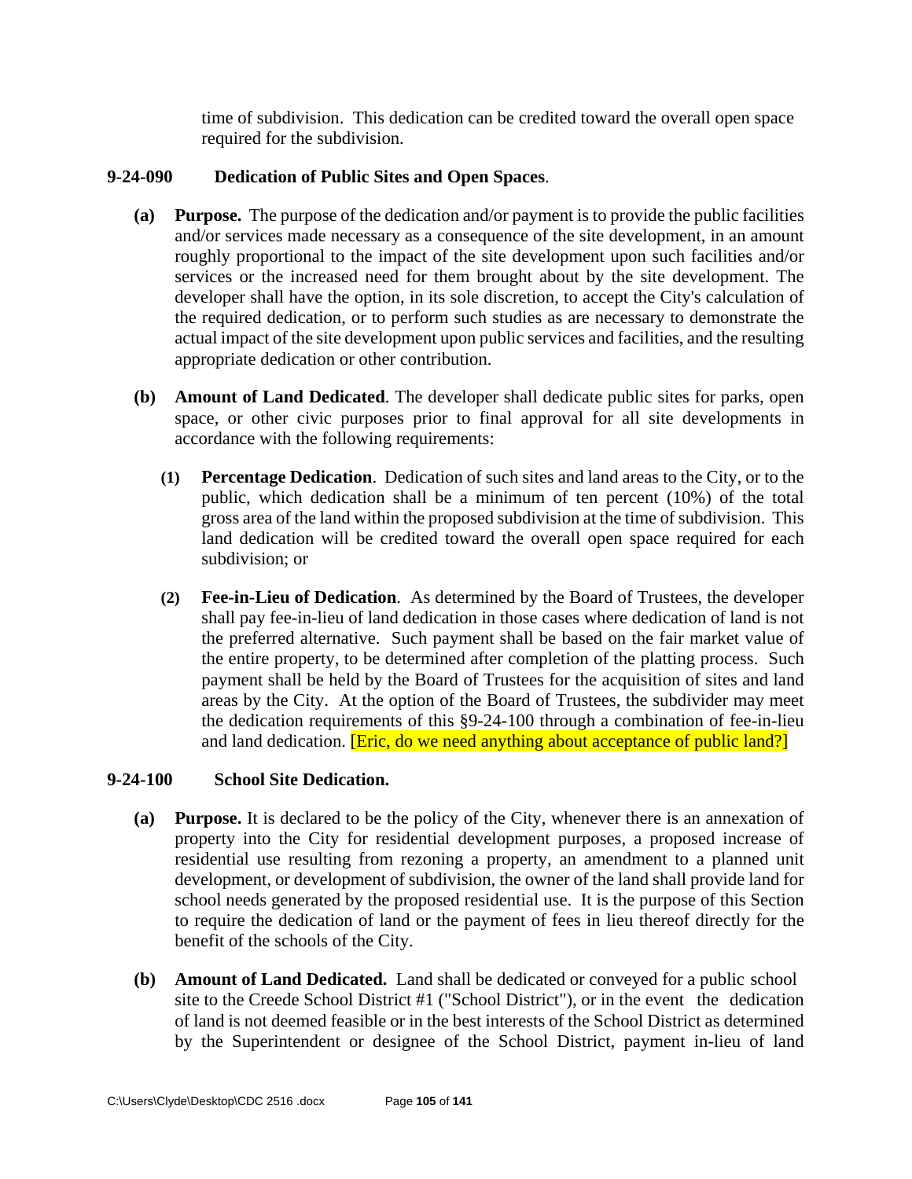time of subdivision. This dedication can be credited toward the overall open space required for the subdivision.

### 9-24-090 Dedication of Public Sites and Open Spaces.

**(a) Purpose.** The purpose of the dedication and/or payment is to provide the public facilities and/or services made necessary as a consequence of the site development, in an amount roughly proportional to the impact of the site development upon such facilities and/or services or the increased need for them brought about by the site development. The developer shall have the option, in its sole discretion, to accept the City's calculation of the required dedication, or to perform such studies as are necessary to demonstrate the actual impact of the site development upon public services and facilities, and the resulting appropriate dedication or other contribution.

**(b) Amount of Land Dedicated**. The developer shall dedicate public sites for parks, open space, or other civic purposes prior to final approval for all site developments in accordance with the following requirements:

**(1) Percentage Dedication**. Dedication of such sites and land areas to the City, or to the public, which dedication shall be a minimum of ten percent (10%) of the total gross area of the land within the proposed subdivision at the time of subdivision. This land dedication will be credited toward the overall open space required for each subdivision; or

**(2) Fee-in-Lieu of Dedication**. As determined by the Board of Trustees, the developer shall pay fee-in-lieu of land dedication in those cases where dedication of land is not the preferred alternative. Such payment shall be based on the fair market value of the entire property, to be determined after completion of the platting process. Such payment shall be held by the Board of Trustees for the acquisition of sites and land areas by the City. At the option of the Board of Trustees, the subdivider may meet the dedication requirements of this §9-24-100 through a combination of fee-in-lieu and land dedication. [Eric, do we need anything about acceptance of public land?]

### 9-24-100 School Site Dedication.

**(a) Purpose.** It is declared to be the policy of the City, whenever there is an annexation of property into the City for residential development purposes, a proposed increase of residential use resulting from rezoning a property, an amendment to a planned unit development, or development of subdivision, the owner of the land shall provide land for school needs generated by the proposed residential use. It is the purpose of this Section to require the dedication of land or the payment of fees in lieu thereof directly for the benefit of the schools of the City.

**(b) Amount of Land Dedicated.** Land shall be dedicated or conveyed for a public school site to the Creede School District #1 ("School District"), or in the event the dedication of land is not deemed feasible or in the best interests of the School District as determined by the Superintendent or designee of the School District, payment in-lieu of land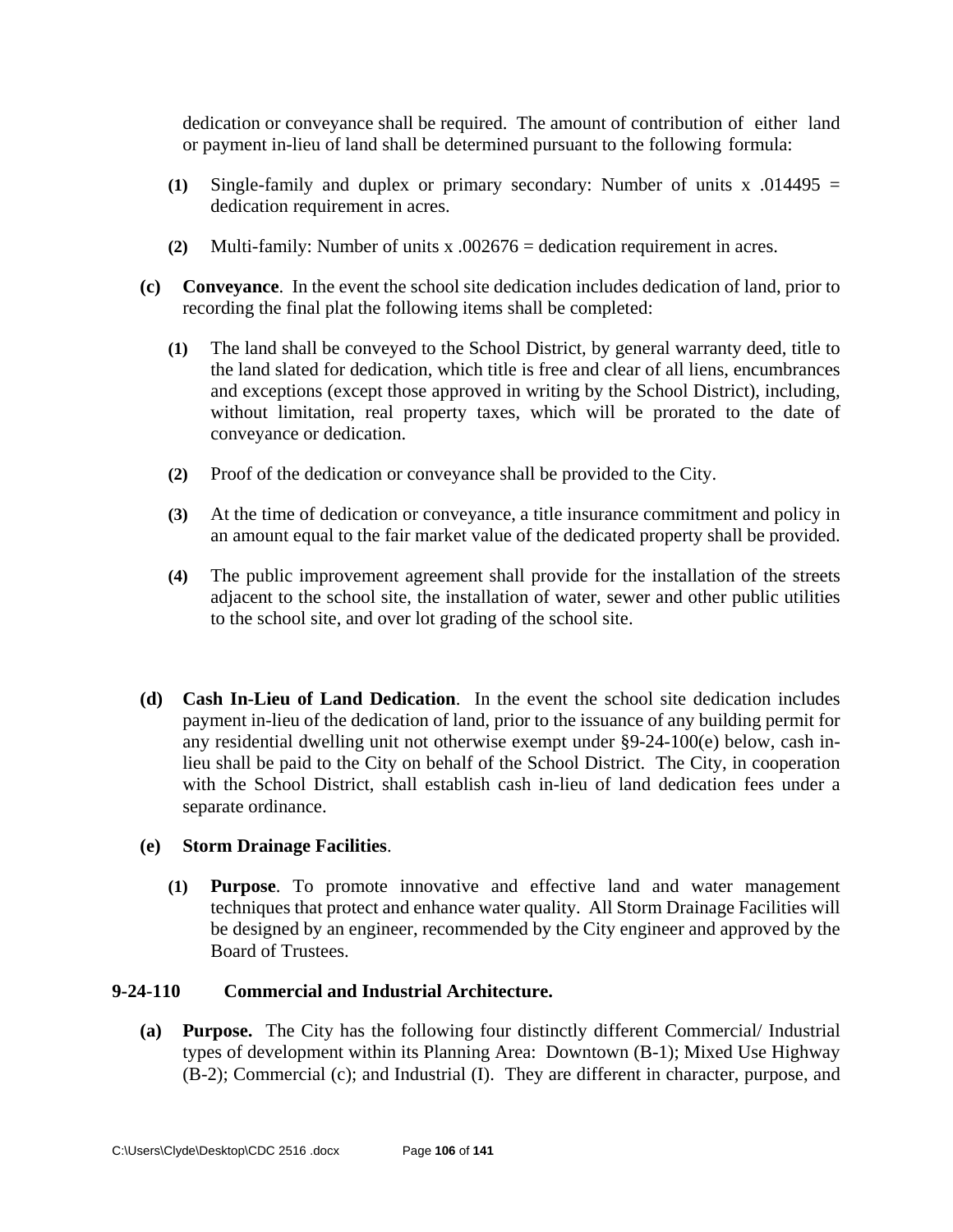dedication or conveyance shall be required. The amount of contribution of either land or payment in-lieu of land shall be determined pursuant to the following formula:

**(1)** Single-family and duplex or primary secondary: Number of units x .014495 = dedication requirement in acres.

**(2)** Multi-family: Number of units x .002676 = dedication requirement in acres.

**(c) Conveyance**. In the event the school site dedication includes dedication of land, prior to recording the final plat the following items shall be completed:

**(1)** The land shall be conveyed to the School District, by general warranty deed, title to the land slated for dedication, which title is free and clear of all liens, encumbrances and exceptions (except those approved in writing by the School District), including, without limitation, real property taxes, which will be prorated to the date of conveyance or dedication.

**(2)** Proof of the dedication or conveyance shall be provided to the City.

**(3)** At the time of dedication or conveyance, a title insurance commitment and policy in an amount equal to the fair market value of the dedicated property shall be provided.

**(4)** The public improvement agreement shall provide for the installation of the streets adjacent to the school site, the installation of water, sewer and other public utilities to the school site, and over lot grading of the school site.

**(d) Cash In-Lieu of Land Dedication**. In the event the school site dedication includes payment in-lieu of the dedication of land, prior to the issuance of any building permit for any residential dwelling unit not otherwise exempt under §9-24-100(e) below, cash in-lieu shall be paid to the City on behalf of the School District. The City, in cooperation with the School District, shall establish cash in-lieu of land dedication fees under a separate ordinance.

**(e) Storm Drainage Facilities**.

**(1) Purpose**. To promote innovative and effective land and water management techniques that protect and enhance water quality. All Storm Drainage Facilities will be designed by an engineer, recommended by the City engineer and approved by the Board of Trustees.

### 9-24-110 Commercial and Industrial Architecture.

**(a) Purpose.** The City has the following four distinctly different Commercial/ Industrial types of development within its Planning Area: Downtown (B-1); Mixed Use Highway (B-2); Commercial (c); and Industrial (I). They are different in character, purpose, and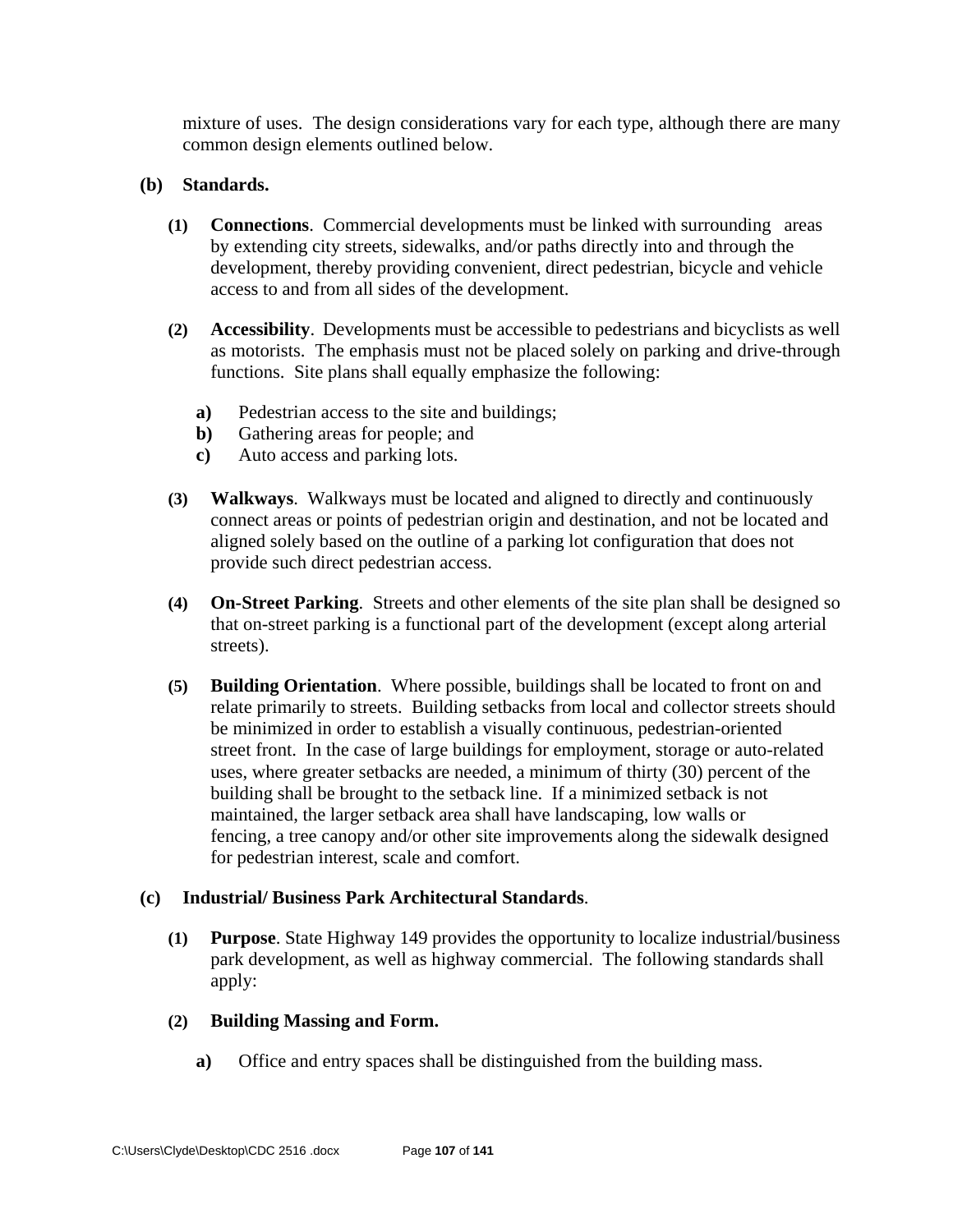mixture of uses. The design considerations vary for each type, although there are many common design elements outlined below.

**(b) Standards.**

**(1) Connections**. Commercial developments must be linked with surrounding areas by extending city streets, sidewalks, and/or paths directly into and through the development, thereby providing convenient, direct pedestrian, bicycle and vehicle access to and from all sides of the development.

**(2) Accessibility**. Developments must be accessible to pedestrians and bicyclists as well as motorists. The emphasis must not be placed solely on parking and drive-through functions. Site plans shall equally emphasize the following:

- **a)** Pedestrian access to the site and buildings;
- **b)** Gathering areas for people; and
- **c)** Auto access and parking lots.

**(3) Walkways**. Walkways must be located and aligned to directly and continuously connect areas or points of pedestrian origin and destination, and not be located and aligned solely based on the outline of a parking lot configuration that does not provide such direct pedestrian access.

**(4) On-Street Parking**. Streets and other elements of the site plan shall be designed so that on-street parking is a functional part of the development (except along arterial streets).

**(5) Building Orientation**. Where possible, buildings shall be located to front on and relate primarily to streets. Building setbacks from local and collector streets should be minimized in order to establish a visually continuous, pedestrian-oriented street front. In the case of large buildings for employment, storage or auto-related uses, where greater setbacks are needed, a minimum of thirty (30) percent of the building shall be brought to the setback line. If a minimized setback is not maintained, the larger setback area shall have landscaping, low walls or fencing, a tree canopy and/or other site improvements along the sidewalk designed for pedestrian interest, scale and comfort.

**(c) Industrial/ Business Park Architectural Standards**.

**(1) Purpose**. State Highway 149 provides the opportunity to localize industrial/business park development, as well as highway commercial. The following standards shall apply:

**(2) Building Massing and Form.**

- **a)** Office and entry spaces shall be distinguished from the building mass.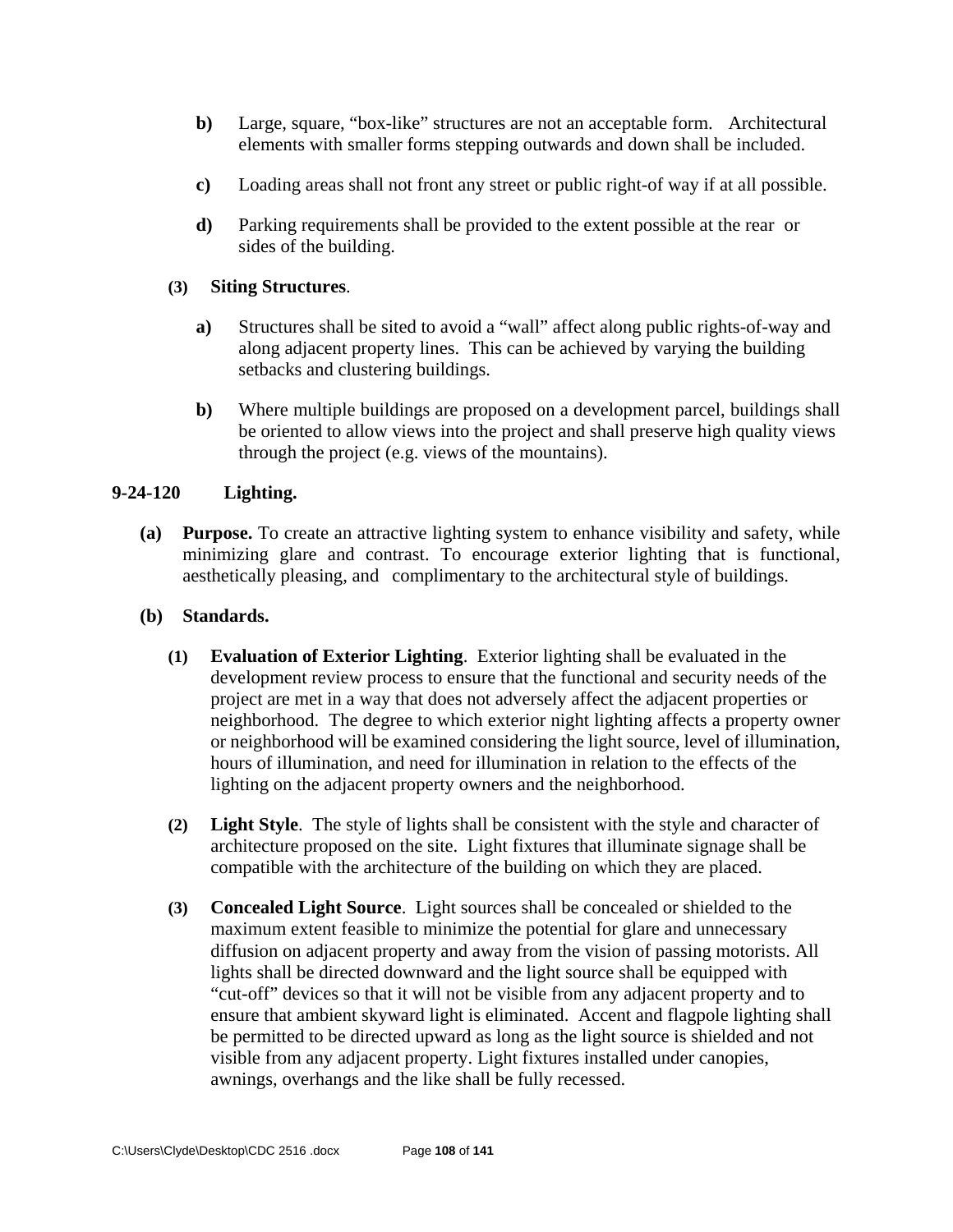**b)** Large, square, "box-like" structures are not an acceptable form. Architectural elements with smaller forms stepping outwards and down shall be included.

**c)** Loading areas shall not front any street or public right-of way if at all possible.

**d)** Parking requirements shall be provided to the extent possible at the rear or sides of the building.

**(3) Siting Structures**.

**a)** Structures shall be sited to avoid a "wall" affect along public rights-of-way and along adjacent property lines. This can be achieved by varying the building setbacks and clustering buildings.

**b)** Where multiple buildings are proposed on a development parcel, buildings shall be oriented to allow views into the project and shall preserve high quality views through the project (e.g. views of the mountains).

## 9-24-120 Lighting.

**(a) Purpose.** To create an attractive lighting system to enhance visibility and safety, while minimizing glare and contrast. To encourage exterior lighting that is functional, aesthetically pleasing, and complimentary to the architectural style of buildings.

**(b) Standards.**

**(1) Evaluation of Exterior Lighting**. Exterior lighting shall be evaluated in the development review process to ensure that the functional and security needs of the project are met in a way that does not adversely affect the adjacent properties or neighborhood. The degree to which exterior night lighting affects a property owner or neighborhood will be examined considering the light source, level of illumination, hours of illumination, and need for illumination in relation to the effects of the lighting on the adjacent property owners and the neighborhood.

**(2) Light Style**. The style of lights shall be consistent with the style and character of architecture proposed on the site. Light fixtures that illuminate signage shall be compatible with the architecture of the building on which they are placed.

**(3) Concealed Light Source**. Light sources shall be concealed or shielded to the maximum extent feasible to minimize the potential for glare and unnecessary diffusion on adjacent property and away from the vision of passing motorists. All lights shall be directed downward and the light source shall be equipped with "cut-off" devices so that it will not be visible from any adjacent property and to ensure that ambient skyward light is eliminated. Accent and flagpole lighting shall be permitted to be directed upward as long as the light source is shielded and not visible from any adjacent property. Light fixtures installed under canopies, awnings, overhangs and the like shall be fully recessed.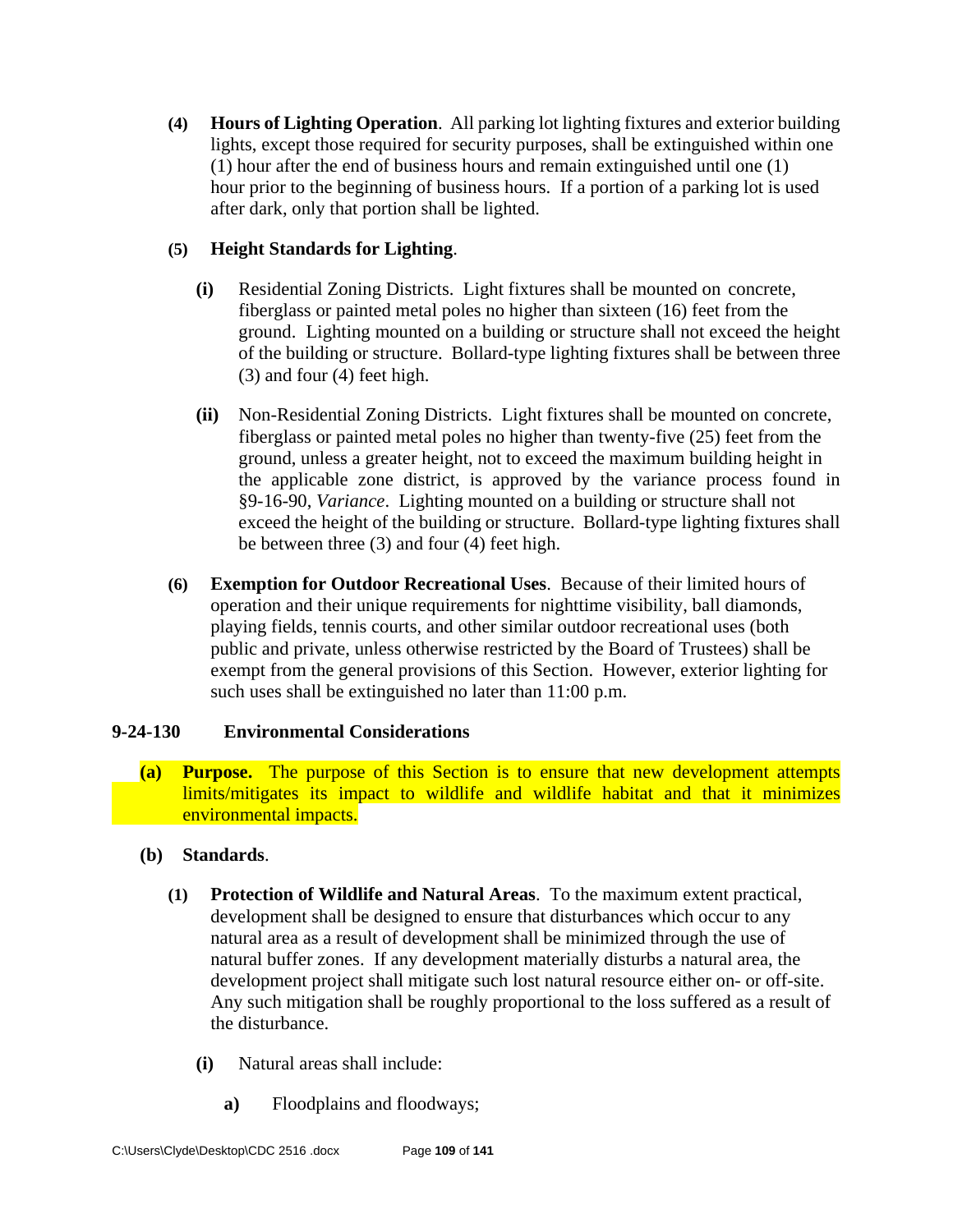**(4) Hours of Lighting Operation**. All parking lot lighting fixtures and exterior building lights, except those required for security purposes, shall be extinguished within one (1) hour after the end of business hours and remain extinguished until one (1) hour prior to the beginning of business hours. If a portion of a parking lot is used after dark, only that portion shall be lighted.

**(5) Height Standards for Lighting**.

**(i)** Residential Zoning Districts. Light fixtures shall be mounted on concrete, fiberglass or painted metal poles no higher than sixteen (16) feet from the ground. Lighting mounted on a building or structure shall not exceed the height of the building or structure. Bollard-type lighting fixtures shall be between three (3) and four (4) feet high.

**(ii)** Non-Residential Zoning Districts. Light fixtures shall be mounted on concrete, fiberglass or painted metal poles no higher than twenty-five (25) feet from the ground, unless a greater height, not to exceed the maximum building height in the applicable zone district, is approved by the variance process found in §9-16-90, *Variance*. Lighting mounted on a building or structure shall not exceed the height of the building or structure. Bollard-type lighting fixtures shall be between three (3) and four (4) feet high.

**(6) Exemption for Outdoor Recreational Uses**. Because of their limited hours of operation and their unique requirements for nighttime visibility, ball diamonds, playing fields, tennis courts, and other similar outdoor recreational uses (both public and private, unless otherwise restricted by the Board of Trustees) shall be exempt from the general provisions of this Section. However, exterior lighting for such uses shall be extinguished no later than 11:00 p.m.

## 9-24-130 Environmental Considerations

**(a) Purpose.** The purpose of this Section is to ensure that new development attempts limits/mitigates its impact to wildlife and wildlife habitat and that it minimizes environmental impacts.

**(b) Standards**.

**(1) Protection of Wildlife and Natural Areas**. To the maximum extent practical, development shall be designed to ensure that disturbances which occur to any natural area as a result of development shall be minimized through the use of natural buffer zones. If any development materially disturbs a natural area, the development project shall mitigate such lost natural resource either on- or off-site. Any such mitigation shall be roughly proportional to the loss suffered as a result of the disturbance.

**(i)** Natural areas shall include:

**a)** Floodplains and floodways;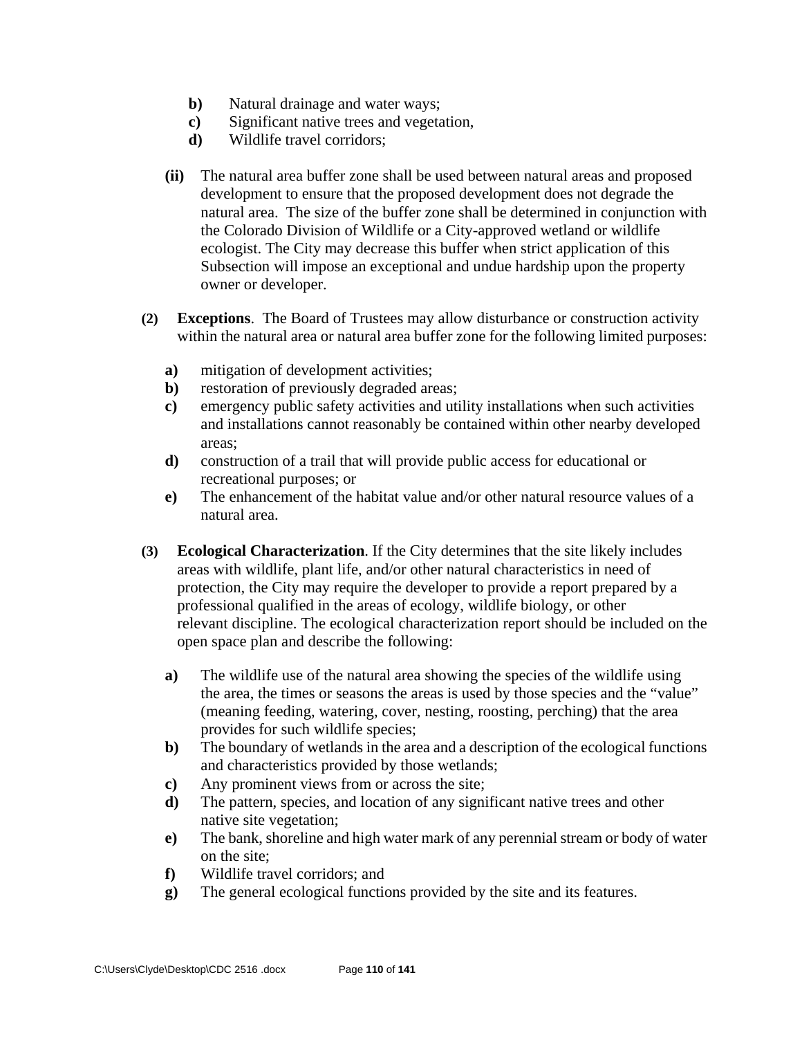- **b)** Natural drainage and water ways;
- **c)** Significant native trees and vegetation,
- **d)** Wildlife travel corridors;

**(ii)** The natural area buffer zone shall be used between natural areas and proposed development to ensure that the proposed development does not degrade the natural area. The size of the buffer zone shall be determined in conjunction with the Colorado Division of Wildlife or a City-approved wetland or wildlife ecologist. The City may decrease this buffer when strict application of this Subsection will impose an exceptional and undue hardship upon the property owner or developer.

**(2)** **Exceptions**. The Board of Trustees may allow disturbance or construction activity within the natural area or natural area buffer zone for the following limited purposes:

- **a)** mitigation of development activities;
- **b)** restoration of previously degraded areas;
- **c)** emergency public safety activities and utility installations when such activities and installations cannot reasonably be contained within other nearby developed areas;
- **d)** construction of a trail that will provide public access for educational or recreational purposes; or
- **e)** The enhancement of the habitat value and/or other natural resource values of a natural area.

**(3)** **Ecological Characterization**. If the City determines that the site likely includes areas with wildlife, plant life, and/or other natural characteristics in need of protection, the City may require the developer to provide a report prepared by a professional qualified in the areas of ecology, wildlife biology, or other relevant discipline. The ecological characterization report should be included on the open space plan and describe the following:

- **a)** The wildlife use of the natural area showing the species of the wildlife using the area, the times or seasons the areas is used by those species and the "value" (meaning feeding, watering, cover, nesting, roosting, perching) that the area provides for such wildlife species;
- **b)** The boundary of wetlands in the area and a description of the ecological functions and characteristics provided by those wetlands;
- **c)** Any prominent views from or across the site;
- **d)** The pattern, species, and location of any significant native trees and other native site vegetation;
- **e)** The bank, shoreline and high water mark of any perennial stream or body of water on the site;
- **f)** Wildlife travel corridors; and
- **g)** The general ecological functions provided by the site and its features.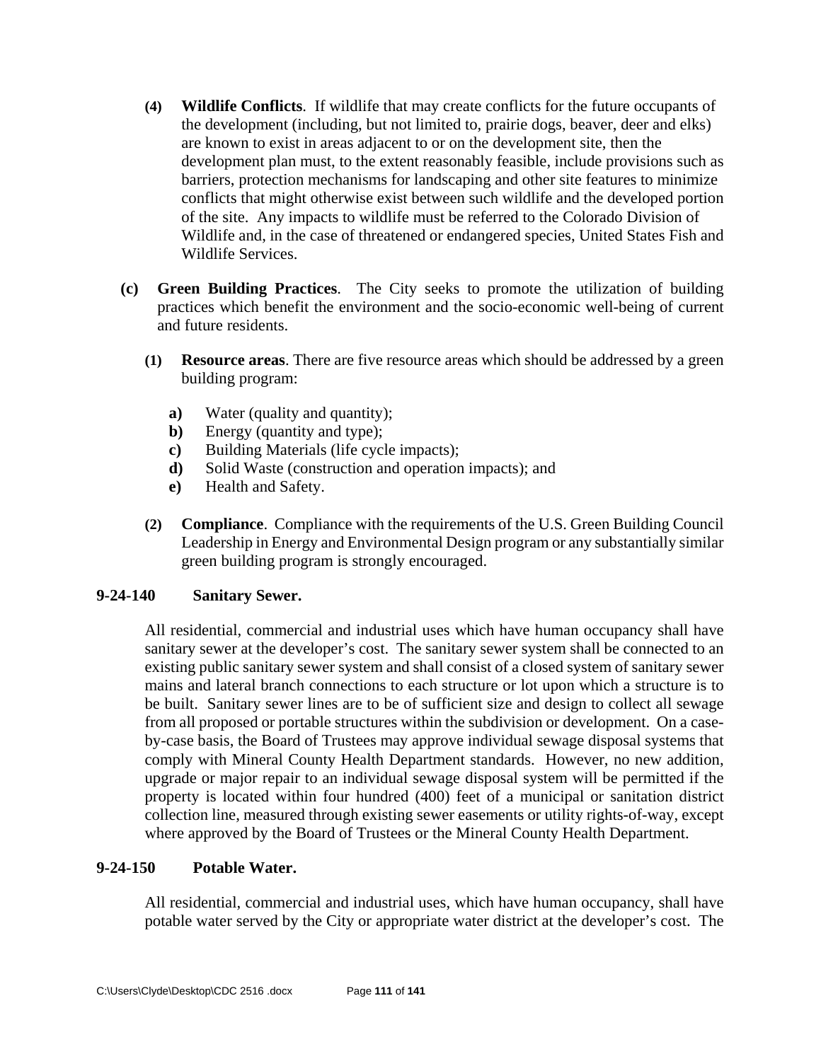**(4) Wildlife Conflicts**. If wildlife that may create conflicts for the future occupants of the development (including, but not limited to, prairie dogs, beaver, deer and elks) are known to exist in areas adjacent to or on the development site, then the development plan must, to the extent reasonably feasible, include provisions such as barriers, protection mechanisms for landscaping and other site features to minimize conflicts that might otherwise exist between such wildlife and the developed portion of the site. Any impacts to wildlife must be referred to the Colorado Division of Wildlife and, in the case of threatened or endangered species, United States Fish and Wildlife Services.

**(c) Green Building Practices**. The City seeks to promote the utilization of building practices which benefit the environment and the socio-economic well-being of current and future residents.

**(1) Resource areas**. There are five resource areas which should be addressed by a green building program:

- **a)** Water (quality and quantity);
- **b)** Energy (quantity and type);
- **c)** Building Materials (life cycle impacts);
- **d)** Solid Waste (construction and operation impacts); and
- **e)** Health and Safety.

**(2) Compliance**. Compliance with the requirements of the U.S. Green Building Council Leadership in Energy and Environmental Design program or any substantially similar green building program is strongly encouraged.

## 9-24-140 Sanitary Sewer.

All residential, commercial and industrial uses which have human occupancy shall have sanitary sewer at the developer's cost. The sanitary sewer system shall be connected to an existing public sanitary sewer system and shall consist of a closed system of sanitary sewer mains and lateral branch connections to each structure or lot upon which a structure is to be built. Sanitary sewer lines are to be of sufficient size and design to collect all sewage from all proposed or portable structures within the subdivision or development. On a case-by-case basis, the Board of Trustees may approve individual sewage disposal systems that comply with Mineral County Health Department standards. However, no new addition, upgrade or major repair to an individual sewage disposal system will be permitted if the property is located within four hundred (400) feet of a municipal or sanitation district collection line, measured through existing sewer easements or utility rights-of-way, except where approved by the Board of Trustees or the Mineral County Health Department.

## 9-24-150 Potable Water.

All residential, commercial and industrial uses, which have human occupancy, shall have potable water served by the City or appropriate water district at the developer's cost. The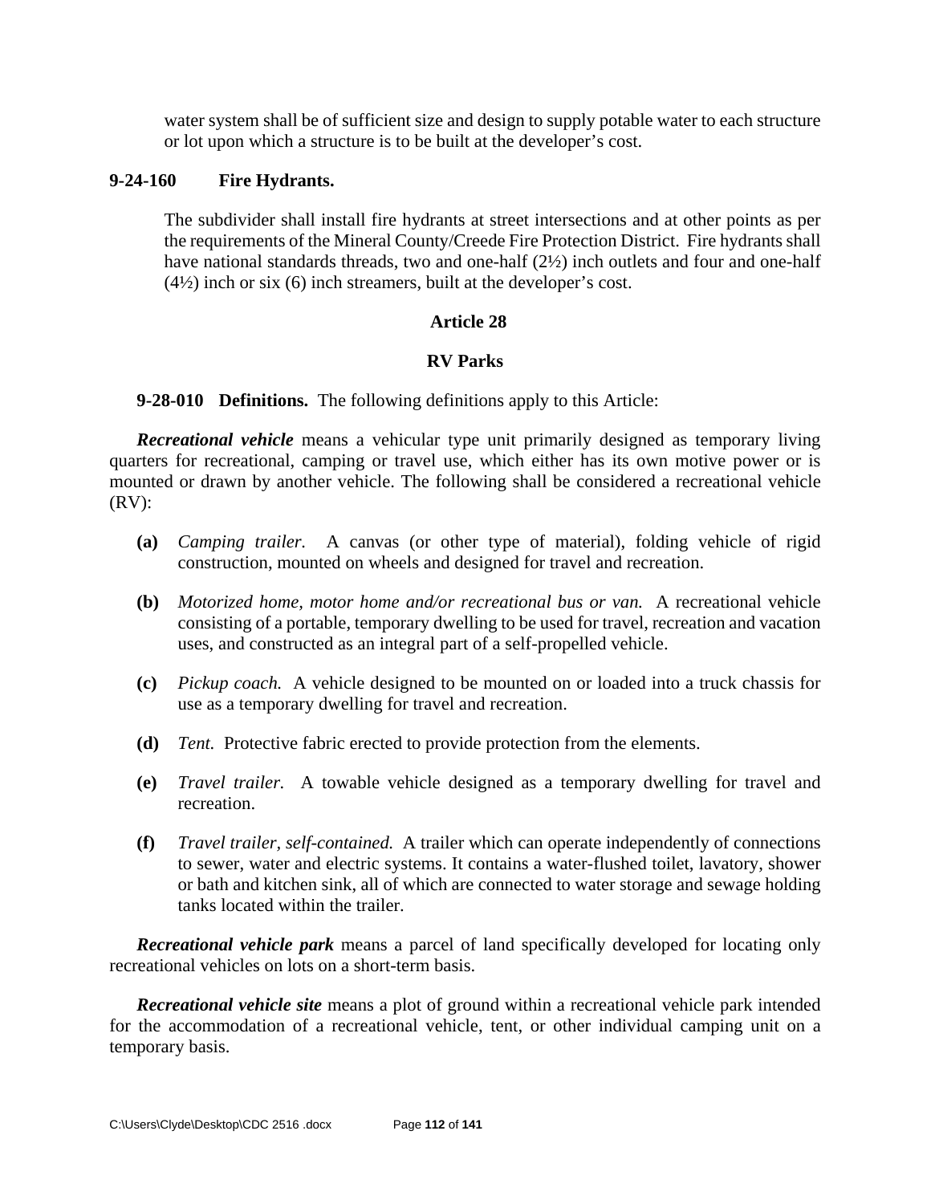water system shall be of sufficient size and design to supply potable water to each structure or lot upon which a structure is to be built at the developer's cost.

### 9-24-160 Fire Hydrants.

The subdivider shall install fire hydrants at street intersections and at other points as per the requirements of the Mineral County/Creede Fire Protection District. Fire hydrants shall have national standards threads, two and one-half (2½) inch outlets and four and one-half (4½) inch or six (6) inch streamers, built at the developer's cost.

## Article 28

## RV Parks

**9-28-010 Definitions.** The following definitions apply to this Article:

***Recreational vehicle*** means a vehicular type unit primarily designed as temporary living quarters for recreational, camping or travel use, which either has its own motive power or is mounted or drawn by another vehicle. The following shall be considered a recreational vehicle (RV):

**(a)** *Camping trailer.* A canvas (or other type of material), folding vehicle of rigid construction, mounted on wheels and designed for travel and recreation.

**(b)** *Motorized home, motor home and/or recreational bus or van.* A recreational vehicle consisting of a portable, temporary dwelling to be used for travel, recreation and vacation uses, and constructed as an integral part of a self-propelled vehicle.

**(c)** *Pickup coach.* A vehicle designed to be mounted on or loaded into a truck chassis for use as a temporary dwelling for travel and recreation.

**(d)** *Tent.* Protective fabric erected to provide protection from the elements.

**(e)** *Travel trailer.* A towable vehicle designed as a temporary dwelling for travel and recreation.

**(f)** *Travel trailer, self-contained.* A trailer which can operate independently of connections to sewer, water and electric systems. It contains a water-flushed toilet, lavatory, shower or bath and kitchen sink, all of which are connected to water storage and sewage holding tanks located within the trailer.

***Recreational vehicle park*** means a parcel of land specifically developed for locating only recreational vehicles on lots on a short-term basis.

***Recreational vehicle site*** means a plot of ground within a recreational vehicle park intended for the accommodation of a recreational vehicle, tent, or other individual camping unit on a temporary basis.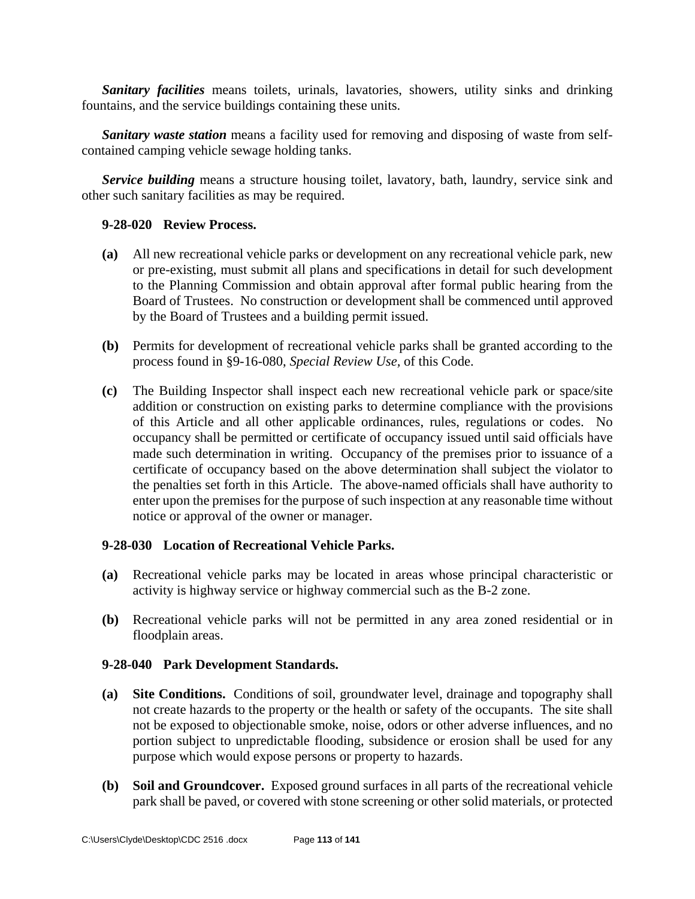***Sanitary facilities*** means toilets, urinals, lavatories, showers, utility sinks and drinking fountains, and the service buildings containing these units.

***Sanitary waste station*** means a facility used for removing and disposing of waste from self-contained camping vehicle sewage holding tanks.

***Service building*** means a structure housing toilet, lavatory, bath, laundry, service sink and other such sanitary facilities as may be required.

### 9-28-020 Review Process.

**(a)** All new recreational vehicle parks or development on any recreational vehicle park, new or pre-existing, must submit all plans and specifications in detail for such development to the Planning Commission and obtain approval after formal public hearing from the Board of Trustees. No construction or development shall be commenced until approved by the Board of Trustees and a building permit issued.

**(b)** Permits for development of recreational vehicle parks shall be granted according to the process found in §9-16-080, *Special Review Use,* of this Code.

**(c)** The Building Inspector shall inspect each new recreational vehicle park or space/site addition or construction on existing parks to determine compliance with the provisions of this Article and all other applicable ordinances, rules, regulations or codes. No occupancy shall be permitted or certificate of occupancy issued until said officials have made such determination in writing. Occupancy of the premises prior to issuance of a certificate of occupancy based on the above determination shall subject the violator to the penalties set forth in this Article. The above-named officials shall have authority to enter upon the premises for the purpose of such inspection at any reasonable time without notice or approval of the owner or manager.

### 9-28-030 Location of Recreational Vehicle Parks.

**(a)** Recreational vehicle parks may be located in areas whose principal characteristic or activity is highway service or highway commercial such as the B-2 zone.

**(b)** Recreational vehicle parks will not be permitted in any area zoned residential or in floodplain areas.

### 9-28-040 Park Development Standards.

**(a)** **Site Conditions.** Conditions of soil, groundwater level, drainage and topography shall not create hazards to the property or the health or safety of the occupants. The site shall not be exposed to objectionable smoke, noise, odors or other adverse influences, and no portion subject to unpredictable flooding, subsidence or erosion shall be used for any purpose which would expose persons or property to hazards.

**(b)** **Soil and Groundcover.** Exposed ground surfaces in all parts of the recreational vehicle park shall be paved, or covered with stone screening or other solid materials, or protected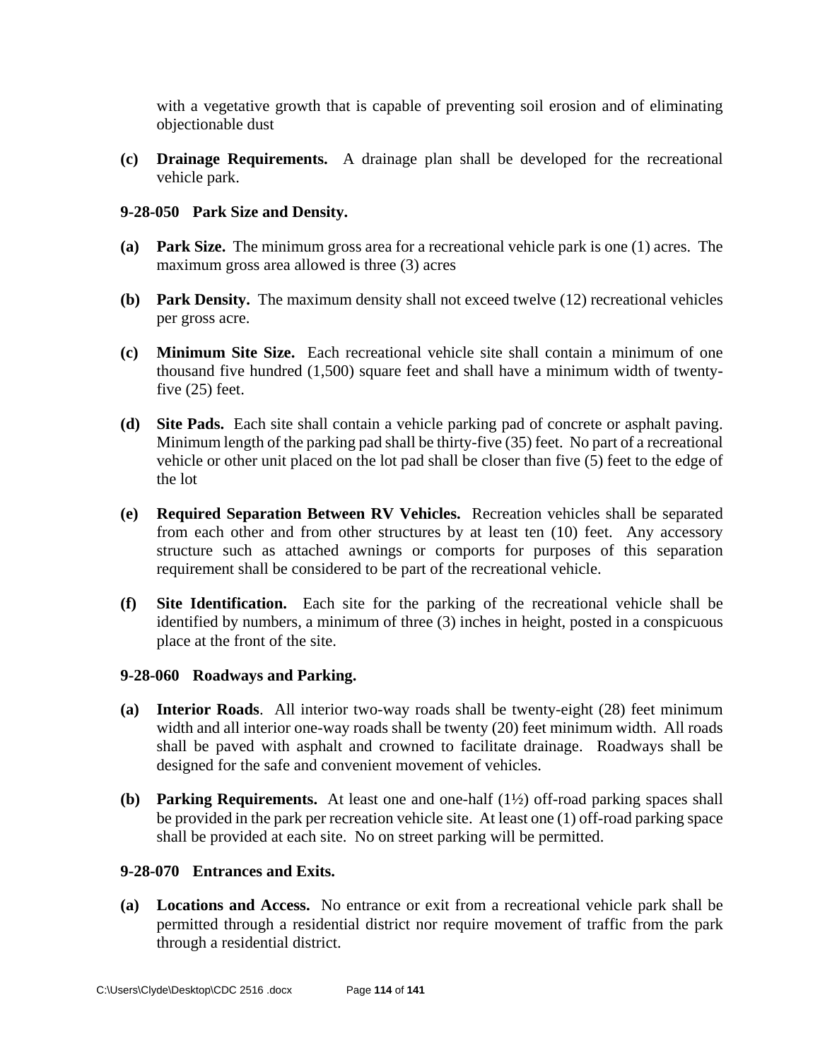with a vegetative growth that is capable of preventing soil erosion and of eliminating objectionable dust

**(c) Drainage Requirements.** A drainage plan shall be developed for the recreational vehicle park.

### 9-28-050 Park Size and Density.

**(a) Park Size.** The minimum gross area for a recreational vehicle park is one (1) acres. The maximum gross area allowed is three (3) acres

**(b) Park Density.** The maximum density shall not exceed twelve (12) recreational vehicles per gross acre.

**(c) Minimum Site Size.** Each recreational vehicle site shall contain a minimum of one thousand five hundred (1,500) square feet and shall have a minimum width of twenty-five (25) feet.

**(d) Site Pads.** Each site shall contain a vehicle parking pad of concrete or asphalt paving. Minimum length of the parking pad shall be thirty-five (35) feet. No part of a recreational vehicle or other unit placed on the lot pad shall be closer than five (5) feet to the edge of the lot

**(e) Required Separation Between RV Vehicles.** Recreation vehicles shall be separated from each other and from other structures by at least ten (10) feet. Any accessory structure such as attached awnings or comports for purposes of this separation requirement shall be considered to be part of the recreational vehicle.

**(f) Site Identification.** Each site for the parking of the recreational vehicle shall be identified by numbers, a minimum of three (3) inches in height, posted in a conspicuous place at the front of the site.

### 9-28-060 Roadways and Parking.

**(a) Interior Roads**. All interior two-way roads shall be twenty-eight (28) feet minimum width and all interior one-way roads shall be twenty (20) feet minimum width. All roads shall be paved with asphalt and crowned to facilitate drainage. Roadways shall be designed for the safe and convenient movement of vehicles.

**(b) Parking Requirements.** At least one and one-half (1½) off-road parking spaces shall be provided in the park per recreation vehicle site. At least one (1) off-road parking space shall be provided at each site. No on street parking will be permitted.

### 9-28-070 Entrances and Exits.

**(a) Locations and Access.** No entrance or exit from a recreational vehicle park shall be permitted through a residential district nor require movement of traffic from the park through a residential district.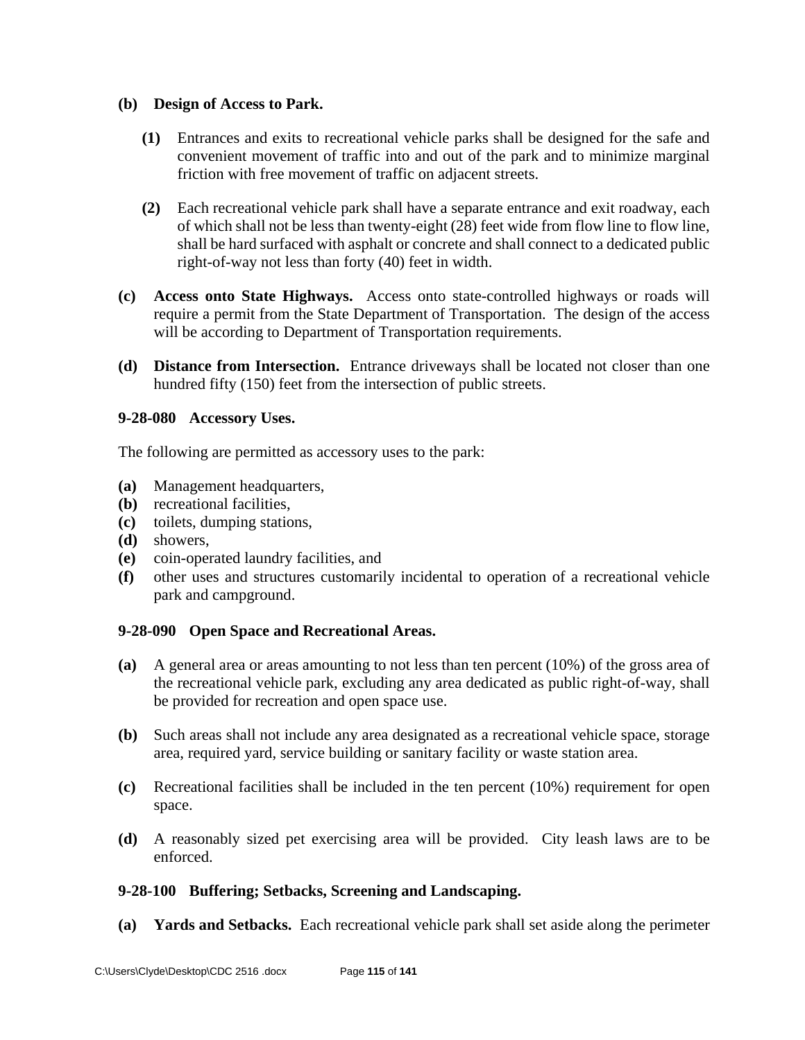**(b) Design of Access to Park.**

**(1)** Entrances and exits to recreational vehicle parks shall be designed for the safe and convenient movement of traffic into and out of the park and to minimize marginal friction with free movement of traffic on adjacent streets.

**(2)** Each recreational vehicle park shall have a separate entrance and exit roadway, each of which shall not be less than twenty-eight (28) feet wide from flow line to flow line, shall be hard surfaced with asphalt or concrete and shall connect to a dedicated public right-of-way not less than forty (40) feet in width.

**(c) Access onto State Highways.** Access onto state-controlled highways or roads will require a permit from the State Department of Transportation. The design of the access will be according to Department of Transportation requirements.

**(d) Distance from Intersection.** Entrance driveways shall be located not closer than one hundred fifty (150) feet from the intersection of public streets.

**9-28-080 Accessory Uses.**

The following are permitted as accessory uses to the park:

**(a)** Management headquarters,
**(b)** recreational facilities,
**(c)** toilets, dumping stations,
**(d)** showers,
**(e)** coin-operated laundry facilities, and
**(f)** other uses and structures customarily incidental to operation of a recreational vehicle park and campground.

**9-28-090 Open Space and Recreational Areas.**

**(a)** A general area or areas amounting to not less than ten percent (10%) of the gross area of the recreational vehicle park, excluding any area dedicated as public right-of-way, shall be provided for recreation and open space use.

**(b)** Such areas shall not include any area designated as a recreational vehicle space, storage area, required yard, service building or sanitary facility or waste station area.

**(c)** Recreational facilities shall be included in the ten percent (10%) requirement for open space.

**(d)** A reasonably sized pet exercising area will be provided. City leash laws are to be enforced.

**9-28-100 Buffering; Setbacks, Screening and Landscaping.**

**(a) Yards and Setbacks.** Each recreational vehicle park shall set aside along the perimeter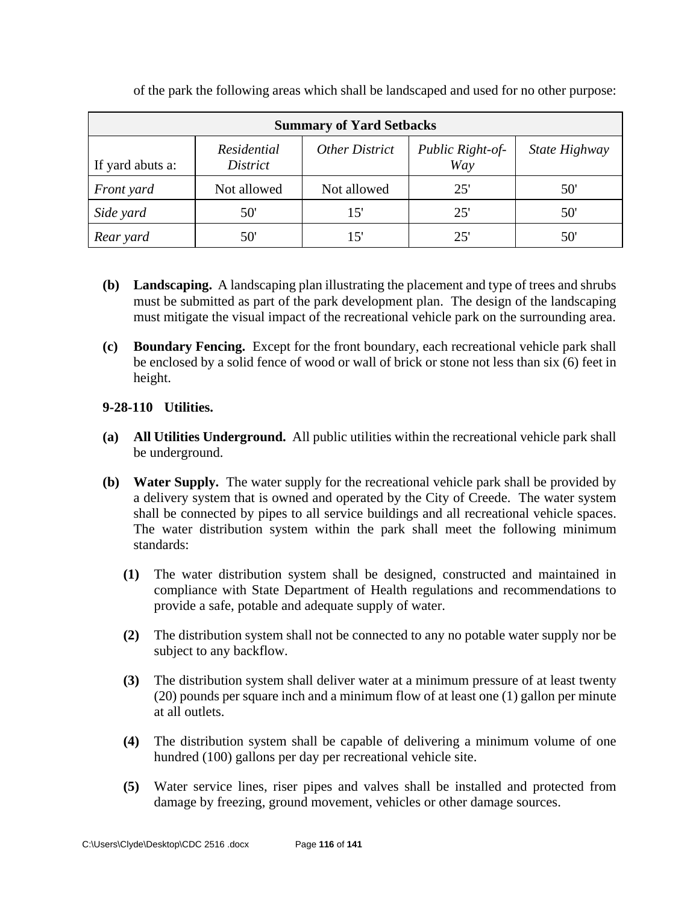of the park the following areas which shall be landscaped and used for no other purpose:

| Summary of Yard Setbacks | | | | |
|---|---|---|---|---|
| If yard abuts a: | *Residential District* | *Other District* | *Public Right-of-Way* | *State Highway* |
| *Front yard* | Not allowed | Not allowed | 25' | 50' |
| *Side yard* | 50' | 15' | 25' | 50' |
| *Rear yard* | 50' | 15' | 25' | 50' |

**(b) Landscaping.** A landscaping plan illustrating the placement and type of trees and shrubs must be submitted as part of the park development plan. The design of the landscaping must mitigate the visual impact of the recreational vehicle park on the surrounding area.

**(c) Boundary Fencing.** Except for the front boundary, each recreational vehicle park shall be enclosed by a solid fence of wood or wall of brick or stone not less than six (6) feet in height.

**9-28-110 Utilities.**

**(a) All Utilities Underground.** All public utilities within the recreational vehicle park shall be underground.

**(b) Water Supply.** The water supply for the recreational vehicle park shall be provided by a delivery system that is owned and operated by the City of Creede. The water system shall be connected by pipes to all service buildings and all recreational vehicle spaces. The water distribution system within the park shall meet the following minimum standards:

**(1)** The water distribution system shall be designed, constructed and maintained in compliance with State Department of Health regulations and recommendations to provide a safe, potable and adequate supply of water.

**(2)** The distribution system shall not be connected to any no potable water supply nor be subject to any backflow.

**(3)** The distribution system shall deliver water at a minimum pressure of at least twenty (20) pounds per square inch and a minimum flow of at least one (1) gallon per minute at all outlets.

**(4)** The distribution system shall be capable of delivering a minimum volume of one hundred (100) gallons per day per recreational vehicle site.

**(5)** Water service lines, riser pipes and valves shall be installed and protected from damage by freezing, ground movement, vehicles or other damage sources.

C:\Users\Clyde\Desktop\CDC 2516 .docx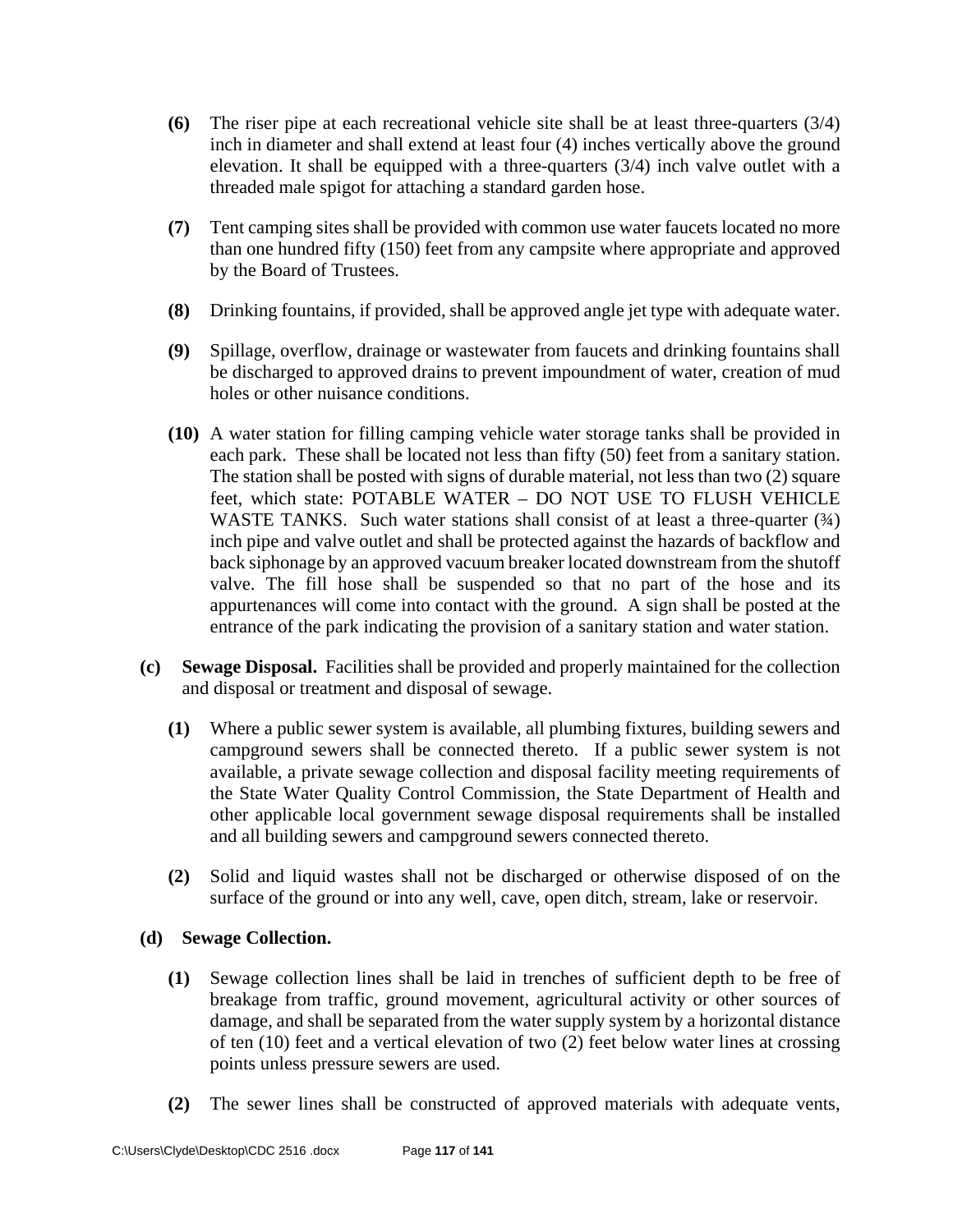**(6)** The riser pipe at each recreational vehicle site shall be at least three-quarters (3/4) inch in diameter and shall extend at least four (4) inches vertically above the ground elevation. It shall be equipped with a three-quarters (3/4) inch valve outlet with a threaded male spigot for attaching a standard garden hose.

**(7)** Tent camping sites shall be provided with common use water faucets located no more than one hundred fifty (150) feet from any campsite where appropriate and approved by the Board of Trustees.

**(8)** Drinking fountains, if provided, shall be approved angle jet type with adequate water.

**(9)** Spillage, overflow, drainage or wastewater from faucets and drinking fountains shall be discharged to approved drains to prevent impoundment of water, creation of mud holes or other nuisance conditions.

**(10)** A water station for filling camping vehicle water storage tanks shall be provided in each park. These shall be located not less than fifty (50) feet from a sanitary station. The station shall be posted with signs of durable material, not less than two (2) square feet, which state: POTABLE WATER – DO NOT USE TO FLUSH VEHICLE WASTE TANKS. Such water stations shall consist of at least a three-quarter (¾) inch pipe and valve outlet and shall be protected against the hazards of backflow and back siphonage by an approved vacuum breaker located downstream from the shutoff valve. The fill hose shall be suspended so that no part of the hose and its appurtenances will come into contact with the ground. A sign shall be posted at the entrance of the park indicating the provision of a sanitary station and water station.

**(c) Sewage Disposal.** Facilities shall be provided and properly maintained for the collection and disposal or treatment and disposal of sewage.

**(1)** Where a public sewer system is available, all plumbing fixtures, building sewers and campground sewers shall be connected thereto. If a public sewer system is not available, a private sewage collection and disposal facility meeting requirements of the State Water Quality Control Commission, the State Department of Health and other applicable local government sewage disposal requirements shall be installed and all building sewers and campground sewers connected thereto.

**(2)** Solid and liquid wastes shall not be discharged or otherwise disposed of on the surface of the ground or into any well, cave, open ditch, stream, lake or reservoir.

**(d) Sewage Collection.**

**(1)** Sewage collection lines shall be laid in trenches of sufficient depth to be free of breakage from traffic, ground movement, agricultural activity or other sources of damage, and shall be separated from the water supply system by a horizontal distance of ten (10) feet and a vertical elevation of two (2) feet below water lines at crossing points unless pressure sewers are used.

**(2)** The sewer lines shall be constructed of approved materials with adequate vents,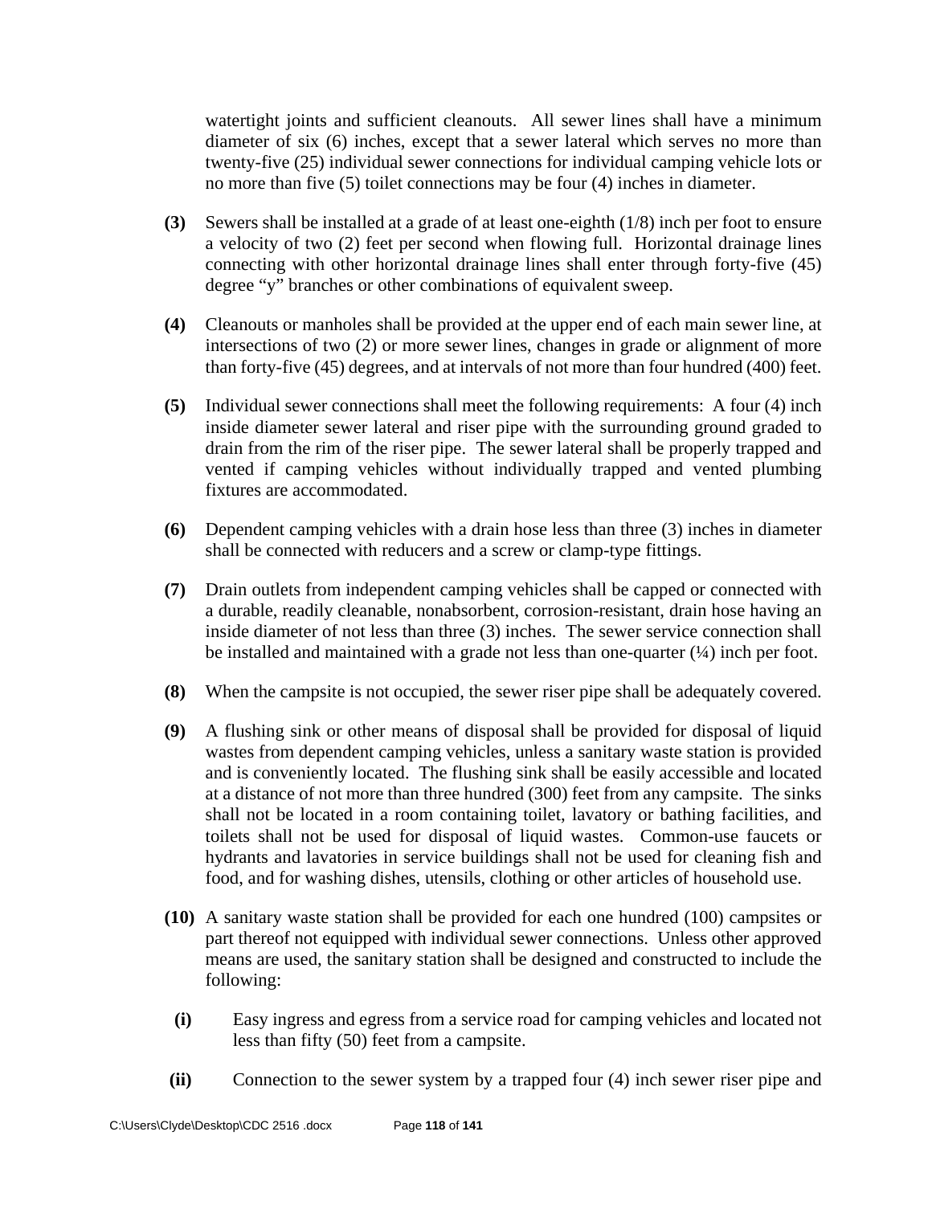watertight joints and sufficient cleanouts. All sewer lines shall have a minimum diameter of six (6) inches, except that a sewer lateral which serves no more than twenty-five (25) individual sewer connections for individual camping vehicle lots or no more than five (5) toilet connections may be four (4) inches in diameter.

**(3)** Sewers shall be installed at a grade of at least one-eighth (1/8) inch per foot to ensure a velocity of two (2) feet per second when flowing full. Horizontal drainage lines connecting with other horizontal drainage lines shall enter through forty-five (45) degree "y" branches or other combinations of equivalent sweep.

**(4)** Cleanouts or manholes shall be provided at the upper end of each main sewer line, at intersections of two (2) or more sewer lines, changes in grade or alignment of more than forty-five (45) degrees, and at intervals of not more than four hundred (400) feet.

**(5)** Individual sewer connections shall meet the following requirements: A four (4) inch inside diameter sewer lateral and riser pipe with the surrounding ground graded to drain from the rim of the riser pipe. The sewer lateral shall be properly trapped and vented if camping vehicles without individually trapped and vented plumbing fixtures are accommodated.

**(6)** Dependent camping vehicles with a drain hose less than three (3) inches in diameter shall be connected with reducers and a screw or clamp-type fittings.

**(7)** Drain outlets from independent camping vehicles shall be capped or connected with a durable, readily cleanable, nonabsorbent, corrosion-resistant, drain hose having an inside diameter of not less than three (3) inches. The sewer service connection shall be installed and maintained with a grade not less than one-quarter (¼) inch per foot.

**(8)** When the campsite is not occupied, the sewer riser pipe shall be adequately covered.

**(9)** A flushing sink or other means of disposal shall be provided for disposal of liquid wastes from dependent camping vehicles, unless a sanitary waste station is provided and is conveniently located. The flushing sink shall be easily accessible and located at a distance of not more than three hundred (300) feet from any campsite. The sinks shall not be located in a room containing toilet, lavatory or bathing facilities, and toilets shall not be used for disposal of liquid wastes. Common-use faucets or hydrants and lavatories in service buildings shall not be used for cleaning fish and food, and for washing dishes, utensils, clothing or other articles of household use.

**(10)** A sanitary waste station shall be provided for each one hundred (100) campsites or part thereof not equipped with individual sewer connections. Unless other approved means are used, the sanitary station shall be designed and constructed to include the following:

**(i)** Easy ingress and egress from a service road for camping vehicles and located not less than fifty (50) feet from a campsite.

**(ii)** Connection to the sewer system by a trapped four (4) inch sewer riser pipe and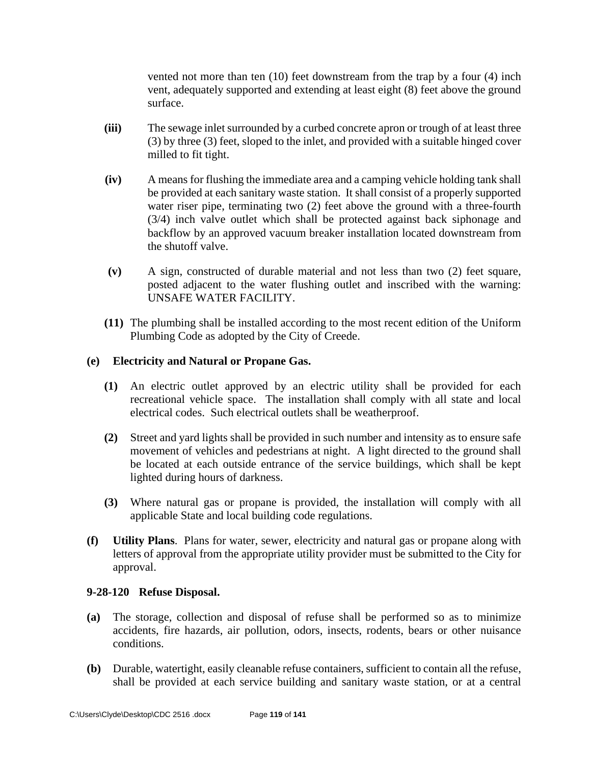vented not more than ten (10) feet downstream from the trap by a four (4) inch vent, adequately supported and extending at least eight (8) feet above the ground surface.

**(iii)** The sewage inlet surrounded by a curbed concrete apron or trough of at least three (3) by three (3) feet, sloped to the inlet, and provided with a suitable hinged cover milled to fit tight.

**(iv)** A means for flushing the immediate area and a camping vehicle holding tank shall be provided at each sanitary waste station. It shall consist of a properly supported water riser pipe, terminating two (2) feet above the ground with a three-fourth (3/4) inch valve outlet which shall be protected against back siphonage and backflow by an approved vacuum breaker installation located downstream from the shutoff valve.

**(v)** A sign, constructed of durable material and not less than two (2) feet square, posted adjacent to the water flushing outlet and inscribed with the warning: UNSAFE WATER FACILITY.

**(11)** The plumbing shall be installed according to the most recent edition of the Uniform Plumbing Code as adopted by the City of Creede.

**(e) Electricity and Natural or Propane Gas.**

**(1)** An electric outlet approved by an electric utility shall be provided for each recreational vehicle space. The installation shall comply with all state and local electrical codes. Such electrical outlets shall be weatherproof.

**(2)** Street and yard lights shall be provided in such number and intensity as to ensure safe movement of vehicles and pedestrians at night. A light directed to the ground shall be located at each outside entrance of the service buildings, which shall be kept lighted during hours of darkness.

**(3)** Where natural gas or propane is provided, the installation will comply with all applicable State and local building code regulations.

**(f) Utility Plans**. Plans for water, sewer, electricity and natural gas or propane along with letters of approval from the appropriate utility provider must be submitted to the City for approval.

### 9-28-120 Refuse Disposal.

**(a)** The storage, collection and disposal of refuse shall be performed so as to minimize accidents, fire hazards, air pollution, odors, insects, rodents, bears or other nuisance conditions.

**(b)** Durable, watertight, easily cleanable refuse containers, sufficient to contain all the refuse, shall be provided at each service building and sanitary waste station, or at a central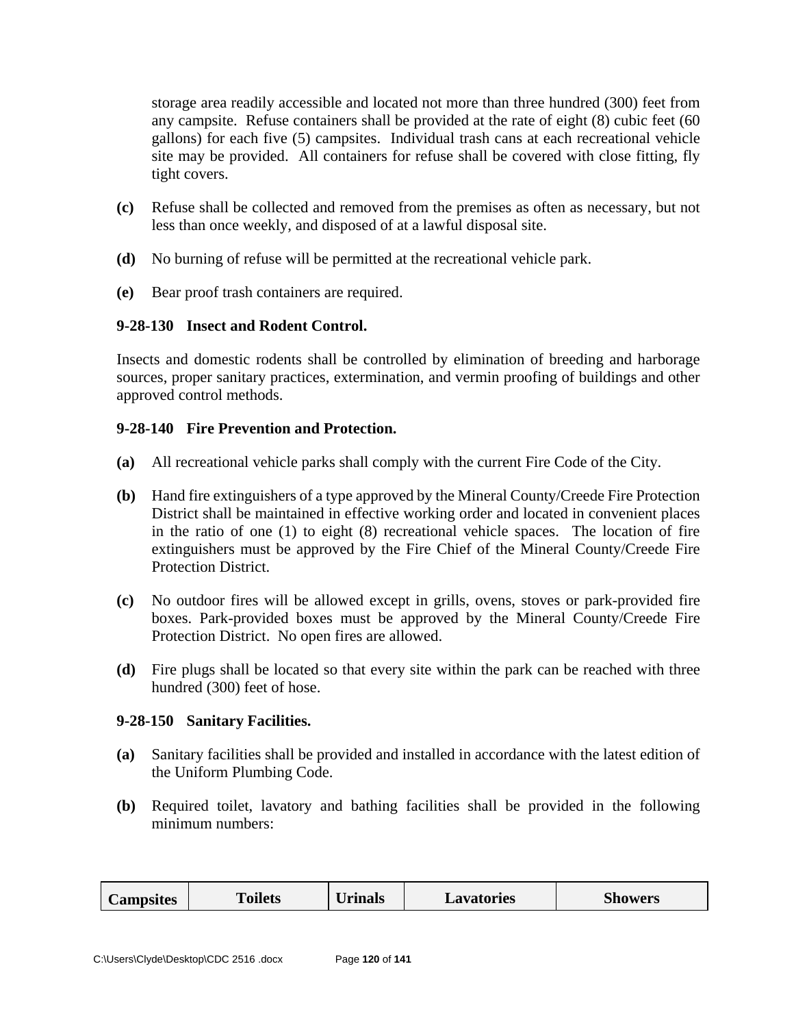storage area readily accessible and located not more than three hundred (300) feet from any campsite. Refuse containers shall be provided at the rate of eight (8) cubic feet (60 gallons) for each five (5) campsites. Individual trash cans at each recreational vehicle site may be provided. All containers for refuse shall be covered with close fitting, fly tight covers.

**(c)** Refuse shall be collected and removed from the premises as often as necessary, but not less than once weekly, and disposed of at a lawful disposal site.

**(d)** No burning of refuse will be permitted at the recreational vehicle park.

**(e)** Bear proof trash containers are required.

### 9-28-130 Insect and Rodent Control.

Insects and domestic rodents shall be controlled by elimination of breeding and harborage sources, proper sanitary practices, extermination, and vermin proofing of buildings and other approved control methods.

### 9-28-140 Fire Prevention and Protection.

**(a)** All recreational vehicle parks shall comply with the current Fire Code of the City.

**(b)** Hand fire extinguishers of a type approved by the Mineral County/Creede Fire Protection District shall be maintained in effective working order and located in convenient places in the ratio of one (1) to eight (8) recreational vehicle spaces. The location of fire extinguishers must be approved by the Fire Chief of the Mineral County/Creede Fire Protection District.

**(c)** No outdoor fires will be allowed except in grills, ovens, stoves or park-provided fire boxes. Park-provided boxes must be approved by the Mineral County/Creede Fire Protection District. No open fires are allowed.

**(d)** Fire plugs shall be located so that every site within the park can be reached with three hundred (300) feet of hose.

### 9-28-150 Sanitary Facilities.

**(a)** Sanitary facilities shall be provided and installed in accordance with the latest edition of the Uniform Plumbing Code.

**(b)** Required toilet, lavatory and bathing facilities shall be provided in the following minimum numbers:

| Campsites | Toilets | Urinals | Lavatories | Showers |
|---|---|---|---|---|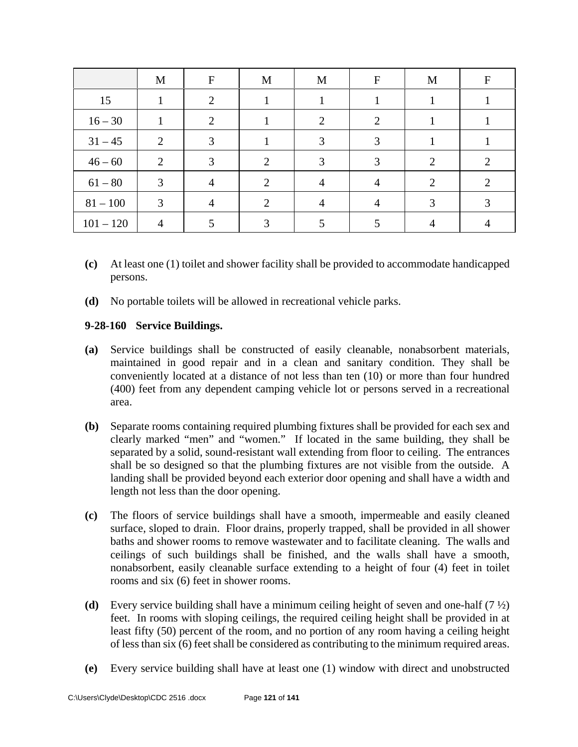| | M | F | M | M | F | M | F |
|---|---|---|---|---|---|---|---|
| 15 | 1 | 2 | 1 | 1 | 1 | 1 | 1 |
| 16 – 30 | 1 | 2 | 1 | 2 | 2 | 1 | 1 |
| 31 – 45 | 2 | 3 | 1 | 3 | 3 | 1 | 1 |
| 46 – 60 | 2 | 3 | 2 | 3 | 3 | 2 | 2 |
| 61 – 80 | 3 | 4 | 2 | 4 | 4 | 2 | 2 |
| 81 – 100 | 3 | 4 | 2 | 4 | 4 | 3 | 3 |
| 101 – 120 | 4 | 5 | 3 | 5 | 5 | 4 | 4 |

**(c)** At least one (1) toilet and shower facility shall be provided to accommodate handicapped persons.

**(d)** No portable toilets will be allowed in recreational vehicle parks.

**9-28-160 Service Buildings.**

**(a)** Service buildings shall be constructed of easily cleanable, nonabsorbent materials, maintained in good repair and in a clean and sanitary condition. They shall be conveniently located at a distance of not less than ten (10) or more than four hundred (400) feet from any dependent camping vehicle lot or persons served in a recreational area.

**(b)** Separate rooms containing required plumbing fixtures shall be provided for each sex and clearly marked "men" and "women." If located in the same building, they shall be separated by a solid, sound-resistant wall extending from floor to ceiling. The entrances shall be so designed so that the plumbing fixtures are not visible from the outside. A landing shall be provided beyond each exterior door opening and shall have a width and length not less than the door opening.

**(c)** The floors of service buildings shall have a smooth, impermeable and easily cleaned surface, sloped to drain. Floor drains, properly trapped, shall be provided in all shower baths and shower rooms to remove wastewater and to facilitate cleaning. The walls and ceilings of such buildings shall be finished, and the walls shall have a smooth, nonabsorbent, easily cleanable surface extending to a height of four (4) feet in toilet rooms and six (6) feet in shower rooms.

**(d)** Every service building shall have a minimum ceiling height of seven and one-half (7 ½) feet. In rooms with sloping ceilings, the required ceiling height shall be provided in at least fifty (50) percent of the room, and no portion of any room having a ceiling height of less than six (6) feet shall be considered as contributing to the minimum required areas.

**(e)** Every service building shall have at least one (1) window with direct and unobstructed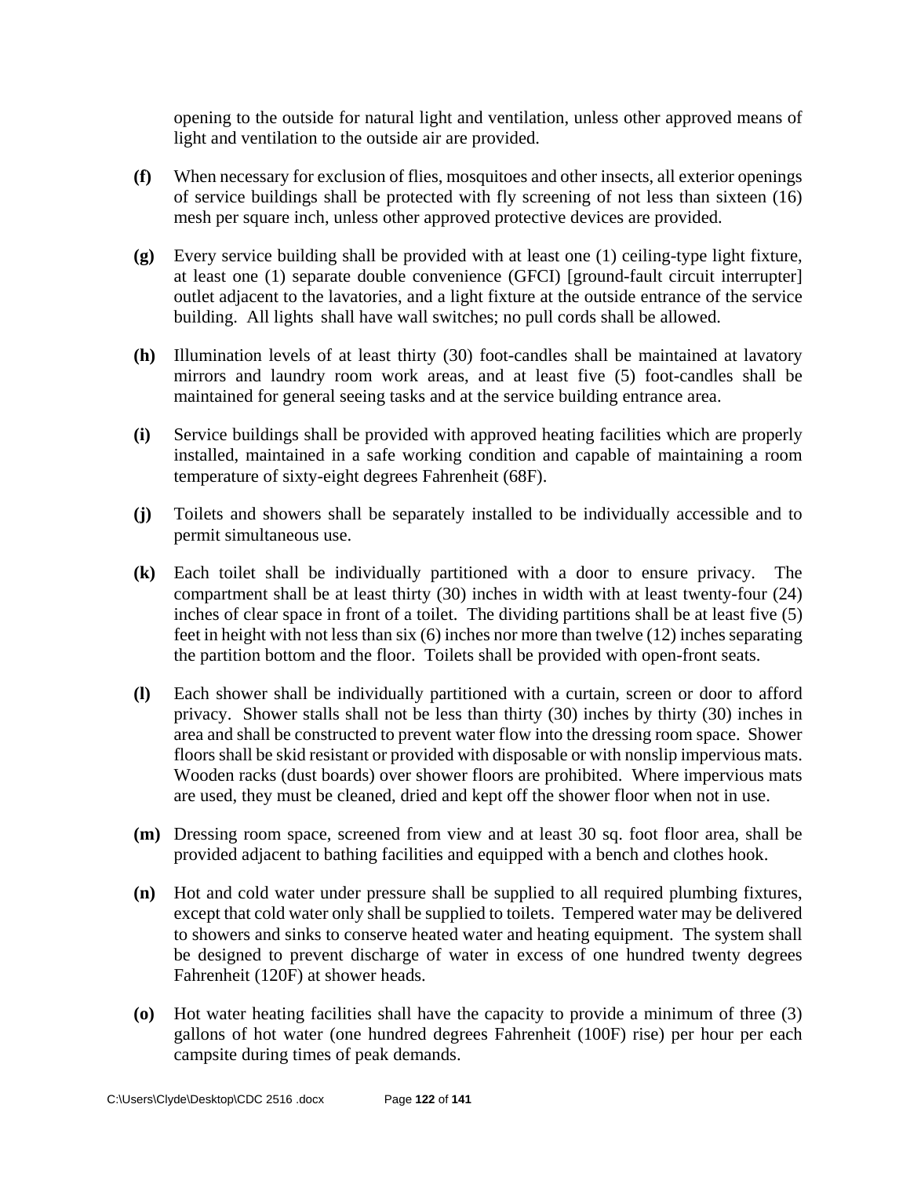opening to the outside for natural light and ventilation, unless other approved means of light and ventilation to the outside air are provided.

**(f)** When necessary for exclusion of flies, mosquitoes and other insects, all exterior openings of service buildings shall be protected with fly screening of not less than sixteen (16) mesh per square inch, unless other approved protective devices are provided.

**(g)** Every service building shall be provided with at least one (1) ceiling-type light fixture, at least one (1) separate double convenience (GFCI) [ground-fault circuit interrupter] outlet adjacent to the lavatories, and a light fixture at the outside entrance of the service building. All lights shall have wall switches; no pull cords shall be allowed.

**(h)** Illumination levels of at least thirty (30) foot-candles shall be maintained at lavatory mirrors and laundry room work areas, and at least five (5) foot-candles shall be maintained for general seeing tasks and at the service building entrance area.

**(i)** Service buildings shall be provided with approved heating facilities which are properly installed, maintained in a safe working condition and capable of maintaining a room temperature of sixty-eight degrees Fahrenheit (68F).

**(j)** Toilets and showers shall be separately installed to be individually accessible and to permit simultaneous use.

**(k)** Each toilet shall be individually partitioned with a door to ensure privacy. The compartment shall be at least thirty (30) inches in width with at least twenty-four (24) inches of clear space in front of a toilet. The dividing partitions shall be at least five (5) feet in height with not less than six (6) inches nor more than twelve (12) inches separating the partition bottom and the floor. Toilets shall be provided with open-front seats.

**(l)** Each shower shall be individually partitioned with a curtain, screen or door to afford privacy. Shower stalls shall not be less than thirty (30) inches by thirty (30) inches in area and shall be constructed to prevent water flow into the dressing room space. Shower floors shall be skid resistant or provided with disposable or with nonslip impervious mats. Wooden racks (dust boards) over shower floors are prohibited. Where impervious mats are used, they must be cleaned, dried and kept off the shower floor when not in use.

**(m)** Dressing room space, screened from view and at least 30 sq. foot floor area, shall be provided adjacent to bathing facilities and equipped with a bench and clothes hook.

**(n)** Hot and cold water under pressure shall be supplied to all required plumbing fixtures, except that cold water only shall be supplied to toilets. Tempered water may be delivered to showers and sinks to conserve heated water and heating equipment. The system shall be designed to prevent discharge of water in excess of one hundred twenty degrees Fahrenheit (120F) at shower heads.

**(o)** Hot water heating facilities shall have the capacity to provide a minimum of three (3) gallons of hot water (one hundred degrees Fahrenheit (100F) rise) per hour per each campsite during times of peak demands.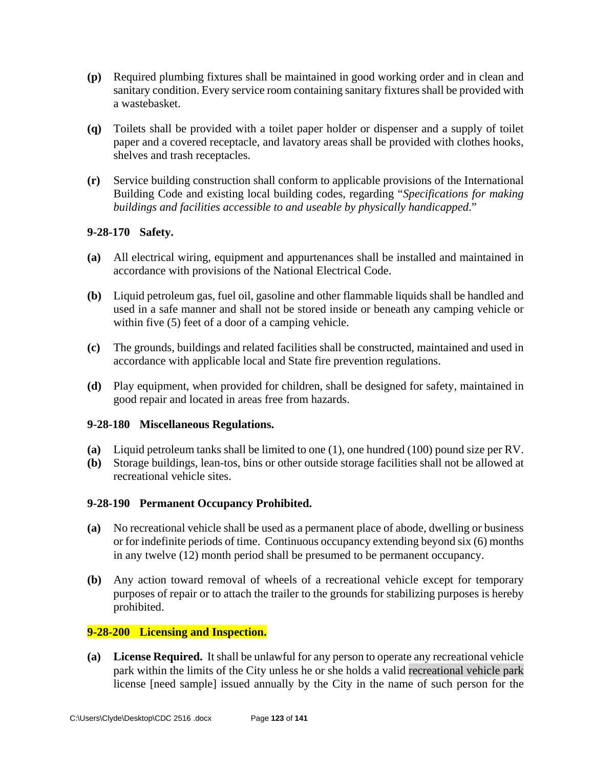**(p)** Required plumbing fixtures shall be maintained in good working order and in clean and sanitary condition. Every service room containing sanitary fixtures shall be provided with a wastebasket.

**(q)** Toilets shall be provided with a toilet paper holder or dispenser and a supply of toilet paper and a covered receptacle, and lavatory areas shall be provided with clothes hooks, shelves and trash receptacles.

**(r)** Service building construction shall conform to applicable provisions of the International Building Code and existing local building codes, regarding "*Specifications for making buildings and facilities accessible to and useable by physically handicapped*."

### 9-28-170 Safety.

**(a)** All electrical wiring, equipment and appurtenances shall be installed and maintained in accordance with provisions of the National Electrical Code.

**(b)** Liquid petroleum gas, fuel oil, gasoline and other flammable liquids shall be handled and used in a safe manner and shall not be stored inside or beneath any camping vehicle or within five (5) feet of a door of a camping vehicle.

**(c)** The grounds, buildings and related facilities shall be constructed, maintained and used in accordance with applicable local and State fire prevention regulations.

**(d)** Play equipment, when provided for children, shall be designed for safety, maintained in good repair and located in areas free from hazards.

### 9-28-180 Miscellaneous Regulations.

**(a)** Liquid petroleum tanks shall be limited to one (1), one hundred (100) pound size per RV.
**(b)** Storage buildings, lean-tos, bins or other outside storage facilities shall not be allowed at recreational vehicle sites.

### 9-28-190 Permanent Occupancy Prohibited.

**(a)** No recreational vehicle shall be used as a permanent place of abode, dwelling or business or for indefinite periods of time. Continuous occupancy extending beyond six (6) months in any twelve (12) month period shall be presumed to be permanent occupancy.

**(b)** Any action toward removal of wheels of a recreational vehicle except for temporary purposes of repair or to attach the trailer to the grounds for stabilizing purposes is hereby prohibited.

### 9-28-200 Licensing and Inspection.

**(a)** **License Required.** It shall be unlawful for any person to operate any recreational vehicle park within the limits of the City unless he or she holds a valid recreational vehicle park license [need sample] issued annually by the City in the name of such person for the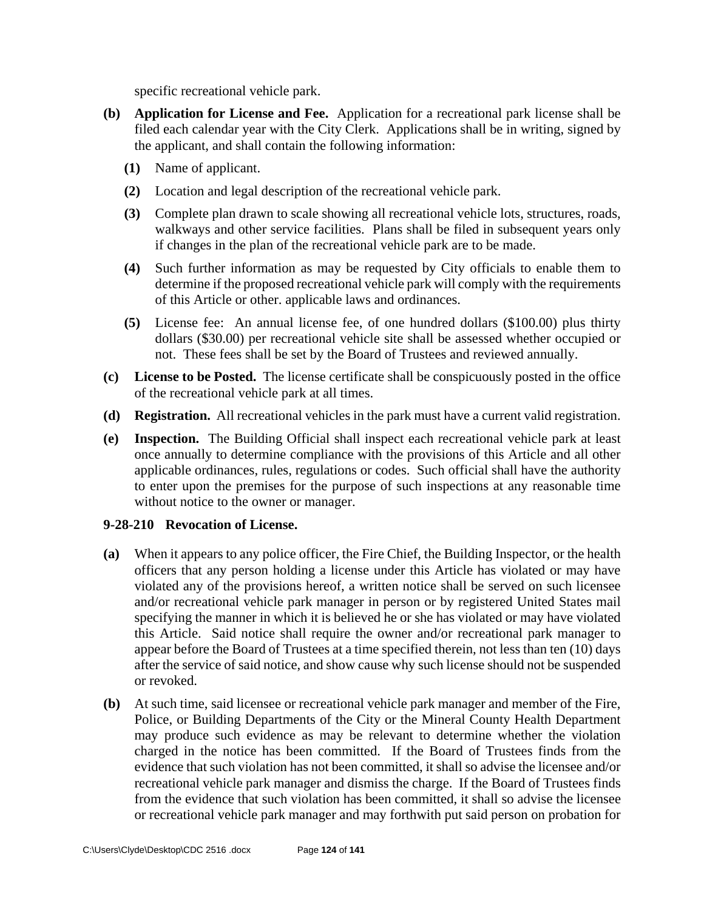specific recreational vehicle park.

**(b) Application for License and Fee.** Application for a recreational park license shall be filed each calendar year with the City Clerk. Applications shall be in writing, signed by the applicant, and shall contain the following information:

**(1)** Name of applicant.

**(2)** Location and legal description of the recreational vehicle park.

**(3)** Complete plan drawn to scale showing all recreational vehicle lots, structures, roads, walkways and other service facilities. Plans shall be filed in subsequent years only if changes in the plan of the recreational vehicle park are to be made.

**(4)** Such further information as may be requested by City officials to enable them to determine if the proposed recreational vehicle park will comply with the requirements of this Article or other. applicable laws and ordinances.

**(5)** License fee: An annual license fee, of one hundred dollars ($100.00) plus thirty dollars ($30.00) per recreational vehicle site shall be assessed whether occupied or not. These fees shall be set by the Board of Trustees and reviewed annually.

**(c) License to be Posted.** The license certificate shall be conspicuously posted in the office of the recreational vehicle park at all times.

**(d) Registration.** All recreational vehicles in the park must have a current valid registration.

**(e) Inspection.** The Building Official shall inspect each recreational vehicle park at least once annually to determine compliance with the provisions of this Article and all other applicable ordinances, rules, regulations or codes. Such official shall have the authority to enter upon the premises for the purpose of such inspections at any reasonable time without notice to the owner or manager.

**9-28-210 Revocation of License.**

**(a)** When it appears to any police officer, the Fire Chief, the Building Inspector, or the health officers that any person holding a license under this Article has violated or may have violated any of the provisions hereof, a written notice shall be served on such licensee and/or recreational vehicle park manager in person or by registered United States mail specifying the manner in which it is believed he or she has violated or may have violated this Article. Said notice shall require the owner and/or recreational park manager to appear before the Board of Trustees at a time specified therein, not less than ten (10) days after the service of said notice, and show cause why such license should not be suspended or revoked.

**(b)** At such time, said licensee or recreational vehicle park manager and member of the Fire, Police, or Building Departments of the City or the Mineral County Health Department may produce such evidence as may be relevant to determine whether the violation charged in the notice has been committed. If the Board of Trustees finds from the evidence that such violation has not been committed, it shall so advise the licensee and/or recreational vehicle park manager and dismiss the charge. If the Board of Trustees finds from the evidence that such violation has been committed, it shall so advise the licensee or recreational vehicle park manager and may forthwith put said person on probation for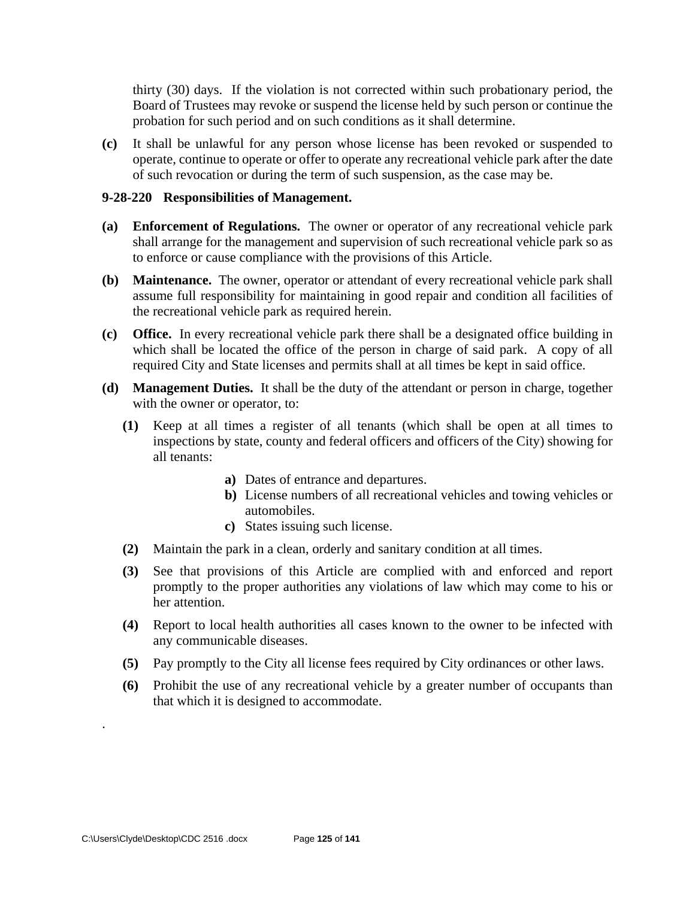thirty (30) days. If the violation is not corrected within such probationary period, the Board of Trustees may revoke or suspend the license held by such person or continue the probation for such period and on such conditions as it shall determine.

**(c)** It shall be unlawful for any person whose license has been revoked or suspended to operate, continue to operate or offer to operate any recreational vehicle park after the date of such revocation or during the term of such suspension, as the case may be.

### 9-28-220 Responsibilities of Management.

**(a)** **Enforcement of Regulations.** The owner or operator of any recreational vehicle park shall arrange for the management and supervision of such recreational vehicle park so as to enforce or cause compliance with the provisions of this Article.

**(b)** **Maintenance.** The owner, operator or attendant of every recreational vehicle park shall assume full responsibility for maintaining in good repair and condition all facilities of the recreational vehicle park as required herein.

**(c)** **Office.** In every recreational vehicle park there shall be a designated office building in which shall be located the office of the person in charge of said park. A copy of all required City and State licenses and permits shall at all times be kept in said office.

**(d)** **Management Duties.** It shall be the duty of the attendant or person in charge, together with the owner or operator, to:

**(1)** Keep at all times a register of all tenants (which shall be open at all times to inspections by state, county and federal officers and officers of the City) showing for all tenants:

- **a)** Dates of entrance and departures.
- **b)** License numbers of all recreational vehicles and towing vehicles or automobiles.
- **c)** States issuing such license.

**(2)** Maintain the park in a clean, orderly and sanitary condition at all times.

**(3)** See that provisions of this Article are complied with and enforced and report promptly to the proper authorities any violations of law which may come to his or her attention.

**(4)** Report to local health authorities all cases known to the owner to be infected with any communicable diseases.

**(5)** Pay promptly to the City all license fees required by City ordinances or other laws.

**(6)** Prohibit the use of any recreational vehicle by a greater number of occupants than that which it is designed to accommodate.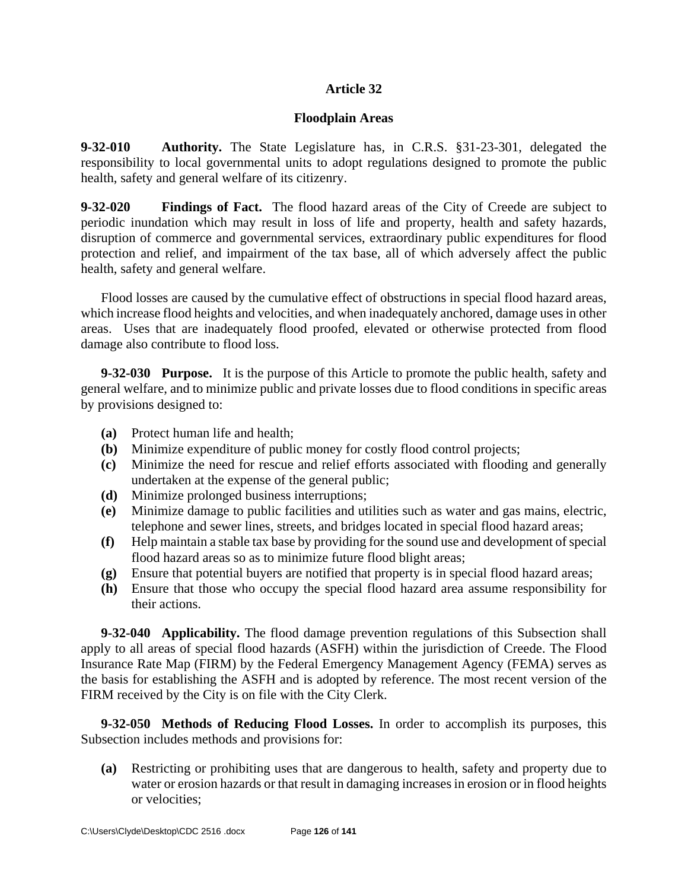# Article 32

## Floodplain Areas

**9-32-010 Authority.** The State Legislature has, in C.R.S. §31-23-301, delegated the responsibility to local governmental units to adopt regulations designed to promote the public health, safety and general welfare of its citizenry.

**9-32-020 Findings of Fact.** The flood hazard areas of the City of Creede are subject to periodic inundation which may result in loss of life and property, health and safety hazards, disruption of commerce and governmental services, extraordinary public expenditures for flood protection and relief, and impairment of the tax base, all of which adversely affect the public health, safety and general welfare.

Flood losses are caused by the cumulative effect of obstructions in special flood hazard areas, which increase flood heights and velocities, and when inadequately anchored, damage uses in other areas. Uses that are inadequately flood proofed, elevated or otherwise protected from flood damage also contribute to flood loss.

**9-32-030 Purpose.** It is the purpose of this Article to promote the public health, safety and general welfare, and to minimize public and private losses due to flood conditions in specific areas by provisions designed to:

- **(a)** Protect human life and health;
- **(b)** Minimize expenditure of public money for costly flood control projects;
- **(c)** Minimize the need for rescue and relief efforts associated with flooding and generally undertaken at the expense of the general public;
- **(d)** Minimize prolonged business interruptions;
- **(e)** Minimize damage to public facilities and utilities such as water and gas mains, electric, telephone and sewer lines, streets, and bridges located in special flood hazard areas;
- **(f)** Help maintain a stable tax base by providing for the sound use and development of special flood hazard areas so as to minimize future flood blight areas;
- **(g)** Ensure that potential buyers are notified that property is in special flood hazard areas;
- **(h)** Ensure that those who occupy the special flood hazard area assume responsibility for their actions.

**9-32-040 Applicability.** The flood damage prevention regulations of this Subsection shall apply to all areas of special flood hazards (ASFH) within the jurisdiction of Creede. The Flood Insurance Rate Map (FIRM) by the Federal Emergency Management Agency (FEMA) serves as the basis for establishing the ASFH and is adopted by reference. The most recent version of the FIRM received by the City is on file with the City Clerk.

**9-32-050 Methods of Reducing Flood Losses.** In order to accomplish its purposes, this Subsection includes methods and provisions for:

- **(a)** Restricting or prohibiting uses that are dangerous to health, safety and property due to water or erosion hazards or that result in damaging increases in erosion or in flood heights or velocities;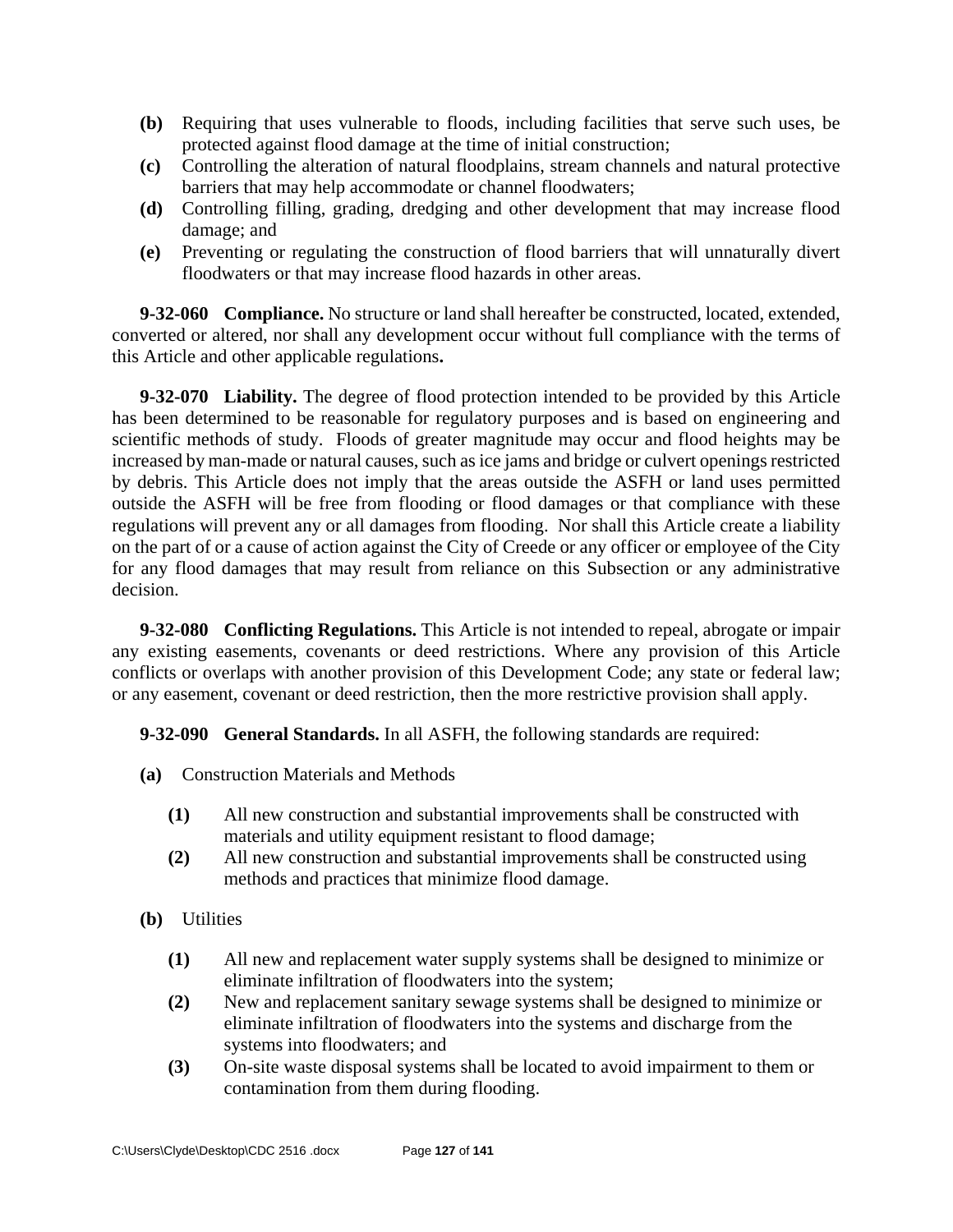- **(b)** Requiring that uses vulnerable to floods, including facilities that serve such uses, be protected against flood damage at the time of initial construction;
- **(c)** Controlling the alteration of natural floodplains, stream channels and natural protective barriers that may help accommodate or channel floodwaters;
- **(d)** Controlling filling, grading, dredging and other development that may increase flood damage; and
- **(e)** Preventing or regulating the construction of flood barriers that will unnaturally divert floodwaters or that may increase flood hazards in other areas.

**9-32-060 Compliance.** No structure or land shall hereafter be constructed, located, extended, converted or altered, nor shall any development occur without full compliance with the terms of this Article and other applicable regulations**.**

**9-32-070 Liability.** The degree of flood protection intended to be provided by this Article has been determined to be reasonable for regulatory purposes and is based on engineering and scientific methods of study. Floods of greater magnitude may occur and flood heights may be increased by man-made or natural causes, such as ice jams and bridge or culvert openings restricted by debris. This Article does not imply that the areas outside the ASFH or land uses permitted outside the ASFH will be free from flooding or flood damages or that compliance with these regulations will prevent any or all damages from flooding. Nor shall this Article create a liability on the part of or a cause of action against the City of Creede or any officer or employee of the City for any flood damages that may result from reliance on this Subsection or any administrative decision.

**9-32-080 Conflicting Regulations.** This Article is not intended to repeal, abrogate or impair any existing easements, covenants or deed restrictions. Where any provision of this Article conflicts or overlaps with another provision of this Development Code; any state or federal law; or any easement, covenant or deed restriction, then the more restrictive provision shall apply.

**9-32-090 General Standards.** In all ASFH, the following standards are required:

**(a)** Construction Materials and Methods

- **(1)** All new construction and substantial improvements shall be constructed with materials and utility equipment resistant to flood damage;
- **(2)** All new construction and substantial improvements shall be constructed using methods and practices that minimize flood damage.

**(b)** Utilities

- **(1)** All new and replacement water supply systems shall be designed to minimize or eliminate infiltration of floodwaters into the system;
- **(2)** New and replacement sanitary sewage systems shall be designed to minimize or eliminate infiltration of floodwaters into the systems and discharge from the systems into floodwaters; and
- **(3)** On-site waste disposal systems shall be located to avoid impairment to them or contamination from them during flooding.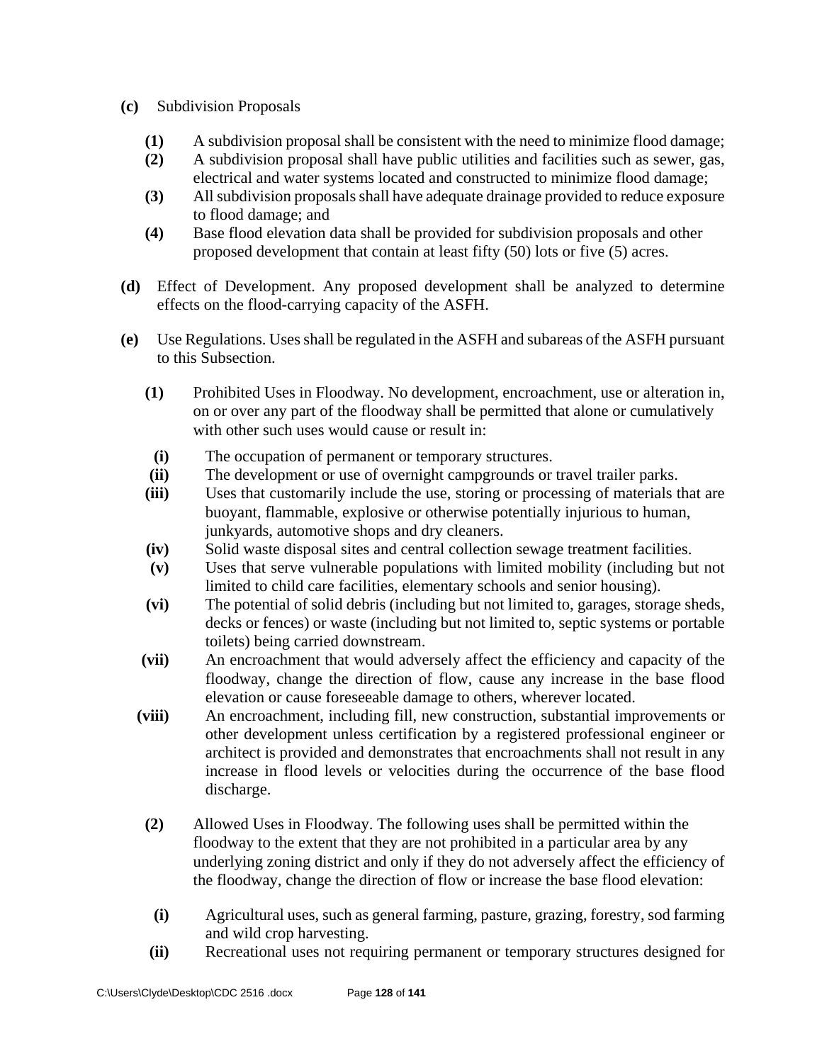**(c)** Subdivision Proposals

- **(1)** A subdivision proposal shall be consistent with the need to minimize flood damage;
- **(2)** A subdivision proposal shall have public utilities and facilities such as sewer, gas, electrical and water systems located and constructed to minimize flood damage;
- **(3)** All subdivision proposals shall have adequate drainage provided to reduce exposure to flood damage; and
- **(4)** Base flood elevation data shall be provided for subdivision proposals and other proposed development that contain at least fifty (50) lots or five (5) acres.

**(d)** Effect of Development. Any proposed development shall be analyzed to determine effects on the flood-carrying capacity of the ASFH.

**(e)** Use Regulations. Uses shall be regulated in the ASFH and subareas of the ASFH pursuant to this Subsection.

- **(1)** Prohibited Uses in Floodway. No development, encroachment, use or alteration in, on or over any part of the floodway shall be permitted that alone or cumulatively with other such uses would cause or result in:
  - **(i)** The occupation of permanent or temporary structures.
  - **(ii)** The development or use of overnight campgrounds or travel trailer parks.
  - **(iii)** Uses that customarily include the use, storing or processing of materials that are buoyant, flammable, explosive or otherwise potentially injurious to human, junkyards, automotive shops and dry cleaners.
  - **(iv)** Solid waste disposal sites and central collection sewage treatment facilities.
  - **(v)** Uses that serve vulnerable populations with limited mobility (including but not limited to child care facilities, elementary schools and senior housing).
  - **(vi)** The potential of solid debris (including but not limited to, garages, storage sheds, decks or fences) or waste (including but not limited to, septic systems or portable toilets) being carried downstream.
  - **(vii)** An encroachment that would adversely affect the efficiency and capacity of the floodway, change the direction of flow, cause any increase in the base flood elevation or cause foreseeable damage to others, wherever located.
  - **(viii)** An encroachment, including fill, new construction, substantial improvements or other development unless certification by a registered professional engineer or architect is provided and demonstrates that encroachments shall not result in any increase in flood levels or velocities during the occurrence of the base flood discharge.

- **(2)** Allowed Uses in Floodway. The following uses shall be permitted within the floodway to the extent that they are not prohibited in a particular area by any underlying zoning district and only if they do not adversely affect the efficiency of the floodway, change the direction of flow or increase the base flood elevation:
  - **(i)** Agricultural uses, such as general farming, pasture, grazing, forestry, sod farming and wild crop harvesting.
  - **(ii)** Recreational uses not requiring permanent or temporary structures designed for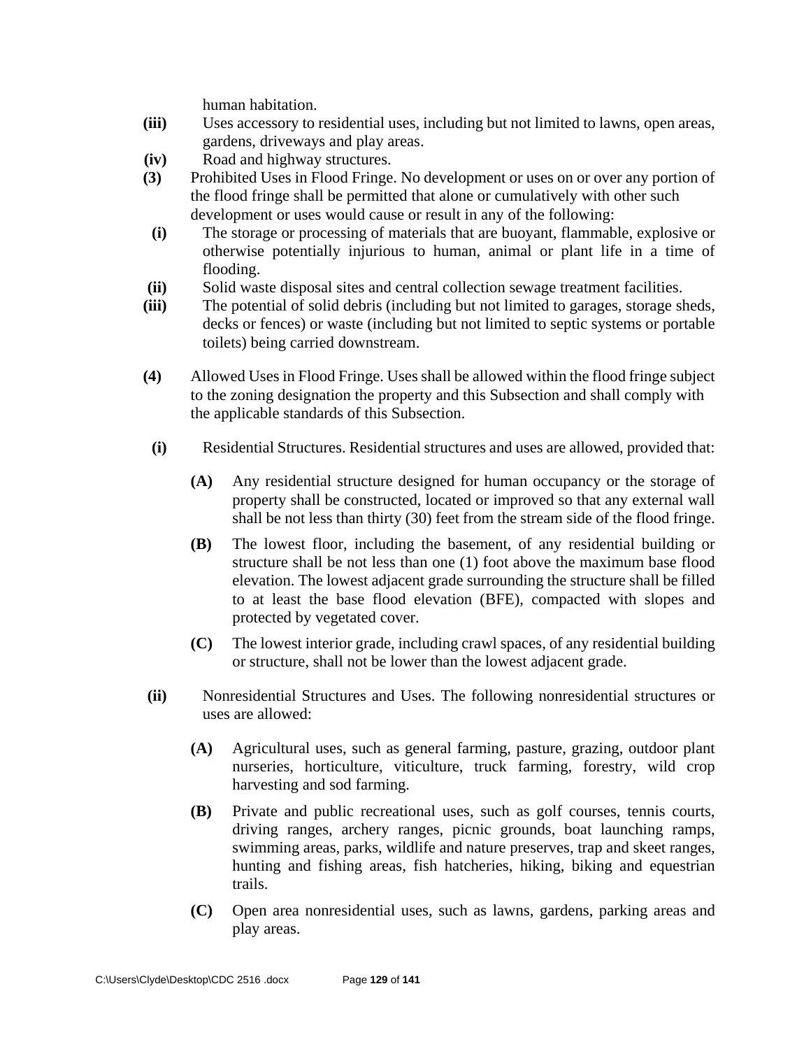human habitation.

**(iii)** Uses accessory to residential uses, including but not limited to lawns, open areas, gardens, driveways and play areas.

**(iv)** Road and highway structures.

**(3)** Prohibited Uses in Flood Fringe. No development or uses on or over any portion of the flood fringe shall be permitted that alone or cumulatively with other such development or uses would cause or result in any of the following:

**(i)** The storage or processing of materials that are buoyant, flammable, explosive or otherwise potentially injurious to human, animal or plant life in a time of flooding.

**(ii)** Solid waste disposal sites and central collection sewage treatment facilities.

**(iii)** The potential of solid debris (including but not limited to garages, storage sheds, decks or fences) or waste (including but not limited to septic systems or portable toilets) being carried downstream.

**(4)** Allowed Uses in Flood Fringe. Uses shall be allowed within the flood fringe subject to the zoning designation the property and this Subsection and shall comply with the applicable standards of this Subsection.

**(i)** Residential Structures. Residential structures and uses are allowed, provided that:

**(A)** Any residential structure designed for human occupancy or the storage of property shall be constructed, located or improved so that any external wall shall be not less than thirty (30) feet from the stream side of the flood fringe.

**(B)** The lowest floor, including the basement, of any residential building or structure shall be not less than one (1) foot above the maximum base flood elevation. The lowest adjacent grade surrounding the structure shall be filled to at least the base flood elevation (BFE), compacted with slopes and protected by vegetated cover.

**(C)** The lowest interior grade, including crawl spaces, of any residential building or structure, shall not be lower than the lowest adjacent grade.

**(ii)** Nonresidential Structures and Uses. The following nonresidential structures or uses are allowed:

**(A)** Agricultural uses, such as general farming, pasture, grazing, outdoor plant nurseries, horticulture, viticulture, truck farming, forestry, wild crop harvesting and sod farming.

**(B)** Private and public recreational uses, such as golf courses, tennis courts, driving ranges, archery ranges, picnic grounds, boat launching ramps, swimming areas, parks, wildlife and nature preserves, trap and skeet ranges, hunting and fishing areas, fish hatcheries, hiking, biking and equestrian trails.

**(C)** Open area nonresidential uses, such as lawns, gardens, parking areas and play areas.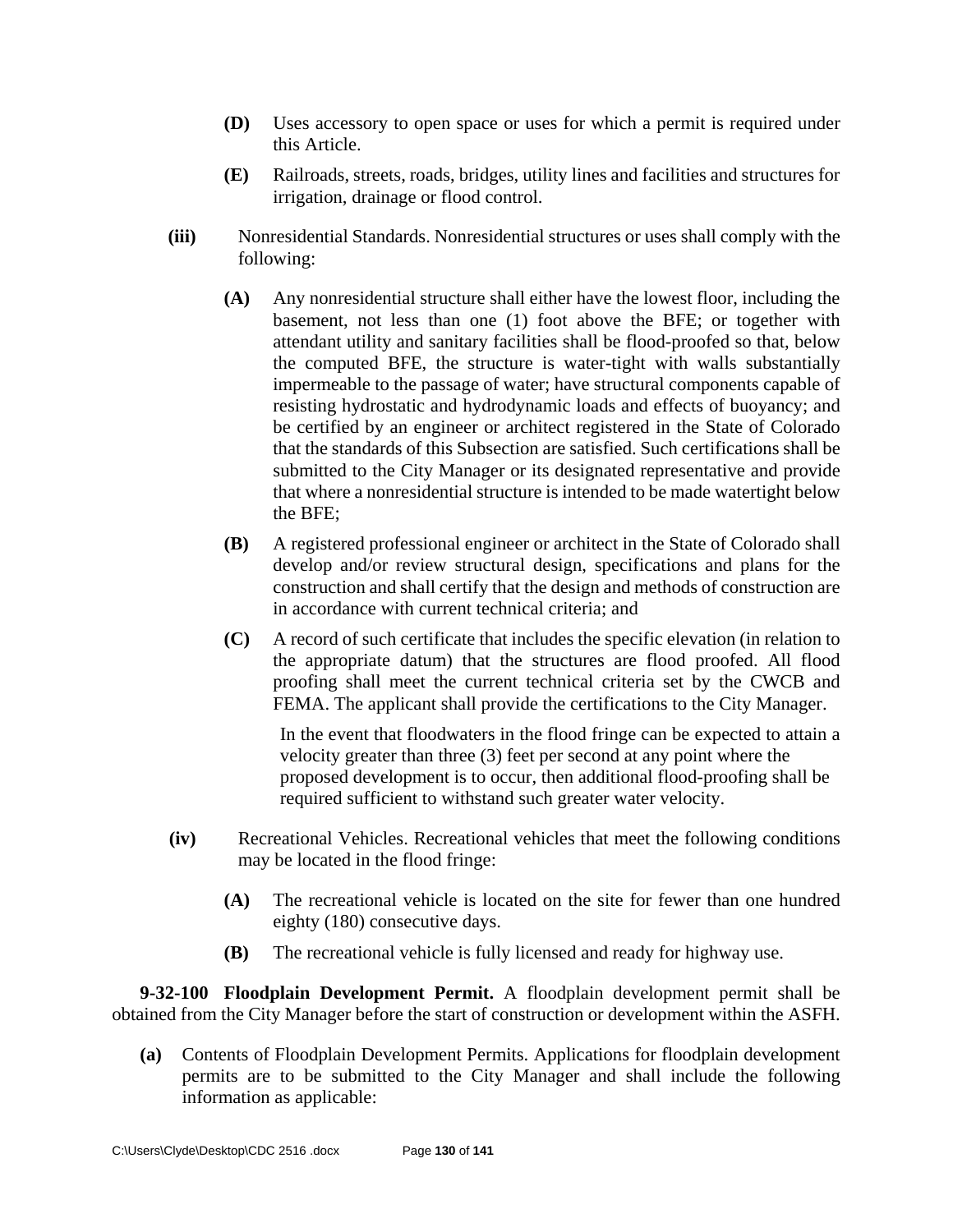**(D)** Uses accessory to open space or uses for which a permit is required under this Article.

**(E)** Railroads, streets, roads, bridges, utility lines and facilities and structures for irrigation, drainage or flood control.

**(iii)** Nonresidential Standards. Nonresidential structures or uses shall comply with the following:

**(A)** Any nonresidential structure shall either have the lowest floor, including the basement, not less than one (1) foot above the BFE; or together with attendant utility and sanitary facilities shall be flood-proofed so that, below the computed BFE, the structure is water-tight with walls substantially impermeable to the passage of water; have structural components capable of resisting hydrostatic and hydrodynamic loads and effects of buoyancy; and be certified by an engineer or architect registered in the State of Colorado that the standards of this Subsection are satisfied. Such certifications shall be submitted to the City Manager or its designated representative and provide that where a nonresidential structure is intended to be made watertight below the BFE;

**(B)** A registered professional engineer or architect in the State of Colorado shall develop and/or review structural design, specifications and plans for the construction and shall certify that the design and methods of construction are in accordance with current technical criteria; and

**(C)** A record of such certificate that includes the specific elevation (in relation to the appropriate datum) that the structures are flood proofed. All flood proofing shall meet the current technical criteria set by the CWCB and FEMA. The applicant shall provide the certifications to the City Manager.

In the event that floodwaters in the flood fringe can be expected to attain a velocity greater than three (3) feet per second at any point where the proposed development is to occur, then additional flood-proofing shall be required sufficient to withstand such greater water velocity.

**(iv)** Recreational Vehicles. Recreational vehicles that meet the following conditions may be located in the flood fringe:

**(A)** The recreational vehicle is located on the site for fewer than one hundred eighty (180) consecutive days.

**(B)** The recreational vehicle is fully licensed and ready for highway use.

**9-32-100 Floodplain Development Permit.** A floodplain development permit shall be obtained from the City Manager before the start of construction or development within the ASFH.

**(a)** Contents of Floodplain Development Permits. Applications for floodplain development permits are to be submitted to the City Manager and shall include the following information as applicable: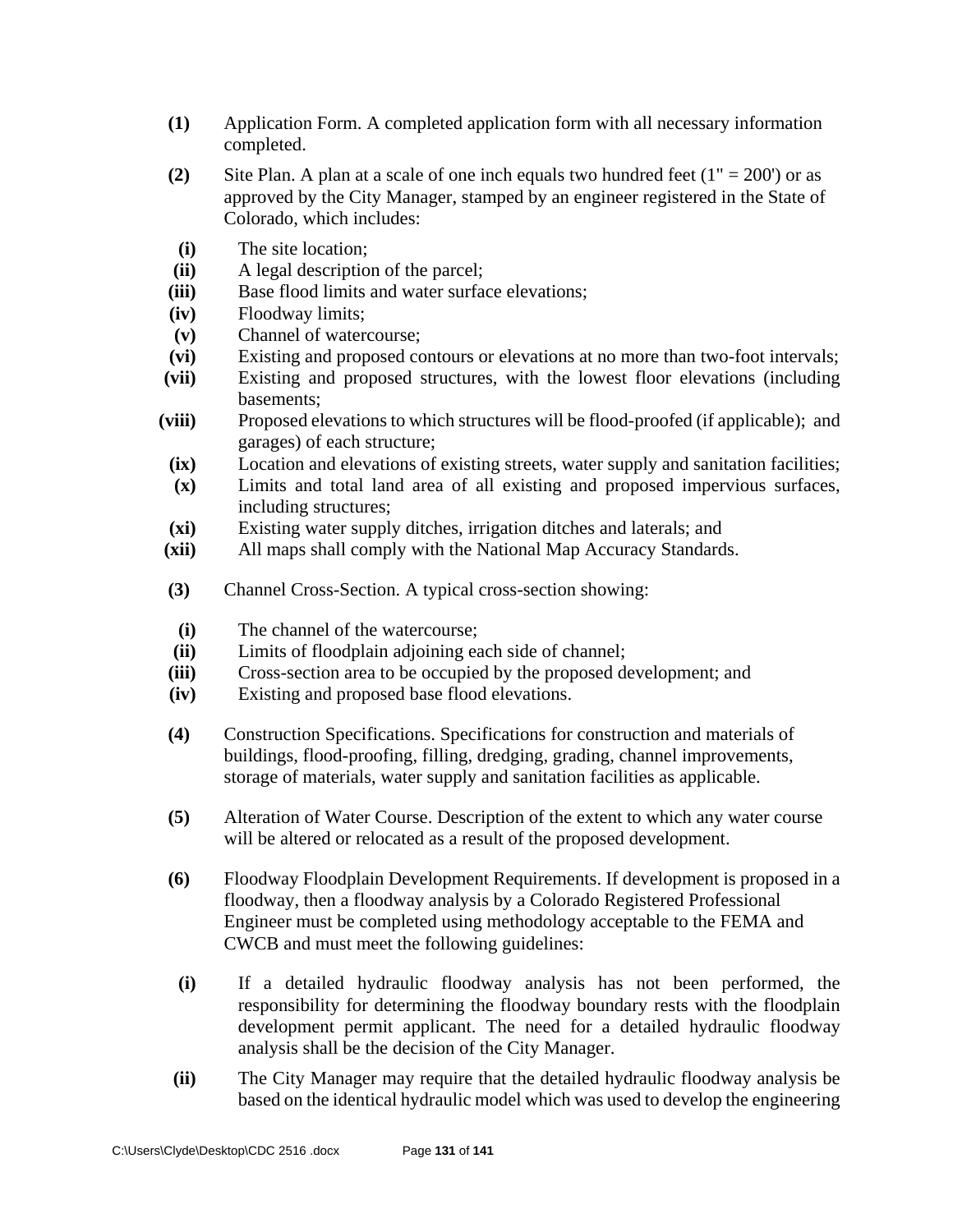**(1)** Application Form. A completed application form with all necessary information completed.

**(2)** Site Plan. A plan at a scale of one inch equals two hundred feet (1" = 200') or as approved by the City Manager, stamped by an engineer registered in the State of Colorado, which includes:

- **(i)** The site location;
- **(ii)** A legal description of the parcel;
- **(iii)** Base flood limits and water surface elevations;
- **(iv)** Floodway limits;
- **(v)** Channel of watercourse;
- **(vi)** Existing and proposed contours or elevations at no more than two-foot intervals;
- **(vii)** Existing and proposed structures, with the lowest floor elevations (including basements;
- **(viii)** Proposed elevations to which structures will be flood-proofed (if applicable); and garages) of each structure;
- **(ix)** Location and elevations of existing streets, water supply and sanitation facilities;
- **(x)** Limits and total land area of all existing and proposed impervious surfaces, including structures;
- **(xi)** Existing water supply ditches, irrigation ditches and laterals; and
- **(xii)** All maps shall comply with the National Map Accuracy Standards.

**(3)** Channel Cross-Section. A typical cross-section showing:

- **(i)** The channel of the watercourse;
- **(ii)** Limits of floodplain adjoining each side of channel;
- **(iii)** Cross-section area to be occupied by the proposed development; and
- **(iv)** Existing and proposed base flood elevations.

**(4)** Construction Specifications. Specifications for construction and materials of buildings, flood-proofing, filling, dredging, grading, channel improvements, storage of materials, water supply and sanitation facilities as applicable.

**(5)** Alteration of Water Course. Description of the extent to which any water course will be altered or relocated as a result of the proposed development.

**(6)** Floodway Floodplain Development Requirements. If development is proposed in a floodway, then a floodway analysis by a Colorado Registered Professional Engineer must be completed using methodology acceptable to the FEMA and CWCB and must meet the following guidelines:

- **(i)** If a detailed hydraulic floodway analysis has not been performed, the responsibility for determining the floodway boundary rests with the floodplain development permit applicant. The need for a detailed hydraulic floodway analysis shall be the decision of the City Manager.
- **(ii)** The City Manager may require that the detailed hydraulic floodway analysis be based on the identical hydraulic model which was used to develop the engineering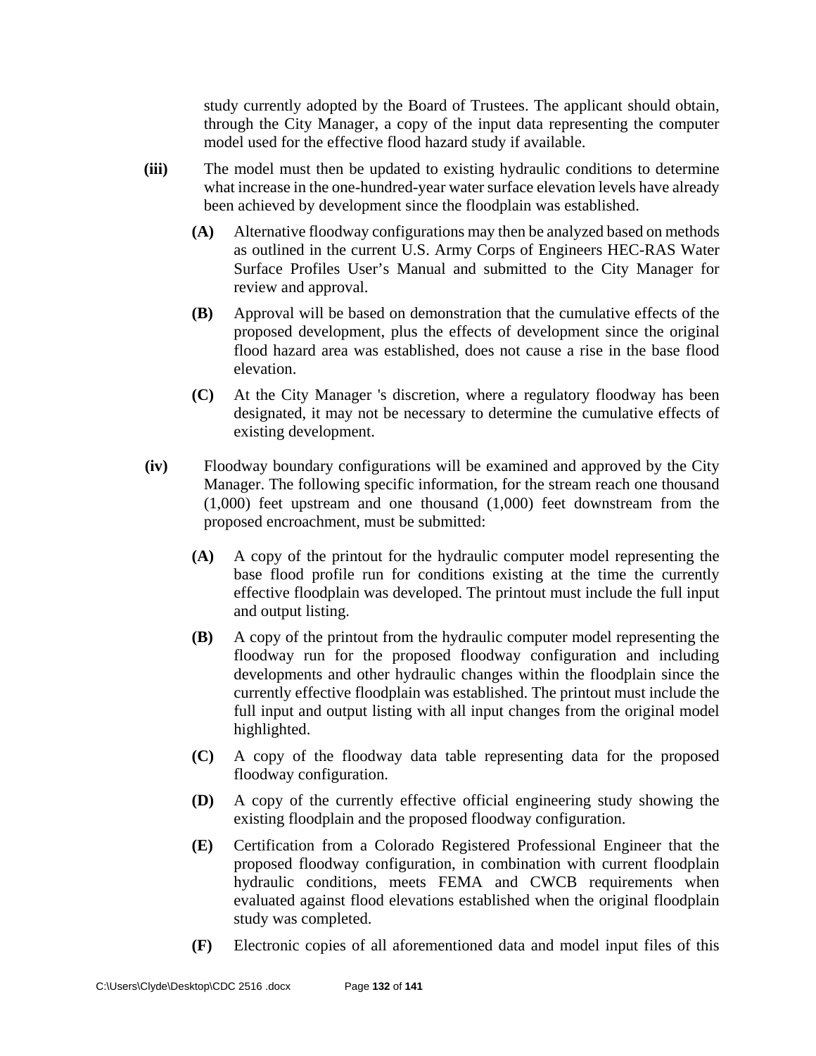study currently adopted by the Board of Trustees. The applicant should obtain, through the City Manager, a copy of the input data representing the computer model used for the effective flood hazard study if available.

**(iii)** The model must then be updated to existing hydraulic conditions to determine what increase in the one-hundred-year water surface elevation levels have already been achieved by development since the floodplain was established.

**(A)** Alternative floodway configurations may then be analyzed based on methods as outlined in the current U.S. Army Corps of Engineers HEC-RAS Water Surface Profiles User's Manual and submitted to the City Manager for review and approval.

**(B)** Approval will be based on demonstration that the cumulative effects of the proposed development, plus the effects of development since the original flood hazard area was established, does not cause a rise in the base flood elevation.

**(C)** At the City Manager 's discretion, where a regulatory floodway has been designated, it may not be necessary to determine the cumulative effects of existing development.

**(iv)** Floodway boundary configurations will be examined and approved by the City Manager. The following specific information, for the stream reach one thousand (1,000) feet upstream and one thousand (1,000) feet downstream from the proposed encroachment, must be submitted:

**(A)** A copy of the printout for the hydraulic computer model representing the base flood profile run for conditions existing at the time the currently effective floodplain was developed. The printout must include the full input and output listing.

**(B)** A copy of the printout from the hydraulic computer model representing the floodway run for the proposed floodway configuration and including developments and other hydraulic changes within the floodplain since the currently effective floodplain was established. The printout must include the full input and output listing with all input changes from the original model highlighted.

**(C)** A copy of the floodway data table representing data for the proposed floodway configuration.

**(D)** A copy of the currently effective official engineering study showing the existing floodplain and the proposed floodway configuration.

**(E)** Certification from a Colorado Registered Professional Engineer that the proposed floodway configuration, in combination with current floodplain hydraulic conditions, meets FEMA and CWCB requirements when evaluated against flood elevations established when the original floodplain study was completed.

**(F)** Electronic copies of all aforementioned data and model input files of this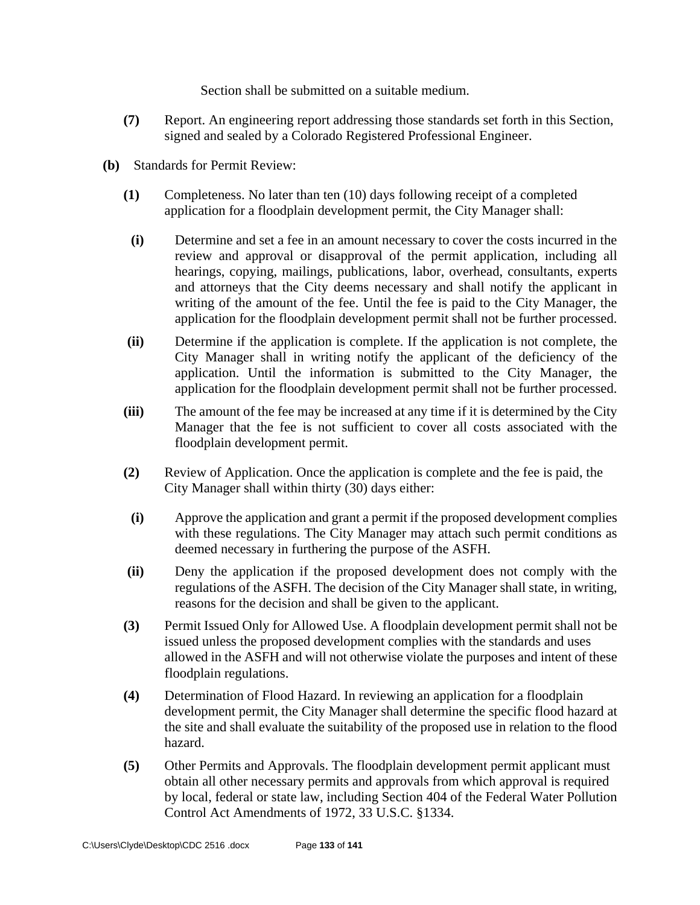Section shall be submitted on a suitable medium.

**(7)** Report. An engineering report addressing those standards set forth in this Section, signed and sealed by a Colorado Registered Professional Engineer.

**(b)** Standards for Permit Review:

**(1)** Completeness. No later than ten (10) days following receipt of a completed application for a floodplain development permit, the City Manager shall:

**(i)** Determine and set a fee in an amount necessary to cover the costs incurred in the review and approval or disapproval of the permit application, including all hearings, copying, mailings, publications, labor, overhead, consultants, experts and attorneys that the City deems necessary and shall notify the applicant in writing of the amount of the fee. Until the fee is paid to the City Manager, the application for the floodplain development permit shall not be further processed.

**(ii)** Determine if the application is complete. If the application is not complete, the City Manager shall in writing notify the applicant of the deficiency of the application. Until the information is submitted to the City Manager, the application for the floodplain development permit shall not be further processed.

**(iii)** The amount of the fee may be increased at any time if it is determined by the City Manager that the fee is not sufficient to cover all costs associated with the floodplain development permit.

**(2)** Review of Application. Once the application is complete and the fee is paid, the City Manager shall within thirty (30) days either:

**(i)** Approve the application and grant a permit if the proposed development complies with these regulations. The City Manager may attach such permit conditions as deemed necessary in furthering the purpose of the ASFH.

**(ii)** Deny the application if the proposed development does not comply with the regulations of the ASFH. The decision of the City Manager shall state, in writing, reasons for the decision and shall be given to the applicant.

**(3)** Permit Issued Only for Allowed Use. A floodplain development permit shall not be issued unless the proposed development complies with the standards and uses allowed in the ASFH and will not otherwise violate the purposes and intent of these floodplain regulations.

**(4)** Determination of Flood Hazard. In reviewing an application for a floodplain development permit, the City Manager shall determine the specific flood hazard at the site and shall evaluate the suitability of the proposed use in relation to the flood hazard.

**(5)** Other Permits and Approvals. The floodplain development permit applicant must obtain all other necessary permits and approvals from which approval is required by local, federal or state law, including Section 404 of the Federal Water Pollution Control Act Amendments of 1972, 33 U.S.C. §1334.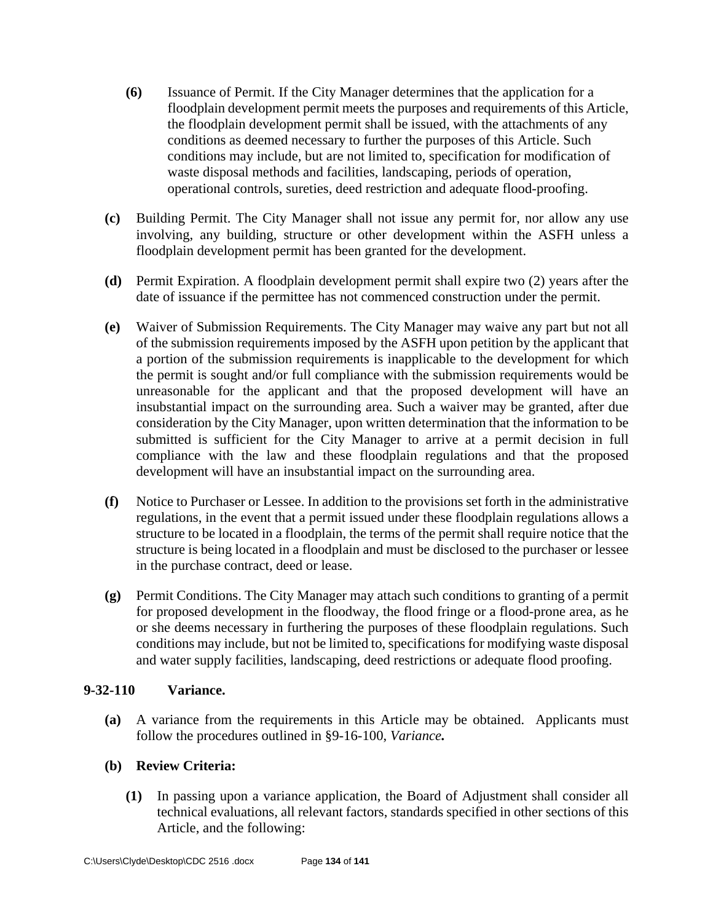**(6)** Issuance of Permit. If the City Manager determines that the application for a floodplain development permit meets the purposes and requirements of this Article, the floodplain development permit shall be issued, with the attachments of any conditions as deemed necessary to further the purposes of this Article. Such conditions may include, but are not limited to, specification for modification of waste disposal methods and facilities, landscaping, periods of operation, operational controls, sureties, deed restriction and adequate flood-proofing.

**(c)** Building Permit. The City Manager shall not issue any permit for, nor allow any use involving, any building, structure or other development within the ASFH unless a floodplain development permit has been granted for the development.

**(d)** Permit Expiration. A floodplain development permit shall expire two (2) years after the date of issuance if the permittee has not commenced construction under the permit.

**(e)** Waiver of Submission Requirements. The City Manager may waive any part but not all of the submission requirements imposed by the ASFH upon petition by the applicant that a portion of the submission requirements is inapplicable to the development for which the permit is sought and/or full compliance with the submission requirements would be unreasonable for the applicant and that the proposed development will have an insubstantial impact on the surrounding area. Such a waiver may be granted, after due consideration by the City Manager, upon written determination that the information to be submitted is sufficient for the City Manager to arrive at a permit decision in full compliance with the law and these floodplain regulations and that the proposed development will have an insubstantial impact on the surrounding area.

**(f)** Notice to Purchaser or Lessee. In addition to the provisions set forth in the administrative regulations, in the event that a permit issued under these floodplain regulations allows a structure to be located in a floodplain, the terms of the permit shall require notice that the structure is being located in a floodplain and must be disclosed to the purchaser or lessee in the purchase contract, deed or lease.

**(g)** Permit Conditions. The City Manager may attach such conditions to granting of a permit for proposed development in the floodway, the flood fringe or a flood-prone area, as he or she deems necessary in furthering the purposes of these floodplain regulations. Such conditions may include, but not be limited to, specifications for modifying waste disposal and water supply facilities, landscaping, deed restrictions or adequate flood proofing.

### 9-32-110 Variance.

**(a)** A variance from the requirements in this Article may be obtained. Applicants must follow the procedures outlined in §9-16-100, ***Variance.***

**(b) Review Criteria:**

**(1)** In passing upon a variance application, the Board of Adjustment shall consider all technical evaluations, all relevant factors, standards specified in other sections of this Article, and the following: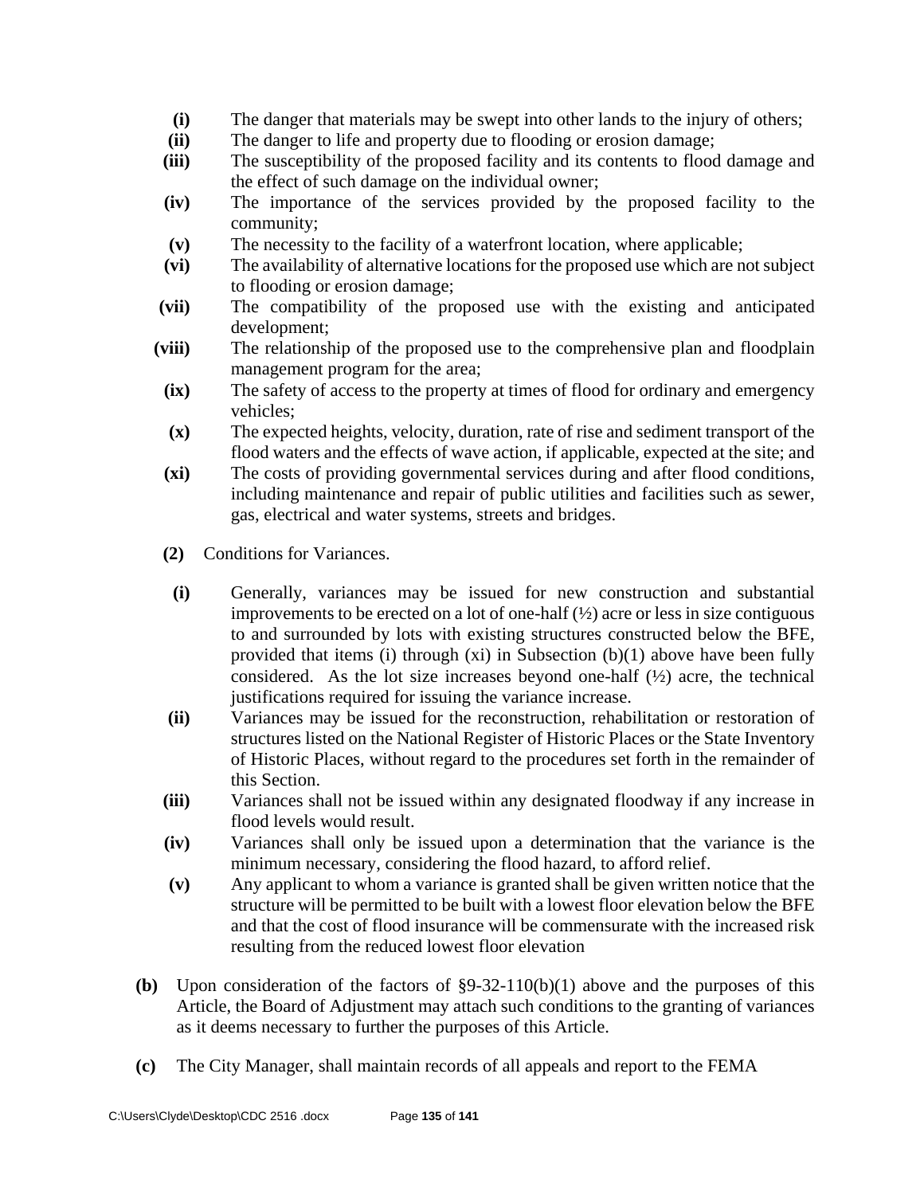**(i)** The danger that materials may be swept into other lands to the injury of others;

**(ii)** The danger to life and property due to flooding or erosion damage;

**(iii)** The susceptibility of the proposed facility and its contents to flood damage and the effect of such damage on the individual owner;

**(iv)** The importance of the services provided by the proposed facility to the community;

**(v)** The necessity to the facility of a waterfront location, where applicable;

**(vi)** The availability of alternative locations for the proposed use which are not subject to flooding or erosion damage;

**(vii)** The compatibility of the proposed use with the existing and anticipated development;

**(viii)** The relationship of the proposed use to the comprehensive plan and floodplain management program for the area;

**(ix)** The safety of access to the property at times of flood for ordinary and emergency vehicles;

**(x)** The expected heights, velocity, duration, rate of rise and sediment transport of the flood waters and the effects of wave action, if applicable, expected at the site; and

**(xi)** The costs of providing governmental services during and after flood conditions, including maintenance and repair of public utilities and facilities such as sewer, gas, electrical and water systems, streets and bridges.

**(2)** Conditions for Variances.

**(i)** Generally, variances may be issued for new construction and substantial improvements to be erected on a lot of one-half (½) acre or less in size contiguous to and surrounded by lots with existing structures constructed below the BFE, provided that items (i) through (xi) in Subsection (b)(1) above have been fully considered. As the lot size increases beyond one-half (½) acre, the technical justifications required for issuing the variance increase.

**(ii)** Variances may be issued for the reconstruction, rehabilitation or restoration of structures listed on the National Register of Historic Places or the State Inventory of Historic Places, without regard to the procedures set forth in the remainder of this Section.

**(iii)** Variances shall not be issued within any designated floodway if any increase in flood levels would result.

**(iv)** Variances shall only be issued upon a determination that the variance is the minimum necessary, considering the flood hazard, to afford relief.

**(v)** Any applicant to whom a variance is granted shall be given written notice that the structure will be permitted to be built with a lowest floor elevation below the BFE and that the cost of flood insurance will be commensurate with the increased risk resulting from the reduced lowest floor elevation

**(b)** Upon consideration of the factors of §9-32-110(b)(1) above and the purposes of this Article, the Board of Adjustment may attach such conditions to the granting of variances as it deems necessary to further the purposes of this Article.

**(c)** The City Manager, shall maintain records of all appeals and report to the FEMA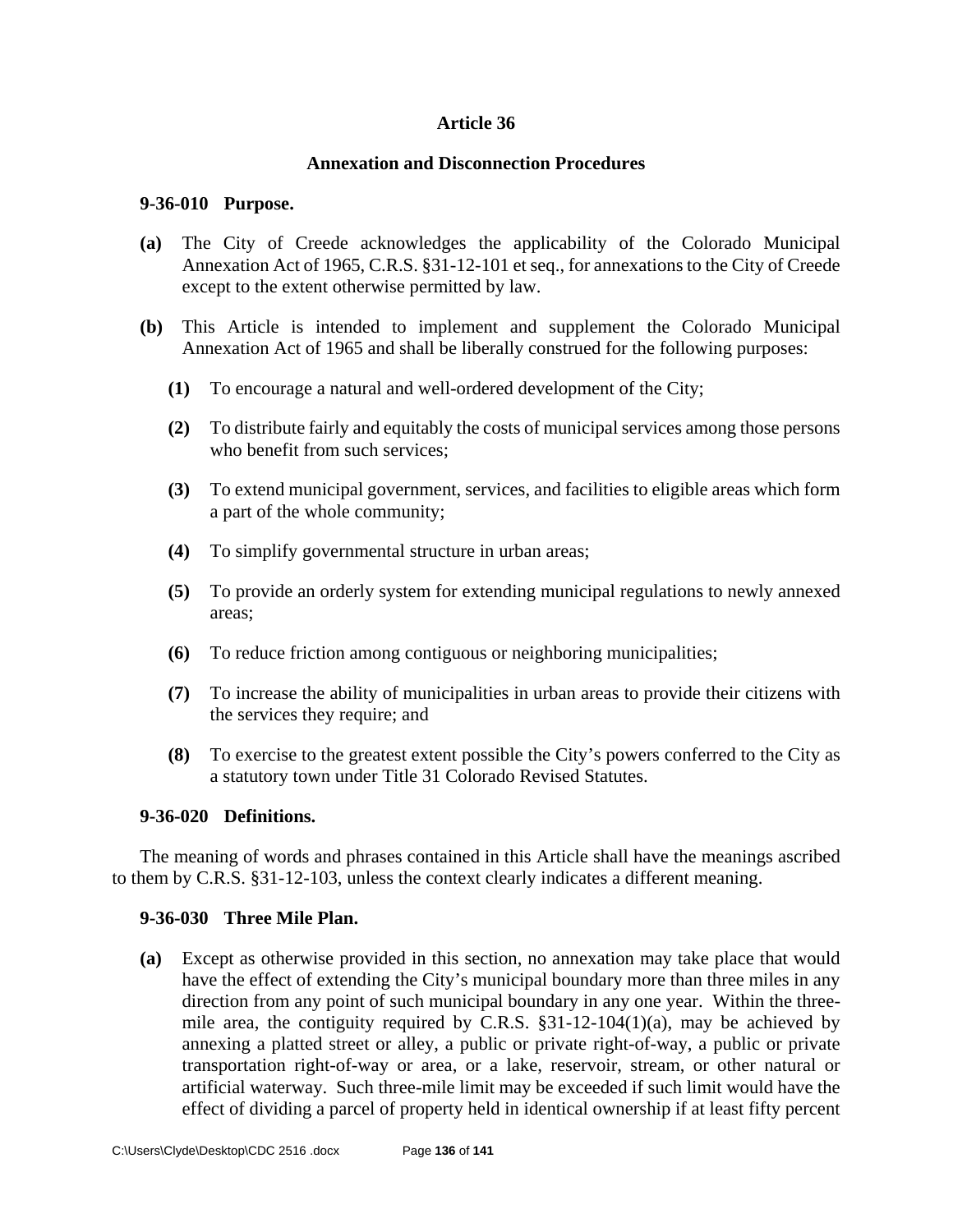# Article 36

## Annexation and Disconnection Procedures

### 9-36-010 Purpose.

**(a)** The City of Creede acknowledges the applicability of the Colorado Municipal Annexation Act of 1965, C.R.S. §31-12-101 et seq., for annexations to the City of Creede except to the extent otherwise permitted by law.

**(b)** This Article is intended to implement and supplement the Colorado Municipal Annexation Act of 1965 and shall be liberally construed for the following purposes:

**(1)** To encourage a natural and well-ordered development of the City;

**(2)** To distribute fairly and equitably the costs of municipal services among those persons who benefit from such services;

**(3)** To extend municipal government, services, and facilities to eligible areas which form a part of the whole community;

**(4)** To simplify governmental structure in urban areas;

**(5)** To provide an orderly system for extending municipal regulations to newly annexed areas;

**(6)** To reduce friction among contiguous or neighboring municipalities;

**(7)** To increase the ability of municipalities in urban areas to provide their citizens with the services they require; and

**(8)** To exercise to the greatest extent possible the City's powers conferred to the City as a statutory town under Title 31 Colorado Revised Statutes.

### 9-36-020 Definitions.

The meaning of words and phrases contained in this Article shall have the meanings ascribed to them by C.R.S. §31-12-103, unless the context clearly indicates a different meaning.

### 9-36-030 Three Mile Plan.

**(a)** Except as otherwise provided in this section, no annexation may take place that would have the effect of extending the City's municipal boundary more than three miles in any direction from any point of such municipal boundary in any one year. Within the three-mile area, the contiguity required by C.R.S. §31-12-104(1)(a), may be achieved by annexing a platted street or alley, a public or private right-of-way, a public or private transportation right-of-way or area, or a lake, reservoir, stream, or other natural or artificial waterway. Such three-mile limit may be exceeded if such limit would have the effect of dividing a parcel of property held in identical ownership if at least fifty percent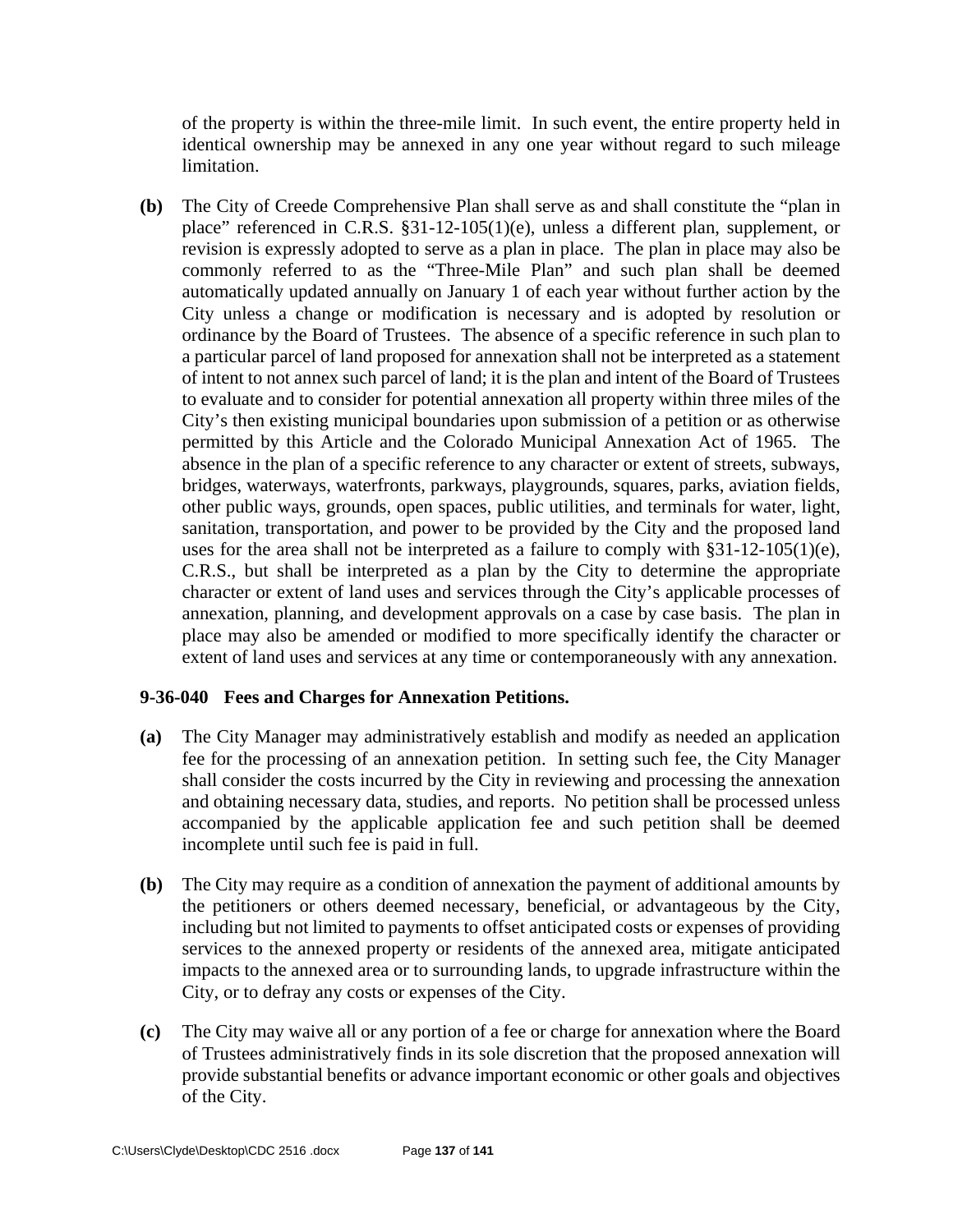of the property is within the three-mile limit. In such event, the entire property held in identical ownership may be annexed in any one year without regard to such mileage limitation.

**(b)** The City of Creede Comprehensive Plan shall serve as and shall constitute the "plan in place" referenced in C.R.S. §31-12-105(1)(e), unless a different plan, supplement, or revision is expressly adopted to serve as a plan in place. The plan in place may also be commonly referred to as the "Three-Mile Plan" and such plan shall be deemed automatically updated annually on January 1 of each year without further action by the City unless a change or modification is necessary and is adopted by resolution or ordinance by the Board of Trustees. The absence of a specific reference in such plan to a particular parcel of land proposed for annexation shall not be interpreted as a statement of intent to not annex such parcel of land; it is the plan and intent of the Board of Trustees to evaluate and to consider for potential annexation all property within three miles of the City's then existing municipal boundaries upon submission of a petition or as otherwise permitted by this Article and the Colorado Municipal Annexation Act of 1965. The absence in the plan of a specific reference to any character or extent of streets, subways, bridges, waterways, waterfronts, parkways, playgrounds, squares, parks, aviation fields, other public ways, grounds, open spaces, public utilities, and terminals for water, light, sanitation, transportation, and power to be provided by the City and the proposed land uses for the area shall not be interpreted as a failure to comply with §31-12-105(1)(e), C.R.S., but shall be interpreted as a plan by the City to determine the appropriate character or extent of land uses and services through the City's applicable processes of annexation, planning, and development approvals on a case by case basis. The plan in place may also be amended or modified to more specifically identify the character or extent of land uses and services at any time or contemporaneously with any annexation.

### 9-36-040 Fees and Charges for Annexation Petitions.

**(a)** The City Manager may administratively establish and modify as needed an application fee for the processing of an annexation petition. In setting such fee, the City Manager shall consider the costs incurred by the City in reviewing and processing the annexation and obtaining necessary data, studies, and reports. No petition shall be processed unless accompanied by the applicable application fee and such petition shall be deemed incomplete until such fee is paid in full.

**(b)** The City may require as a condition of annexation the payment of additional amounts by the petitioners or others deemed necessary, beneficial, or advantageous by the City, including but not limited to payments to offset anticipated costs or expenses of providing services to the annexed property or residents of the annexed area, mitigate anticipated impacts to the annexed area or to surrounding lands, to upgrade infrastructure within the City, or to defray any costs or expenses of the City.

**(c)** The City may waive all or any portion of a fee or charge for annexation where the Board of Trustees administratively finds in its sole discretion that the proposed annexation will provide substantial benefits or advance important economic or other goals and objectives of the City.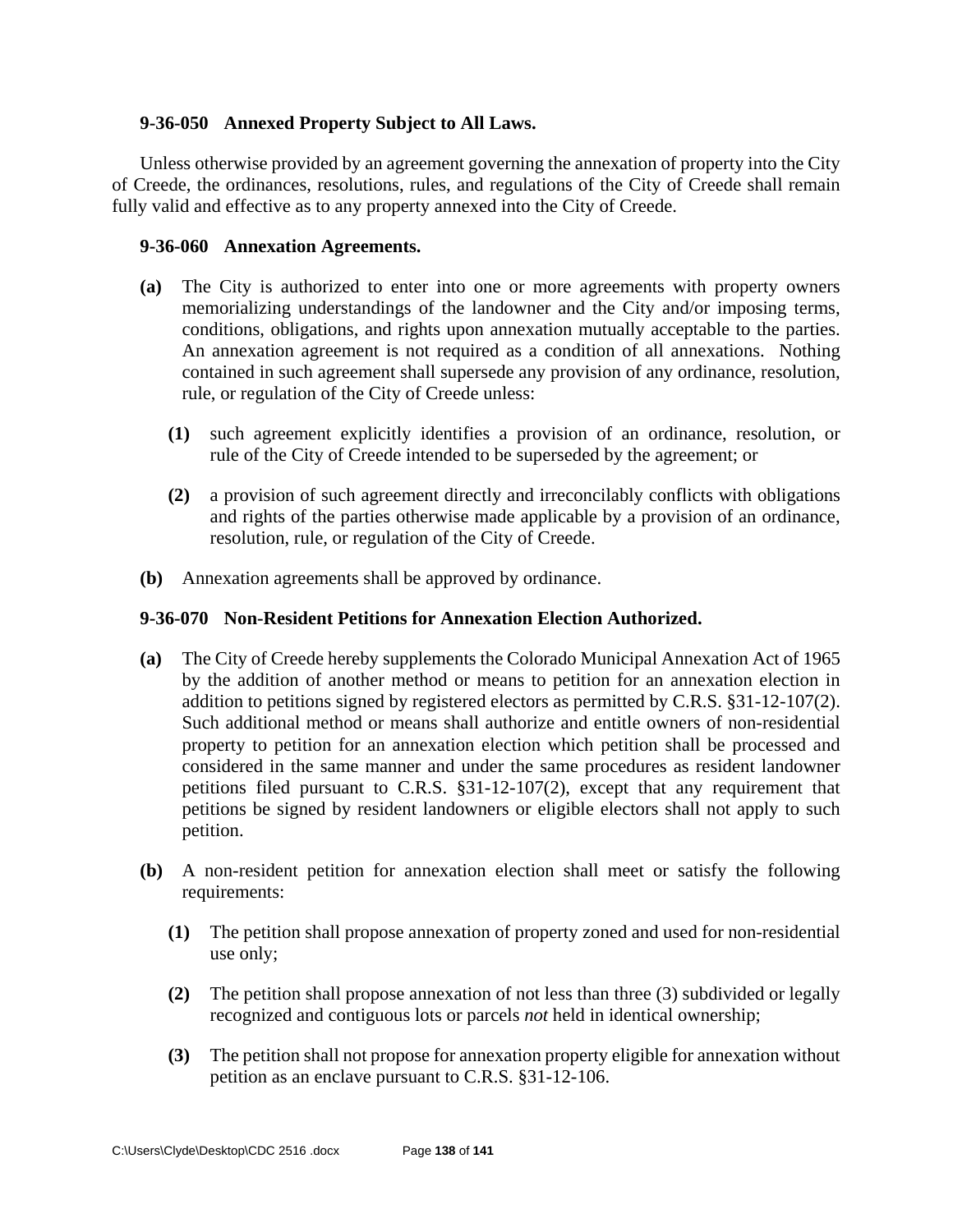### 9-36-050 Annexed Property Subject to All Laws.

Unless otherwise provided by an agreement governing the annexation of property into the City of Creede, the ordinances, resolutions, rules, and regulations of the City of Creede shall remain fully valid and effective as to any property annexed into the City of Creede.

### 9-36-060 Annexation Agreements.

**(a)** The City is authorized to enter into one or more agreements with property owners memorializing understandings of the landowner and the City and/or imposing terms, conditions, obligations, and rights upon annexation mutually acceptable to the parties. An annexation agreement is not required as a condition of all annexations. Nothing contained in such agreement shall supersede any provision of any ordinance, resolution, rule, or regulation of the City of Creede unless:

**(1)** such agreement explicitly identifies a provision of an ordinance, resolution, or rule of the City of Creede intended to be superseded by the agreement; or

**(2)** a provision of such agreement directly and irreconcilably conflicts with obligations and rights of the parties otherwise made applicable by a provision of an ordinance, resolution, rule, or regulation of the City of Creede.

**(b)** Annexation agreements shall be approved by ordinance.

### 9-36-070 Non-Resident Petitions for Annexation Election Authorized.

**(a)** The City of Creede hereby supplements the Colorado Municipal Annexation Act of 1965 by the addition of another method or means to petition for an annexation election in addition to petitions signed by registered electors as permitted by C.R.S. §31-12-107(2). Such additional method or means shall authorize and entitle owners of non-residential property to petition for an annexation election which petition shall be processed and considered in the same manner and under the same procedures as resident landowner petitions filed pursuant to C.R.S. §31-12-107(2), except that any requirement that petitions be signed by resident landowners or eligible electors shall not apply to such petition.

**(b)** A non-resident petition for annexation election shall meet or satisfy the following requirements:

**(1)** The petition shall propose annexation of property zoned and used for non-residential use only;

**(2)** The petition shall propose annexation of not less than three (3) subdivided or legally recognized and contiguous lots or parcels *not* held in identical ownership;

**(3)** The petition shall not propose for annexation property eligible for annexation without petition as an enclave pursuant to C.R.S. §31-12-106.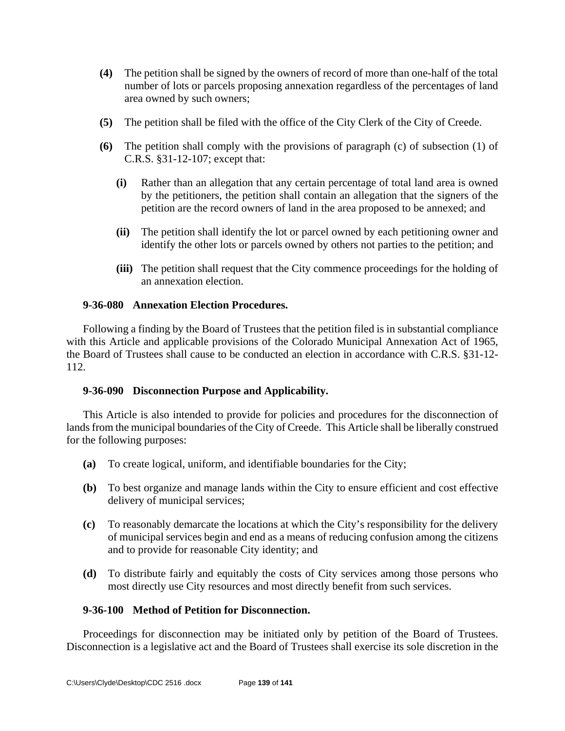**(4)** The petition shall be signed by the owners of record of more than one-half of the total number of lots or parcels proposing annexation regardless of the percentages of land area owned by such owners;

**(5)** The petition shall be filed with the office of the City Clerk of the City of Creede.

**(6)** The petition shall comply with the provisions of paragraph (c) of subsection (1) of C.R.S. §31-12-107; except that:

**(i)** Rather than an allegation that any certain percentage of total land area is owned by the petitioners, the petition shall contain an allegation that the signers of the petition are the record owners of land in the area proposed to be annexed; and

**(ii)** The petition shall identify the lot or parcel owned by each petitioning owner and identify the other lots or parcels owned by others not parties to the petition; and

**(iii)** The petition shall request that the City commence proceedings for the holding of an annexation election.

**9-36-080 Annexation Election Procedures.**

Following a finding by the Board of Trustees that the petition filed is in substantial compliance with this Article and applicable provisions of the Colorado Municipal Annexation Act of 1965, the Board of Trustees shall cause to be conducted an election in accordance with C.R.S. §31-12-112.

**9-36-090 Disconnection Purpose and Applicability.**

This Article is also intended to provide for policies and procedures for the disconnection of lands from the municipal boundaries of the City of Creede. This Article shall be liberally construed for the following purposes:

**(a)** To create logical, uniform, and identifiable boundaries for the City;

**(b)** To best organize and manage lands within the City to ensure efficient and cost effective delivery of municipal services;

**(c)** To reasonably demarcate the locations at which the City's responsibility for the delivery of municipal services begin and end as a means of reducing confusion among the citizens and to provide for reasonable City identity; and

**(d)** To distribute fairly and equitably the costs of City services among those persons who most directly use City resources and most directly benefit from such services.

**9-36-100 Method of Petition for Disconnection.**

Proceedings for disconnection may be initiated only by petition of the Board of Trustees. Disconnection is a legislative act and the Board of Trustees shall exercise its sole discretion in the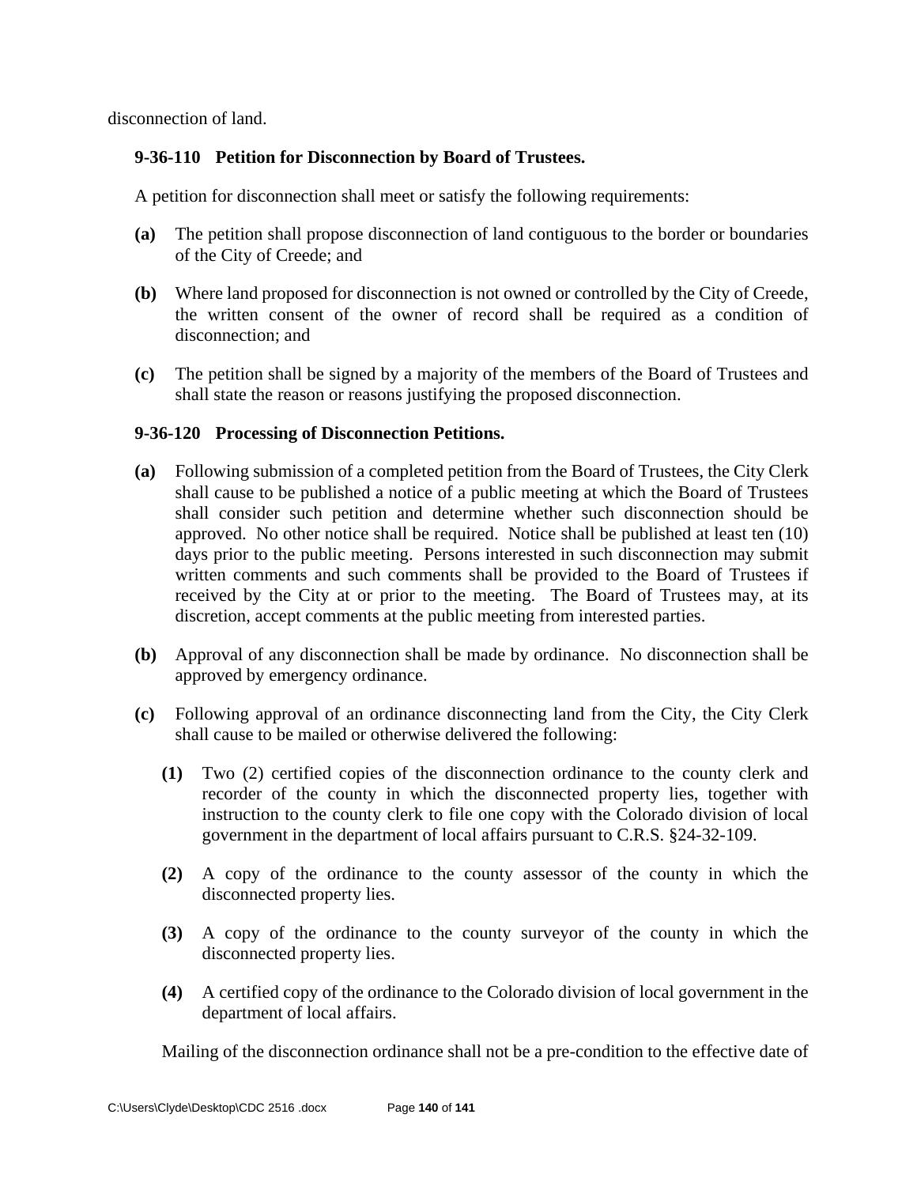disconnection of land.

### 9-36-110 Petition for Disconnection by Board of Trustees.

A petition for disconnection shall meet or satisfy the following requirements:

**(a)** The petition shall propose disconnection of land contiguous to the border or boundaries of the City of Creede; and

**(b)** Where land proposed for disconnection is not owned or controlled by the City of Creede, the written consent of the owner of record shall be required as a condition of disconnection; and

**(c)** The petition shall be signed by a majority of the members of the Board of Trustees and shall state the reason or reasons justifying the proposed disconnection.

### 9-36-120 Processing of Disconnection Petitions.

**(a)** Following submission of a completed petition from the Board of Trustees, the City Clerk shall cause to be published a notice of a public meeting at which the Board of Trustees shall consider such petition and determine whether such disconnection should be approved. No other notice shall be required. Notice shall be published at least ten (10) days prior to the public meeting. Persons interested in such disconnection may submit written comments and such comments shall be provided to the Board of Trustees if received by the City at or prior to the meeting. The Board of Trustees may, at its discretion, accept comments at the public meeting from interested parties.

**(b)** Approval of any disconnection shall be made by ordinance. No disconnection shall be approved by emergency ordinance.

**(c)** Following approval of an ordinance disconnecting land from the City, the City Clerk shall cause to be mailed or otherwise delivered the following:

- **(1)** Two (2) certified copies of the disconnection ordinance to the county clerk and recorder of the county in which the disconnected property lies, together with instruction to the county clerk to file one copy with the Colorado division of local government in the department of local affairs pursuant to C.R.S. §24-32-109.

- **(2)** A copy of the ordinance to the county assessor of the county in which the disconnected property lies.

- **(3)** A copy of the ordinance to the county surveyor of the county in which the disconnected property lies.

- **(4)** A certified copy of the ordinance to the Colorado division of local government in the department of local affairs.

Mailing of the disconnection ordinance shall not be a pre-condition to the effective date of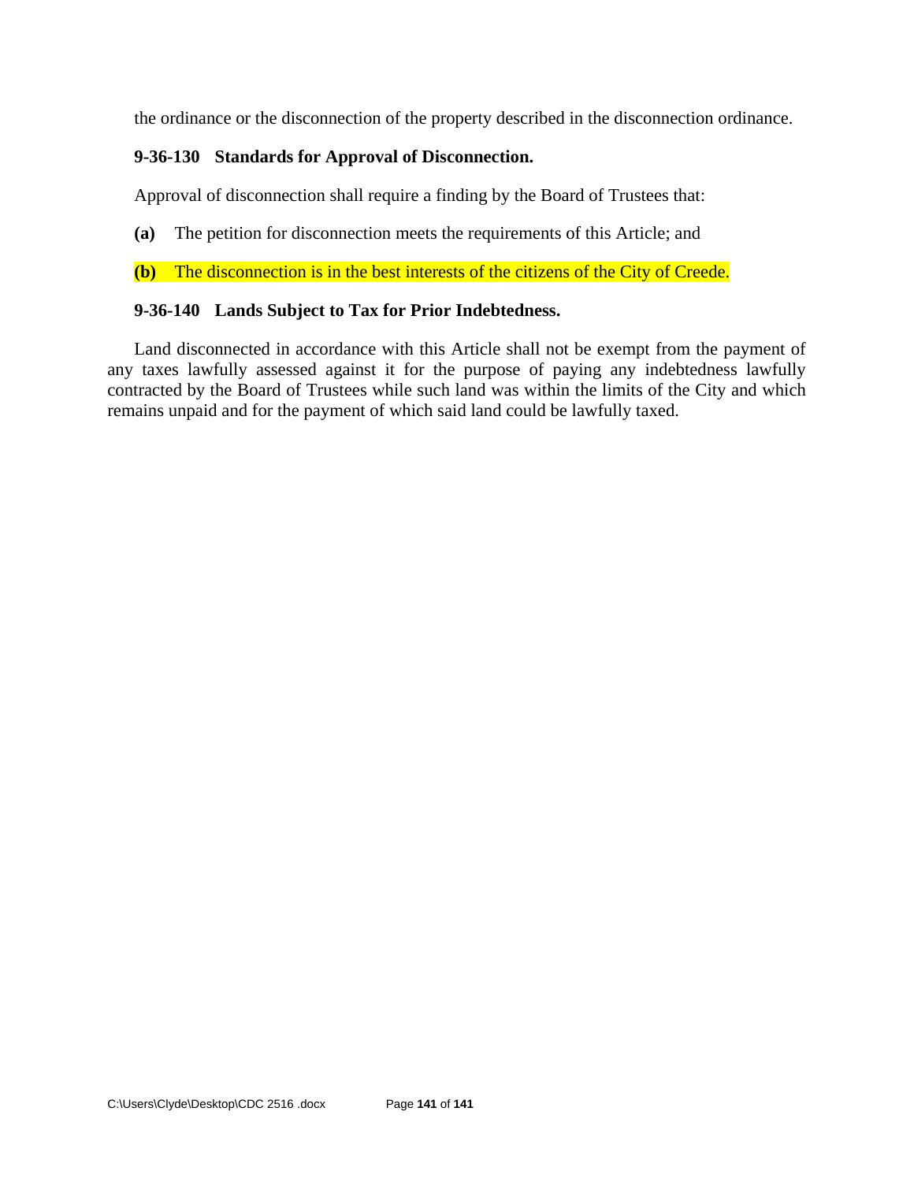the ordinance or the disconnection of the property described in the disconnection ordinance.

**9-36-130 Standards for Approval of Disconnection.**

Approval of disconnection shall require a finding by the Board of Trustees that:

**(a)** The petition for disconnection meets the requirements of this Article; and

**(b)** The disconnection is in the best interests of the citizens of the City of Creede.

**9-36-140 Lands Subject to Tax for Prior Indebtedness.**

Land disconnected in accordance with this Article shall not be exempt from the payment of any taxes lawfully assessed against it for the purpose of paying any indebtedness lawfully contracted by the Board of Trustees while such land was within the limits of the City and which remains unpaid and for the payment of which said land could be lawfully taxed.